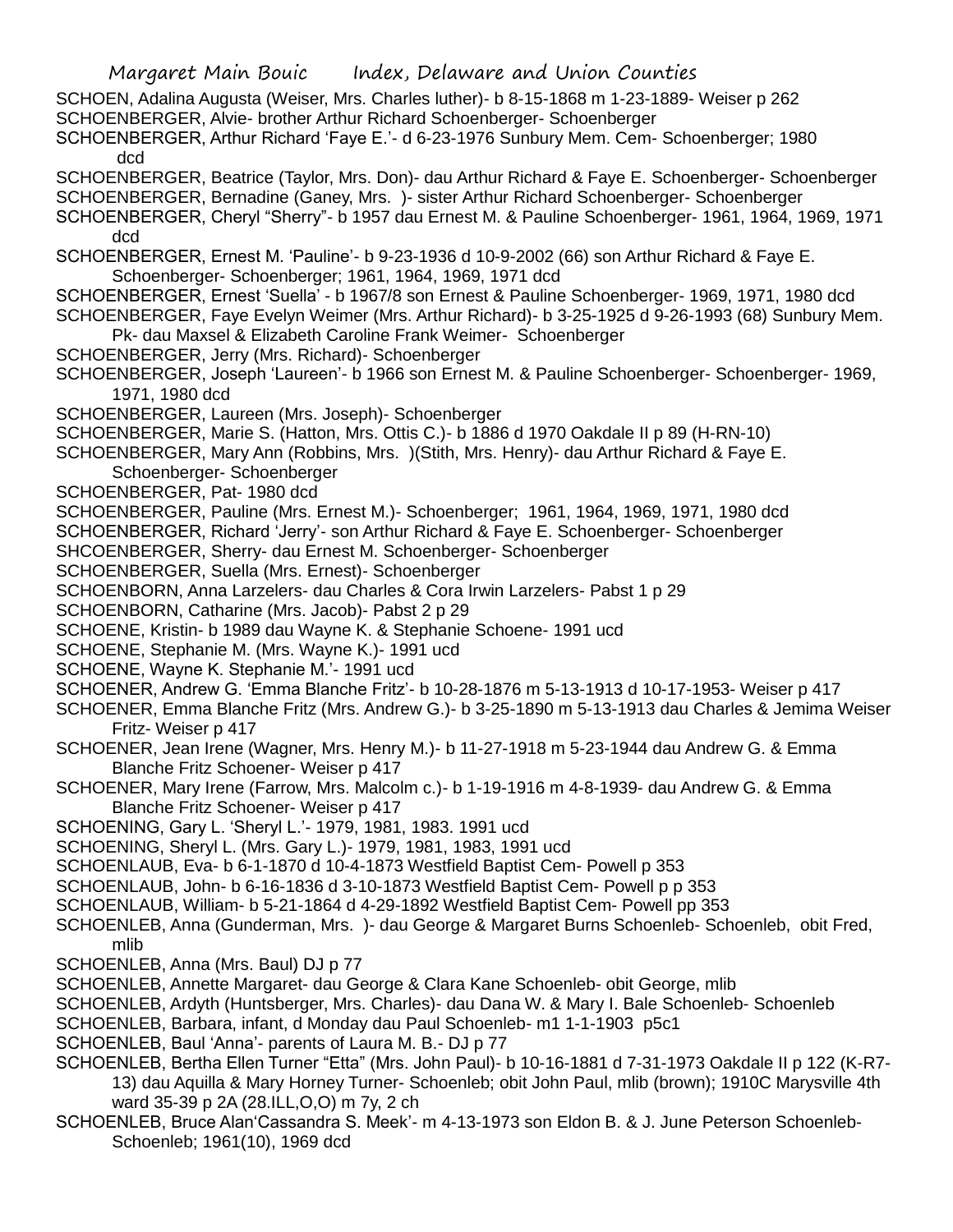SCHOEN, Adalina Augusta (Weiser, Mrs. Charles luther)- b 8-15-1868 m 1-23-1889- Weiser p 262

SCHOENBERGER, Alvie- brother Arthur Richard Schoenberger- Schoenberger

SCHOENBERGER, Arthur Richard 'Faye E.'- d 6-23-1976 Sunbury Mem. Cem- Schoenberger; 1980 dcd

SCHOENBERGER, Beatrice (Taylor, Mrs. Don)- dau Arthur Richard & Faye E. Schoenberger- Schoenberger

SCHOENBERGER, Bernadine (Ganey, Mrs. )- sister Arthur Richard Schoenberger- Schoenberger

SCHOENBERGER, Cheryl "Sherry"- b 1957 dau Ernest M. & Pauline Schoenberger- 1961, 1964, 1969, 1971 dcd

SCHOENBERGER, Ernest M. 'Pauline'- b 9-23-1936 d 10-9-2002 (66) son Arthur Richard & Faye E. Schoenberger- Schoenberger; 1961, 1964, 1969, 1971 dcd

SCHOENBERGER, Ernest 'Suella' - b 1967/8 son Ernest & Pauline Schoenberger- 1969, 1971, 1980 dcd

SCHOENBERGER, Faye Evelyn Weimer (Mrs. Arthur Richard)- b 3-25-1925 d 9-26-1993 (68) Sunbury Mem. Pk- dau Maxsel & Elizabeth Caroline Frank Weimer- Schoenberger

SCHOENBERGER, Jerry (Mrs. Richard)- Schoenberger

SCHOENBERGER, Joseph 'Laureen'- b 1966 son Ernest M. & Pauline Schoenberger- Schoenberger- 1969, 1971, 1980 dcd

SCHOENBERGER, Laureen (Mrs. Joseph)- Schoenberger

SCHOENBERGER, Marie S. (Hatton, Mrs. Ottis C.)- b 1886 d 1970 Oakdale II p 89 (H-RN-10)

SCHOENBERGER, Mary Ann (Robbins, Mrs. )(Stith, Mrs. Henry)- dau Arthur Richard & Faye E. Schoenberger- Schoenberger

SCHOENBERGER, Pat- 1980 dcd

SCHOENBERGER, Pauline (Mrs. Ernest M.)- Schoenberger; 1961, 1964, 1969, 1971, 1980 dcd

SCHOENBERGER, Richard 'Jerry'- son Arthur Richard & Faye E. Schoenberger- Schoenberger

SHCOENBERGER, Sherry- dau Ernest M. Schoenberger- Schoenberger

SCHOENBERGER, Suella (Mrs. Ernest)- Schoenberger

SCHOENBORN, Anna Larzelers- dau Charles & Cora Irwin Larzelers- Pabst 1 p 29

SCHOENBORN, Catharine (Mrs. Jacob)- Pabst 2 p 29

SCHOENE, Kristin- b 1989 dau Wayne K. & Stephanie Schoene- 1991 ucd

SCHOENE, Stephanie M. (Mrs. Wayne K.)- 1991 ucd

SCHOENE, Wayne K. Stephanie M.'- 1991 ucd

SCHOENER, Andrew G. 'Emma Blanche Fritz'- b 10-28-1876 m 5-13-1913 d 10-17-1953- Weiser p 417

SCHOENER, Emma Blanche Fritz (Mrs. Andrew G.)- b 3-25-1890 m 5-13-1913 dau Charles & Jemima Weiser Fritz- Weiser p 417

SCHOENER, Jean Irene (Wagner, Mrs. Henry M.)- b 11-27-1918 m 5-23-1944 dau Andrew G. & Emma Blanche Fritz Schoener- Weiser p 417

SCHOENER, Mary Irene (Farrow, Mrs. Malcolm c.)- b 1-19-1916 m 4-8-1939- dau Andrew G. & Emma Blanche Fritz Schoener- Weiser p 417

SCHOENING, Gary L. 'Sheryl L.'- 1979, 1981, 1983. 1991 ucd

SCHOENING, Sheryl L. (Mrs. Gary L.)- 1979, 1981, 1983, 1991 ucd

SCHOENLAUB, Eva- b 6-1-1870 d 10-4-1873 Westfield Baptist Cem- Powell p 353

SCHOENLAUB, John- b 6-16-1836 d 3-10-1873 Westfield Baptist Cem- Powell p p 353

SCHOENLAUB, William- b 5-21-1864 d 4-29-1892 Westfield Baptist Cem- Powell pp 353

SCHOENLEB, Anna (Gunderman, Mrs. )- dau George & Margaret Burns Schoenleb- Schoenleb, obit Fred, mlib

SCHOENLEB, Anna (Mrs. Baul) DJ p 77

SCHOENLEB, Annette Margaret- dau George & Clara Kane Schoenleb- obit George, mlib

SCHOENLEB, Ardyth (Huntsberger, Mrs. Charles)- dau Dana W. & Mary I. Bale Schoenleb- Schoenleb

SCHOENLEB, Barbara, infant, d Monday dau Paul Schoenleb- m1 1-1-1903 p5c1

SCHOENLEB, Baul 'Anna'- parents of Laura M. B.- DJ p 77

SCHOENLEB, Bertha Ellen Turner "Etta" (Mrs. John Paul)- b 10-16-1881 d 7-31-1973 Oakdale II p 122 (K-R7-13) dau Aquilla & Mary Horney Turner- Schoenleb; obit John Paul, mlib (brown); 1910C Marysville 4th ward 35-39 p 2A (28.ILL,O,O) m 7y, 2 ch

SCHOENLEB, Bruce Alan'Cassandra S. Meek'- m 4-13-1973 son Eldon B. & J. June Peterson Schoenleb- Schoenleb; 1961(10), 1969 dcd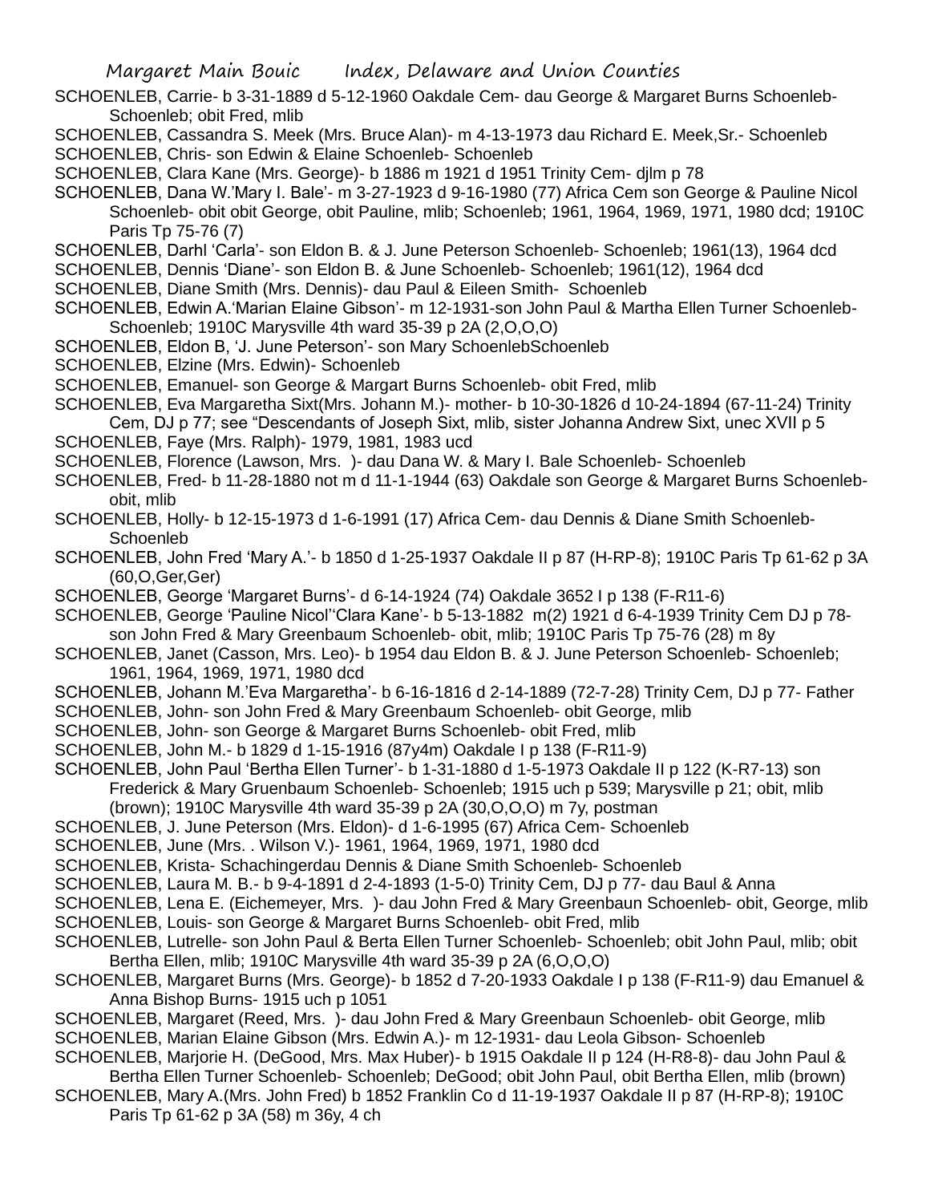SCHOENLEB, Carrie- b 3-31-1889 d 5-12-1960 Oakdale Cem- dau George & Margaret Burns Schoenleb- Schoenleb; obit Fred, mlib

SCHOENLEB, Cassandra S. Meek (Mrs. Bruce Alan)- m 4-13-1973 dau Richard E. Meek,Sr.- Schoenleb

SCHOENLEB, Chris- son Edwin & Elaine Schoenleb- Schoenleb

SCHOENLEB, Clara Kane (Mrs. George)- b 1886 m 1921 d 1951 Trinity Cem- djlm p 78

SCHOENLEB, Dana W.'Mary I. Bale'- m 3-27-1923 d 9-16-1980 (77) Africa Cem son George & Pauline Nicol Schoenleb- obit obit George, obit Pauline, mlib; Schoenleb; 1961, 1964, 1969, 1971, 1980 dcd; 1910C Paris Tp 75-76 (7)

SCHOENLEB, Darhl 'Carla'- son Eldon B. & J. June Peterson Schoenleb- Schoenleb; 1961(13), 1964 dcd

SCHOENLEB, Dennis 'Diane'- son Eldon B. & June Schoenleb- Schoenleb; 1961(12), 1964 dcd

SCHOENLEB, Diane Smith (Mrs. Dennis)- dau Paul & Eileen Smith- Schoenleb

SCHOENLEB, Edwin A.'Marian Elaine Gibson'- m 12-1931-son John Paul & Martha Ellen Turner Schoenleb- Schoenleb; 1910C Marysville 4th ward 35-39 p 2A (2,O,O,O)

SCHOENLEB, Eldon B, 'J. June Peterson'- son Mary SchoenlebSchoenleb

SCHOENLEB, Elzine (Mrs. Edwin)- Schoenleb

SCHOENLEB, Emanuel- son George & Margart Burns Schoenleb- obit Fred, mlib

SCHOENLEB, Eva Margaretha Sixt(Mrs. Johann M.)- mother- b 10-30-1826 d 10-24-1894 (67-11-24) Trinity Cem, DJ p 77; see "Descendants of Joseph Sixt, mlib, sister Johanna Andrew Sixt, unec XVII p 5

SCHOENLEB, Faye (Mrs. Ralph)- 1979, 1981, 1983 ucd

SCHOENLEB, Florence (Lawson, Mrs. )- dau Dana W. & Mary I. Bale Schoenleb- Schoenleb

SCHOENLEB, Fred- b 11-28-1880 not m d 11-1-1944 (63) Oakdale son George & Margaret Burns Schoenleb- obit, mlib

SCHOENLEB, Holly- b 12-15-1973 d 1-6-1991 (17) Africa Cem- dau Dennis & Diane Smith Schoenleb- Schoenleb

SCHOENLEB, John Fred 'Mary A.'- b 1850 d 1-25-1937 Oakdale II p 87 (H-RP-8); 1910C Paris Tp 61-62 p 3A (60,O,Ger,Ger)

SCHOENLEB, George 'Margaret Burns'- d 6-14-1924 (74) Oakdale 3652 I p 138 (F-R11-6)

SCHOENLEB, George 'Pauline Nicol''Clara Kane'- b 5-13-1882 m(2) 1921 d 6-4-1939 Trinity Cem DJ p 78- son John Fred & Mary Greenbaum Schoenleb- obit, mlib; 1910C Paris Tp 75-76 (28) m 8y

SCHOENLEB, Janet (Casson, Mrs. Leo)- b 1954 dau Eldon B. & J. June Peterson Schoenleb- Schoenleb; 1961, 1964, 1969, 1971, 1980 dcd

SCHOENLEB, Johann M.'Eva Margaretha'- b 6-16-1816 d 2-14-1889 (72-7-28) Trinity Cem, DJ p 77- Father

SCHOENLEB, John- son John Fred & Mary Greenbaum Schoenleb- obit George, mlib

SCHOENLEB, John- son George & Margaret Burns Schoenleb- obit Fred, mlib

SCHOENLEB, John M.- b 1829 d 1-15-1916 (87y4m) Oakdale I p 138 (F-R11-9)

SCHOENLEB, John Paul 'Bertha Ellen Turner'- b 1-31-1880 d 1-5-1973 Oakdale II p 122 (K-R7-13) son Frederick & Mary Gruenbaum Schoenleb- Schoenleb; 1915 uch p 539; Marysville p 21; obit, mlib (brown); 1910C Marysville 4th ward 35-39 p 2A (30,O,O,O) m 7y, postman

SCHOENLEB, J. June Peterson (Mrs. Eldon)- d 1-6-1995 (67) Africa Cem- Schoenleb

SCHOENLEB, June (Mrs. . Wilson V.)- 1961, 1964, 1969, 1971, 1980 dcd

SCHOENLEB, Krista- Schachingerdau Dennis & Diane Smith Schoenleb- Schoenleb

SCHOENLEB, Laura M. B.- b 9-4-1891 d 2-4-1893 (1-5-0) Trinity Cem, DJ p 77- dau Baul & Anna

SCHOENLEB, Lena E. (Eichemeyer, Mrs. )- dau John Fred & Mary Greenbaum Schoenleb- obit, George, mlib

SCHOENLEB, Louis- son George & Margaret Burns Schoenleb- obit Fred, mlib

SCHOENLEB, Lutrelle- son John Paul & Berta Ellen Turner Schoenleb- Schoenleb; obit John Paul, mlib; obit Bertha Ellen, mlib; 1910C Marysville 4th ward 35-39 p 2A (6,O,O,O)

SCHOENLEB, Margaret Burns (Mrs. George)- b 1852 d 7-20-1933 Oakdale I p 138 (F-R11-9) dau Emanuel & Anna Bishop Burns- 1915 uch p 1051

SCHOENLEB, Margaret (Reed, Mrs. )- dau John Fred & Mary Greenbaun Schoenleb- obit George, mlib

SCHOENLEB, Marian Elaine Gibson (Mrs. Edwin A.)- m 12-1931- dau Leola Gibson- Schoenleb

SCHOENLEB, Marjorie H. (DeGood, Mrs. Max Huber)- b 1915 Oakdale II p 124 (H-R8-8)- dau John Paul & Bertha Ellen Turner Schoenleb- Schoenleb; DeGood; obit John Paul, obit Bertha Ellen, mlib (brown)

SCHOENLEB, Mary A.(Mrs. John Fred) b 1852 Franklin Co d 11-19-1937 Oakdale II p 87 (H-RP-8); 1910C Paris Tp 61-62 p 3A (58) m 36y, 4 ch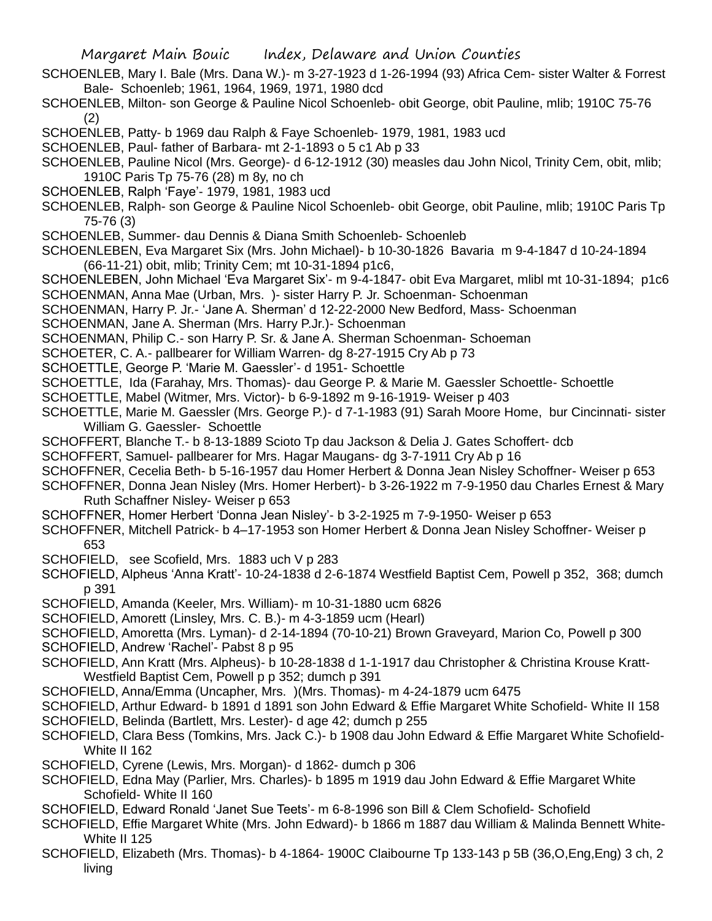SCHOENLEB, Mary I. Bale (Mrs. Dana W.)- m 3-27-1923 d 1-26-1994 (93) Africa Cem- sister Walter & Forrest Bale- Schoenleb; 1961, 1964, 1969, 1971, 1980 dcd

SCHOENLEB, Milton- son George & Pauline Nicol Schoenleb- obit George, obit Pauline, mlib; 1910C 75-76 (2)

SCHOENLEB, Patty- b 1969 dau Ralph & Faye Schoenleb- 1979, 1981, 1983 ucd

SCHOENLEB, Paul- father of Barbara- mt 2-1-1893 o 5 c1 Ab p 33

SCHOENLEB, Pauline Nicol (Mrs. George)- d 6-12-1912 (30) measles dau John Nicol, Trinity Cem, obit, mlib; 1910C Paris Tp 75-76 (28) m 8y, no ch

SCHOENLEB, Ralph 'Faye'- 1979, 1981, 1983 ucd

SCHOENLEB, Ralph- son George & Pauline Nicol Schoenleb- obit George, obit Pauline, mlib; 1910C Paris Tp 75-76 (3)

SCHOENLEB, Summer- dau Dennis & Diana Smith Schoenleb- Schoenleb

SCHOENLEBEN, Eva Margaret Six (Mrs. John Michael)- b 10-30-1826 Bavaria m 9-4-1847 d 10-24-1894 (66-11-21) obit, mlib; Trinity Cem; mt 10-31-1894 p1c6,

SCHOENLEBEN, John Michael 'Eva Margaret Six'- m 9-4-1847- obit Eva Margaret, mlibl mt 10-31-1894; p1c6

SCHOENMAN, Anna Mae (Urban, Mrs. )- sister Harry P. Jr. Schoenman- Schoenman

SCHOENMAN, Harry P. Jr.- 'Jane A. Sherman' d 12-22-2000 New Bedford, Mass- Schoenman

SCHOENMAN, Jane A. Sherman (Mrs. Harry P.Jr.)- Schoenman

SCHOENMAN, Philip C.- son Harry P. Sr. & Jane A. Sherman Schoenman- Schoeman

SCHOETER, C. A.- pallbearer for William Warren- dg 8-27-1915 Cry Ab p 73

SCHOETTLE, George P. 'Marie M. Gaessler'- d 1951- Schoettle

SCHOETTLE, Ida (Farahay, Mrs. Thomas)- dau George P. & Marie M. Gaessler Schoettle- Schoettle

SCHOETTLE, Mabel (Witmer, Mrs. Victor)- b 6-9-1892 m 9-16-1919- Weiser p 403

SCHOETTLE, Marie M. Gaessler (Mrs. George P.)- d 7-1-1983 (91) Sarah Moore Home, bur Cincinnati- sister William G. Gaessler- Schoettle

SCHOFFERT, Blanche T.- b 8-13-1889 Scioto Tp dau Jackson & Delia J. Gates Schoffert- dcb

SCHOFFERT, Samuel- pallbearer for Mrs. Hagar Maugans- dg 3-7-1911 Cry Ab p 16

SCHOFFNER, Cecelia Beth- b 5-16-1957 dau Homer Herbert & Donna Jean Nisley Schoffner- Weiser p 653

SCHOFFNER, Donna Jean Nisley (Mrs. Homer Herbert)- b 3-26-1922 m 7-9-1950 dau Charles Ernest & Mary Ruth Schaffner Nisley- Weiser p 653

SCHOFFNER, Homer Herbert 'Donna Jean Nisley'- b 3-2-1925 m 7-9-1950- Weiser p 653

SCHOFFNER, Mitchell Patrick- b 4–17-1953 son Homer Herbert & Donna Jean Nisley Schoffner- Weiser p 653

SCHOFIELD, see Scofield, Mrs. 1883 uch V p 283

SCHOFIELD, Alpheus 'Anna Kratt'- 10-24-1838 d 2-6-1874 Westfield Baptist Cem, Powell p 352, 368; dumch p 391

SCHOFIELD, Amanda (Keeler, Mrs. William)- m 10-31-1880 ucm 6826

SCHOFIELD, Amorett (Linsley, Mrs. C. B.)- m 4-3-1859 ucm (Hearl)

SCHOFIELD, Amoretta (Mrs. Lyman)- d 2-14-1894 (70-10-21) Brown Graveyard, Marion Co, Powell p 300

SCHOFIELD, Andrew 'Rachel'- Pabst 8 p 95

SCHOFIELD, Ann Kratt (Mrs. Alpheus)- b 10-28-1838 d 1-1-1917 dau Christopher & Christina Krouse Kratt- Westfield Baptist Cem, Powell p p 352; dumch p 391

SCHOFIELD, Anna/Emma (Uncapher, Mrs. )(Mrs. Thomas)- m 4-24-1879 ucm 6475

SCHOFIELD, Arthur Edward- b 1891 d 1891 son John Edward & Effie Margaret White Schofield- White II 158

SCHOFIELD, Belinda (Bartlett, Mrs. Lester)- d age 42; dumch p 255

SCHOFIELD, Clara Bess (Tomkins, Mrs. Jack C.)- b 1908 dau John Edward & Effie Margaret White Schofield- White II 162

SCHOFIELD, Cyrene (Lewis, Mrs. Morgan)- d 1862- dumch p 306

SCHOFIELD, Edna May (Parlier, Mrs. Charles)- b 1895 m 1919 dau John Edward & Effie Margaret White Schofield- White II 160

SCHOFIELD, Edward Ronald 'Janet Sue Teets'- m 6-8-1996 son Bill & Clem Schofield- Schofield

SCHOFIELD, Effie Margaret White (Mrs. John Edward)- b 1866 m 1887 dau William & Malinda Bennett White- White II 125

SCHOFIELD, Elizabeth (Mrs. Thomas)- b 4-1864- 1900C Claibourne Tp 133-143 p 5B (36,O,Eng,Eng) 3 ch, 2 living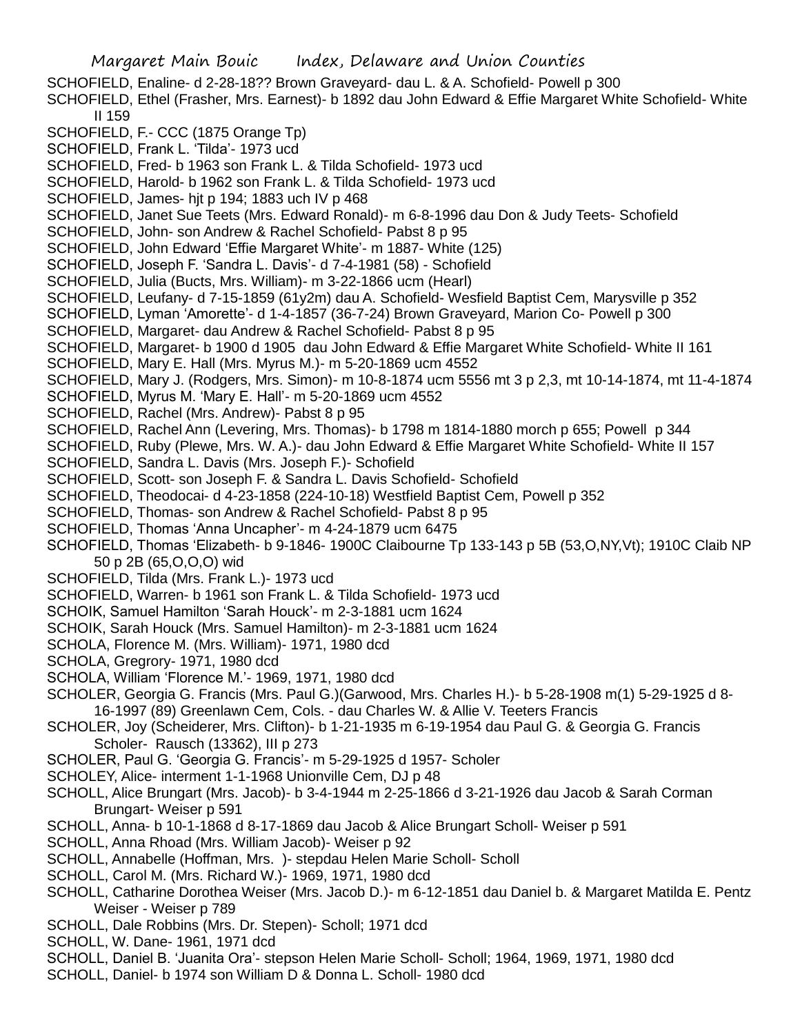SCHOFIELD, Enaline- d 2-28-18?? Brown Graveyard- dau L. & A. Schofield- Powell p 300

SCHOFIELD, Ethel (Frasher, Mrs. Earnest)- b 1892 dau John Edward & Effie Margaret White Schofield- White II 159

SCHOFIELD, F.- CCC (1875 Orange Tp)

SCHOFIELD, Frank L. 'Tilda'- 1973 ucd

SCHOFIELD, Fred- b 1963 son Frank L. & Tilda Schofield- 1973 ucd

SCHOFIELD, Harold- b 1962 son Frank L. & Tilda Schofield- 1973 ucd

SCHOFIELD, James- hjt p 194; 1883 uch IV p 468

SCHOFIELD, Janet Sue Teets (Mrs. Edward Ronald)- m 6-8-1996 dau Don & Judy Teets- Schofield

SCHOFIELD, John- son Andrew & Rachel Schofield- Pabst 8 p 95

SCHOFIELD, John Edward 'Effie Margaret White'- m 1887- White (125)

SCHOFIELD, Joseph F. 'Sandra L. Davis'- d 7-4-1981 (58) - Schofield

SCHOFIELD, Julia (Bucts, Mrs. William)- m 3-22-1866 ucm (Hearl)

SCHOFIELD, Leufany- d 7-15-1859 (61y2m) dau A. Schofield- Wesfield Baptist Cem, Marysville p 352

SCHOFIELD, Lyman 'Amorette'- d 1-4-1857 (36-7-24) Brown Graveyard, Marion Co- Powell p 300

SCHOFIELD, Margaret- dau Andrew & Rachel Schofield- Pabst 8 p 95

SCHOFIELD, Margaret- b 1900 d 1905 dau John Edward & Effie Margaret White Schofield- White II 161

SCHOFIELD, Mary E. Hall (Mrs. Myrus M.)- m 5-20-1869 ucm 4552

SCHOFIELD, Mary J. (Rodgers, Mrs. Simon)- m 10-8-1874 ucm 5556 mt 3 p 2,3, mt 10-14-1874, mt 11-4-1874

SCHOFIELD, Myrus M. 'Mary E. Hall'- m 5-20-1869 ucm 4552

SCHOFIELD, Rachel (Mrs. Andrew)- Pabst 8 p 95

SCHOFIELD, Rachel Ann (Levering, Mrs. Thomas)- b 1798 m 1814-1880 morch p 655; Powell p 344

SCHOFIELD, Ruby (Plewe, Mrs. W. A.)- dau John Edward & Effie Margaret White Schofield- White II 157

SCHOFIELD, Sandra L. Davis (Mrs. Joseph F.)- Schofield

SCHOFIELD, Scott- son Joseph F. & Sandra L. Davis Schofield- Schofield

SCHOFIELD, Theodocai- d 4-23-1858 (224-10-18) Westfield Baptist Cem, Powell p 352

SCHOFIELD, Thomas- son Andrew & Rachel Schofield- Pabst 8 p 95

SCHOFIELD, Thomas 'Anna Uncapher'- m 4-24-1879 ucm 6475

SCHOFIELD, Thomas 'Elizabeth- b 9-1846- 1900C Claibourne Tp 133-143 p 5B (53,O,NY,Vt); 1910C Claib NP 50 p 2B (65,O,O,O) wid

SCHOFIELD, Tilda (Mrs. Frank L.)- 1973 ucd

SCHOFIELD, Warren- b 1961 son Frank L. & Tilda Schofield- 1973 ucd

SCHOIK, Samuel Hamilton 'Sarah Houck'- m 2-3-1881 ucm 1624

SCHOIK, Sarah Houck (Mrs. Samuel Hamilton)- m 2-3-1881 ucm 1624

SCHOLA, Florence M. (Mrs. William)- 1971, 1980 dcd

SCHOLA, Gregrory- 1971, 1980 dcd

SCHOLA, William 'Florence M.'- 1969, 1971, 1980 dcd

SCHOLER, Georgia G. Francis (Mrs. Paul G.)(Garwood, Mrs. Charles H.)- b 5-28-1908 m(1) 5-29-1925 d 8-16-1997 (89) Greenlawn Cem, Cols. - dau Charles W. & Allie V. Teeters Francis

SCHOLER, Joy (Scheiderer, Mrs. Clifton)- b 1-21-1935 m 6-19-1954 dau Paul G. & Georgia G. Francis Scholer- Rausch (13362), III p 273

SCHOLER, Paul G. 'Georgia G. Francis'- m 5-29-1925 d 1957- Scholer

SCHOLEY, Alice- interment 1-1-1968 Unionville Cem, DJ p 48

SCHOLL, Alice Brungart (Mrs. Jacob)- b 3-4-1944 m 2-25-1866 d 3-21-1926 dau Jacob & Sarah Corman Brungart- Weiser p 591

SCHOLL, Anna- b 10-1-1868 d 8-17-1869 dau Jacob & Alice Brungart Scholl- Weiser p 591

SCHOLL, Anna Rhoad (Mrs. William Jacob)- Weiser p 92

SCHOLL, Annabelle (Hoffman, Mrs. )- stepdau Helen Marie Scholl- Scholl

SCHOLL, Carol M. (Mrs. Richard W.)- 1969, 1971, 1980 dcd

SCHOLL, Catharine Dorothea Weiser (Mrs. Jacob D.)- m 6-12-1851 dau Daniel b. & Margaret Matilda E. Pentz Weiser - Weiser p 789

SCHOLL, Dale Robbins (Mrs. Dr. Stepen)- Scholl; 1971 dcd

SCHOLL, W. Dane- 1961, 1971 dcd

SCHOLL, Daniel B. 'Juanita Ora'- stepson Helen Marie Scholl- Scholl; 1964, 1969, 1971, 1980 dcd

SCHOLL, Daniel- b 1974 son William D & Donna L. Scholl- 1980 dcd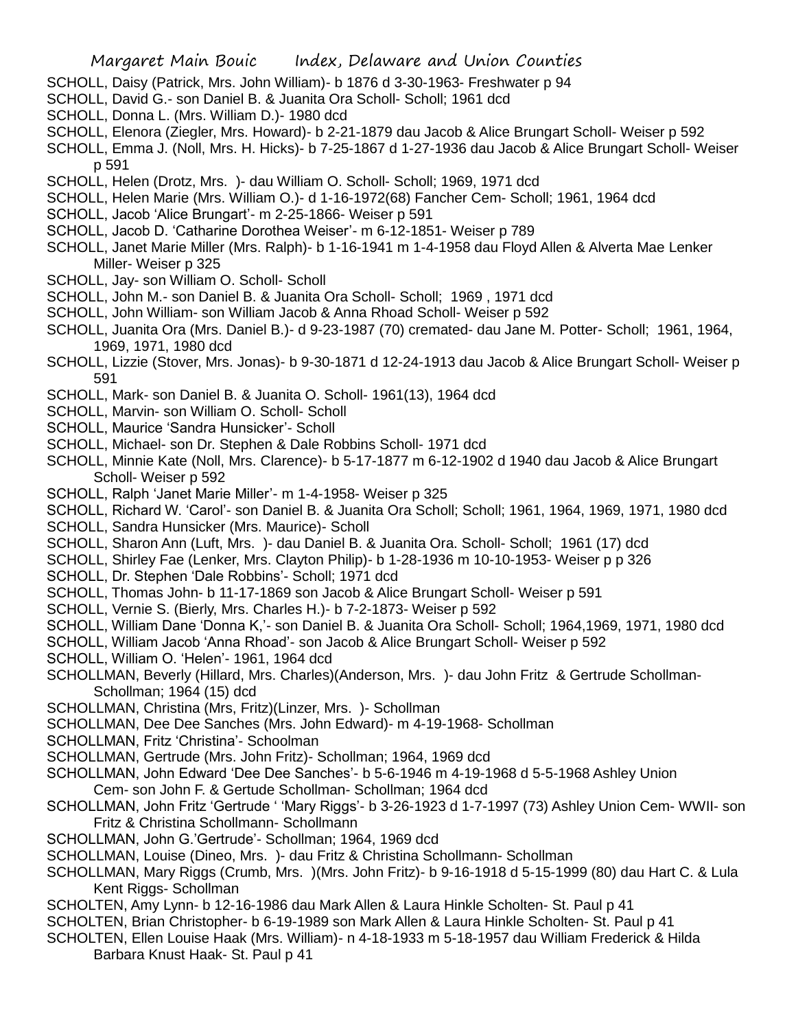SCHOLL, Daisy (Patrick, Mrs. John William)- b 1876 d 3-30-1963- Freshwater p 94

SCHOLL, David G.- son Daniel B. & Juanita Ora Scholl- Scholl; 1961 dcd

SCHOLL, Donna L. (Mrs. William D.)- 1980 dcd

SCHOLL, Elenora (Ziegler, Mrs. Howard)- b 2-21-1879 dau Jacob & Alice Brungart Scholl- Weiser p 592

SCHOLL, Emma J. (Noll, Mrs. H. Hicks)- b 7-25-1867 d 1-27-1936 dau Jacob & Alice Brungart Scholl- Weiser p 591

SCHOLL, Helen (Drotz, Mrs. )- dau William O. Scholl- Scholl; 1969, 1971 dcd

SCHOLL, Helen Marie (Mrs. William O.)- d 1-16-1972(68) Fancher Cem- Scholl; 1961, 1964 dcd

SCHOLL, Jacob 'Alice Brungart'- m 2-25-1866- Weiser p 591

SCHOLL, Jacob D. 'Catharine Dorothea Weiser'- m 6-12-1851- Weiser p 789

SCHOLL, Janet Marie Miller (Mrs. Ralph)- b 1-16-1941 m 1-4-1958 dau Floyd Allen & Alverta Mae Lenker Miller- Weiser p 325

SCHOLL, Jay- son William O. Scholl- Scholl

SCHOLL, John M.- son Daniel B. & Juanita Ora Scholl- Scholl; 1969 , 1971 dcd

SCHOLL, John William- son William Jacob & Anna Rhoad Scholl- Weiser p 592

SCHOLL, Juanita Ora (Mrs. Daniel B.)- d 9-23-1987 (70) cremated- dau Jane M. Potter- Scholl; 1961, 1964, 1969, 1971, 1980 dcd

SCHOLL, Lizzie (Stover, Mrs. Jonas)- b 9-30-1871 d 12-24-1913 dau Jacob & Alice Brungart Scholl- Weiser p 591

SCHOLL, Mark- son Daniel B. & Juanita O. Scholl- 1961(13), 1964 dcd

SCHOLL, Marvin- son William O. Scholl- Scholl

SCHOLL, Maurice 'Sandra Hunsicker'- Scholl

SCHOLL, Michael- son Dr. Stephen & Dale Robbins Scholl- 1971 dcd

SCHOLL, Minnie Kate (Noll, Mrs. Clarence)- b 5-17-1877 m 6-12-1902 d 1940 dau Jacob & Alice Brungart Scholl- Weiser p 592

SCHOLL, Ralph 'Janet Marie Miller'- m 1-4-1958- Weiser p 325

SCHOLL, Richard W. 'Carol'- son Daniel B. & Juanita Ora Scholl; Scholl; 1961, 1964, 1969, 1971, 1980 dcd

SCHOLL, Sandra Hunsicker (Mrs. Maurice)- Scholl

SCHOLL, Sharon Ann (Luft, Mrs. )- dau Daniel B. & Juanita Ora. Scholl- Scholl; 1961 (17) dcd

SCHOLL, Shirley Fae (Lenker, Mrs. Clayton Philip)- b 1-28-1936 m 10-10-1953- Weiser p p 326

SCHOLL, Dr. Stephen 'Dale Robbins'- Scholl; 1971 dcd

SCHOLL, Thomas John- b 11-17-1869 son Jacob & Alice Brungart Scholl- Weiser p 591

SCHOLL, Vernie S. (Bierly, Mrs. Charles H.)- b 7-2-1873- Weiser p 592

SCHOLL, William Dane 'Donna K,'- son Daniel B. & Juanita Ora Scholl- Scholl; 1964,1969, 1971, 1980 dcd

SCHOLL, William Jacob 'Anna Rhoad'- son Jacob & Alice Brungart Scholl- Weiser p 592

SCHOLL, William O. 'Helen'- 1961, 1964 dcd

SCHOLLMAN, Beverly (Hillard, Mrs. Charles)(Anderson, Mrs. )- dau John Fritz & Gertrude Schollman- Schollman; 1964 (15) dcd

SCHOLLMAN, Christina (Mrs, Fritz)(Linzer, Mrs. )- Schollman

SCHOLLMAN, Dee Dee Sanches (Mrs. John Edward)- m 4-19-1968- Schollman

SCHOLLMAN, Fritz 'Christina'- Schoolman

SCHOLLMAN, Gertrude (Mrs. John Fritz)- Schollman; 1964, 1969 dcd

SCHOLLMAN, John Edward 'Dee Dee Sanches'- b 5-6-1946 m 4-19-1968 d 5-5-1968 Ashley Union Cem- son John F. & Gertude Schollman- Schollman; 1964 dcd

SCHOLLMAN, John Fritz 'Gertrude ' 'Mary Riggs'- b 3-26-1923 d 1-7-1997 (73) Ashley Union Cem- WWII- son Fritz & Christina Schollmann- Schollmann

SCHOLLMAN, John G.'Gertrude'- Schollman; 1964, 1969 dcd

SCHOLLMAN, Louise (Dineo, Mrs. )- dau Fritz & Christina Schollmann- Schollman

SCHOLLMAN, Mary Riggs (Crumb, Mrs. )(Mrs. John Fritz)- b 9-16-1918 d 5-15-1999 (80) dau Hart C. & Lula Kent Riggs- Schollman

SCHOLTEN, Amy Lynn- b 12-16-1986 dau Mark Allen & Laura Hinkle Scholten- St. Paul p 41

SCHOLTEN, Brian Christopher- b 6-19-1989 son Mark Allen & Laura Hinkle Scholten- St. Paul p 41

SCHOLTEN, Ellen Louise Haak (Mrs. William)- n 4-18-1933 m 5-18-1957 dau William Frederick & Hilda Barbara Knust Haak- St. Paul p 41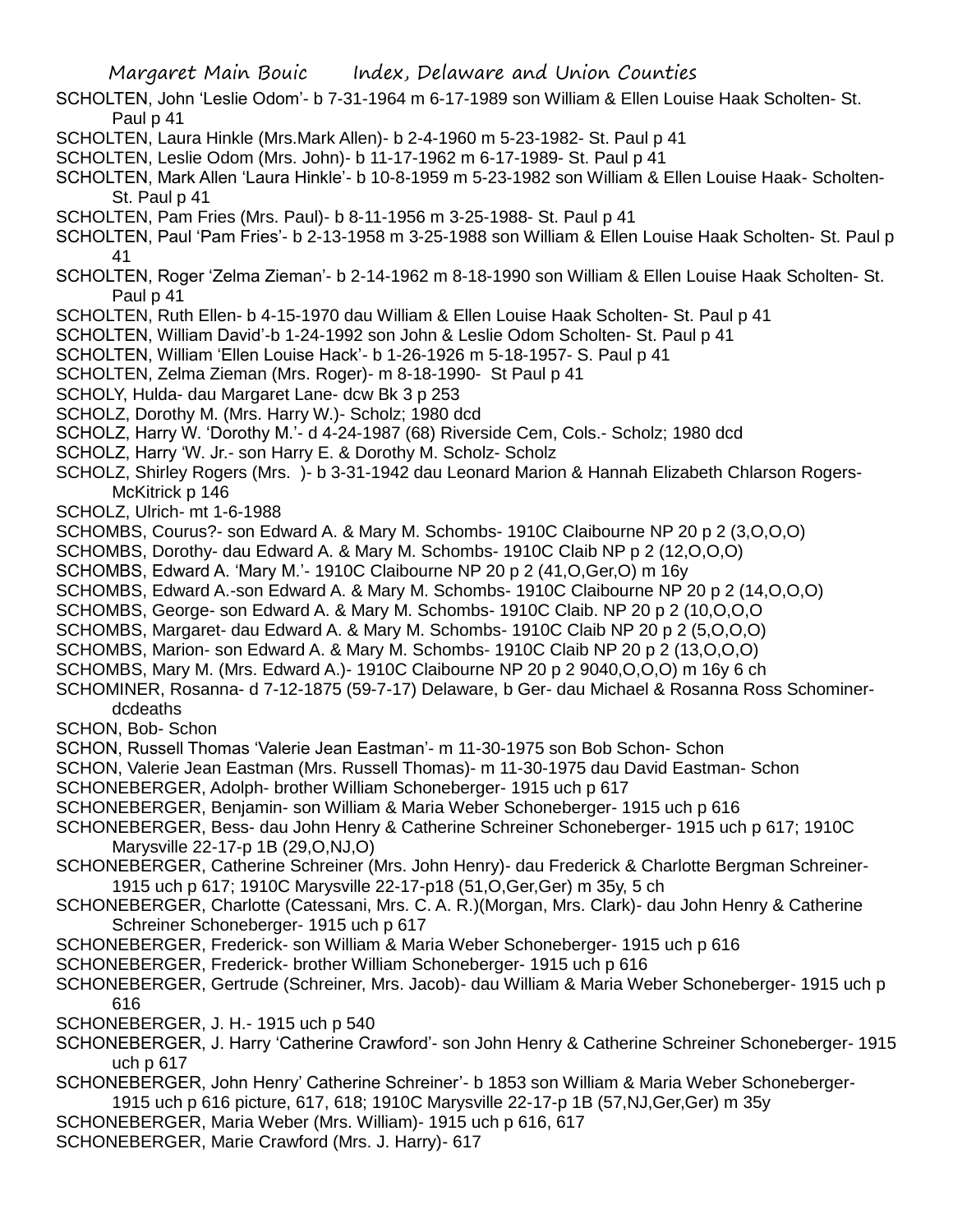SCHOLTEN, John 'Leslie Odom'- b 7-31-1964 m 6-17-1989 son William & Ellen Louise Haak Scholten- St. Paul p 41

SCHOLTEN, Laura Hinkle (Mrs.Mark Allen)- b 2-4-1960 m 5-23-1982- St. Paul p 41

SCHOLTEN, Leslie Odom (Mrs. John)- b 11-17-1962 m 6-17-1989- St. Paul p 41

SCHOLTEN, Mark Allen 'Laura Hinkle'- b 10-8-1959 m 5-23-1982 son William & Ellen Louise Haak- Scholten- St. Paul p 41

SCHOLTEN, Pam Fries (Mrs. Paul)- b 8-11-1956 m 3-25-1988- St. Paul p 41

SCHOLTEN, Paul 'Pam Fries'- b 2-13-1958 m 3-25-1988 son William & Ellen Louise Haak Scholten- St. Paul p 41

SCHOLTEN, Roger 'Zelma Zieman'- b 2-14-1962 m 8-18-1990 son William & Ellen Louise Haak Scholten- St. Paul p 41

SCHOLTEN, Ruth Ellen- b 4-15-1970 dau William & Ellen Louise Haak Scholten- St. Paul p 41

SCHOLTEN, William David'-b 1-24-1992 son John & Leslie Odom Scholten- St. Paul p 41

SCHOLTEN, William 'Ellen Louise Hack'- b 1-26-1926 m 5-18-1957- S. Paul p 41

SCHOLTEN, Zelma Zieman (Mrs. Roger)- m 8-18-1990- St Paul p 41

SCHOLY, Hulda- dau Margaret Lane- dcw Bk 3 p 253

SCHOLZ, Dorothy M. (Mrs. Harry W.)- Scholz; 1980 dcd

SCHOLZ, Harry W. 'Dorothy M.'- d 4-24-1987 (68) Riverside Cem, Cols.- Scholz; 1980 dcd

SCHOLZ, Harry 'W. Jr.- son Harry E. & Dorothy M. Scholz- Scholz

SCHOLZ, Shirley Rogers (Mrs. )- b 3-31-1942 dau Leonard Marion & Hannah Elizabeth Chlarson Rogers- McKitrick p 146

SCHOLZ, Ulrich- mt 1-6-1988

SCHOMBS, Courus?- son Edward A. & Mary M. Schombs- 1910C Claibourne NP 20 p 2 (3,O,O,O)

SCHOMBS, Dorothy- dau Edward A. & Mary M. Schombs- 1910C Claib NP p 2 (12,O,O,O)

SCHOMBS, Edward A. 'Mary M.'- 1910C Claibourne NP 20 p 2 (41,O,Ger,O) m 16y

SCHOMBS, Edward A.-son Edward A. & Mary M. Schombs- 1910C Claibourne NP 20 p 2 (14,O,O,O)

SCHOMBS, George- son Edward A. & Mary M. Schombs- 1910C Claib. NP 20 p 2 (10,O,O,O

SCHOMBS, Margaret- dau Edward A. & Mary M. Schombs- 1910C Claib NP 20 p 2 (5,O,O,O)

SCHOMBS, Marion- son Edward A. & Mary M. Schombs- 1910C Claib NP 20 p 2 (13,O,O,O)

SCHOMBS, Mary M. (Mrs. Edward A.)- 1910C Claibourne NP 20 p 2 9040,O,O,O) m 16y 6 ch

SCHOMINER, Rosanna- d 7-12-1875 (59-7-17) Delaware, b Ger- dau Michael & Rosanna Ross Schominer- dcdeaths

SCHON, Bob- Schon

SCHON, Russell Thomas 'Valerie Jean Eastman'- m 11-30-1975 son Bob Schon- Schon

SCHON, Valerie Jean Eastman (Mrs. Russell Thomas)- m 11-30-1975 dau David Eastman- Schon

SCHONEBERGER, Adolph- brother William Schoneberger- 1915 uch p 617

SCHONEBERGER, Benjamin- son William & Maria Weber Schoneberger- 1915 uch p 616

SCHONEBERGER, Bess- dau John Henry & Catherine Schreiner Schoneberger- 1915 uch p 617; 1910C Marysville 22-17-p 1B (29,O,NJ,O)

SCHONEBERGER, Catherine Schreiner (Mrs. John Henry)- dau Frederick & Charlotte Bergman Schreiner- 1915 uch p 617; 1910C Marysville 22-17-p18 (51,O,Ger,Ger) m 35y, 5 ch

SCHONEBERGER, Charlotte (Catessani, Mrs. C. A. R.)(Morgan, Mrs. Clark)- dau John Henry & Catherine Schreiner Schoneberger- 1915 uch p 617

SCHONEBERGER, Frederick- son William & Maria Weber Schoneberger- 1915 uch p 616

SCHONEBERGER, Frederick- brother William Schoneberger- 1915 uch p 616

SCHONEBERGER, Gertrude (Schreiner, Mrs. Jacob)- dau William & Maria Weber Schoneberger- 1915 uch p 616

SCHONEBERGER, J. H.- 1915 uch p 540

SCHONEBERGER, J. Harry 'Catherine Crawford'- son John Henry & Catherine Schreiner Schoneberger- 1915 uch p 617

SCHONEBERGER, John Henry' Catherine Schreiner'- b 1853 son William & Maria Weber Schoneberger- 1915 uch p 616 picture, 617, 618; 1910C Marysville 22-17-p 1B (57,NJ,Ger,Ger) m 35y

SCHONEBERGER, Maria Weber (Mrs. William)- 1915 uch p 616, 617

SCHONEBERGER, Marie Crawford (Mrs. J. Harry)- 617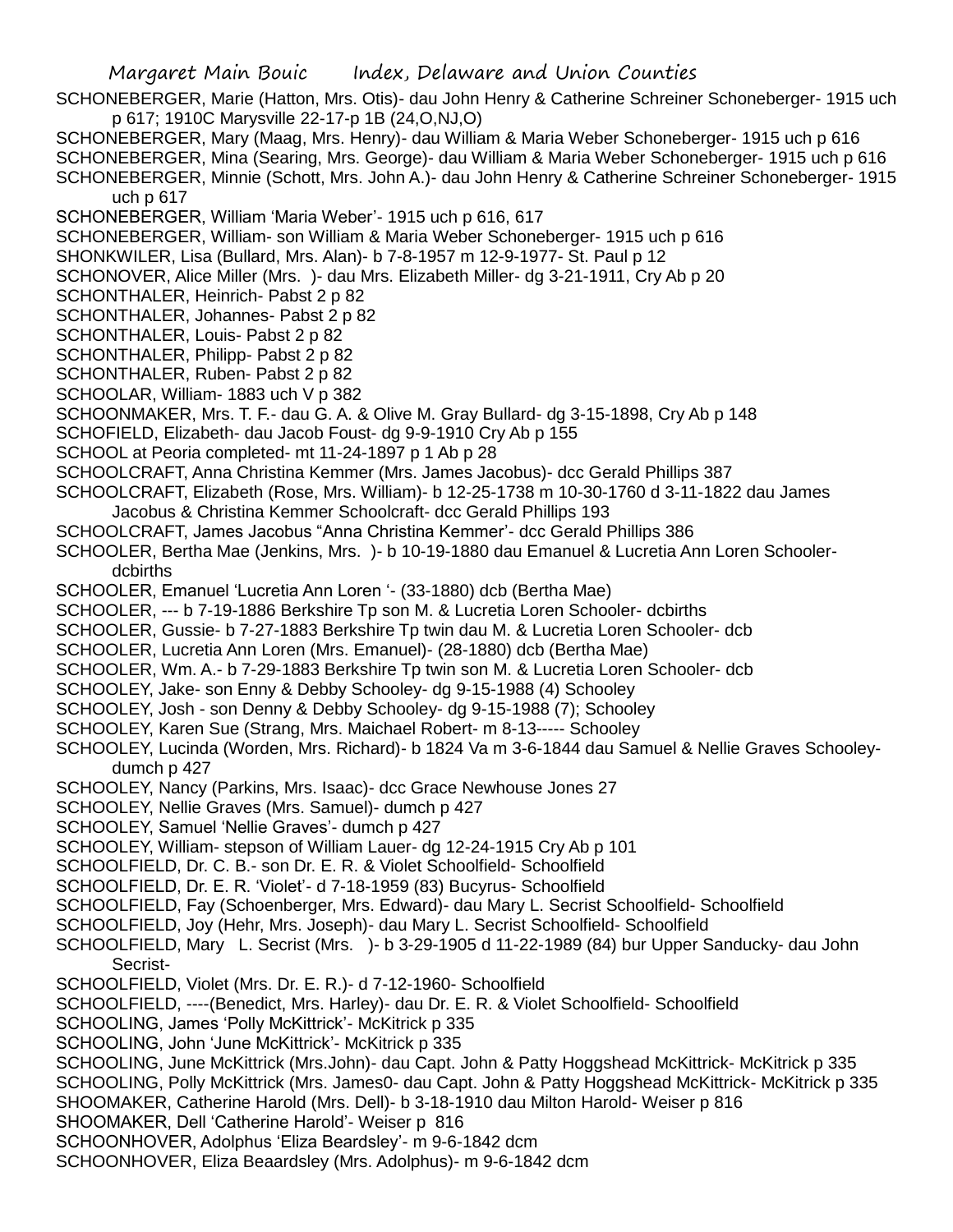SCHONEBERGER, Marie (Hatton, Mrs. Otis)- dau John Henry & Catherine Schreiner Schoneberger- 1915 uch p 617; 1910C Marysville 22-17-p 1B (24,O,NJ,O)

SCHONEBERGER, Mary (Maag, Mrs. Henry)- dau William & Maria Weber Schoneberger- 1915 uch p 616

SCHONEBERGER, Mina (Searing, Mrs. George)- dau William & Maria Weber Schoneberger- 1915 uch p 616

SCHONEBERGER, Minnie (Schott, Mrs. John A.)- dau John Henry & Catherine Schreiner Schoneberger- 1915 uch p 617

SCHONEBERGER, William 'Maria Weber'- 1915 uch p 616, 617

SCHONEBERGER, William- son William & Maria Weber Schoneberger- 1915 uch p 616

SHONKWILER, Lisa (Bullard, Mrs. Alan)- b 7-8-1957 m 12-9-1977- St. Paul p 12

SCHONOVER, Alice Miller (Mrs. )- dau Mrs. Elizabeth Miller- dg 3-21-1911, Cry Ab p 20

SCHONTHALER, Heinrich- Pabst 2 p 82

SCHONTHALER, Johannes- Pabst 2 p 82

SCHONTHALER, Louis- Pabst 2 p 82

SCHONTHALER, Philipp- Pabst 2 p 82

SCHONTHALER, Ruben- Pabst 2 p 82

SCHOOLAR, William- 1883 uch V p 382

SCHOONMAKER, Mrs. T. F.- dau G. A. & Olive M. Gray Bullard- dg 3-15-1898, Cry Ab p 148

SCHOFIELD, Elizabeth- dau Jacob Foust- dg 9-9-1910 Cry Ab p 155

SCHOOL at Peoria completed- mt 11-24-1897 p 1 Ab p 28

SCHOOLCRAFT, Anna Christina Kemmer (Mrs. James Jacobus)- dcc Gerald Phillips 387

SCHOOLCRAFT, Elizabeth (Rose, Mrs. William)- b 12-25-1738 m 10-30-1760 d 3-11-1822 dau James Jacobus & Christina Kemmer Schoolcraft- dcc Gerald Phillips 193

SCHOOLCRAFT, James Jacobus "Anna Christina Kemmer'- dcc Gerald Phillips 386

SCHOOLER, Bertha Mae (Jenkins, Mrs. )- b 10-19-1880 dau Emanuel & Lucretia Ann Loren Schooler- dcbirths

SCHOOLER, Emanuel 'Lucretia Ann Loren '- (33-1880) dcb (Bertha Mae)

SCHOOLER, --- b 7-19-1886 Berkshire Tp son M. & Lucretia Loren Schooler- dcbirths

SCHOOLER, Gussie- b 7-27-1883 Berkshire Tp twin dau M. & Lucretia Loren Schooler- dcb

SCHOOLER, Lucretia Ann Loren (Mrs. Emanuel)- (28-1880) dcb (Bertha Mae)

SCHOOLER, Wm. A.- b 7-29-1883 Berkshire Tp twin son M. & Lucretia Loren Schooler- dcb

SCHOOLEY, Jake- son Enny & Debby Schooley- dg 9-15-1988 (4) Schooley

SCHOOLEY, Josh - son Denny & Debby Schooley- dg 9-15-1988 (7); Schooley

SCHOOLEY, Karen Sue (Strang, Mrs. Maichael Robert- m 8-13----- Schooley

SCHOOLEY, Lucinda (Worden, Mrs. Richard)- b 1824 Va m 3-6-1844 dau Samuel & Nellie Graves Schooley- dumch p 427

SCHOOLEY, Nancy (Parkins, Mrs. Isaac)- dcc Grace Newhouse Jones 27

SCHOOLEY, Nellie Graves (Mrs. Samuel)- dumch p 427

SCHOOLEY, Samuel 'Nellie Graves'- dumch p 427

SCHOOLEY, William- stepson of William Lauer- dg 12-24-1915 Cry Ab p 101

SCHOOLFIELD, Dr. C. B.- son Dr. E. R. & Violet Schoolfield- Schoolfield

SCHOOLFIELD, Dr. E. R. 'Violet'- d 7-18-1959 (83) Bucyrus- Schoolfield

SCHOOLFIELD, Fay (Schoenberger, Mrs. Edward)- dau Mary L. Secrist Schoolfield- Schoolfield

SCHOOLFIELD, Joy (Hehr, Mrs. Joseph)- dau Mary L. Secrist Schoolfield- Schoolfield

SCHOOLFIELD, Mary L. Secrist (Mrs. )- b 3-29-1905 d 11-22-1989 (84) bur Upper Sandusky- dau John Secrist-

SCHOOLFIELD, Violet (Mrs. Dr. E. R.)- d 7-12-1960- Schoolfield

SCHOOLFIELD, ----(Benedict, Mrs. Harley)- dau Dr. E. R. & Violet Schoolfield- Schoolfield

SCHOOLING, James 'Polly McKittrick'- McKitrick p 335

SCHOOLING, John 'June McKittrick'- McKitrick p 335

SCHOOLING, June McKittrick (Mrs.John)- dau Capt. John & Patty Hoggshead McKittrick- McKitrick p 335

SCHOOLING, Polly McKittrick (Mrs. James0- dau Capt. John & Patty Hoggshead McKittrick- McKitrick p 335

SHOOMAKER, Catherine Harold (Mrs. Dell)- b 3-18-1910 dau Milton Harold- Weiser p 816

SHOOMAKER, Dell 'Catherine Harold'- Weiser p 816

SCHOONHOVER, Adolphus 'Eliza Beardsley'- m 9-6-1842 dcm

SCHOONHOVER, Eliza Beaardsley (Mrs. Adolphus)- m 9-6-1842 dcm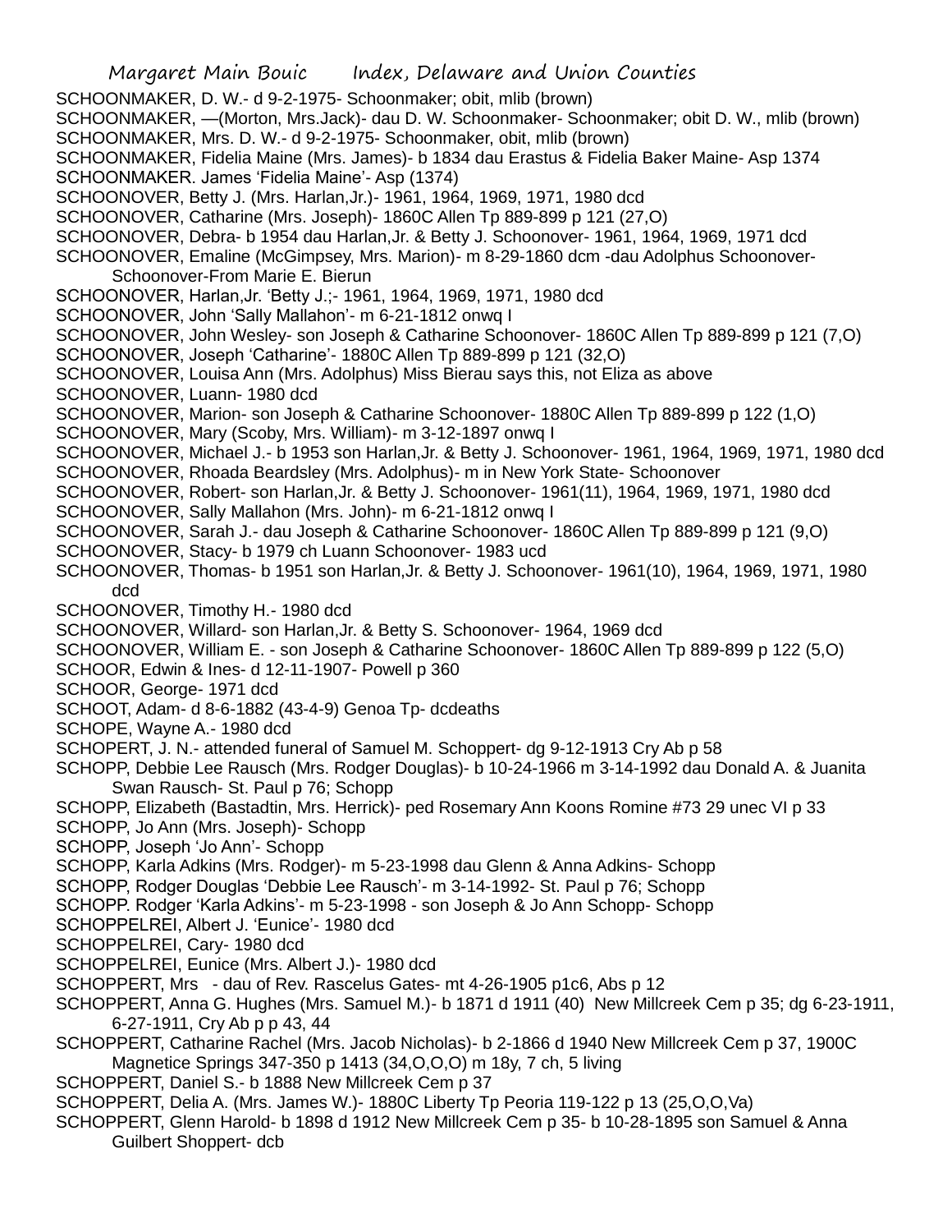SCHOONMAKER, D. W.- d 9-2-1975- Schoonmaker; obit, mlib (brown)
SCHOONMAKER, —(Morton, Mrs.Jack)- dau D. W. Schoonmaker- Schoonmaker; obit D. W., mlib (brown)
SCHOONMAKER, Mrs. D. W.- d 9-2-1975- Schoonmaker, obit, mlib (brown)
SCHOONMAKER, Fidelia Maine (Mrs. James)- b 1834 dau Erastus & Fidelia Baker Maine- Asp 1374
SCHOONMAKER. James 'Fidelia Maine'- Asp (1374)
SCHOONOVER, Betty J. (Mrs. Harlan,Jr.)- 1961, 1964, 1969, 1971, 1980 dcd
SCHOONOVER, Catharine (Mrs. Joseph)- 1860C Allen Tp 889-899 p 121 (27,O)
SCHOONOVER, Debra- b 1954 dau Harlan,Jr. & Betty J. Schoonover- 1961, 1964, 1969, 1971 dcd
SCHOONOVER, Emaline (McGimpsey, Mrs. Marion)- m 8-29-1860 dcm -dau Adolphus Schoonover- Schoonover-From Marie E. Bierun
SCHOONOVER, Harlan,Jr. 'Betty J.;- 1961, 1964, 1969, 1971, 1980 dcd
SCHOONOVER, John 'Sally Mallahon'- m 6-21-1812 onwq I
SCHOONOVER, John Wesley- son Joseph & Catharine Schoonover- 1860C Allen Tp 889-899 p 121 (7,O)
SCHOONOVER, Joseph 'Catharine'- 1880C Allen Tp 889-899 p 121 (32,O)
SCHOONOVER, Louisa Ann (Mrs. Adolphus) Miss Bierau says this, not Eliza as above
SCHOONOVER, Luann- 1980 dcd
SCHOONOVER, Marion- son Joseph & Catharine Schoonover- 1880C Allen Tp 889-899 p 122 (1,O)
SCHOONOVER, Mary (Scoby, Mrs. William)- m 3-12-1897 onwq I
SCHOONOVER, Michael J.- b 1953 son Harlan,Jr. & Betty J. Schoonover- 1961, 1964, 1969, 1971, 1980 dcd
SCHOONOVER, Rhoada Beardsley (Mrs. Adolphus)- m in New York State- Schoonover
SCHOONOVER, Robert- son Harlan,Jr. & Betty J. Schoonover- 1961(11), 1964, 1969, 1971, 1980 dcd
SCHOONOVER, Sally Mallahon (Mrs. John)- m 6-21-1812 onwq I
SCHOONOVER, Sarah J.- dau Joseph & Catharine Schoonover- 1860C Allen Tp 889-899 p 121 (9,O)
SCHOONOVER, Stacy- b 1979 ch Luann Schoonover- 1983 ucd
SCHOONOVER, Thomas- b 1951 son Harlan,Jr. & Betty J. Schoonover- 1961(10), 1964, 1969, 1971, 1980 dcd
SCHOONOVER, Timothy H.- 1980 dcd
SCHOONOVER, Willard- son Harlan,Jr. & Betty S. Schoonover- 1964, 1969 dcd
SCHOONOVER, William E. - son Joseph & Catharine Schoonover- 1860C Allen Tp 889-899 p 122 (5,O)
SCHOOR, Edwin & Ines- d 12-11-1907- Powell p 360
SCHOOR, George- 1971 dcd
SCHOOT, Adam- d 8-6-1882 (43-4-9) Genoa Tp- dcdeaths
SCHOPE, Wayne A.- 1980 dcd
SCHOPERT, J. N.- attended funeral of Samuel M. Schoppert- dg 9-12-1913 Cry Ab p 58
SCHOPP, Debbie Lee Rausch (Mrs. Rodger Douglas)- b 10-24-1966 m 3-14-1992 dau Donald A. & Juanita Swan Rausch- St. Paul p 76; Schopp
SCHOPP, Elizabeth (Bastadtin, Mrs. Herrick)- ped Rosemary Ann Koons Romine #73 29 unec VI p 33
SCHOPP, Jo Ann (Mrs. Joseph)- Schopp
SCHOPP, Joseph 'Jo Ann'- Schopp
SCHOPP, Karla Adkins (Mrs. Rodger)- m 5-23-1998 dau Glenn & Anna Adkins- Schopp
SCHOPP, Rodger Douglas 'Debbie Lee Rausch'- m 3-14-1992- St. Paul p 76; Schopp
SCHOPP. Rodger 'Karla Adkins'- m 5-23-1998 - son Joseph & Jo Ann Schopp- Schopp
SCHOPPELREI, Albert J. 'Eunice'- 1980 dcd
SCHOPPELREI, Cary- 1980 dcd
SCHOPPELREI, Eunice (Mrs. Albert J.)- 1980 dcd
SCHOPPERT, Mrs - dau of Rev. Rascelus Gates- mt 4-26-1905 p1c6, Abs p 12
SCHOPPERT, Anna G. Hughes (Mrs. Samuel M.)- b 1871 d 1911 (40) New Millcreek Cem p 35; dg 6-23-1911, 6-27-1911, Cry Ab p p 43, 44
SCHOPPERT, Catharine Rachel (Mrs. Jacob Nicholas)- b 2-1866 d 1940 New Millcreek Cem p 37, 1900C Magnetice Springs 347-350 p 1413 (34,O,O,O) m 18y, 7 ch, 5 living
SCHOPPERT, Daniel S.- b 1888 New Millcreek Cem p 37
SCHOPPERT, Delia A. (Mrs. James W.)- 1880C Liberty Tp Peoria 119-122 p 13 (25,O,O,Va)
SCHOPPERT, Glenn Harold- b 1898 d 1912 New Millcreek Cem p 35- b 10-28-1895 son Samuel & Anna Guilbert Shoppert- dcb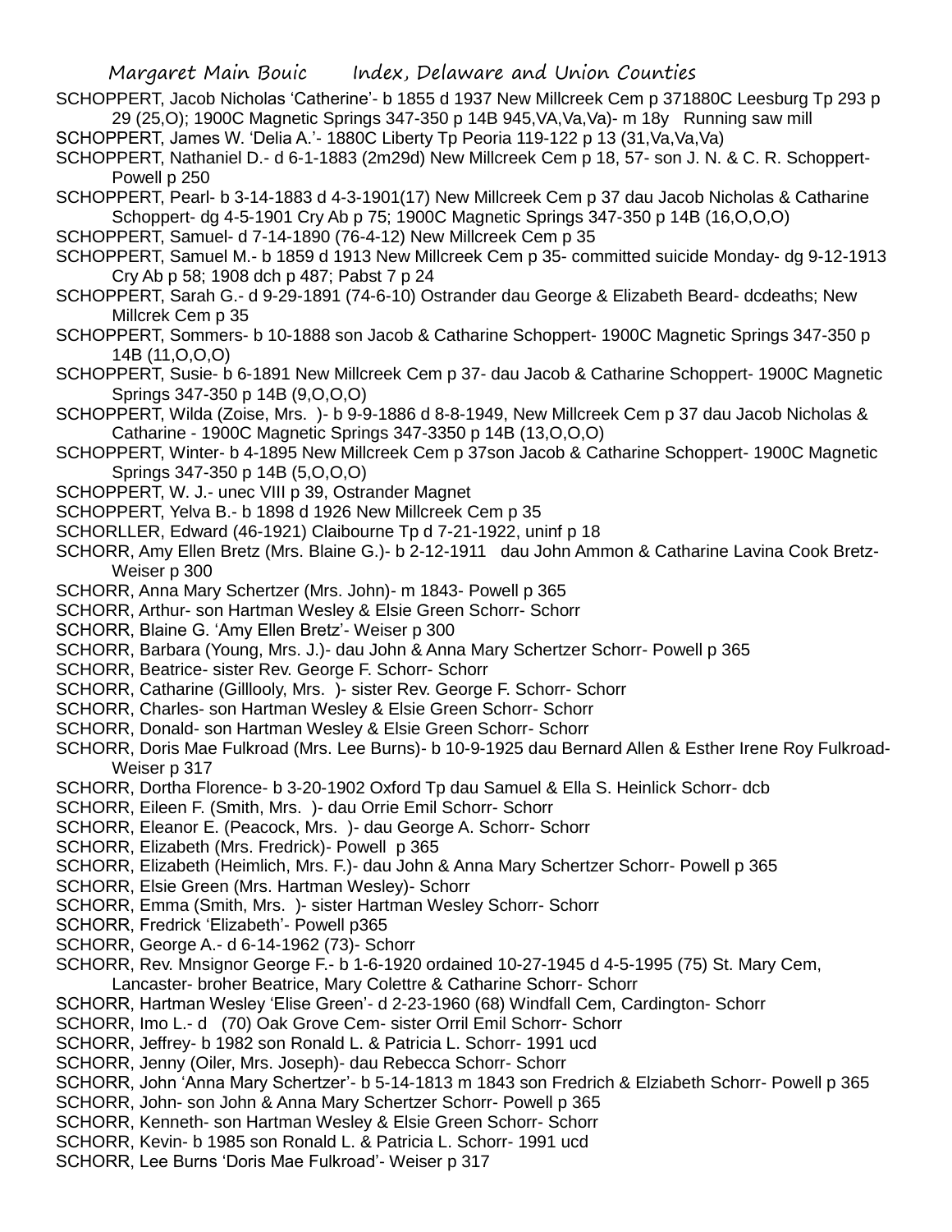SCHOPPERT, Jacob Nicholas 'Catherine'- b 1855 d 1937 New Millcreek Cem p 371880C Leesburg Tp 293 p 29 (25,O); 1900C Magnetic Springs 347-350 p 14B 945,VA,Va,Va)- m 18y Running saw mill

SCHOPPERT, James W. 'Delia A.'- 1880C Liberty Tp Peoria 119-122 p 13 (31,Va,Va,Va)

SCHOPPERT, Nathaniel D.- d 6-1-1883 (2m29d) New Millcreek Cem p 18, 57- son J. N. & C. R. Schoppert- Powell p 250

SCHOPPERT, Pearl- b 3-14-1883 d 4-3-1901(17) New Millcreek Cem p 37 dau Jacob Nicholas & Catharine Schoppert- dg 4-5-1901 Cry Ab p 75; 1900C Magnetic Springs 347-350 p 14B (16,O,O,O)

SCHOPPERT, Samuel- d 7-14-1890 (76-4-12) New Millcreek Cem p 35

SCHOPPERT, Samuel M.- b 1859 d 1913 New Millcreek Cem p 35- committed suicide Monday- dg 9-12-1913 Cry Ab p 58; 1908 dch p 487; Pabst 7 p 24

SCHOPPERT, Sarah G.- d 9-29-1891 (74-6-10) Ostrander dau George & Elizabeth Beard- dcdeaths; New Millcrek Cem p 35

SCHOPPERT, Sommers- b 10-1888 son Jacob & Catharine Schoppert- 1900C Magnetic Springs 347-350 p 14B (11,O,O,O)

SCHOPPERT, Susie- b 6-1891 New Millcreek Cem p 37- dau Jacob & Catharine Schoppert- 1900C Magnetic Springs 347-350 p 14B (9,O,O,O)

SCHOPPERT, Wilda (Zoise, Mrs. )- b 9-9-1886 d 8-8-1949, New Millcreek Cem p 37 dau Jacob Nicholas & Catharine - 1900C Magnetic Springs 347-3350 p 14B (13,O,O,O)

SCHOPPERT, Winter- b 4-1895 New Millcreek Cem p 37son Jacob & Catharine Schoppert- 1900C Magnetic Springs 347-350 p 14B (5,O,O,O)

SCHOPPERT, W. J.- unec VIII p 39, Ostrander Magnet

SCHOPPERT, Yelva B.- b 1898 d 1926 New Millcreek Cem p 35

SCHORLLER, Edward (46-1921) Claibourne Tp d 7-21-1922, uninf p 18

SCHORR, Amy Ellen Bretz (Mrs. Blaine G.)- b 2-12-1911 dau John Ammon & Catharine Lavina Cook Bretz- Weiser p 300

SCHORR, Anna Mary Schertzer (Mrs. John)- m 1843- Powell p 365

SCHORR, Arthur- son Hartman Wesley & Elsie Green Schorr- Schorr

SCHORR, Blaine G. 'Amy Ellen Bretz'- Weiser p 300

SCHORR, Barbara (Young, Mrs. J.)- dau John & Anna Mary Schertzer Schorr- Powell p 365

SCHORR, Beatrice- sister Rev. George F. Schorr- Schorr

SCHORR, Catharine (Gilllooly, Mrs. )- sister Rev. George F. Schorr- Schorr

SCHORR, Charles- son Hartman Wesley & Elsie Green Schorr- Schorr

SCHORR, Donald- son Hartman Wesley & Elsie Green Schorr- Schorr

SCHORR, Doris Mae Fulkroad (Mrs. Lee Burns)- b 10-9-1925 dau Bernard Allen & Esther Irene Roy Fulkroad- Weiser p 317

SCHORR, Dortha Florence- b 3-20-1902 Oxford Tp dau Samuel & Ella S. Heinlick Schorr- dcb

SCHORR, Eileen F. (Smith, Mrs. )- dau Orrie Emil Schorr- Schorr

SCHORR, Eleanor E. (Peacock, Mrs. )- dau George A. Schorr- Schorr

SCHORR, Elizabeth (Mrs. Fredrick)- Powell p 365

SCHORR, Elizabeth (Heimlich, Mrs. F.)- dau John & Anna Mary Schertzer Schorr- Powell p 365

SCHORR, Elsie Green (Mrs. Hartman Wesley)- Schorr

SCHORR, Emma (Smith, Mrs. )- sister Hartman Wesley Schorr- Schorr

SCHORR, Fredrick 'Elizabeth'- Powell p365

SCHORR, George A.- d 6-14-1962 (73)- Schorr

SCHORR, Rev. Mnsignor George F.- b 1-6-1920 ordained 10-27-1945 d 4-5-1995 (75) St. Mary Cem, Lancaster- broher Beatrice, Mary Colettre & Catharine Schorr- Schorr

SCHORR, Hartman Wesley 'Elise Green'- d 2-23-1960 (68) Windfall Cem, Cardington- Schorr

SCHORR, Imo L.- d (70) Oak Grove Cem- sister Orril Emil Schorr- Schorr

SCHORR, Jeffrey- b 1982 son Ronald L. & Patricia L. Schorr- 1991 ucd

SCHORR, Jenny (Oiler, Mrs. Joseph)- dau Rebecca Schorr- Schorr

SCHORR, John 'Anna Mary Schertzer'- b 5-14-1813 m 1843 son Fredrich & Elziabeth Schorr- Powell p 365

SCHORR, John- son John & Anna Mary Schertzer Schorr- Powell p 365

SCHORR, Kenneth- son Hartman Wesley & Elsie Green Schorr- Schorr

SCHORR, Kevin- b 1985 son Ronald L. & Patricia L. Schorr- 1991 ucd

SCHORR, Lee Burns 'Doris Mae Fulkroad'- Weiser p 317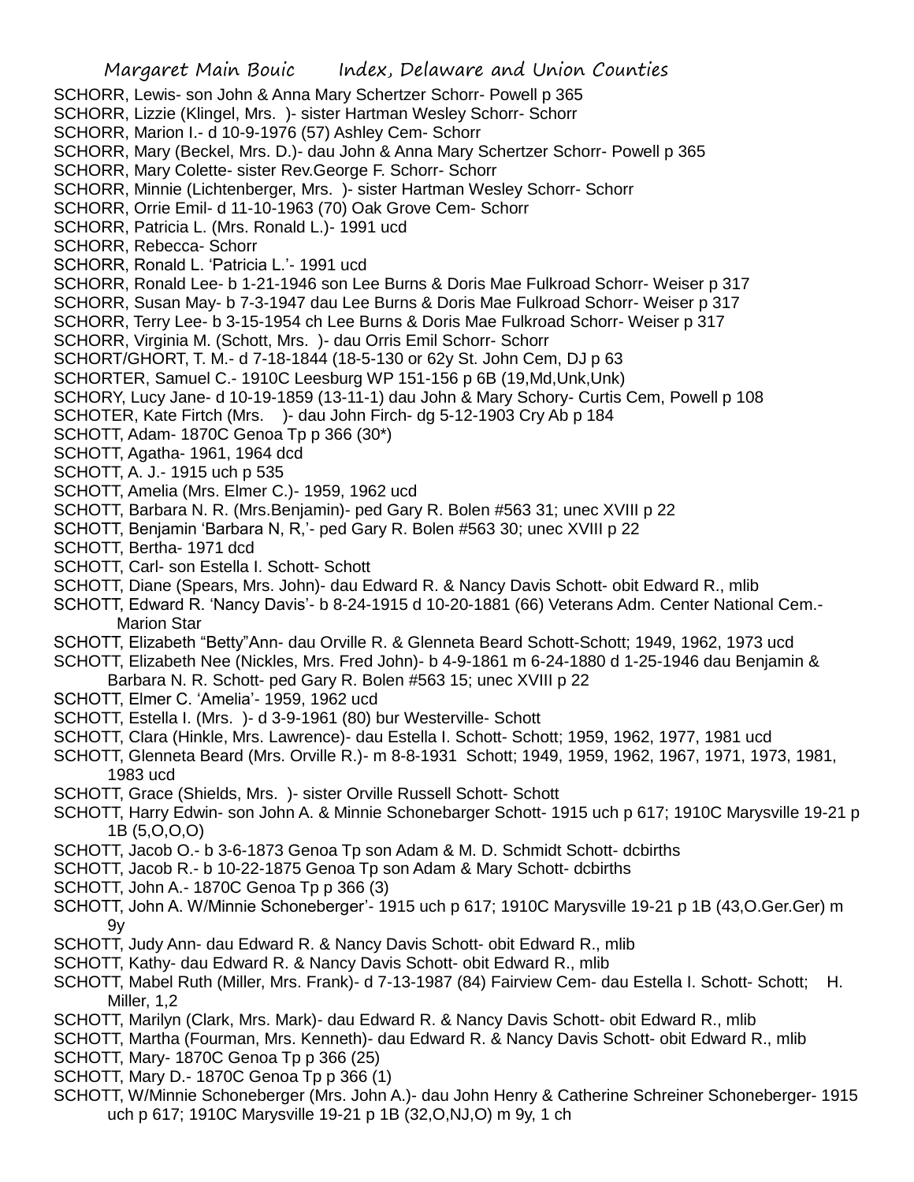SCHORR, Lewis- son John & Anna Mary Schertzer Schorr- Powell p 365
SCHORR, Lizzie (Klingel, Mrs. )- sister Hartman Wesley Schorr- Schorr
SCHORR, Marion I.- d 10-9-1976 (57) Ashley Cem- Schorr
SCHORR, Mary (Beckel, Mrs. D.)- dau John & Anna Mary Schertzer Schorr- Powell p 365
SCHORR, Mary Colette- sister Rev.George F. Schorr- Schorr
SCHORR, Minnie (Lichtenberger, Mrs. )- sister Hartman Wesley Schorr- Schorr
SCHORR, Orrie Emil- d 11-10-1963 (70) Oak Grove Cem- Schorr
SCHORR, Patricia L. (Mrs. Ronald L.)- 1991 ucd
SCHORR, Rebecca- Schorr
SCHORR, Ronald L. 'Patricia L.'- 1991 ucd
SCHORR, Ronald Lee- b 1-21-1946 son Lee Burns & Doris Mae Fulkroad Schorr- Weiser p 317
SCHORR, Susan May- b 7-3-1947 dau Lee Burns & Doris Mae Fulkroad Schorr- Weiser p 317
SCHORR, Terry Lee- b 3-15-1954 ch Lee Burns & Doris Mae Fulkroad Schorr- Weiser p 317
SCHORR, Virginia M. (Schott, Mrs. )- dau Orris Emil Schorr- Schorr
SCHORT/GHORT, T. M.- d 7-18-1844 (18-5-130 or 62y St. John Cem, DJ p 63
SCHORTER, Samuel C.- 1910C Leesburg WP 151-156 p 6B (19,Md,Unk,Unk)
SCHORY, Lucy Jane- d 10-19-1859 (13-11-1) dau John & Mary Schory- Curtis Cem, Powell p 108
SCHOTER, Kate Firtch (Mrs. )- dau John Firch- dg 5-12-1903 Cry Ab p 184
SCHOTT, Adam- 1870C Genoa Tp p 366 (30*)
SCHOTT, Agatha- 1961, 1964 dcd
SCHOTT, A. J.- 1915 uch p 535
SCHOTT, Amelia (Mrs. Elmer C.)- 1959, 1962 ucd
SCHOTT, Barbara N. R. (Mrs.Benjamin)- ped Gary R. Bolen #563 31; unec XVIII p 22
SCHOTT, Benjamin 'Barbara N, R,'- ped Gary R. Bolen #563 30; unec XVIII p 22
SCHOTT, Bertha- 1971 dcd
SCHOTT, Carl- son Estella I. Schott- Schott
SCHOTT, Diane (Spears, Mrs. John)- dau Edward R. & Nancy Davis Schott- obit Edward R., mlib
SCHOTT, Edward R. 'Nancy Davis'- b 8-24-1915 d 10-20-1881 (66) Veterans Adm. Center National Cem.- Marion Star
SCHOTT, Elizabeth "Betty"Ann- dau Orville R. & Glenneta Beard Schott-Schott; 1949, 1962, 1973 ucd
SCHOTT, Elizabeth Nee (Nickles, Mrs. Fred John)- b 4-9-1861 m 6-24-1880 d 1-25-1946 dau Benjamin & Barbara N. R. Schott- ped Gary R. Bolen #563 15; unec XVIII p 22
SCHOTT, Elmer C. 'Amelia'- 1959, 1962 ucd
SCHOTT, Estella I. (Mrs. )- d 3-9-1961 (80) bur Westerville- Schott
SCHOTT, Clara (Hinkle, Mrs. Lawrence)- dau Estella I. Schott- Schott; 1959, 1962, 1977, 1981 ucd
SCHOTT, Glenneta Beard (Mrs. Orville R.)- m 8-8-1931 Schott; 1949, 1959, 1962, 1967, 1971, 1973, 1981, 1983 ucd
SCHOTT, Grace (Shields, Mrs. )- sister Orville Russell Schott- Schott
SCHOTT, Harry Edwin- son John A. & Minnie Schonebarger Schott- 1915 uch p 617; 1910C Marysville 19-21 p 1B (5,O,O,O)
SCHOTT, Jacob O.- b 3-6-1873 Genoa Tp son Adam & M. D. Schmidt Schott- dcbirths
SCHOTT, Jacob R.- b 10-22-1875 Genoa Tp son Adam & Mary Schott- dcbirths
SCHOTT, John A.- 1870C Genoa Tp p 366 (3)
SCHOTT, John A. W/Minnie Schoneberger'- 1915 uch p 617; 1910C Marysville 19-21 p 1B (43,O.Ger.Ger) m 9y
SCHOTT, Judy Ann- dau Edward R. & Nancy Davis Schott- obit Edward R., mlib
SCHOTT, Kathy- dau Edward R. & Nancy Davis Schott- obit Edward R., mlib
SCHOTT, Mabel Ruth (Miller, Mrs. Frank)- d 7-13-1987 (84) Fairview Cem- dau Estella I. Schott- Schott; H. Miller, 1,2
SCHOTT, Marilyn (Clark, Mrs. Mark)- dau Edward R. & Nancy Davis Schott- obit Edward R., mlib
SCHOTT, Martha (Fourman, Mrs. Kenneth)- dau Edward R. & Nancy Davis Schott- obit Edward R., mlib
SCHOTT, Mary- 1870C Genoa Tp p 366 (25)
SCHOTT, Mary D.- 1870C Genoa Tp p 366 (1)
SCHOTT, W/Minnie Schoneberger (Mrs. John A.)- dau John Henry & Catherine Schreiner Schoneberger- 1915 uch p 617; 1910C Marysville 19-21 p 1B (32,O,NJ,O) m 9y, 1 ch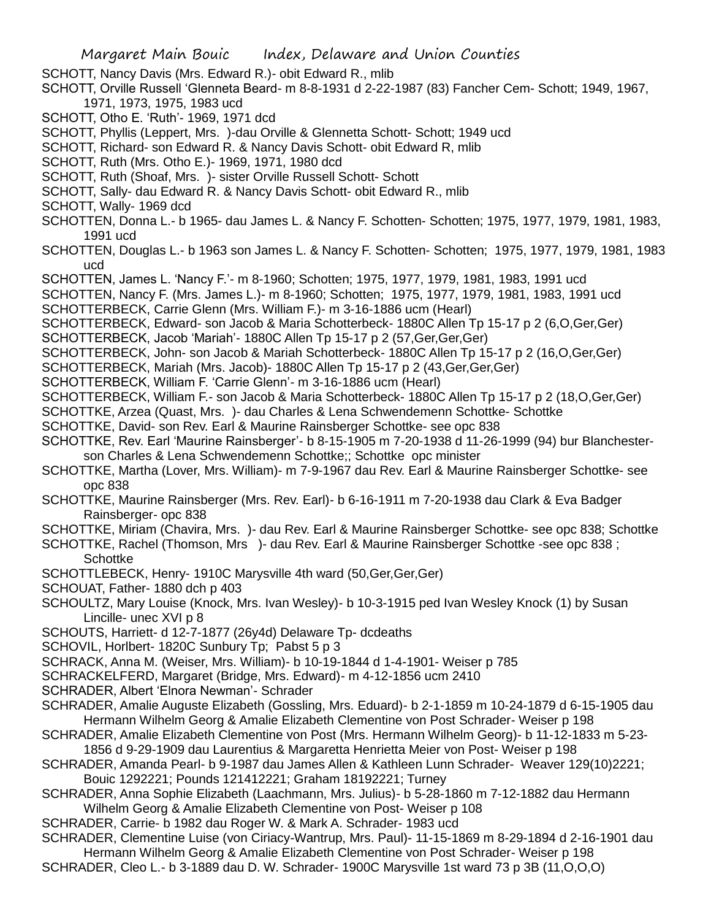SCHOTT, Nancy Davis (Mrs. Edward R.)- obit Edward R., mlib

SCHOTT, Orville Russell 'Glenneta Beard- m 8-8-1931 d 2-22-1987 (83) Fancher Cem- Schott; 1949, 1967, 1971, 1973, 1975, 1983 ucd

SCHOTT, Otho E. 'Ruth'- 1969, 1971 dcd

SCHOTT, Phyllis (Leppert, Mrs. )-dau Orville & Glennetta Schott- Schott; 1949 ucd

SCHOTT, Richard- son Edward R. & Nancy Davis Schott- obit Edward R, mlib

SCHOTT, Ruth (Mrs. Otho E.)- 1969, 1971, 1980 dcd

SCHOTT, Ruth (Shoaf, Mrs. )- sister Orville Russell Schott- Schott

SCHOTT, Sally- dau Edward R. & Nancy Davis Schott- obit Edward R., mlib

SCHOTT, Wally- 1969 dcd

SCHOTTEN, Donna L.- b 1965- dau James L. & Nancy F. Schotten- Schotten; 1975, 1977, 1979, 1981, 1983, 1991 ucd

SCHOTTEN, Douglas L.- b 1963 son James L. & Nancy F. Schotten- Schotten; 1975, 1977, 1979, 1981, 1983 ucd

SCHOTTEN, James L. 'Nancy F.'- m 8-1960; Schotten; 1975, 1977, 1979, 1981, 1983, 1991 ucd

SCHOTTEN, Nancy F. (Mrs. James L.)- m 8-1960; Schotten; 1975, 1977, 1979, 1981, 1983, 1991 ucd

SCHOTTERBECK, Carrie Glenn (Mrs. William F.)- m 3-16-1886 ucm (Hearl)

SCHOTTERBECK, Edward- son Jacob & Maria Schotterbeck- 1880C Allen Tp 15-17 p 2 (6,O,Ger,Ger)

SCHOTTERBECK, Jacob 'Mariah'- 1880C Allen Tp 15-17 p 2 (57,Ger,Ger,Ger)

SCHOTTERBECK, John- son Jacob & Mariah Schotterbeck- 1880C Allen Tp 15-17 p 2 (16,O,Ger,Ger)

SCHOTTERBECK, Mariah (Mrs. Jacob)- 1880C Allen Tp 15-17 p 2 (43,Ger,Ger,Ger)

SCHOTTERBECK, William F. 'Carrie Glenn'- m 3-16-1886 ucm (Hearl)

SCHOTTERBECK, William F.- son Jacob & Maria Schotterbeck- 1880C Allen Tp 15-17 p 2 (18,O,Ger,Ger)

SCHOTTKE, Arzea (Quast, Mrs. )- dau Charles & Lena Schwendemenn Schottke- Schottke

SCHOTTKE, David- son Rev. Earl & Maurine Rainsberger Schottke- see opc 838

SCHOTTKE, Rev. Earl 'Maurine Rainsberger'- b 8-15-1905 m 7-20-1938 d 11-26-1999 (94) bur Blanchester- son Charles & Lena Schwendemenn Schottke;; Schottke opc minister

SCHOTTKE, Martha (Lover, Mrs. William)- m 7-9-1967 dau Rev. Earl & Maurine Rainsberger Schottke- see opc 838

SCHOTTKE, Maurine Rainsberger (Mrs. Rev. Earl)- b 6-16-1911 m 7-20-1938 dau Clark & Eva Badger Rainsberger- opc 838

SCHOTTKE, Miriam (Chavira, Mrs. )- dau Rev. Earl & Maurine Rainsberger Schottke- see opc 838; Schottke

SCHOTTKE, Rachel (Thomson, Mrs )- dau Rev. Earl & Maurine Rainsberger Schottke -see opc 838 ; Schottke

SCHOTTLEBECK, Henry- 1910C Marysville 4th ward (50,Ger,Ger,Ger)

SCHOUAT, Father- 1880 dch p 403

SCHOULTZ, Mary Louise (Knock, Mrs. Ivan Wesley)- b 10-3-1915 ped Ivan Wesley Knock (1) by Susan Lincille- unec XVI p 8

SCHOUTS, Harriett- d 12-7-1877 (26y4d) Delaware Tp- dcdeaths

SCHOVIL, Horlbert- 1820C Sunbury Tp; Pabst 5 p 3

SCHRACK, Anna M. (Weiser, Mrs. William)- b 10-19-1844 d 1-4-1901- Weiser p 785

SCHRACKELFERD, Margaret (Bridge, Mrs. Edward)- m 4-12-1856 ucm 2410

SCHRADER, Albert 'Elnora Newman'- Schrader

SCHRADER, Amalie Auguste Elizabeth (Gossling, Mrs. Eduard)- b 2-1-1859 m 10-24-1879 d 6-15-1905 dau Hermann Wilhelm Georg & Amalie Elizabeth Clementine von Post Schrader- Weiser p 198

SCHRADER, Amalie Elizabeth Clementine von Post (Mrs. Hermann Wilhelm Georg)- b 11-12-1833 m 5-23-1856 d 9-29-1909 dau Laurentius & Margaretta Henrietta Meier von Post- Weiser p 198

SCHRADER, Amanda Pearl- b 9-1987 dau James Allen & Kathleen Lunn Schrader- Weaver 129(10)2221; Bouic 1292221; Pounds 121412221; Graham 18192221; Turney

SCHRADER, Anna Sophie Elizabeth (Laachmann, Mrs. Julius)- b 5-28-1860 m 7-12-1882 dau Hermann Wilhelm Georg & Amalie Elizabeth Clementine von Post- Weiser p 108

SCHRADER, Carrie- b 1982 dau Roger W. & Mark A. Schrader- 1983 ucd

SCHRADER, Clementine Luise (von Ciriacy-Wantrup, Mrs. Paul)- 11-15-1869 m 8-29-1894 d 2-16-1901 dau Hermann Wilhelm Georg & Amalie Elizabeth Clementine von Post Schrader- Weiser p 198

SCHRADER, Cleo L.- b 3-1889 dau D. W. Schrader- 1900C Marysville 1st ward 73 p 3B (11,O,O,O)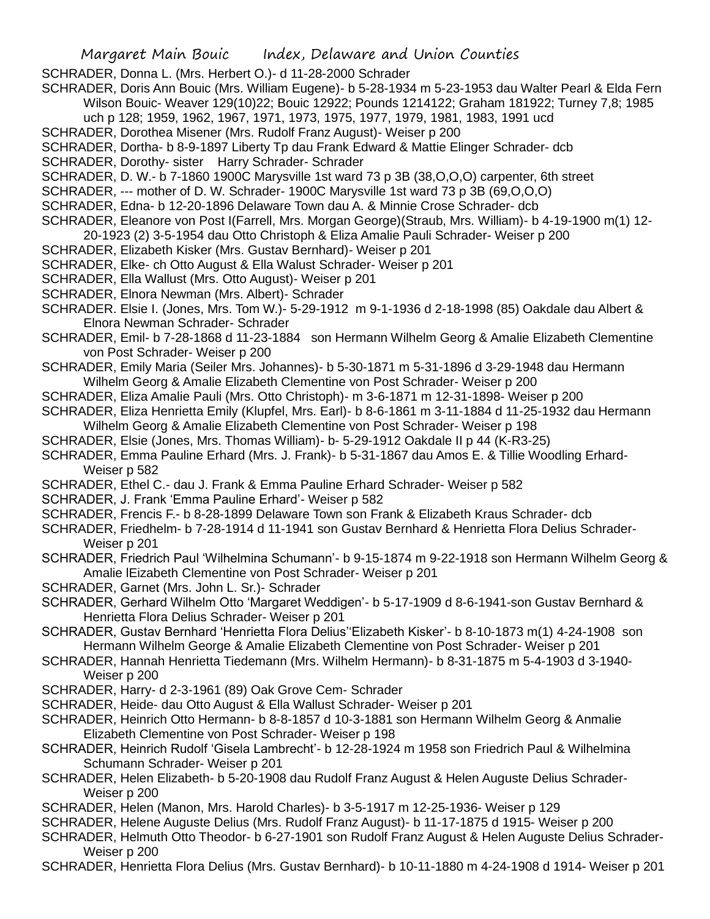SCHRADER, Donna L. (Mrs. Herbert O.)- d 11-28-2000 Schrader

SCHRADER, Doris Ann Bouic (Mrs. William Eugene)- b 5-28-1934 m 5-23-1953 dau Walter Pearl & Elda Fern Wilson Bouic- Weaver 129(10)22; Bouic 12922; Pounds 1214122; Graham 181922; Turney 7,8; 1985 uch p 128; 1959, 1962, 1967, 1971, 1973, 1975, 1977, 1979, 1981, 1983, 1991 ucd

SCHRADER, Dorothea Misener (Mrs. Rudolf Franz August)- Weiser p 200

SCHRADER, Dortha- b 8-9-1897 Liberty Tp dau Frank Edward & Mattie Elinger Schrader- dcb

SCHRADER, Dorothy- sister Harry Schrader- Schrader

SCHRADER, D. W.- b 7-1860 1900C Marysville 1st ward 73 p 3B (38,O,O,O) carpenter, 6th street

SCHRADER, --- mother of D. W. Schrader- 1900C Marysville 1st ward 73 p 3B (69,O,O,O)

SCHRADER, Edna- b 12-20-1896 Delaware Town dau A. & Minnie Crose Schrader- dcb

SCHRADER, Eleanore von Post I(Farrell, Mrs. Morgan George)(Straub, Mrs. William)- b 4-19-1900 m(1) 12-20-1923 (2) 3-5-1954 dau Otto Christoph & Eliza Amalie Pauli Schrader- Weiser p 200

SCHRADER, Elizabeth Kisker (Mrs. Gustav Bernhard)- Weiser p 201

SCHRADER, Elke- ch Otto August & Ella Walust Schrader- Weiser p 201

SCHRADER, Ella Wallust (Mrs. Otto August)- Weiser p 201

SCHRADER, Elnora Newman (Mrs. Albert)- Schrader

SCHRADER. Elsie I. (Jones, Mrs. Tom W.)- 5-29-1912 m 9-1-1936 d 2-18-1998 (85) Oakdale dau Albert & Elnora Newman Schrader- Schrader

SCHRADER, Emil- b 7-28-1868 d 11-23-1884 son Hermann Wilhelm Georg & Amalie Elizabeth Clementine von Post Schrader- Weiser p 200

SCHRADER, Emily Maria (Seiler Mrs. Johannes)- b 5-30-1871 m 5-31-1896 d 3-29-1948 dau Hermann Wilhelm Georg & Amalie Elizabeth Clementine von Post Schrader- Weiser p 200

SCHRADER, Eliza Amalie Pauli (Mrs. Otto Christoph)- m 3-6-1871 m 12-31-1898- Weiser p 200

SCHRADER, Eliza Henrietta Emily (Klupfel, Mrs. Earl)- b 8-6-1861 m 3-11-1884 d 11-25-1932 dau Hermann Wilhelm Georg & Amalie Elizabeth Clementine von Post Schrader- Weiser p 198

SCHRADER, Elsie (Jones, Mrs. Thomas William)- b- 5-29-1912 Oakdale II p 44 (K-R3-25)

SCHRADER, Emma Pauline Erhard (Mrs. J. Frank)- b 5-31-1867 dau Amos E. & Tillie Woodling Erhard- Weiser p 582

SCHRADER, Ethel C.- dau J. Frank & Emma Pauline Erhard Schrader- Weiser p 582

SCHRADER, J. Frank 'Emma Pauline Erhard'- Weiser p 582

SCHRADER, Frencis F.- b 8-28-1899 Delaware Town son Frank & Elizabeth Kraus Schrader- dcb

SCHRADER, Friedhelm- b 7-28-1914 d 11-1941 son Gustav Bernhard & Henrietta Flora Delius Schrader- Weiser p 201

SCHRADER, Friedrich Paul 'Wilhelmina Schumann'- b 9-15-1874 m 9-22-1918 son Hermann Wilhelm Georg & Amalie lEizabeth Clementine von Post Schrader- Weiser p 201

SCHRADER, Garnet (Mrs. John L. Sr.)- Schrader

SCHRADER, Gerhard Wilhelm Otto 'Margaret Weddigen'- b 5-17-1909 d 8-6-1941-son Gustav Bernhard & Henrietta Flora Delius Schrader- Weiser p 201

SCHRADER, Gustav Bernhard 'Henrietta Flora Delius''Elizabeth Kisker'- b 8-10-1873 m(1) 4-24-1908 son Hermann Wilhelm George & Amalie Elizabeth Clementine von Post Schrader- Weiser p 201

SCHRADER, Hannah Henrietta Tiedemann (Mrs. Wilhelm Hermann)- b 8-31-1875 m 5-4-1903 d 3-1940- Weiser p 200

SCHRADER, Harry- d 2-3-1961 (89) Oak Grove Cem- Schrader

SCHRADER, Heide- dau Otto August & Ella Wallust Schrader- Weiser p 201

SCHRADER, Heinrich Otto Hermann- b 8-8-1857 d 10-3-1881 son Hermann Wilhelm Georg & Anmalie Elizabeth Clementine von Post Schrader- Weiser p 198

SCHRADER, Heinrich Rudolf 'Gisela Lambrecht'- b 12-28-1924 m 1958 son Friedrich Paul & Wilhelmina Schumann Schrader- Weiser p 201

SCHRADER, Helen Elizabeth- b 5-20-1908 dau Rudolf Franz August & Helen Auguste Delius Schrader- Weiser p 200

SCHRADER, Helen (Manon, Mrs. Harold Charles)- b 3-5-1917 m 12-25-1936- Weiser p 129

SCHRADER, Helene Auguste Delius (Mrs. Rudolf Franz August)- b 11-17-1875 d 1915- Weiser p 200

SCHRADER, Helmuth Otto Theodor- b 6-27-1901 son Rudolf Franz August & Helen Auguste Delius Schrader- Weiser p 200

SCHRADER, Henrietta Flora Delius (Mrs. Gustav Bernhard)- b 10-11-1880 m 4-24-1908 d 1914- Weiser p 201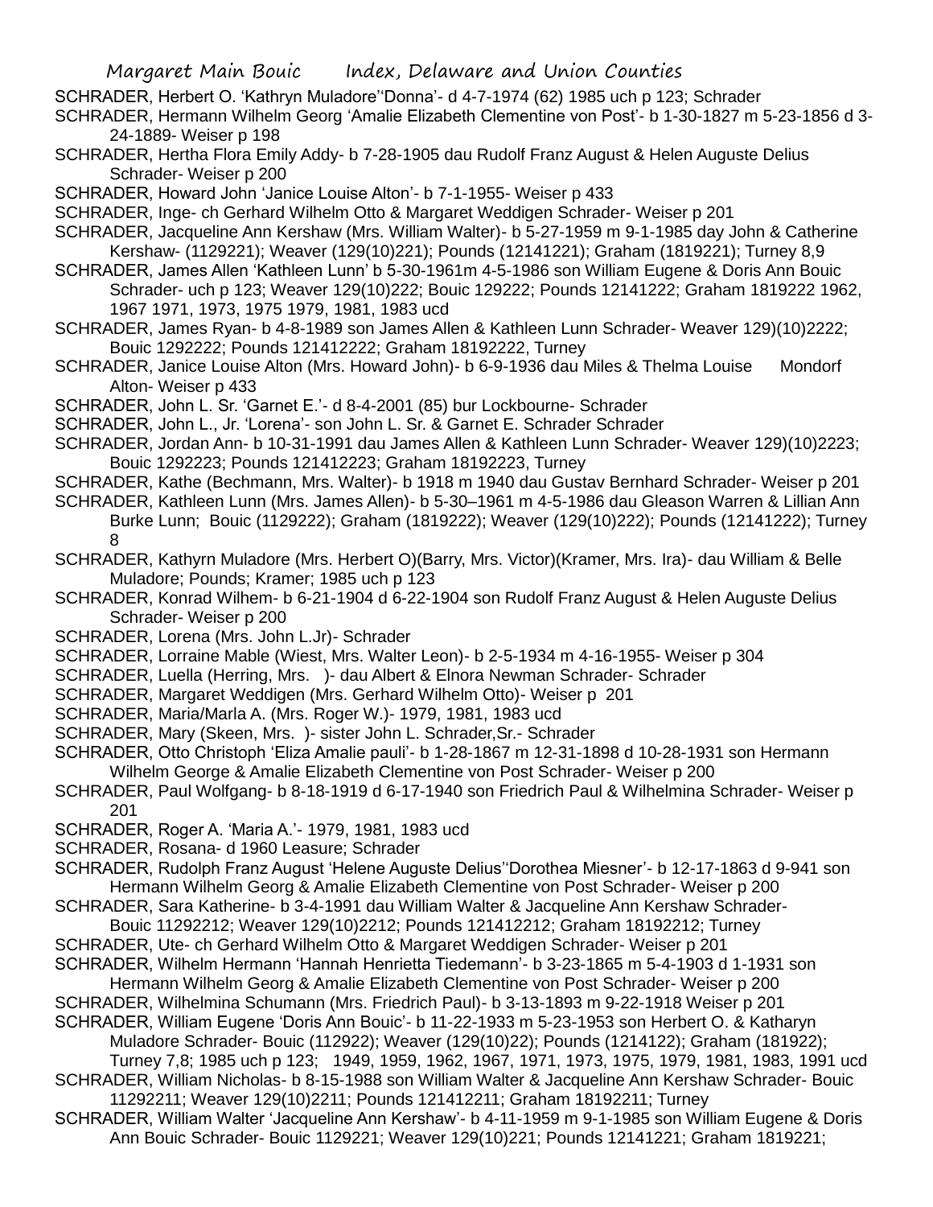SCHRADER, Herbert O. 'Kathryn Muladore''Donna'- d 4-7-1974 (62) 1985 uch p 123; Schrader

SCHRADER, Hermann Wilhelm Georg 'Amalie Elizabeth Clementine von Post'- b 1-30-1827 m 5-23-1856 d 3-24-1889- Weiser p 198

SCHRADER, Hertha Flora Emily Addy- b 7-28-1905 dau Rudolf Franz August & Helen Auguste Delius Schrader- Weiser p 200

SCHRADER, Howard John 'Janice Louise Alton'- b 7-1-1955- Weiser p 433

SCHRADER, Inge- ch Gerhard Wilhelm Otto & Margaret Weddigen Schrader- Weiser p 201

SCHRADER, Jacqueline Ann Kershaw (Mrs. William Walter)- b 5-27-1959 m 9-1-1985 day John & Catherine Kershaw- (1129221); Weaver (129(10)221); Pounds (12141221); Graham (1819221); Turney 8,9

SCHRADER, James Allen 'Kathleen Lunn' b 5-30-1961m 4-5-1986 son William Eugene & Doris Ann Bouic Schrader- uch p 123; Weaver 129(10)222; Bouic 129222; Pounds 12141222; Graham 1819222 1962, 1967 1971, 1973, 1975 1979, 1981, 1983 ucd

SCHRADER, James Ryan- b 4-8-1989 son James Allen & Kathleen Lunn Schrader- Weaver 129)(10)2222; Bouic 1292222; Pounds 121412222; Graham 18192222, Turney

SCHRADER, Janice Louise Alton (Mrs. Howard John)- b 6-9-1936 dau Miles & Thelma Louise Mondorf Alton- Weiser p 433

SCHRADER, John L. Sr. 'Garnet E.'- d 8-4-2001 (85) bur Lockbourne- Schrader

SCHRADER, John L., Jr. 'Lorena'- son John L. Sr. & Garnet E. Schrader Schrader

SCHRADER, Jordan Ann- b 10-31-1991 dau James Allen & Kathleen Lunn Schrader- Weaver 129)(10)2223; Bouic 1292223; Pounds 121412223; Graham 18192223, Turney

SCHRADER, Kathe (Bechmann, Mrs. Walter)- b 1918 m 1940 dau Gustav Bernhard Schrader- Weiser p 201

SCHRADER, Kathleen Lunn (Mrs. James Allen)- b 5-30–1961 m 4-5-1986 dau Gleason Warren & Lillian Ann Burke Lunn; Bouic (1129222); Graham (1819222); Weaver (129(10)222); Pounds (12141222); Turney 8

SCHRADER, Kathyrn Muladore (Mrs. Herbert O)(Barry, Mrs. Victor)(Kramer, Mrs. Ira)- dau William & Belle Muladore; Pounds; Kramer; 1985 uch p 123

SCHRADER, Konrad Wilhem- b 6-21-1904 d 6-22-1904 son Rudolf Franz August & Helen Auguste Delius Schrader- Weiser p 200

SCHRADER, Lorena (Mrs. John L.Jr)- Schrader

SCHRADER, Lorraine Mable (Wiest, Mrs. Walter Leon)- b 2-5-1934 m 4-16-1955- Weiser p 304

SCHRADER, Luella (Herring, Mrs. )- dau Albert & Elnora Newman Schrader- Schrader

SCHRADER, Margaret Weddigen (Mrs. Gerhard Wilhelm Otto)- Weiser p 201

SCHRADER, Maria/Marla A. (Mrs. Roger W.)- 1979, 1981, 1983 ucd

SCHRADER, Mary (Skeen, Mrs. )- sister John L. Schrader,Sr.- Schrader

SCHRADER, Otto Christoph 'Eliza Amalie pauli'- b 1-28-1867 m 12-31-1898 d 10-28-1931 son Hermann Wilhelm George & Amalie Elizabeth Clementine von Post Schrader- Weiser p 200

SCHRADER, Paul Wolfgang- b 8-18-1919 d 6-17-1940 son Friedrich Paul & Wilhelmina Schrader- Weiser p 201

SCHRADER, Roger A. 'Maria A.'- 1979, 1981, 1983 ucd

SCHRADER, Rosana- d 1960 Leasure; Schrader

SCHRADER, Rudolph Franz August 'Helene Auguste Delius''Dorothea Miesner'- b 12-17-1863 d 9-941 son Hermann Wilhelm Georg & Amalie Elizabeth Clementine von Post Schrader- Weiser p 200

SCHRADER, Sara Katherine- b 3-4-1991 dau William Walter & Jacqueline Ann Kershaw Schrader- Bouic 11292212; Weaver 129(10)2212; Pounds 121412212; Graham 18192212; Turney

SCHRADER, Ute- ch Gerhard Wilhelm Otto & Margaret Weddigen Schrader- Weiser p 201

SCHRADER, Wilhelm Hermann 'Hannah Henrietta Tiedemann'- b 3-23-1865 m 5-4-1903 d 1-1931 son Hermann Wilhelm Georg & Amalie Elizabeth Clementine von Post Schrader- Weiser p 200

SCHRADER, Wilhelmina Schumann (Mrs. Friedrich Paul)- b 3-13-1893 m 9-22-1918 Weiser p 201

SCHRADER, William Eugene 'Doris Ann Bouic'- b 11-22-1933 m 5-23-1953 son Herbert O. & Katharyn Muladore Schrader- Bouic (112922); Weaver (129(10)22); Pounds (1214122); Graham (181922); Turney 7,8; 1985 uch p 123; 1949, 1959, 1962, 1967, 1971, 1973, 1975, 1979, 1981, 1983, 1991 ucd

SCHRADER, William Nicholas- b 8-15-1988 son William Walter & Jacqueline Ann Kershaw Schrader- Bouic 11292211; Weaver 129(10)2211; Pounds 121412211; Graham 18192211; Turney

SCHRADER, William Walter 'Jacqueline Ann Kershaw'- b 4-11-1959 m 9-1-1985 son William Eugene & Doris Ann Bouic Schrader- Bouic 1129221; Weaver 129(10)221; Pounds 12141221; Graham 1819221;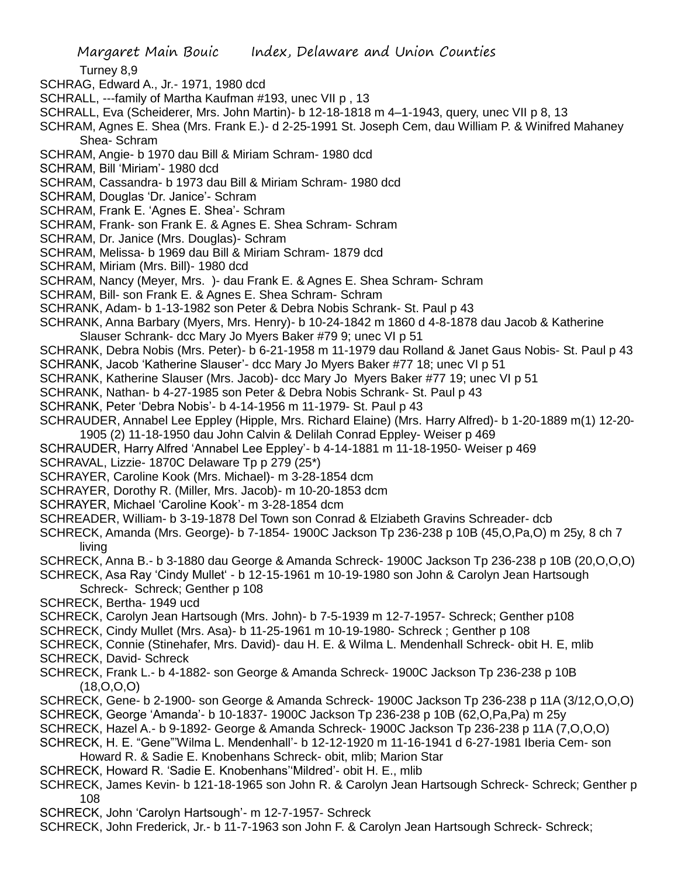Turney 8,9

SCHRAG, Edward A., Jr.- 1971, 1980 dcd

SCHRALL, ---family of Martha Kaufman #193, unec VII p , 13

SCHRALL, Eva (Scheiderer, Mrs. John Martin)- b 12-18-1818 m 4–1-1943, query, unec VII p 8, 13

SCHRAM, Agnes E. Shea (Mrs. Frank E.)- d 2-25-1991 St. Joseph Cem, dau William P. & Winifred Mahaney Shea- Schram

SCHRAM, Angie- b 1970 dau Bill & Miriam Schram- 1980 dcd

SCHRAM, Bill 'Miriam'- 1980 dcd

SCHRAM, Cassandra- b 1973 dau Bill & Miriam Schram- 1980 dcd

SCHRAM, Douglas 'Dr. Janice'- Schram

SCHRAM, Frank E. 'Agnes E. Shea'- Schram

SCHRAM, Frank- son Frank E. & Agnes E. Shea Schram- Schram

SCHRAM, Dr. Janice (Mrs. Douglas)- Schram

SCHRAM, Melissa- b 1969 dau Bill & Miriam Schram- 1879 dcd

SCHRAM, Miriam (Mrs. Bill)- 1980 dcd

SCHRAM, Nancy (Meyer, Mrs. )- dau Frank E. & Agnes E. Shea Schram- Schram

SCHRAM, Bill- son Frank E. & Agnes E. Shea Schram- Schram

SCHRANK, Adam- b 1-13-1982 son Peter & Debra Nobis Schrank- St. Paul p 43

SCHRANK, Anna Barbary (Myers, Mrs. Henry)- b 10-24-1842 m 1860 d 4-8-1878 dau Jacob & Katherine Slauser Schrank- dcc Mary Jo Myers Baker #79 9; unec VI p 51

SCHRANK, Debra Nobis (Mrs. Peter)- b 6-21-1958 m 11-1979 dau Rolland & Janet Gaus Nobis- St. Paul p 43

SCHRANK, Jacob 'Katherine Slauser'- dcc Mary Jo Myers Baker #77 18; unec VI p 51

SCHRANK, Katherine Slauser (Mrs. Jacob)- dcc Mary Jo Myers Baker #77 19; unec VI p 51

SCHRANK, Nathan- b 4-27-1985 son Peter & Debra Nobis Schrank- St. Paul p 43

SCHRANK, Peter 'Debra Nobis'- b 4-14-1956 m 11-1979- St. Paul p 43

SCHRAUDER, Annabel Lee Eppley (Hipple, Mrs. Richard Elaine) (Mrs. Harry Alfred)- b 1-20-1889 m(1) 12-20-1905 (2) 11-18-1950 dau John Calvin & Delilah Conrad Eppley- Weiser p 469

SCHRAUDER, Harry Alfred 'Annabel Lee Eppley'- b 4-14-1881 m 11-18-1950- Weiser p 469

SCHRAVAL, Lizzie- 1870C Delaware Tp p 279 (25*)

SCHRAYER, Caroline Kook (Mrs. Michael)- m 3-28-1854 dcm

SCHRAYER, Dorothy R. (Miller, Mrs. Jacob)- m 10-20-1853 dcm

SCHRAYER, Michael 'Caroline Kook'- m 3-28-1854 dcm

SCHREADER, William- b 3-19-1878 Del Town son Conrad & Elziabeth Gravins Schreader- dcb

SCHRECK, Amanda (Mrs. George)- b 7-1854- 1900C Jackson Tp 236-238 p 10B (45,O,Pa,O) m 25y, 8 ch 7 living

SCHRECK, Anna B.- b 3-1880 dau George & Amanda Schreck- 1900C Jackson Tp 236-238 p 10B (20,O,O,O)

SCHRECK, Asa Ray 'Cindy Mullet' - b 12-15-1961 m 10-19-1980 son John & Carolyn Jean Hartsough Schreck- Schreck; Genther p 108

SCHRECK, Bertha- 1949 ucd

SCHRECK, Carolyn Jean Hartsough (Mrs. John)- b 7-5-1939 m 12-7-1957- Schreck; Genther p108

SCHRECK, Cindy Mullet (Mrs. Asa)- b 11-25-1961 m 10-19-1980- Schreck ; Genther p 108

SCHRECK, Connie (Stinehafer, Mrs. David)- dau H. E. & Wilma L. Mendenhall Schreck- obit H. E, mlib

SCHRECK, David- Schreck

SCHRECK, Frank L.- b 4-1882- son George & Amanda Schreck- 1900C Jackson Tp 236-238 p 10B (18,O,O,O)

SCHRECK, Gene- b 2-1900- son George & Amanda Schreck- 1900C Jackson Tp 236-238 p 11A (3/12,O,O,O)

SCHRECK, George 'Amanda'- b 10-1837- 1900C Jackson Tp 236-238 p 10B (62,O,Pa,Pa) m 25y

SCHRECK, Hazel A.- b 9-1892- George & Amanda Schreck- 1900C Jackson Tp 236-238 p 11A (7,O,O,O)

SCHRECK, H. E. "Gene"'Wilma L. Mendenhall'- b 12-12-1920 m 11-16-1941 d 6-27-1981 Iberia Cem- son Howard R. & Sadie E. Knobenhans Schreck- obit, mlib; Marion Star

SCHRECK, Howard R. 'Sadie E. Knobenhans''Mildred'- obit H. E., mlib

SCHRECK, James Kevin- b 121-18-1965 son John R. & Carolyn Jean Hartsough Schreck- Schreck; Genther p 108

SCHRECK, John 'Carolyn Hartsough'- m 12-7-1957- Schreck

SCHRECK, John Frederick, Jr.- b 11-7-1963 son John F. & Carolyn Jean Hartsough Schreck- Schreck;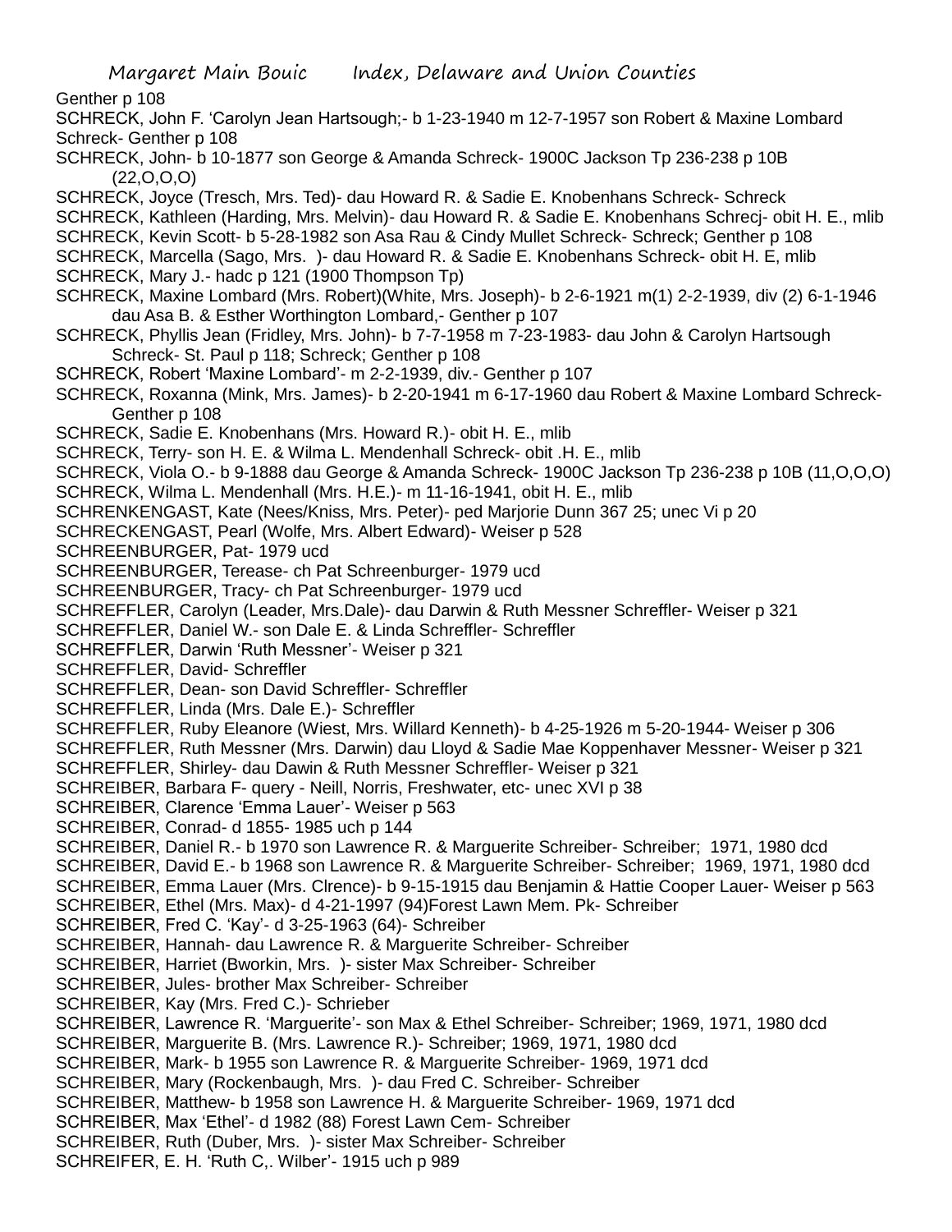Genther p 108

SCHRECK, John F. 'Carolyn Jean Hartsough;- b 1-23-1940 m 12-7-1957 son Robert & Maxine Lombard Schreck- Genther p 108

SCHRECK, John- b 10-1877 son George & Amanda Schreck- 1900C Jackson Tp 236-238 p 10B (22,O,O,O)

SCHRECK, Joyce (Tresch, Mrs. Ted)- dau Howard R. & Sadie E. Knobenhans Schreck- Schreck

SCHRECK, Kathleen (Harding, Mrs. Melvin)- dau Howard R. & Sadie E. Knobenhans Schrecj- obit H. E., mlib

SCHRECK, Kevin Scott- b 5-28-1982 son Asa Rau & Cindy Mullet Schreck- Schreck; Genther p 108

SCHRECK, Marcella (Sago, Mrs. )- dau Howard R. & Sadie E. Knobenhans Schreck- obit H. E, mlib

SCHRECK, Mary J.- hadc p 121 (1900 Thompson Tp)

SCHRECK, Maxine Lombard (Mrs. Robert)(White, Mrs. Joseph)- b 2-6-1921 m(1) 2-2-1939, div (2) 6-1-1946 dau Asa B. & Esther Worthington Lombard,- Genther p 107

SCHRECK, Phyllis Jean (Fridley, Mrs. John)- b 7-7-1958 m 7-23-1983- dau John & Carolyn Hartsough Schreck- St. Paul p 118; Schreck; Genther p 108

SCHRECK, Robert 'Maxine Lombard'- m 2-2-1939, div.- Genther p 107

SCHRECK, Roxanna (Mink, Mrs. James)- b 2-20-1941 m 6-17-1960 dau Robert & Maxine Lombard Schreck- Genther p 108

SCHRECK, Sadie E. Knobenhans (Mrs. Howard R.)- obit H. E., mlib

SCHRECK, Terry- son H. E. & Wilma L. Mendenhall Schreck- obit .H. E., mlib

SCHRECK, Viola O.- b 9-1888 dau George & Amanda Schreck- 1900C Jackson Tp 236-238 p 10B (11,O,O,O)

SCHRECK, Wilma L. Mendenhall (Mrs. H.E.)- m 11-16-1941, obit H. E., mlib

SCHRENKENGAST, Kate (Nees/Kniss, Mrs. Peter)- ped Marjorie Dunn 367 25; unec Vi p 20

SCHRECKENGAST, Pearl (Wolfe, Mrs. Albert Edward)- Weiser p 528

SCHREENBURGER, Pat- 1979 ucd

SCHREENBURGER, Terease- ch Pat Schreenburger- 1979 ucd

SCHREENBURGER, Tracy- ch Pat Schreenburger- 1979 ucd

SCHREFFLER, Carolyn (Leader, Mrs.Dale)- dau Darwin & Ruth Messner Schreffler- Weiser p 321

SCHREFFLER, Daniel W.- son Dale E. & Linda Schreffler- Schreffler

SCHREFFLER, Darwin 'Ruth Messner'- Weiser p 321

SCHREFFLER, David- Schreffler

SCHREFFLER, Dean- son David Schreffler- Schreffler

SCHREFFLER, Linda (Mrs. Dale E.)- Schreffler

SCHREFFLER, Ruby Eleanore (Wiest, Mrs. Willard Kenneth)- b 4-25-1926 m 5-20-1944- Weiser p 306

SCHREFFLER, Ruth Messner (Mrs. Darwin) dau Lloyd & Sadie Mae Koppenhaver Messner- Weiser p 321

SCHREFFLER, Shirley- dau Dawin & Ruth Messner Schreffler- Weiser p 321

SCHREIBER, Barbara F- query - Neill, Norris, Freshwater, etc- unec XVI p 38

SCHREIBER, Clarence 'Emma Lauer'- Weiser p 563

SCHREIBER, Conrad- d 1855- 1985 uch p 144

SCHREIBER, Daniel R.- b 1970 son Lawrence R. & Marguerite Schreiber- Schreiber; 1971, 1980 dcd

SCHREIBER, David E.- b 1968 son Lawrence R. & Marguerite Schreiber- Schreiber; 1969, 1971, 1980 dcd

SCHREIBER, Emma Lauer (Mrs. Clrence)- b 9-15-1915 dau Benjamin & Hattie Cooper Lauer- Weiser p 563

SCHREIBER, Ethel (Mrs. Max)- d 4-21-1997 (94)Forest Lawn Mem. Pk- Schreiber

SCHREIBER, Fred C. 'Kay'- d 3-25-1963 (64)- Schreiber

SCHREIBER, Hannah- dau Lawrence R. & Marguerite Schreiber- Schreiber

SCHREIBER, Harriet (Bworkin, Mrs. )- sister Max Schreiber- Schreiber

SCHREIBER, Jules- brother Max Schreiber- Schreiber

SCHREIBER, Kay (Mrs. Fred C.)- Schrieber

SCHREIBER, Lawrence R. 'Marguerite'- son Max & Ethel Schreiber- Schreiber; 1969, 1971, 1980 dcd

SCHREIBER, Marguerite B. (Mrs. Lawrence R.)- Schreiber; 1969, 1971, 1980 dcd

SCHREIBER, Mark- b 1955 son Lawrence R. & Marguerite Schreiber- 1969, 1971 dcd

SCHREIBER, Mary (Rockenbaugh, Mrs. )- dau Fred C. Schreiber- Schreiber

SCHREIBER, Matthew- b 1958 son Lawrence H. & Marguerite Schreiber- 1969, 1971 dcd

SCHREIBER, Max 'Ethel'- d 1982 (88) Forest Lawn Cem- Schreiber

SCHREIBER, Ruth (Duber, Mrs. )- sister Max Schreiber- Schreiber

SCHREIFER, E. H. 'Ruth C,. Wilber'- 1915 uch p 989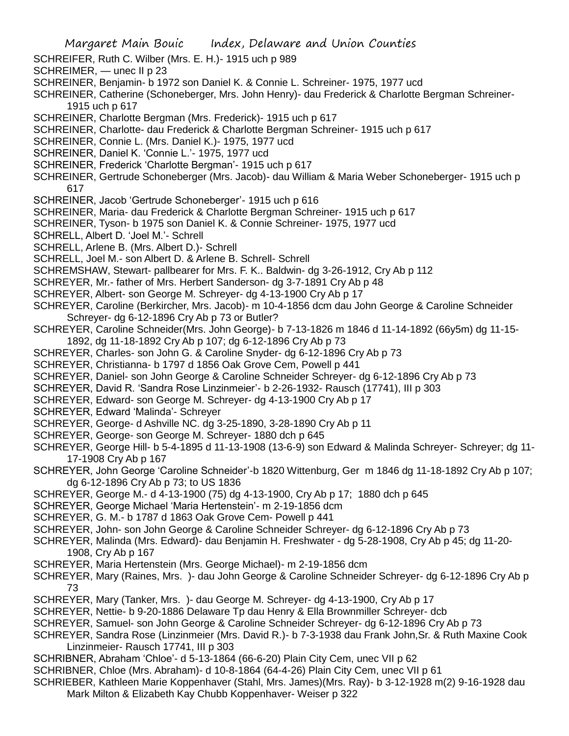SCHREIFER, Ruth C. Wilber (Mrs. E. H.)- 1915 uch p 989

SCHREIMER, — unec II p 23

SCHREINER, Benjamin- b 1972 son Daniel K. & Connie L. Schreiner- 1975, 1977 ucd

SCHREINER, Catherine (Schoneberger, Mrs. John Henry)- dau Frederick & Charlotte Bergman Schreiner- 1915 uch p 617

SCHREINER, Charlotte Bergman (Mrs. Frederick)- 1915 uch p 617

SCHREINER, Charlotte- dau Frederick & Charlotte Bergman Schreiner- 1915 uch p 617

SCHREINER, Connie L. (Mrs. Daniel K.)- 1975, 1977 ucd

SCHREINER, Daniel K. 'Connie L.'- 1975, 1977 ucd

SCHREINER, Frederick 'Charlotte Bergman'- 1915 uch p 617

SCHREINER, Gertrude Schoneberger (Mrs. Jacob)- dau William & Maria Weber Schoneberger- 1915 uch p 617

SCHREINER, Jacob 'Gertrude Schoneberger'- 1915 uch p 616

SCHREINER, Maria- dau Frederick & Charlotte Bergman Schreiner- 1915 uch p 617

SCHREINER, Tyson- b 1975 son Daniel K. & Connie Schreiner- 1975, 1977 ucd

SCHRELL, Albert D. 'Joel M.'- Schrell

SCHRELL, Arlene B. (Mrs. Albert D.)- Schrell

SCHRELL, Joel M.- son Albert D. & Arlene B. Schrell- Schrell

SCHREMSHAW, Stewart- pallbearer for Mrs. F. K.. Baldwin- dg 3-26-1912, Cry Ab p 112

SCHREYER, Mr.- father of Mrs. Herbert Sanderson- dg 3-7-1891 Cry Ab p 48

SCHREYER, Albert- son George M. Schreyer- dg 4-13-1900 Cry Ab p 17

SCHREYER, Caroline (Berkircher, Mrs. Jacob)- m 10-4-1856 dcm dau John George & Caroline Schneider Schreyer- dg 6-12-1896 Cry Ab p 73 or Butler?

SCHREYER, Caroline Schneider(Mrs. John George)- b 7-13-1826 m 1846 d 11-14-1892 (66y5m) dg 11-15-1892, dg 11-18-1892 Cry Ab p 107; dg 6-12-1896 Cry Ab p 73

SCHREYER, Charles- son John G. & Caroline Snyder- dg 6-12-1896 Cry Ab p 73

SCHREYER, Christianna- b 1797 d 1856 Oak Grove Cem, Powell p 441

SCHREYER, Daniel- son John George & Caroline Schneider Schreyer- dg 6-12-1896 Cry Ab p 73

SCHREYER, David R. 'Sandra Rose Linzinmeier'- b 2-26-1932- Rausch (17741), III p 303

SCHREYER, Edward- son George M. Schreyer- dg 4-13-1900 Cry Ab p 17

SCHREYER, Edward 'Malinda'- Schreyer

SCHREYER, George- d Ashville NC. dg 3-25-1890, 3-28-1890 Cry Ab p 11

SCHREYER, George- son George M. Schreyer- 1880 dch p 645

SCHREYER, George Hill- b 5-4-1895 d 11-13-1908 (13-6-9) son Edward & Malinda Schreyer- Schreyer; dg 11-17-1908 Cry Ab p 167

SCHREYER, John George 'Caroline Schneider'-b 1820 Wittenburg, Ger m 1846 dg 11-18-1892 Cry Ab p 107; dg 6-12-1896 Cry Ab p 73; to US 1836

SCHREYER, George M.- d 4-13-1900 (75) dg 4-13-1900, Cry Ab p 17; 1880 dch p 645

SCHREYER, George Michael 'Maria Hertenstein'- m 2-19-1856 dcm

SCHREYER, G. M.- b 1787 d 1863 Oak Grove Cem- Powell p 441

SCHREYER, John- son John George & Caroline Schneider Schreyer- dg 6-12-1896 Cry Ab p 73

SCHREYER, Malinda (Mrs. Edward)- dau Benjamin H. Freshwater - dg 5-28-1908, Cry Ab p 45; dg 11-20-1908, Cry Ab p 167

SCHREYER, Maria Hertenstein (Mrs. George Michael)- m 2-19-1856 dcm

SCHREYER, Mary (Raines, Mrs. )- dau John George & Caroline Schneider Schreyer- dg 6-12-1896 Cry Ab p 73

SCHREYER, Mary (Tanker, Mrs. )- dau George M. Schreyer- dg 4-13-1900, Cry Ab p 17

SCHREYER, Nettie- b 9-20-1886 Delaware Tp dau Henry & Ella Brownmiller Schreyer- dcb

SCHREYER, Samuel- son John George & Caroline Schneider Schreyer- dg 6-12-1896 Cry Ab p 73

SCHREYER, Sandra Rose (Linzinmeier (Mrs. David R.)- b 7-3-1938 dau Frank John,Sr. & Ruth Maxine Cook Linzinmeier- Rausch 17741, III p 303

SCHRIBNER, Abraham 'Chloe'- d 5-13-1864 (66-6-20) Plain City Cem, unec VII p 62

SCHRIBNER, Chloe (Mrs. Abraham)- d 10-8-1864 (64-4-26) Plain City Cem, unec VII p 61

SCHRIEBER, Kathleen Marie Koppenhaver (Stahl, Mrs. James)(Mrs. Ray)- b 3-12-1928 m(2) 9-16-1928 dau Mark Milton & Elizabeth Kay Chubb Koppenhaver- Weiser p 322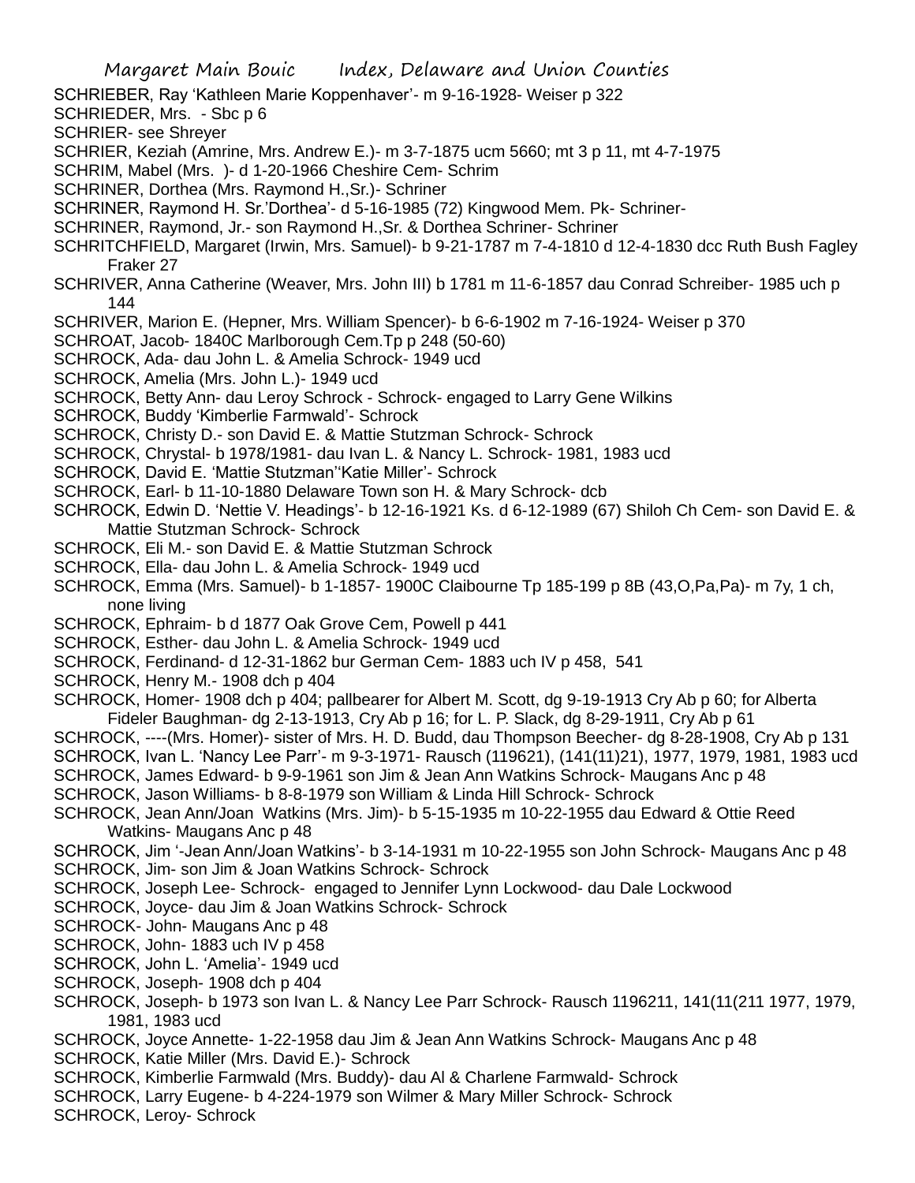SCHRIEBER, Ray 'Kathleen Marie Koppenhaver'- m 9-16-1928- Weiser p 322

SCHRIEDER, Mrs. - Sbc p 6

SCHRIER- see Shreyer

SCHRIER, Keziah (Amrine, Mrs. Andrew E.)- m 3-7-1875 ucm 5660; mt 3 p 11, mt 4-7-1975

SCHRIM, Mabel (Mrs. )- d 1-20-1966 Cheshire Cem- Schrim

SCHRINER, Dorthea (Mrs. Raymond H.,Sr.)- Schriner

SCHRINER, Raymond H. Sr.'Dorthea'- d 5-16-1985 (72) Kingwood Mem. Pk- Schriner-

SCHRINER, Raymond, Jr.- son Raymond H.,Sr. & Dorthea Schriner- Schriner

SCHRITCHFIELD, Margaret (Irwin, Mrs. Samuel)- b 9-21-1787 m 7-4-1810 d 12-4-1830 dcc Ruth Bush Fagley Fraker 27

SCHRIVER, Anna Catherine (Weaver, Mrs. John III) b 1781 m 11-6-1857 dau Conrad Schreiber- 1985 uch p 144

SCHRIVER, Marion E. (Hepner, Mrs. William Spencer)- b 6-6-1902 m 7-16-1924- Weiser p 370

SCHROAT, Jacob- 1840C Marlborough Cem.Tp p 248 (50-60)

SCHROCK, Ada- dau John L. & Amelia Schrock- 1949 ucd

SCHROCK, Amelia (Mrs. John L.)- 1949 ucd

SCHROCK, Betty Ann- dau Leroy Schrock - Schrock- engaged to Larry Gene Wilkins

SCHROCK, Buddy 'Kimberlie Farmwald'- Schrock

SCHROCK, Christy D.- son David E. & Mattie Stutzman Schrock- Schrock

SCHROCK, Chrystal- b 1978/1981- dau Ivan L. & Nancy L. Schrock- 1981, 1983 ucd

SCHROCK, David E. 'Mattie Stutzman''Katie Miller'- Schrock

SCHROCK, Earl- b 11-10-1880 Delaware Town son H. & Mary Schrock- dcb

SCHROCK, Edwin D. 'Nettie V. Headings'- b 12-16-1921 Ks. d 6-12-1989 (67) Shiloh Ch Cem- son David E. & Mattie Stutzman Schrock- Schrock

SCHROCK, Eli M.- son David E. & Mattie Stutzman Schrock

SCHROCK, Ella- dau John L. & Amelia Schrock- 1949 ucd

SCHROCK, Emma (Mrs. Samuel)- b 1-1857- 1900C Claibourne Tp 185-199 p 8B (43,O,Pa,Pa)- m 7y, 1 ch, none living

SCHROCK, Ephraim- b d 1877 Oak Grove Cem, Powell p 441

SCHROCK, Esther- dau John L. & Amelia Schrock- 1949 ucd

SCHROCK, Ferdinand- d 12-31-1862 bur German Cem- 1883 uch IV p 458, 541

SCHROCK, Henry M.- 1908 dch p 404

SCHROCK, Homer- 1908 dch p 404; pallbearer for Albert M. Scott, dg 9-19-1913 Cry Ab p 60; for Alberta Fideler Baughman- dg 2-13-1913, Cry Ab p 16; for L. P. Slack, dg 8-29-1911, Cry Ab p 61

SCHROCK, ----(Mrs. Homer)- sister of Mrs. H. D. Budd, dau Thompson Beecher- dg 8-28-1908, Cry Ab p 131

SCHROCK, Ivan L. 'Nancy Lee Parr'- m 9-3-1971- Rausch (119621), (141(11)21), 1977, 1979, 1981, 1983 ucd

SCHROCK, James Edward- b 9-9-1961 son Jim & Jean Ann Watkins Schrock- Maugans Anc p 48

SCHROCK, Jason Williams- b 8-8-1979 son William & Linda Hill Schrock- Schrock

SCHROCK, Jean Ann/Joan Watkins (Mrs. Jim)- b 5-15-1935 m 10-22-1955 dau Edward & Ottie Reed Watkins- Maugans Anc p 48

SCHROCK, Jim '-Jean Ann/Joan Watkins'- b 3-14-1931 m 10-22-1955 son John Schrock- Maugans Anc p 48

SCHROCK, Jim- son Jim & Joan Watkins Schrock- Schrock

SCHROCK, Joseph Lee- Schrock- engaged to Jennifer Lynn Lockwood- dau Dale Lockwood

SCHROCK, Joyce- dau Jim & Joan Watkins Schrock- Schrock

SCHROCK- John- Maugans Anc p 48

SCHROCK, John- 1883 uch IV p 458

SCHROCK, John L. 'Amelia'- 1949 ucd

SCHROCK, Joseph- 1908 dch p 404

SCHROCK, Joseph- b 1973 son Ivan L. & Nancy Lee Parr Schrock- Rausch 1196211, 141(11(211 1977, 1979, 1981, 1983 ucd

SCHROCK, Joyce Annette- 1-22-1958 dau Jim & Jean Ann Watkins Schrock- Maugans Anc p 48

SCHROCK, Katie Miller (Mrs. David E.)- Schrock

SCHROCK, Kimberlie Farmwald (Mrs. Buddy)- dau Al & Charlene Farmwald- Schrock

SCHROCK, Larry Eugene- b 4-224-1979 son Wilmer & Mary Miller Schrock- Schrock

SCHROCK, Leroy- Schrock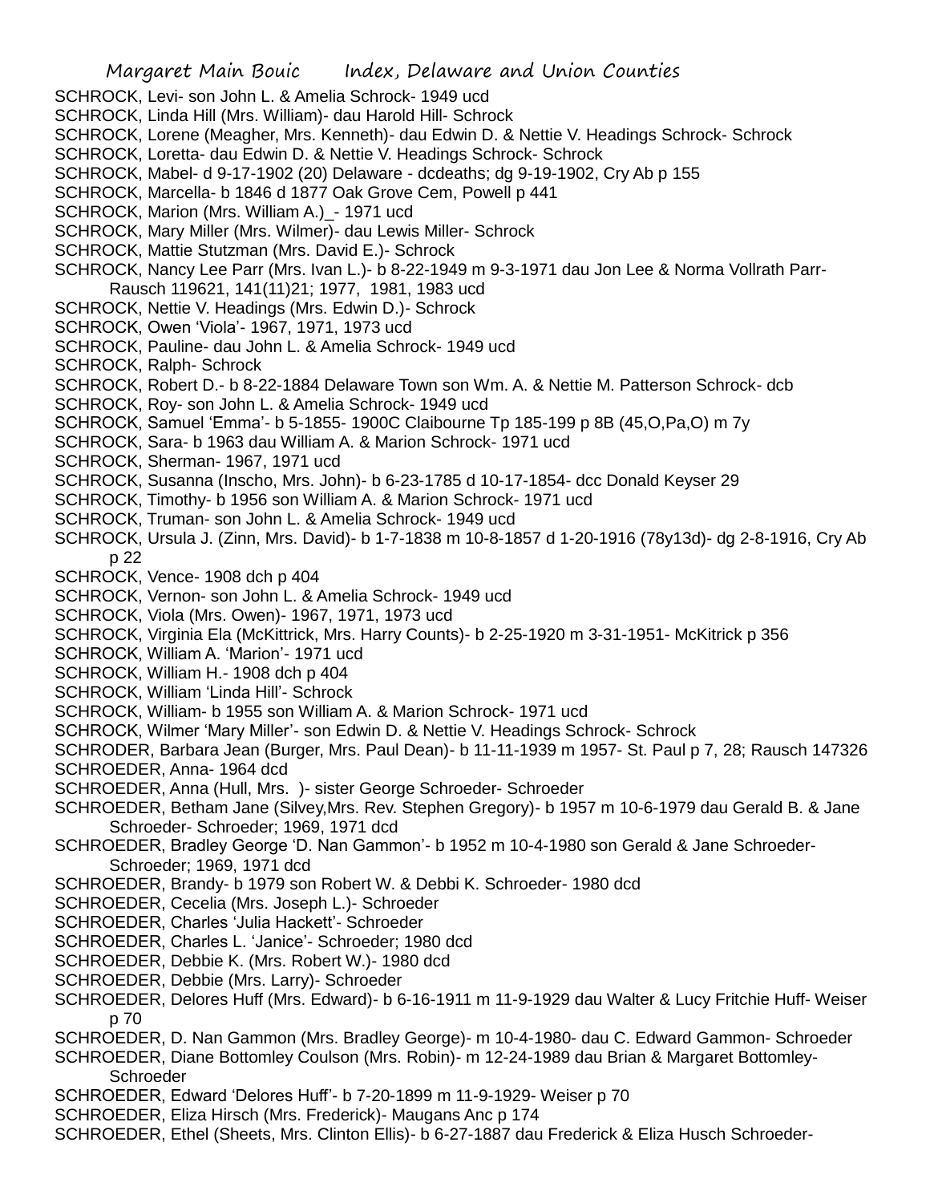SCHROCK, Levi- son John L. & Amelia Schrock- 1949 ucd
SCHROCK, Linda Hill (Mrs. William)- dau Harold Hill- Schrock
SCHROCK, Lorene (Meagher, Mrs. Kenneth)- dau Edwin D. & Nettie V. Headings Schrock- Schrock
SCHROCK, Loretta- dau Edwin D. & Nettie V. Headings Schrock- Schrock
SCHROCK, Mabel- d 9-17-1902 (20) Delaware - dcdeaths; dg 9-19-1902, Cry Ab p 155
SCHROCK, Marcella- b 1846 d 1877 Oak Grove Cem, Powell p 441
SCHROCK, Marion (Mrs. William A.)_- 1971 ucd
SCHROCK, Mary Miller (Mrs. Wilmer)- dau Lewis Miller- Schrock
SCHROCK, Mattie Stutzman (Mrs. David E.)- Schrock
SCHROCK, Nancy Lee Parr (Mrs. Ivan L.)- b 8-22-1949 m 9-3-1971 dau Jon Lee & Norma Vollrath Parr- Rausch 119621, 141(11)21; 1977, 1981, 1983 ucd
SCHROCK, Nettie V. Headings (Mrs. Edwin D.)- Schrock
SCHROCK, Owen 'Viola'- 1967, 1971, 1973 ucd
SCHROCK, Pauline- dau John L. & Amelia Schrock- 1949 ucd
SCHROCK, Ralph- Schrock
SCHROCK, Robert D.- b 8-22-1884 Delaware Town son Wm. A. & Nettie M. Patterson Schrock- dcb
SCHROCK, Roy- son John L. & Amelia Schrock- 1949 ucd
SCHROCK, Samuel 'Emma'- b 5-1855- 1900C Claibourne Tp 185-199 p 8B (45,O,Pa,O) m 7y
SCHROCK, Sara- b 1963 dau William A. & Marion Schrock- 1971 ucd
SCHROCK, Sherman- 1967, 1971 ucd
SCHROCK, Susanna (Inscho, Mrs. John)- b 6-23-1785 d 10-17-1854- dcc Donald Keyser 29
SCHROCK, Timothy- b 1956 son William A. & Marion Schrock- 1971 ucd
SCHROCK, Truman- son John L. & Amelia Schrock- 1949 ucd
SCHROCK, Ursula J. (Zinn, Mrs. David)- b 1-7-1838 m 10-8-1857 d 1-20-1916 (78y13d)- dg 2-8-1916, Cry Ab p 22
SCHROCK, Vence- 1908 dch p 404
SCHROCK, Vernon- son John L. & Amelia Schrock- 1949 ucd
SCHROCK, Viola (Mrs. Owen)- 1967, 1971, 1973 ucd
SCHROCK, Virginia Ela (McKittrick, Mrs. Harry Counts)- b 2-25-1920 m 3-31-1951- McKitrick p 356
SCHROCK, William A. 'Marion'- 1971 ucd
SCHROCK, William H.- 1908 dch p 404
SCHROCK, William 'Linda Hill'- Schrock
SCHROCK, William- b 1955 son William A. & Marion Schrock- 1971 ucd
SCHROCK, Wilmer 'Mary Miller'- son Edwin D. & Nettie V. Headings Schrock- Schrock
SCHRODER, Barbara Jean (Burger, Mrs. Paul Dean)- b 11-11-1939 m 1957- St. Paul p 7, 28; Rausch 147326
SCHROEDER, Anna- 1964 dcd
SCHROEDER, Anna (Hull, Mrs. )- sister George Schroeder- Schroeder
SCHROEDER, Betham Jane (Silvey,Mrs. Rev. Stephen Gregory)- b 1957 m 10-6-1979 dau Gerald B. & Jane Schroeder- Schroeder; 1969, 1971 dcd
SCHROEDER, Bradley George 'D. Nan Gammon'- b 1952 m 10-4-1980 son Gerald & Jane Schroeder- Schroeder; 1969, 1971 dcd
SCHROEDER, Brandy- b 1979 son Robert W. & Debbi K. Schroeder- 1980 dcd
SCHROEDER, Cecelia (Mrs. Joseph L.)- Schroeder
SCHROEDER, Charles 'Julia Hackett'- Schroeder
SCHROEDER, Charles L. 'Janice'- Schroeder; 1980 dcd
SCHROEDER, Debbie K. (Mrs. Robert W.)- 1980 dcd
SCHROEDER, Debbie (Mrs. Larry)- Schroeder
SCHROEDER, Delores Huff (Mrs. Edward)- b 6-16-1911 m 11-9-1929 dau Walter & Lucy Fritchie Huff- Weiser p 70
SCHROEDER, D. Nan Gammon (Mrs. Bradley George)- m 10-4-1980- dau C. Edward Gammon- Schroeder
SCHROEDER, Diane Bottomley Coulson (Mrs. Robin)- m 12-24-1989 dau Brian & Margaret Bottomley- Schroeder
SCHROEDER, Edward 'Delores Huff'- b 7-20-1899 m 11-9-1929- Weiser p 70
SCHROEDER, Eliza Hirsch (Mrs. Frederick)- Maugans Anc p 174
SCHROEDER, Ethel (Sheets, Mrs. Clinton Ellis)- b 6-27-1887 dau Frederick & Eliza Husch Schroeder-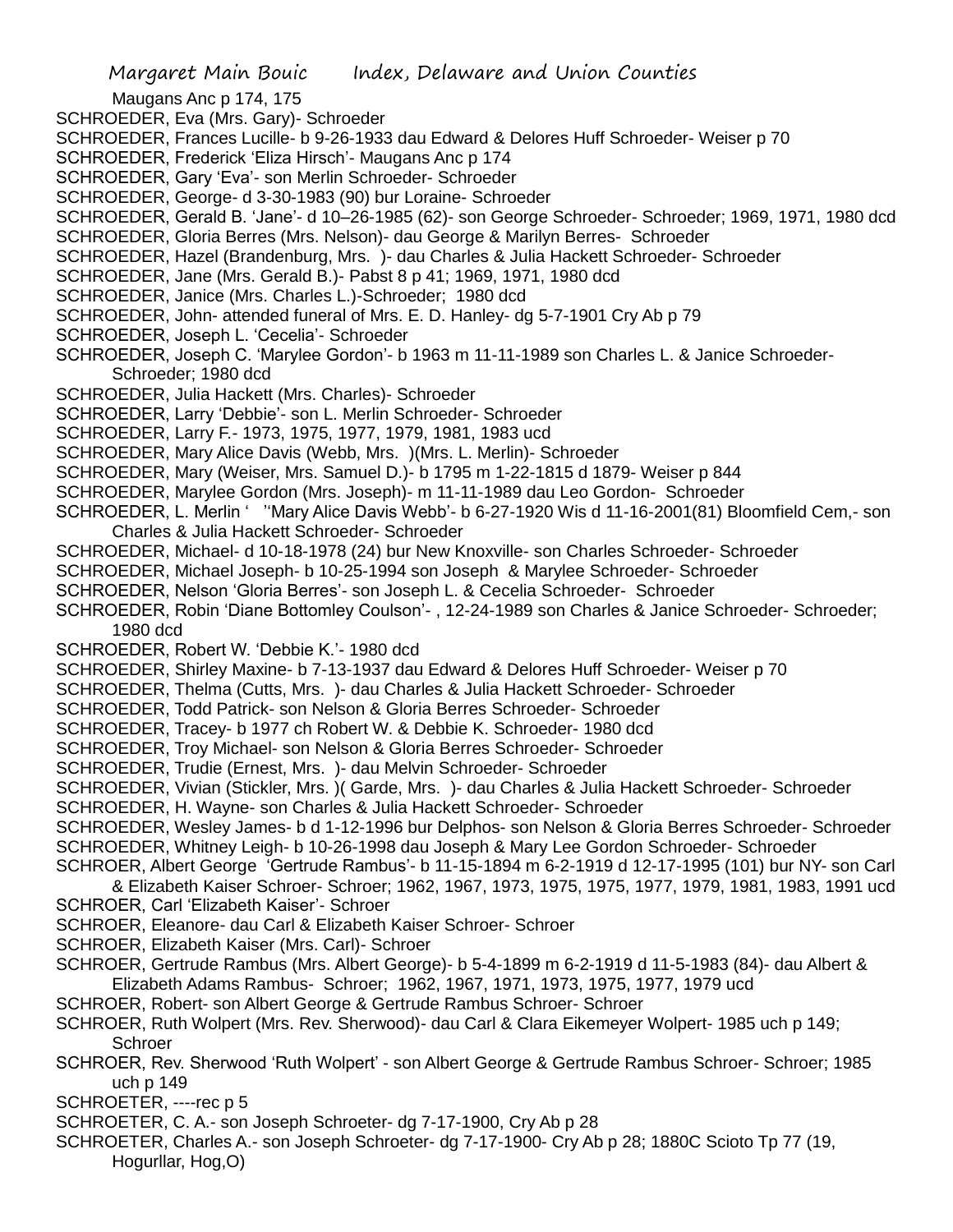Maugans Anc p 174, 175

SCHROEDER, Eva (Mrs. Gary)- Schroeder

SCHROEDER, Frances Lucille- b 9-26-1933 dau Edward & Delores Huff Schroeder- Weiser p 70

SCHROEDER, Frederick 'Eliza Hirsch'- Maugans Anc p 174

SCHROEDER, Gary 'Eva'- son Merlin Schroeder- Schroeder

SCHROEDER, George- d 3-30-1983 (90) bur Loraine- Schroeder

SCHROEDER, Gerald B. 'Jane'- d 10–26-1985 (62)- son George Schroeder- Schroeder; 1969, 1971, 1980 dcd

SCHROEDER, Gloria Berres (Mrs. Nelson)- dau George & Marilyn Berres- Schroeder

SCHROEDER, Hazel (Brandenburg, Mrs. )- dau Charles & Julia Hackett Schroeder- Schroeder

SCHROEDER, Jane (Mrs. Gerald B.)- Pabst 8 p 41; 1969, 1971, 1980 dcd

SCHROEDER, Janice (Mrs. Charles L.)-Schroeder; 1980 dcd

SCHROEDER, John- attended funeral of Mrs. E. D. Hanley- dg 5-7-1901 Cry Ab p 79

SCHROEDER, Joseph L. 'Cecelia'- Schroeder

SCHROEDER, Joseph C. 'Marylee Gordon'- b 1963 m 11-11-1989 son Charles L. & Janice Schroeder- Schroeder; 1980 dcd

SCHROEDER, Julia Hackett (Mrs. Charles)- Schroeder

SCHROEDER, Larry 'Debbie'- son L. Merlin Schroeder- Schroeder

SCHROEDER, Larry F.- 1973, 1975, 1977, 1979, 1981, 1983 ucd

SCHROEDER, Mary Alice Davis (Webb, Mrs. )(Mrs. L. Merlin)- Schroeder

SCHROEDER, Mary (Weiser, Mrs. Samuel D.)- b 1795 m 1-22-1815 d 1879- Weiser p 844

SCHROEDER, Marylee Gordon (Mrs. Joseph)- m 11-11-1989 dau Leo Gordon- Schroeder

SCHROEDER, L. Merlin ' ''Mary Alice Davis Webb'- b 6-27-1920 Wis d 11-16-2001(81) Bloomfield Cem,- son Charles & Julia Hackett Schroeder- Schroeder

SCHROEDER, Michael- d 10-18-1978 (24) bur New Knoxville- son Charles Schroeder- Schroeder

SCHROEDER, Michael Joseph- b 10-25-1994 son Joseph & Marylee Schroeder- Schroeder

SCHROEDER, Nelson 'Gloria Berres'- son Joseph L. & Cecelia Schroeder- Schroeder

SCHROEDER, Robin 'Diane Bottomley Coulson'- , 12-24-1989 son Charles & Janice Schroeder- Schroeder; 1980 dcd

SCHROEDER, Robert W. 'Debbie K.'- 1980 dcd

SCHROEDER, Shirley Maxine- b 7-13-1937 dau Edward & Delores Huff Schroeder- Weiser p 70

SCHROEDER, Thelma (Cutts, Mrs. )- dau Charles & Julia Hackett Schroeder- Schroeder

SCHROEDER, Todd Patrick- son Nelson & Gloria Berres Schroeder- Schroeder

SCHROEDER, Tracey- b 1977 ch Robert W. & Debbie K. Schroeder- 1980 dcd

SCHROEDER, Troy Michael- son Nelson & Gloria Berres Schroeder- Schroeder

SCHROEDER, Trudie (Ernest, Mrs. )- dau Melvin Schroeder- Schroeder

SCHROEDER, Vivian (Stickler, Mrs. )( Garde, Mrs. )- dau Charles & Julia Hackett Schroeder- Schroeder

SCHROEDER, H. Wayne- son Charles & Julia Hackett Schroeder- Schroeder

SCHROEDER, Wesley James- b d 1-12-1996 bur Delphos- son Nelson & Gloria Berres Schroeder- Schroeder

SCHROEDER, Whitney Leigh- b 10-26-1998 dau Joseph & Mary Lee Gordon Schroeder- Schroeder

SCHROER, Albert George 'Gertrude Rambus'- b 11-15-1894 m 6-2-1919 d 12-17-1995 (101) bur NY- son Carl & Elizabeth Kaiser Schroer- Schroer; 1962, 1967, 1973, 1975, 1975, 1977, 1979, 1981, 1983, 1991 ucd

SCHROER, Carl 'Elizabeth Kaiser'- Schroer

SCHROER, Eleanore- dau Carl & Elizabeth Kaiser Schroer- Schroer

SCHROER, Elizabeth Kaiser (Mrs. Carl)- Schroer

SCHROER, Gertrude Rambus (Mrs. Albert George)- b 5-4-1899 m 6-2-1919 d 11-5-1983 (84)- dau Albert & Elizabeth Adams Rambus- Schroer; 1962, 1967, 1971, 1973, 1975, 1977, 1979 ucd

SCHROER, Robert- son Albert George & Gertrude Rambus Schroer- Schroer

SCHROER, Ruth Wolpert (Mrs. Rev. Sherwood)- dau Carl & Clara Eikemeyer Wolpert- 1985 uch p 149; Schroer

SCHROER, Rev. Sherwood 'Ruth Wolpert' - son Albert George & Gertrude Rambus Schroer- Schroer; 1985 uch p 149

SCHROETER, ----rec p 5

SCHROETER, C. A.- son Joseph Schroeter- dg 7-17-1900, Cry Ab p 28

SCHROETER, Charles A.- son Joseph Schroeter- dg 7-17-1900- Cry Ab p 28; 1880C Scioto Tp 77 (19, Hogurllar, Hog,O)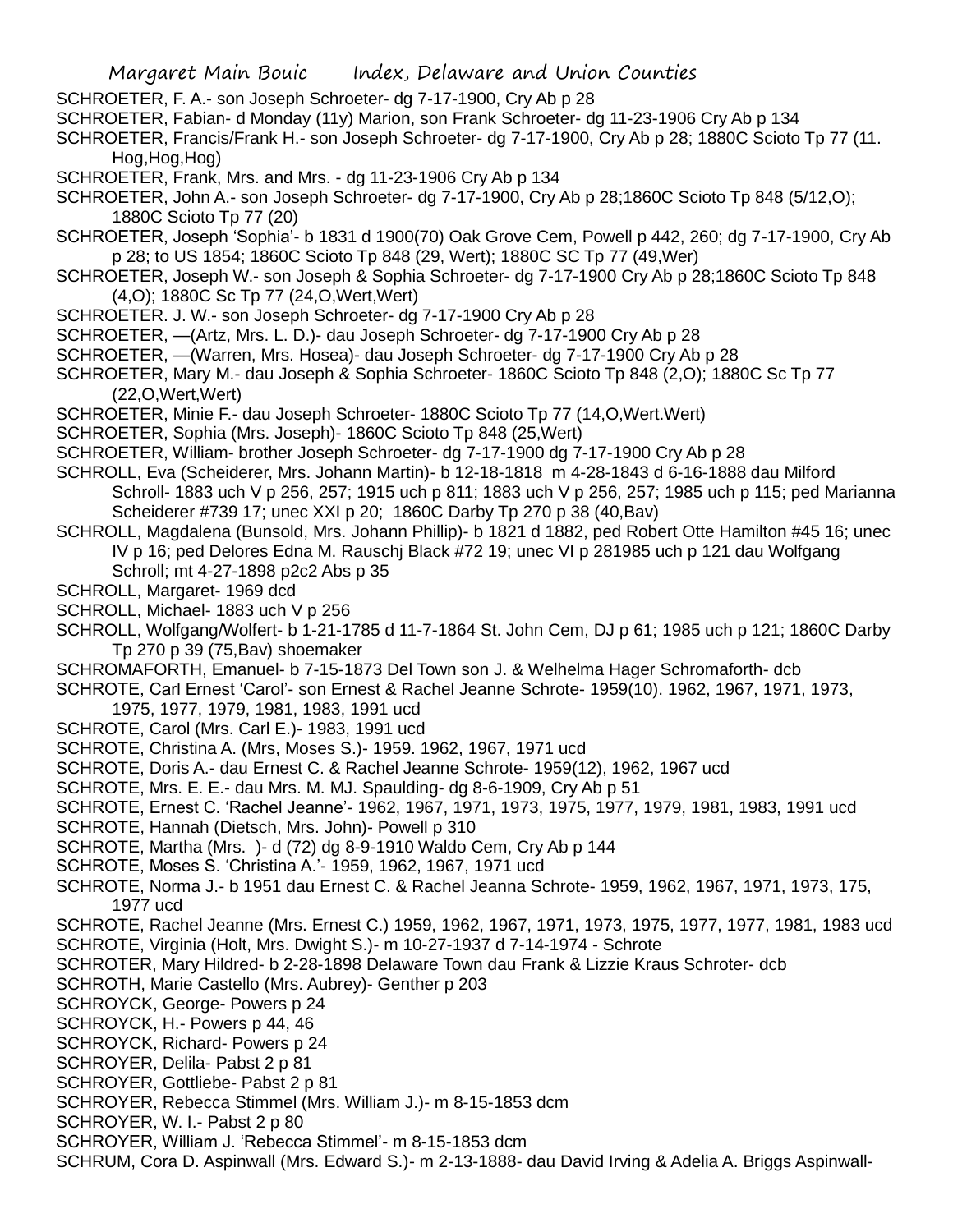SCHROETER, F. A.- son Joseph Schroeter- dg 7-17-1900, Cry Ab p 28

SCHROETER, Fabian- d Monday (11y) Marion, son Frank Schroeter- dg 11-23-1906 Cry Ab p 134

SCHROETER, Francis/Frank H.- son Joseph Schroeter- dg 7-17-1900, Cry Ab p 28; 1880C Scioto Tp 77 (11. Hog,Hog,Hog)

SCHROETER, Frank, Mrs. and Mrs. - dg 11-23-1906 Cry Ab p 134

SCHROETER, John A.- son Joseph Schroeter- dg 7-17-1900, Cry Ab p 28;1860C Scioto Tp 848 (5/12,O); 1880C Scioto Tp 77 (20)

SCHROETER, Joseph 'Sophia'- b 1831 d 1900(70) Oak Grove Cem, Powell p 442, 260; dg 7-17-1900, Cry Ab p 28; to US 1854; 1860C Scioto Tp 848 (29, Wert); 1880C SC Tp 77 (49,Wer)

SCHROETER, Joseph W.- son Joseph & Sophia Schroeter- dg 7-17-1900 Cry Ab p 28;1860C Scioto Tp 848 (4,O); 1880C Sc Tp 77 (24,O,Wert,Wert)

SCHROETER. J. W.- son Joseph Schroeter- dg 7-17-1900 Cry Ab p 28

SCHROETER, —(Artz, Mrs. L. D.)- dau Joseph Schroeter- dg 7-17-1900 Cry Ab p 28

SCHROETER, —(Warren, Mrs. Hosea)- dau Joseph Schroeter- dg 7-17-1900 Cry Ab p 28

SCHROETER, Mary M.- dau Joseph & Sophia Schroeter- 1860C Scioto Tp 848 (2,O); 1880C Sc Tp 77 (22,O,Wert,Wert)

SCHROETER, Minie F.- dau Joseph Schroeter- 1880C Scioto Tp 77 (14,O,Wert.Wert)

SCHROETER, Sophia (Mrs. Joseph)- 1860C Scioto Tp 848 (25,Wert)

SCHROETER, William- brother Joseph Schroeter- dg 7-17-1900 dg 7-17-1900 Cry Ab p 28

SCHROLL, Eva (Scheiderer, Mrs. Johann Martin)- b 12-18-1818 m 4-28-1843 d 6-16-1888 dau Milford Schroll- 1883 uch V p 256, 257; 1915 uch p 811; 1883 uch V p 256, 257; 1985 uch p 115; ped Marianna Scheiderer #739 17; unec XXI p 20; 1860C Darby Tp 270 p 38 (40,Bav)

SCHROLL, Magdalena (Bunsold, Mrs. Johann Phillip)- b 1821 d 1882, ped Robert Otte Hamilton #45 16; unec IV p 16; ped Delores Edna M. Rauschj Black #72 19; unec VI p 281985 uch p 121 dau Wolfgang Schroll; mt 4-27-1898 p2c2 Abs p 35

SCHROLL, Margaret- 1969 dcd

SCHROLL, Michael- 1883 uch V p 256

SCHROLL, Wolfgang/Wolfert- b 1-21-1785 d 11-7-1864 St. John Cem, DJ p 61; 1985 uch p 121; 1860C Darby Tp 270 p 39 (75,Bav) shoemaker

SCHROMAFORTH, Emanuel- b 7-15-1873 Del Town son J. & Welhelma Hager Schromaforth- dcb

SCHROTE, Carl Ernest 'Carol'- son Ernest & Rachel Jeanne Schrote- 1959(10). 1962, 1967, 1971, 1973, 1975, 1977, 1979, 1981, 1983, 1991 ucd

SCHROTE, Carol (Mrs. Carl E.)- 1983, 1991 ucd

SCHROTE, Christina A. (Mrs, Moses S.)- 1959. 1962, 1967, 1971 ucd

SCHROTE, Doris A.- dau Ernest C. & Rachel Jeanne Schrote- 1959(12), 1962, 1967 ucd

SCHROTE, Mrs. E. E.- dau Mrs. M. MJ. Spaulding- dg 8-6-1909, Cry Ab p 51

SCHROTE, Ernest C. 'Rachel Jeanne'- 1962, 1967, 1971, 1973, 1975, 1977, 1979, 1981, 1983, 1991 ucd

SCHROTE, Hannah (Dietsch, Mrs. John)- Powell p 310

SCHROTE, Martha (Mrs. )- d (72) dg 8-9-1910 Waldo Cem, Cry Ab p 144

SCHROTE, Moses S. 'Christina A.'- 1959, 1962, 1967, 1971 ucd

SCHROTE, Norma J.- b 1951 dau Ernest C. & Rachel Jeanna Schrote- 1959, 1962, 1967, 1971, 1973, 175, 1977 ucd

SCHROTE, Rachel Jeanne (Mrs. Ernest C.) 1959, 1962, 1967, 1971, 1973, 1975, 1977, 1977, 1981, 1983 ucd

SCHROTE, Virginia (Holt, Mrs. Dwight S.)- m 10-27-1937 d 7-14-1974 - Schrote

SCHROTER, Mary Hildred- b 2-28-1898 Delaware Town dau Frank & Lizzie Kraus Schroter- dcb

SCHROTH, Marie Castello (Mrs. Aubrey)- Genther p 203

SCHROYCK, George- Powers p 24

SCHROYCK, H.- Powers p 44, 46

SCHROYCK, Richard- Powers p 24

SCHROYER, Delila- Pabst 2 p 81

SCHROYER, Gottliebe- Pabst 2 p 81

SCHROYER, Rebecca Stimmel (Mrs. William J.)- m 8-15-1853 dcm

SCHROYER, W. I.- Pabst 2 p 80

SCHROYER, William J. 'Rebecca Stimmel'- m 8-15-1853 dcm

SCHRUM, Cora D. Aspinwall (Mrs. Edward S.)- m 2-13-1888- dau David Irving & Adelia A. Briggs Aspinwall-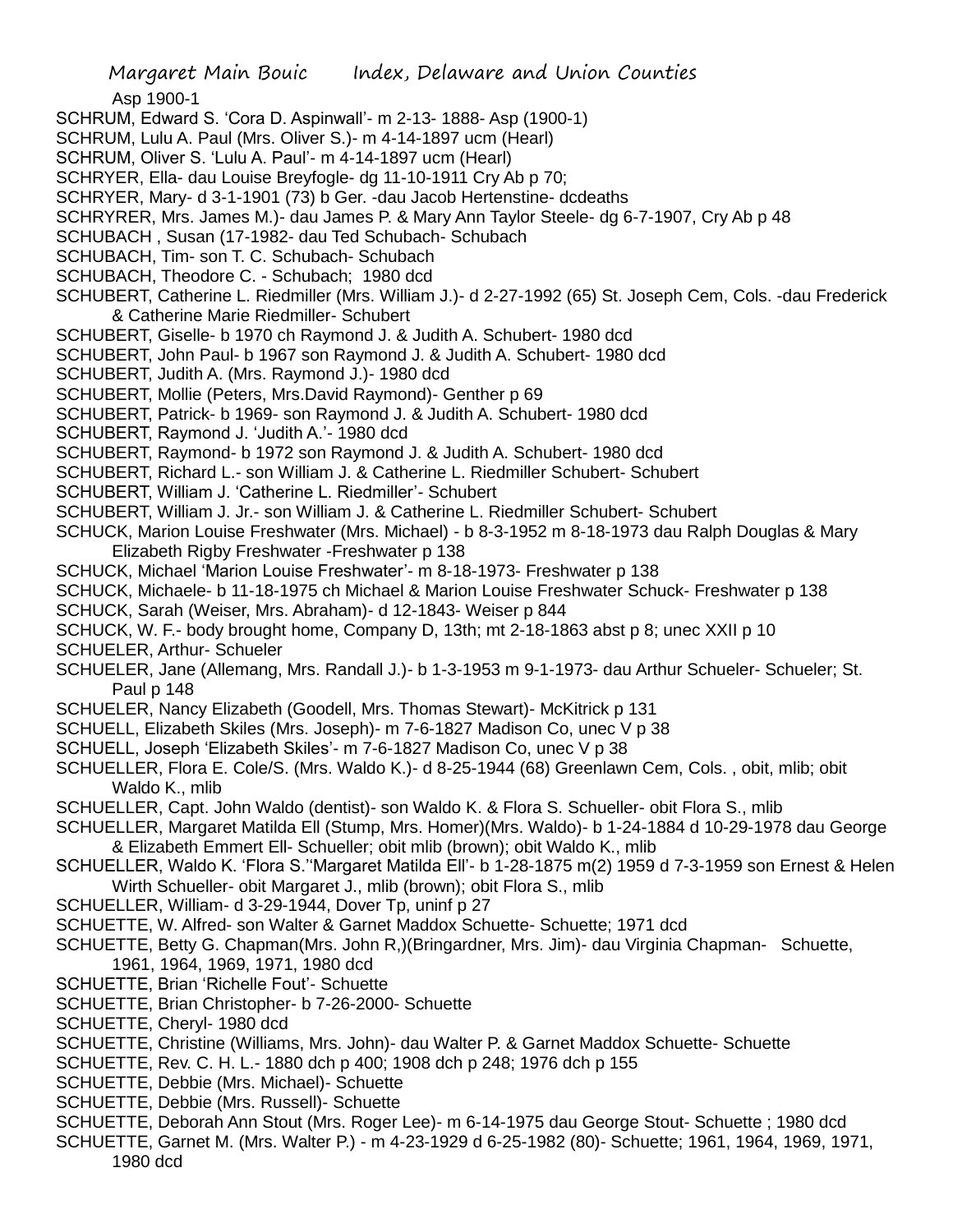Asp 1900-1

SCHRUM, Edward S. 'Cora D. Aspinwall'- m 2-13- 1888- Asp (1900-1)

SCHRUM, Lulu A. Paul (Mrs. Oliver S.)- m 4-14-1897 ucm (Hearl)

SCHRUM, Oliver S. 'Lulu A. Paul'- m 4-14-1897 ucm (Hearl)

SCHRYER, Ella- dau Louise Breyfogle- dg 11-10-1911 Cry Ab p 70;

SCHRYER, Mary- d 3-1-1901 (73) b Ger. -dau Jacob Hertenstine- dcdeaths

SCHRYRER, Mrs. James M.)- dau James P. & Mary Ann Taylor Steele- dg 6-7-1907, Cry Ab p 48

SCHUBACH , Susan (17-1982- dau Ted Schubach- Schubach

SCHUBACH, Tim- son T. C. Schubach- Schubach

SCHUBACH, Theodore C. - Schubach; 1980 dcd

SCHUBERT, Catherine L. Riedmiller (Mrs. William J.)- d 2-27-1992 (65) St. Joseph Cem, Cols. -dau Frederick & Catherine Marie Riedmiller- Schubert

SCHUBERT, Giselle- b 1970 ch Raymond J. & Judith A. Schubert- 1980 dcd

SCHUBERT, John Paul- b 1967 son Raymond J. & Judith A. Schubert- 1980 dcd

SCHUBERT, Judith A. (Mrs. Raymond J.)- 1980 dcd

SCHUBERT, Mollie (Peters, Mrs.David Raymond)- Genther p 69

SCHUBERT, Patrick- b 1969- son Raymond J. & Judith A. Schubert- 1980 dcd

SCHUBERT, Raymond J. 'Judith A.'- 1980 dcd

SCHUBERT, Raymond- b 1972 son Raymond J. & Judith A. Schubert- 1980 dcd

SCHUBERT, Richard L.- son William J. & Catherine L. Riedmiller Schubert- Schubert

SCHUBERT, William J. 'Catherine L. Riedmiller'- Schubert

SCHUBERT, William J. Jr.- son William J. & Catherine L. Riedmiller Schubert- Schubert

SCHUCK, Marion Louise Freshwater (Mrs. Michael) - b 8-3-1952 m 8-18-1973 dau Ralph Douglas & Mary Elizabeth Rigby Freshwater -Freshwater p 138

SCHUCK, Michael 'Marion Louise Freshwater'- m 8-18-1973- Freshwater p 138

SCHUCK, Michaele- b 11-18-1975 ch Michael & Marion Louise Freshwater Schuck- Freshwater p 138

SCHUCK, Sarah (Weiser, Mrs. Abraham)- d 12-1843- Weiser p 844

SCHUCK, W. F.- body brought home, Company D, 13th; mt 2-18-1863 abst p 8; unec XXII p 10

SCHUELER, Arthur- Schueler

SCHUELER, Jane (Allemang, Mrs. Randall J.)- b 1-3-1953 m 9-1-1973- dau Arthur Schueler- Schueler; St. Paul p 148

SCHUELER, Nancy Elizabeth (Goodell, Mrs. Thomas Stewart)- McKitrick p 131

SCHUELL, Elizabeth Skiles (Mrs. Joseph)- m 7-6-1827 Madison Co, unec V p 38

SCHUELL, Joseph 'Elizabeth Skiles'- m 7-6-1827 Madison Co, unec V p 38

SCHUELLER, Flora E. Cole/S. (Mrs. Waldo K.)- d 8-25-1944 (68) Greenlawn Cem, Cols. , obit, mlib; obit Waldo K., mlib

SCHUELLER, Capt. John Waldo (dentist)- son Waldo K. & Flora S. Schueller- obit Flora S., mlib

SCHUELLER, Margaret Matilda Ell (Stump, Mrs. Homer)(Mrs. Waldo)- b 1-24-1884 d 10-29-1978 dau George & Elizabeth Emmert Ell- Schueller; obit mlib (brown); obit Waldo K., mlib

SCHUELLER, Waldo K. 'Flora S.''Margaret Matilda Ell'- b 1-28-1875 m(2) 1959 d 7-3-1959 son Ernest & Helen Wirth Schueller- obit Margaret J., mlib (brown); obit Flora S., mlib

SCHUELLER, William- d 3-29-1944, Dover Tp, uninf p 27

SCHUETTE, W. Alfred- son Walter & Garnet Maddox Schuette- Schuette; 1971 dcd

SCHUETTE, Betty G. Chapman(Mrs. John R,)(Bringardner, Mrs. Jim)- dau Virginia Chapman- Schuette, 1961, 1964, 1969, 1971, 1980 dcd

SCHUETTE, Brian 'Richelle Fout'- Schuette

SCHUETTE, Brian Christopher- b 7-26-2000- Schuette

SCHUETTE, Cheryl- 1980 dcd

SCHUETTE, Christine (Williams, Mrs. John)- dau Walter P. & Garnet Maddox Schuette- Schuette

SCHUETTE, Rev. C. H. L.- 1880 dch p 400; 1908 dch p 248; 1976 dch p 155

SCHUETTE, Debbie (Mrs. Michael)- Schuette

SCHUETTE, Debbie (Mrs. Russell)- Schuette

SCHUETTE, Deborah Ann Stout (Mrs. Roger Lee)- m 6-14-1975 dau George Stout- Schuette ; 1980 dcd

SCHUETTE, Garnet M. (Mrs. Walter P.) - m 4-23-1929 d 6-25-1982 (80)- Schuette; 1961, 1964, 1969, 1971, 1980 dcd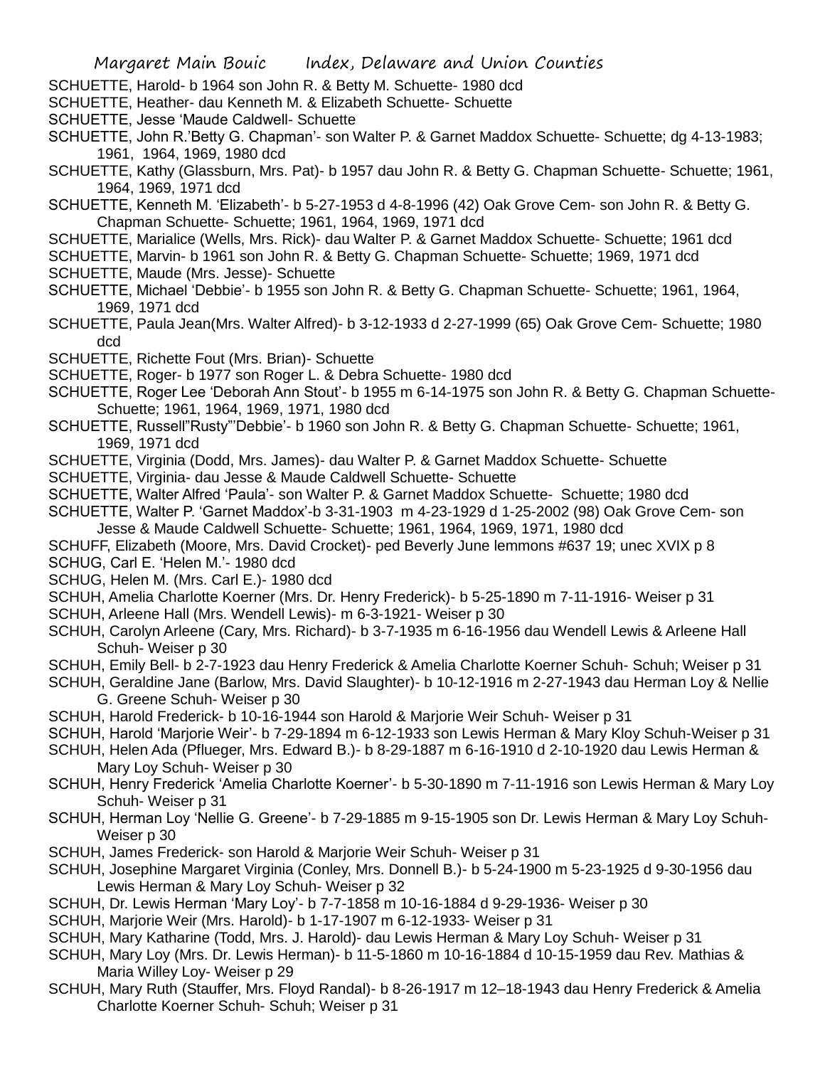SCHUETTE, Harold- b 1964 son John R. & Betty M. Schuette- 1980 dcd

SCHUETTE, Heather- dau Kenneth M. & Elizabeth Schuette- Schuette

SCHUETTE, Jesse 'Maude Caldwell- Schuette

SCHUETTE, John R.'Betty G. Chapman'- son Walter P. & Garnet Maddox Schuette- Schuette; dg 4-13-1983; 1961, 1964, 1969, 1980 dcd

SCHUETTE, Kathy (Glassburn, Mrs. Pat)- b 1957 dau John R. & Betty G. Chapman Schuette- Schuette; 1961, 1964, 1969, 1971 dcd

SCHUETTE, Kenneth M. 'Elizabeth'- b 5-27-1953 d 4-8-1996 (42) Oak Grove Cem- son John R. & Betty G. Chapman Schuette- Schuette; 1961, 1964, 1969, 1971 dcd

SCHUETTE, Marialice (Wells, Mrs. Rick)- dau Walter P. & Garnet Maddox Schuette- Schuette; 1961 dcd

SCHUETTE, Marvin- b 1961 son John R. & Betty G. Chapman Schuette- Schuette; 1969, 1971 dcd

SCHUETTE, Maude (Mrs. Jesse)- Schuette

SCHUETTE, Michael 'Debbie'- b 1955 son John R. & Betty G. Chapman Schuette- Schuette; 1961, 1964, 1969, 1971 dcd

SCHUETTE, Paula Jean(Mrs. Walter Alfred)- b 3-12-1933 d 2-27-1999 (65) Oak Grove Cem- Schuette; 1980 dcd

SCHUETTE, Richette Fout (Mrs. Brian)- Schuette

SCHUETTE, Roger- b 1977 son Roger L. & Debra Schuette- 1980 dcd

SCHUETTE, Roger Lee 'Deborah Ann Stout'- b 1955 m 6-14-1975 son John R. & Betty G. Chapman Schuette- Schuette; 1961, 1964, 1969, 1971, 1980 dcd

SCHUETTE, Russell"Rusty"'Debbie'- b 1960 son John R. & Betty G. Chapman Schuette- Schuette; 1961, 1969, 1971 dcd

SCHUETTE, Virginia (Dodd, Mrs. James)- dau Walter P. & Garnet Maddox Schuette- Schuette

SCHUETTE, Virginia- dau Jesse & Maude Caldwell Schuette- Schuette

SCHUETTE, Walter Alfred 'Paula'- son Walter P. & Garnet Maddox Schuette- Schuette; 1980 dcd

SCHUETTE, Walter P. 'Garnet Maddox'-b 3-31-1903 m 4-23-1929 d 1-25-2002 (98) Oak Grove Cem- son Jesse & Maude Caldwell Schuette- Schuette; 1961, 1964, 1969, 1971, 1980 dcd

SCHUFF, Elizabeth (Moore, Mrs. David Crocket)- ped Beverly June lemmons #637 19; unec XVIX p 8

SCHUG, Carl E. 'Helen M.'- 1980 dcd

SCHUG, Helen M. (Mrs. Carl E.)- 1980 dcd

SCHUH, Amelia Charlotte Koerner (Mrs. Dr. Henry Frederick)- b 5-25-1890 m 7-11-1916- Weiser p 31

SCHUH, Arleene Hall (Mrs. Wendell Lewis)- m 6-3-1921- Weiser p 30

SCHUH, Carolyn Arleene (Cary, Mrs. Richard)- b 3-7-1935 m 6-16-1956 dau Wendell Lewis & Arleene Hall Schuh- Weiser p 30

SCHUH, Emily Bell- b 2-7-1923 dau Henry Frederick & Amelia Charlotte Koerner Schuh- Schuh; Weiser p 31

SCHUH, Geraldine Jane (Barlow, Mrs. David Slaughter)- b 10-12-1916 m 2-27-1943 dau Herman Loy & Nellie G. Greene Schuh- Weiser p 30

SCHUH, Harold Frederick- b 10-16-1944 son Harold & Marjorie Weir Schuh- Weiser p 31

SCHUH, Harold 'Marjorie Weir'- b 7-29-1894 m 6-12-1933 son Lewis Herman & Mary Kloy Schuh-Weiser p 31

SCHUH, Helen Ada (Pflueger, Mrs. Edward B.)- b 8-29-1887 m 6-16-1910 d 2-10-1920 dau Lewis Herman & Mary Loy Schuh- Weiser p 30

SCHUH, Henry Frederick 'Amelia Charlotte Koerner'- b 5-30-1890 m 7-11-1916 son Lewis Herman & Mary Loy Schuh- Weiser p 31

SCHUH, Herman Loy 'Nellie G. Greene'- b 7-29-1885 m 9-15-1905 son Dr. Lewis Herman & Mary Loy Schuh- Weiser p 30

SCHUH, James Frederick- son Harold & Marjorie Weir Schuh- Weiser p 31

SCHUH, Josephine Margaret Virginia (Conley, Mrs. Donnell B.)- b 5-24-1900 m 5-23-1925 d 9-30-1956 dau Lewis Herman & Mary Loy Schuh- Weiser p 32

SCHUH, Dr. Lewis Herman 'Mary Loy'- b 7-7-1858 m 10-16-1884 d 9-29-1936- Weiser p 30

SCHUH, Marjorie Weir (Mrs. Harold)- b 1-17-1907 m 6-12-1933- Weiser p 31

SCHUH, Mary Katharine (Todd, Mrs. J. Harold)- dau Lewis Herman & Mary Loy Schuh- Weiser p 31

SCHUH, Mary Loy (Mrs. Dr. Lewis Herman)- b 11-5-1860 m 10-16-1884 d 10-15-1959 dau Rev. Mathias & Maria Willey Loy- Weiser p 29

SCHUH, Mary Ruth (Stauffer, Mrs. Floyd Randal)- b 8-26-1917 m 12–18-1943 dau Henry Frederick & Amelia Charlotte Koerner Schuh- Schuh; Weiser p 31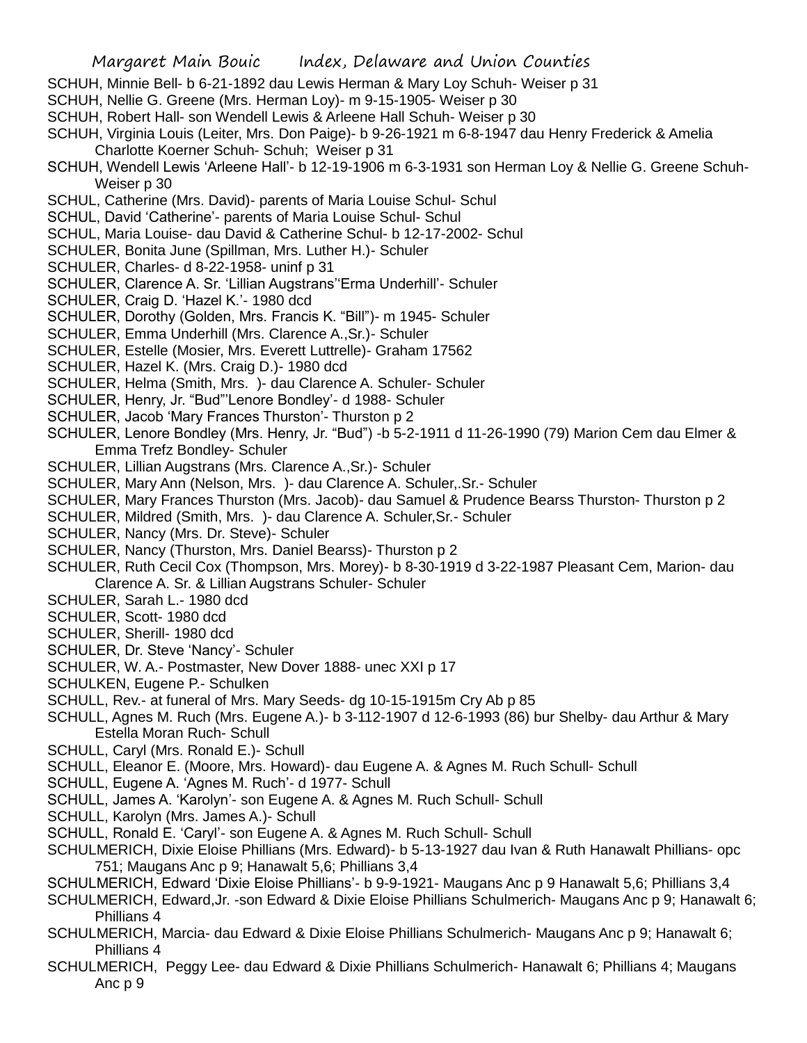SCHUH, Minnie Bell- b 6-21-1892 dau Lewis Herman & Mary Loy Schuh- Weiser p 31

SCHUH, Nellie G. Greene (Mrs. Herman Loy)- m 9-15-1905- Weiser p 30

SCHUH, Robert Hall- son Wendell Lewis & Arleene Hall Schuh- Weiser p 30

SCHUH, Virginia Louis (Leiter, Mrs. Don Paige)- b 9-26-1921 m 6-8-1947 dau Henry Frederick & Amelia Charlotte Koerner Schuh- Schuh; Weiser p 31

SCHUH, Wendell Lewis 'Arleene Hall'- b 12-19-1906 m 6-3-1931 son Herman Loy & Nellie G. Greene Schuh- Weiser p 30

SCHUL, Catherine (Mrs. David)- parents of Maria Louise Schul- Schul

SCHUL, David 'Catherine'- parents of Maria Louise Schul- Schul

SCHUL, Maria Louise- dau David & Catherine Schul- b 12-17-2002- Schul

SCHULER, Bonita June (Spillman, Mrs. Luther H.)- Schuler

SCHULER, Charles- d 8-22-1958- uninf p 31

SCHULER, Clarence A. Sr. 'Lillian Augstrans''Erma Underhill'- Schuler

SCHULER, Craig D. 'Hazel K.'- 1980 dcd

SCHULER, Dorothy (Golden, Mrs. Francis K. "Bill")- m 1945- Schuler

SCHULER, Emma Underhill (Mrs. Clarence A.,Sr.)- Schuler

SCHULER, Estelle (Mosier, Mrs. Everett Luttrelle)- Graham 17562

SCHULER, Hazel K. (Mrs. Craig D.)- 1980 dcd

SCHULER, Helma (Smith, Mrs. )- dau Clarence A. Schuler- Schuler

SCHULER, Henry, Jr. "Bud"'Lenore Bondley'- d 1988- Schuler

SCHULER, Jacob 'Mary Frances Thurston'- Thurston p 2

SCHULER, Lenore Bondley (Mrs. Henry, Jr. "Bud") -b 5-2-1911 d 11-26-1990 (79) Marion Cem dau Elmer & Emma Trefz Bondley- Schuler

SCHULER, Lillian Augstrans (Mrs. Clarence A.,Sr.)- Schuler

SCHULER, Mary Ann (Nelson, Mrs. )- dau Clarence A. Schuler,.Sr.- Schuler

SCHULER, Mary Frances Thurston (Mrs. Jacob)- dau Samuel & Prudence Bearss Thurston- Thurston p 2

SCHULER, Mildred (Smith, Mrs. )- dau Clarence A. Schuler,Sr.- Schuler

SCHULER, Nancy (Mrs. Dr. Steve)- Schuler

SCHULER, Nancy (Thurston, Mrs. Daniel Bearss)- Thurston p 2

SCHULER, Ruth Cecil Cox (Thompson, Mrs. Morey)- b 8-30-1919 d 3-22-1987 Pleasant Cem, Marion- dau Clarence A. Sr. & Lillian Augstrans Schuler- Schuler

SCHULER, Sarah L.- 1980 dcd

SCHULER, Scott- 1980 dcd

SCHULER, Sherill- 1980 dcd

SCHULER, Dr. Steve 'Nancy'- Schuler

SCHULER, W. A.- Postmaster, New Dover 1888- unec XXI p 17

SCHULKEN, Eugene P.- Schulken

SCHULL, Rev.- at funeral of Mrs. Mary Seeds- dg 10-15-1915m Cry Ab p 85

SCHULL, Agnes M. Ruch (Mrs. Eugene A.)- b 3-112-1907 d 12-6-1993 (86) bur Shelby- dau Arthur & Mary Estella Moran Ruch- Schull

SCHULL, Caryl (Mrs. Ronald E.)- Schull

SCHULL, Eleanor E. (Moore, Mrs. Howard)- dau Eugene A. & Agnes M. Ruch Schull- Schull

SCHULL, Eugene A. 'Agnes M. Ruch'- d 1977- Schull

SCHULL, James A. 'Karolyn'- son Eugene A. & Agnes M. Ruch Schull- Schull

SCHULL, Karolyn (Mrs. James A.)- Schull

SCHULL, Ronald E. 'Caryl'- son Eugene A. & Agnes M. Ruch Schull- Schull

SCHULMERICH, Dixie Eloise Phillians (Mrs. Edward)- b 5-13-1927 dau Ivan & Ruth Hanawalt Phillians- opc 751; Maugans Anc p 9; Hanawalt 5,6; Phillians 3,4

SCHULMERICH, Edward 'Dixie Eloise Phillians'- b 9-9-1921- Maugans Anc p 9 Hanawalt 5,6; Phillians 3,4

SCHULMERICH, Edward,Jr. -son Edward & Dixie Eloise Phillians Schulmerich- Maugans Anc p 9; Hanawalt 6; Phillians 4

SCHULMERICH, Marcia- dau Edward & Dixie Eloise Phillians Schulmerich- Maugans Anc p 9; Hanawalt 6; Phillians 4

SCHULMERICH, Peggy Lee- dau Edward & Dixie Phillians Schulmerich- Hanawalt 6; Phillians 4; Maugans Anc p 9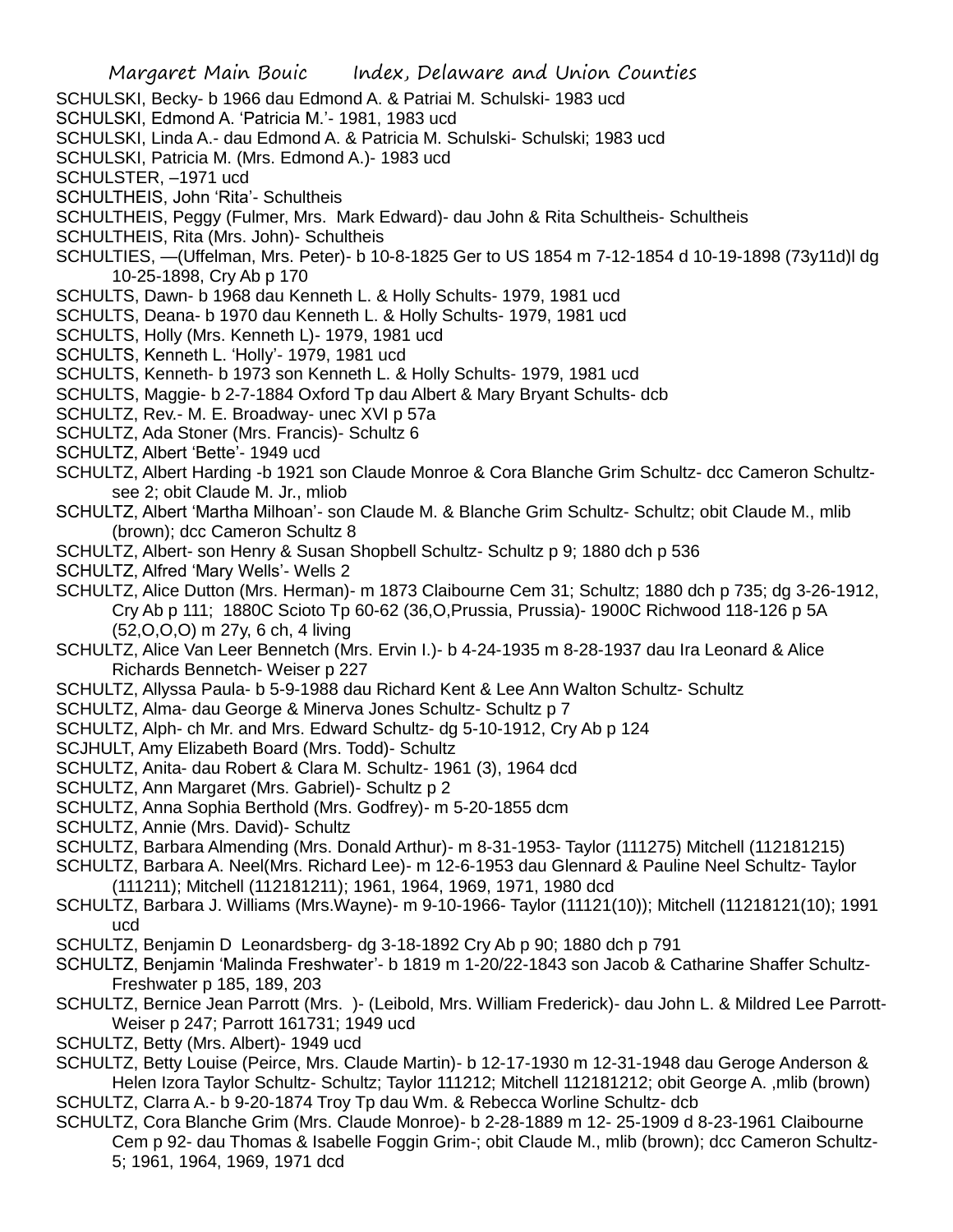SCHULSKI, Becky- b 1966 dau Edmond A. & Patriai M. Schulski- 1983 ucd

SCHULSKI, Edmond A. 'Patricia M.'- 1981, 1983 ucd

SCHULSKI, Linda A.- dau Edmond A. & Patricia M. Schulski- Schulski; 1983 ucd

SCHULSKI, Patricia M. (Mrs. Edmond A.)- 1983 ucd

SCHULSTER, –1971 ucd

SCHULTHEIS, John 'Rita'- Schultheis

SCHULTHEIS, Peggy (Fulmer, Mrs. Mark Edward)- dau John & Rita Schultheis- Schultheis

SCHULTHEIS, Rita (Mrs. John)- Schultheis

SCHULTIES, —(Uffelman, Mrs. Peter)- b 10-8-1825 Ger to US 1854 m 7-12-1854 d 10-19-1898 (73y11d)l dg 10-25-1898, Cry Ab p 170

SCHULTS, Dawn- b 1968 dau Kenneth L. & Holly Schults- 1979, 1981 ucd

SCHULTS, Deana- b 1970 dau Kenneth L. & Holly Schults- 1979, 1981 ucd

SCHULTS, Holly (Mrs. Kenneth L)- 1979, 1981 ucd

SCHULTS, Kenneth L. 'Holly'- 1979, 1981 ucd

SCHULTS, Kenneth- b 1973 son Kenneth L. & Holly Schults- 1979, 1981 ucd

SCHULTS, Maggie- b 2-7-1884 Oxford Tp dau Albert & Mary Bryant Schults- dcb

SCHULTZ, Rev.- M. E. Broadway- unec XVI p 57a

SCHULTZ, Ada Stoner (Mrs. Francis)- Schultz 6

SCHULTZ, Albert 'Bette'- 1949 ucd

SCHULTZ, Albert Harding -b 1921 son Claude Monroe & Cora Blanche Grim Schultz- dcc Cameron Schultz- see 2; obit Claude M. Jr., mliob

SCHULTZ, Albert 'Martha Milhoan'- son Claude M. & Blanche Grim Schultz- Schultz; obit Claude M., mlib (brown); dcc Cameron Schultz 8

SCHULTZ, Albert- son Henry & Susan Shopbell Schultz- Schultz p 9; 1880 dch p 536

SCHULTZ, Alfred 'Mary Wells'- Wells 2

SCHULTZ, Alice Dutton (Mrs. Herman)- m 1873 Claibourne Cem 31; Schultz; 1880 dch p 735; dg 3-26-1912, Cry Ab p 111; 1880C Scioto Tp 60-62 (36,O,Prussia, Prussia)- 1900C Richwood 118-126 p 5A (52,O,O,O) m 27y, 6 ch, 4 living

SCHULTZ, Alice Van Leer Bennetch (Mrs. Ervin I.)- b 4-24-1935 m 8-28-1937 dau Ira Leonard & Alice Richards Bennetch- Weiser p 227

SCHULTZ, Allyssa Paula- b 5-9-1988 dau Richard Kent & Lee Ann Walton Schultz- Schultz

SCHULTZ, Alma- dau George & Minerva Jones Schultz- Schultz p 7

SCHULTZ, Alph- ch Mr. and Mrs. Edward Schultz- dg 5-10-1912, Cry Ab p 124

SCJHULT, Amy Elizabeth Board (Mrs. Todd)- Schultz

SCHULTZ, Anita- dau Robert & Clara M. Schultz- 1961 (3), 1964 dcd

SCHULTZ, Ann Margaret (Mrs. Gabriel)- Schultz p 2

SCHULTZ, Anna Sophia Berthold (Mrs. Godfrey)- m 5-20-1855 dcm

SCHULTZ, Annie (Mrs. David)- Schultz

SCHULTZ, Barbara Almending (Mrs. Donald Arthur)- m 8-31-1953- Taylor (111275) Mitchell (112181215)

SCHULTZ, Barbara A. Neel(Mrs. Richard Lee)- m 12-6-1953 dau Glennard & Pauline Neel Schultz- Taylor (111211); Mitchell (112181211); 1961, 1964, 1969, 1971, 1980 dcd

SCHULTZ, Barbara J. Williams (Mrs.Wayne)- m 9-10-1966- Taylor (11121(10)); Mitchell (11218121(10); 1991 ucd

SCHULTZ, Benjamin D Leonardsberg- dg 3-18-1892 Cry Ab p 90; 1880 dch p 791

SCHULTZ, Benjamin 'Malinda Freshwater'- b 1819 m 1-20/22-1843 son Jacob & Catharine Shaffer Schultz- Freshwater p 185, 189, 203

SCHULTZ, Bernice Jean Parrott (Mrs. )- (Leibold, Mrs. William Frederick)- dau John L. & Mildred Lee Parrott- Weiser p 247; Parrott 161731; 1949 ucd

SCHULTZ, Betty (Mrs. Albert)- 1949 ucd

SCHULTZ, Betty Louise (Peirce, Mrs. Claude Martin)- b 12-17-1930 m 12-31-1948 dau Geroge Anderson & Helen Izora Taylor Schultz- Schultz; Taylor 111212; Mitchell 112181212; obit George A. ,mlib (brown)

SCHULTZ, Clarra A.- b 9-20-1874 Troy Tp dau Wm. & Rebecca Worline Schultz- dcb

SCHULTZ, Cora Blanche Grim (Mrs. Claude Monroe)- b 2-28-1889 m 12- 25-1909 d 8-23-1961 Claibourne Cem p 92- dau Thomas & Isabelle Foggin Grim-; obit Claude M., mlib (brown); dcc Cameron Schultz- 5; 1961, 1964, 1969, 1971 dcd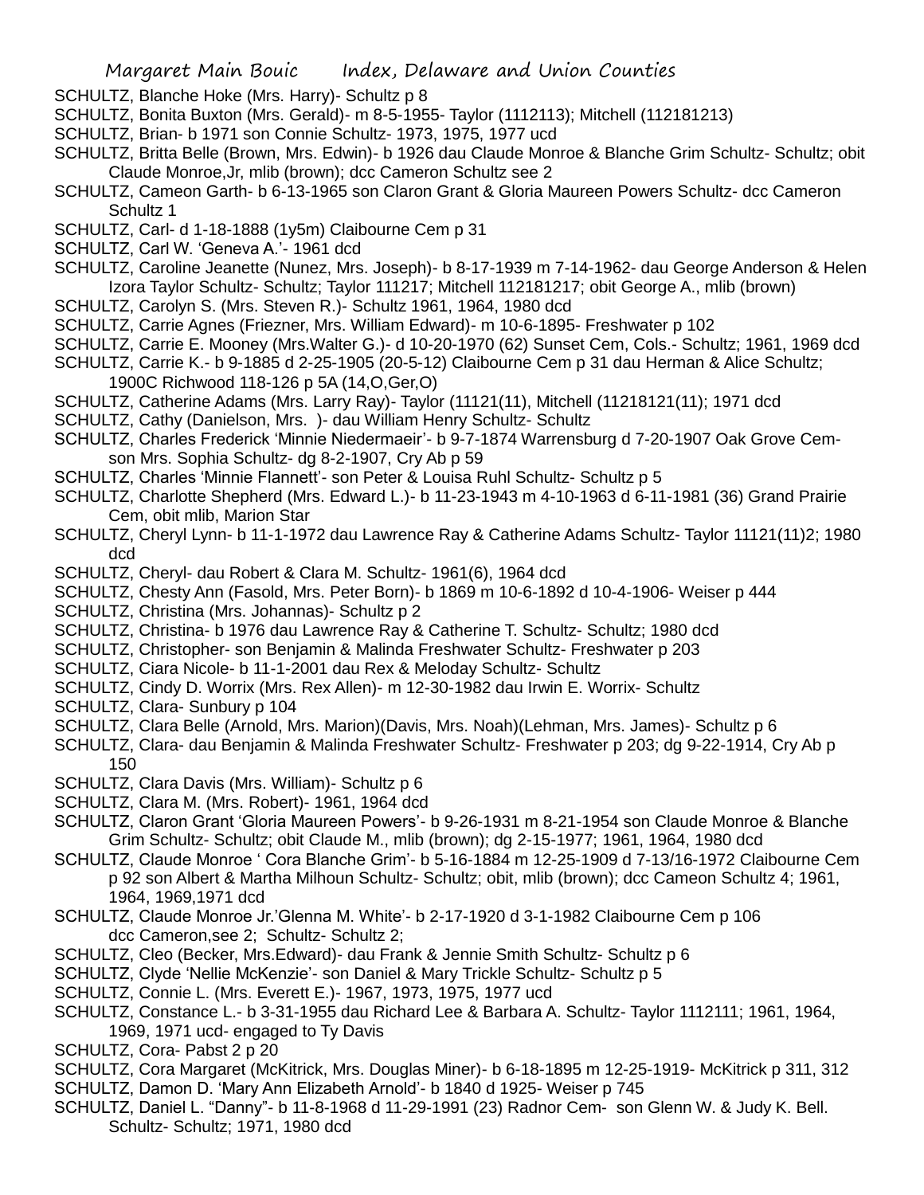SCHULTZ, Blanche Hoke (Mrs. Harry)- Schultz p 8

SCHULTZ, Bonita Buxton (Mrs. Gerald)- m 8-5-1955- Taylor (1112113); Mitchell (112181213)

SCHULTZ, Brian- b 1971 son Connie Schultz- 1973, 1975, 1977 ucd

SCHULTZ, Britta Belle (Brown, Mrs. Edwin)- b 1926 dau Claude Monroe & Blanche Grim Schultz- Schultz; obit Claude Monroe,Jr, mlib (brown); dcc Cameron Schultz see 2

SCHULTZ, Cameon Garth- b 6-13-1965 son Claron Grant & Gloria Maureen Powers Schultz- dcc Cameron Schultz 1

SCHULTZ, Carl- d 1-18-1888 (1y5m) Claibourne Cem p 31

SCHULTZ, Carl W. 'Geneva A.'- 1961 dcd

SCHULTZ, Caroline Jeanette (Nunez, Mrs. Joseph)- b 8-17-1939 m 7-14-1962- dau George Anderson & Helen Izora Taylor Schultz- Schultz; Taylor 111217; Mitchell 112181217; obit George A., mlib (brown)

SCHULTZ, Carolyn S. (Mrs. Steven R.)- Schultz 1961, 1964, 1980 dcd

SCHULTZ, Carrie Agnes (Friezner, Mrs. William Edward)- m 10-6-1895- Freshwater p 102

SCHULTZ, Carrie E. Mooney (Mrs.Walter G.)- d 10-20-1970 (62) Sunset Cem, Cols.- Schultz; 1961, 1969 dcd

SCHULTZ, Carrie K.- b 9-1885 d 2-25-1905 (20-5-12) Claibourne Cem p 31 dau Herman & Alice Schultz; 1900C Richwood 118-126 p 5A (14,O,Ger,O)

SCHULTZ, Catherine Adams (Mrs. Larry Ray)- Taylor (11121(11), Mitchell (11218121(11); 1971 dcd

SCHULTZ, Cathy (Danielson, Mrs. )- dau William Henry Schultz- Schultz

SCHULTZ, Charles Frederick 'Minnie Niedermaeir'- b 9-7-1874 Warrensburg d 7-20-1907 Oak Grove Cem- son Mrs. Sophia Schultz- dg 8-2-1907, Cry Ab p 59

SCHULTZ, Charles 'Minnie Flannett'- son Peter & Louisa Ruhl Schultz- Schultz p 5

SCHULTZ, Charlotte Shepherd (Mrs. Edward L.)- b 11-23-1943 m 4-10-1963 d 6-11-1981 (36) Grand Prairie Cem, obit mlib, Marion Star

SCHULTZ, Cheryl Lynn- b 11-1-1972 dau Lawrence Ray & Catherine Adams Schultz- Taylor 11121(11)2; 1980 dcd

SCHULTZ, Cheryl- dau Robert & Clara M. Schultz- 1961(6), 1964 dcd

SCHULTZ, Chesty Ann (Fasold, Mrs. Peter Born)- b 1869 m 10-6-1892 d 10-4-1906- Weiser p 444

SCHULTZ, Christina (Mrs. Johannas)- Schultz p 2

SCHULTZ, Christina- b 1976 dau Lawrence Ray & Catherine T. Schultz- Schultz; 1980 dcd

SCHULTZ, Christopher- son Benjamin & Malinda Freshwater Schultz- Freshwater p 203

SCHULTZ, Ciara Nicole- b 11-1-2001 dau Rex & Meloday Schultz- Schultz

SCHULTZ, Cindy D. Worrix (Mrs. Rex Allen)- m 12-30-1982 dau Irwin E. Worrix- Schultz

SCHULTZ, Clara- Sunbury p 104

SCHULTZ, Clara Belle (Arnold, Mrs. Marion)(Davis, Mrs. Noah)(Lehman, Mrs. James)- Schultz p 6

SCHULTZ, Clara- dau Benjamin & Malinda Freshwater Schultz- Freshwater p 203; dg 9-22-1914, Cry Ab p 150

SCHULTZ, Clara Davis (Mrs. William)- Schultz p 6

SCHULTZ, Clara M. (Mrs. Robert)- 1961, 1964 dcd

SCHULTZ, Claron Grant 'Gloria Maureen Powers'- b 9-26-1931 m 8-21-1954 son Claude Monroe & Blanche Grim Schultz- Schultz; obit Claude M., mlib (brown); dg 2-15-1977; 1961, 1964, 1980 dcd

SCHULTZ, Claude Monroe ' Cora Blanche Grim'- b 5-16-1884 m 12-25-1909 d 7-13/16-1972 Claibourne Cem p 92 son Albert & Martha Milhoun Schultz- Schultz; obit, mlib (brown); dcc Cameon Schultz 4; 1961, 1964, 1969,1971 dcd

SCHULTZ, Claude Monroe Jr.'Glenna M. White'- b 2-17-1920 d 3-1-1982 Claibourne Cem p 106 dcc Cameron,see 2; Schultz- Schultz 2;

SCHULTZ, Cleo (Becker, Mrs.Edward)- dau Frank & Jennie Smith Schultz- Schultz p 6

SCHULTZ, Clyde 'Nellie McKenzie'- son Daniel & Mary Trickle Schultz- Schultz p 5

SCHULTZ, Connie L. (Mrs. Everett E.)- 1967, 1973, 1975, 1977 ucd

SCHULTZ, Constance L.- b 3-31-1955 dau Richard Lee & Barbara A. Schultz- Taylor 1112111; 1961, 1964, 1969, 1971 ucd- engaged to Ty Davis

SCHULTZ, Cora- Pabst 2 p 20

SCHULTZ, Cora Margaret (McKitrick, Mrs. Douglas Miner)- b 6-18-1895 m 12-25-1919- McKitrick p 311, 312

SCHULTZ, Damon D. 'Mary Ann Elizabeth Arnold'- b 1840 d 1925- Weiser p 745

SCHULTZ, Daniel L. "Danny"- b 11-8-1968 d 11-29-1991 (23) Radnor Cem- son Glenn W. & Judy K. Bell. Schultz- Schultz; 1971, 1980 dcd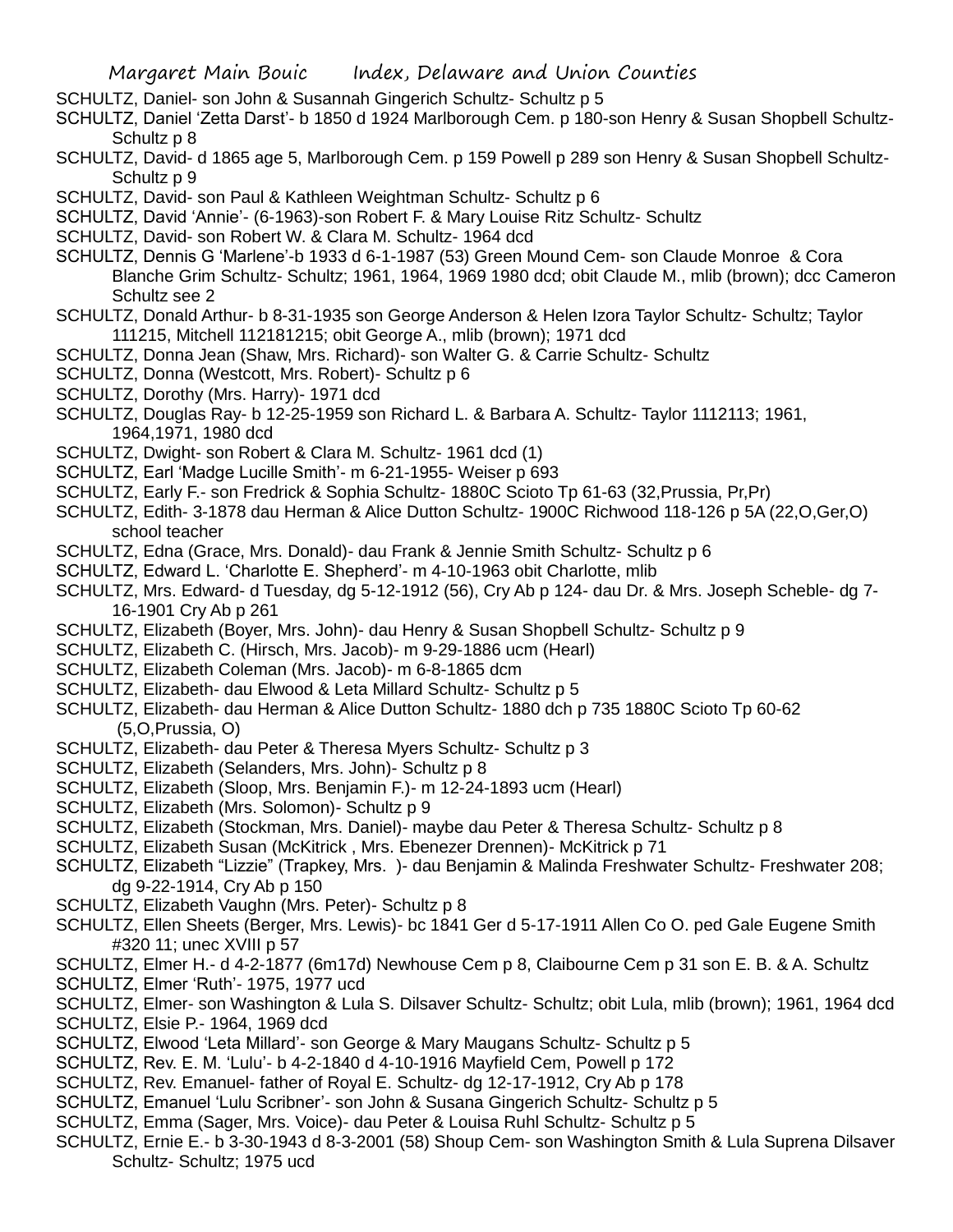SCHULTZ, Daniel- son John & Susannah Gingerich Schultz- Schultz p 5

SCHULTZ, Daniel 'Zetta Darst'- b 1850 d 1924 Marlborough Cem. p 180-son Henry & Susan Shopbell Schultz- Schultz p 8

SCHULTZ, David- d 1865 age 5, Marlborough Cem. p 159 Powell p 289 son Henry & Susan Shopbell Schultz- Schultz p 9

SCHULTZ, David- son Paul & Kathleen Weightman Schultz- Schultz p 6

SCHULTZ, David 'Annie'- (6-1963)-son Robert F. & Mary Louise Ritz Schultz- Schultz

SCHULTZ, David- son Robert W. & Clara M. Schultz- 1964 dcd

SCHULTZ, Dennis G 'Marlene'-b 1933 d 6-1-1987 (53) Green Mound Cem- son Claude Monroe & Cora Blanche Grim Schultz- Schultz; 1961, 1964, 1969 1980 dcd; obit Claude M., mlib (brown); dcc Cameron Schultz see 2

SCHULTZ, Donald Arthur- b 8-31-1935 son George Anderson & Helen Izora Taylor Schultz- Schultz; Taylor 111215, Mitchell 112181215; obit George A., mlib (brown); 1971 dcd

SCHULTZ, Donna Jean (Shaw, Mrs. Richard)- son Walter G. & Carrie Schultz- Schultz

SCHULTZ, Donna (Westcott, Mrs. Robert)- Schultz p 6

SCHULTZ, Dorothy (Mrs. Harry)- 1971 dcd

SCHULTZ, Douglas Ray- b 12-25-1959 son Richard L. & Barbara A. Schultz- Taylor 1112113; 1961, 1964,1971, 1980 dcd

SCHULTZ, Dwight- son Robert & Clara M. Schultz- 1961 dcd (1)

SCHULTZ, Earl 'Madge Lucille Smith'- m 6-21-1955- Weiser p 693

SCHULTZ, Early F.- son Fredrick & Sophia Schultz- 1880C Scioto Tp 61-63 (32,Prussia, Pr,Pr)

SCHULTZ, Edith- 3-1878 dau Herman & Alice Dutton Schultz- 1900C Richwood 118-126 p 5A (22,O,Ger,O) school teacher

SCHULTZ, Edna (Grace, Mrs. Donald)- dau Frank & Jennie Smith Schultz- Schultz p 6

SCHULTZ, Edward L. 'Charlotte E. Shepherd'- m 4-10-1963 obit Charlotte, mlib

SCHULTZ, Mrs. Edward- d Tuesday, dg 5-12-1912 (56), Cry Ab p 124- dau Dr. & Mrs. Joseph Scheble- dg 7-16-1901 Cry Ab p 261

SCHULTZ, Elizabeth (Boyer, Mrs. John)- dau Henry & Susan Shopbell Schultz- Schultz p 9

SCHULTZ, Elizabeth C. (Hirsch, Mrs. Jacob)- m 9-29-1886 ucm (Hearl)

SCHULTZ, Elizabeth Coleman (Mrs. Jacob)- m 6-8-1865 dcm

SCHULTZ, Elizabeth- dau Elwood & Leta Millard Schultz- Schultz p 5

SCHULTZ, Elizabeth- dau Herman & Alice Dutton Schultz- 1880 dch p 735 1880C Scioto Tp 60-62 (5,O,Prussia, O)

SCHULTZ, Elizabeth- dau Peter & Theresa Myers Schultz- Schultz p 3

SCHULTZ, Elizabeth (Selanders, Mrs. John)- Schultz p 8

SCHULTZ, Elizabeth (Sloop, Mrs. Benjamin F.)- m 12-24-1893 ucm (Hearl)

SCHULTZ, Elizabeth (Mrs. Solomon)- Schultz p 9

SCHULTZ, Elizabeth (Stockman, Mrs. Daniel)- maybe dau Peter & Theresa Schultz- Schultz p 8

SCHULTZ, Elizabeth Susan (McKitrick , Mrs. Ebenezer Drennen)- McKitrick p 71

SCHULTZ, Elizabeth "Lizzie" (Trapkey, Mrs. )- dau Benjamin & Malinda Freshwater Schultz- Freshwater 208; dg 9-22-1914, Cry Ab p 150

SCHULTZ, Elizabeth Vaughn (Mrs. Peter)- Schultz p 8

SCHULTZ, Ellen Sheets (Berger, Mrs. Lewis)- bc 1841 Ger d 5-17-1911 Allen Co O. ped Gale Eugene Smith #320 11; unec XVIII p 57

SCHULTZ, Elmer H.- d 4-2-1877 (6m17d) Newhouse Cem p 8, Claibourne Cem p 31 son E. B. & A. Schultz

SCHULTZ, Elmer 'Ruth'- 1975, 1977 ucd

SCHULTZ, Elmer- son Washington & Lula S. Dilsaver Schultz- Schultz; obit Lula, mlib (brown); 1961, 1964 dcd

SCHULTZ, Elsie P.- 1964, 1969 dcd

SCHULTZ, Elwood 'Leta Millard'- son George & Mary Maugans Schultz- Schultz p 5

SCHULTZ, Rev. E. M. 'Lulu'- b 4-2-1840 d 4-10-1916 Mayfield Cem, Powell p 172

SCHULTZ, Rev. Emanuel- father of Royal E. Schultz- dg 12-17-1912, Cry Ab p 178

SCHULTZ, Emanuel 'Lulu Scribner'- son John & Susana Gingerich Schultz- Schultz p 5

SCHULTZ, Emma (Sager, Mrs. Voice)- dau Peter & Louisa Ruhl Schultz- Schultz p 5

SCHULTZ, Ernie E.- b 3-30-1943 d 8-3-2001 (58) Shoup Cem- son Washington Smith & Lula Suprena Dilsaver Schultz- Schultz; 1975 ucd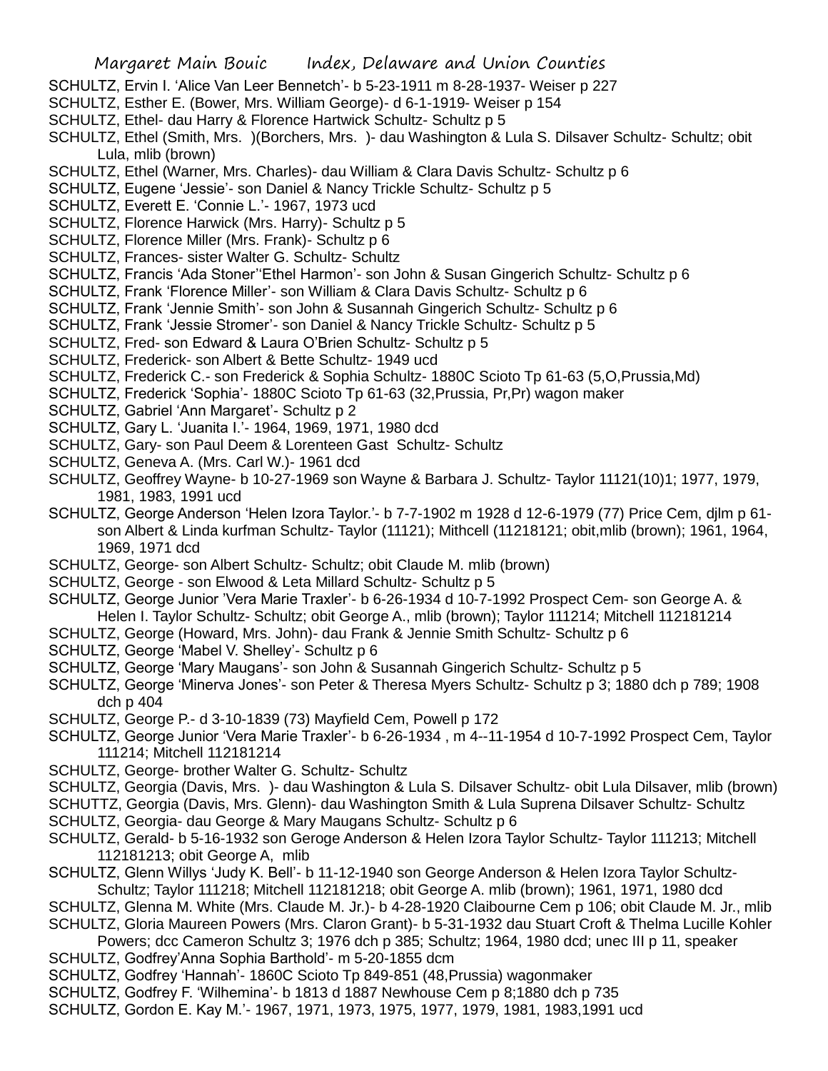SCHULTZ, Ervin I. 'Alice Van Leer Bennetch'- b 5-23-1911 m 8-28-1937- Weiser p 227

SCHULTZ, Esther E. (Bower, Mrs. William George)- d 6-1-1919- Weiser p 154

SCHULTZ, Ethel- dau Harry & Florence Hartwick Schultz- Schultz p 5

SCHULTZ, Ethel (Smith, Mrs. )(Borchers, Mrs. )- dau Washington & Lula S. Dilsaver Schultz- Schultz; obit Lula, mlib (brown)

SCHULTZ, Ethel (Warner, Mrs. Charles)- dau William & Clara Davis Schultz- Schultz p 6

SCHULTZ, Eugene 'Jessie'- son Daniel & Nancy Trickle Schultz- Schultz p 5

SCHULTZ, Everett E. 'Connie L.'- 1967, 1973 ucd

SCHULTZ, Florence Harwick (Mrs. Harry)- Schultz p 5

SCHULTZ, Florence Miller (Mrs. Frank)- Schultz p 6

SCHULTZ, Frances- sister Walter G. Schultz- Schultz

SCHULTZ, Francis 'Ada Stoner''Ethel Harmon'- son John & Susan Gingerich Schultz- Schultz p 6

SCHULTZ, Frank 'Florence Miller'- son William & Clara Davis Schultz- Schultz p 6

SCHULTZ, Frank 'Jennie Smith'- son John & Susannah Gingerich Schultz- Schultz p 6

SCHULTZ, Frank 'Jessie Stromer'- son Daniel & Nancy Trickle Schultz- Schultz p 5

SCHULTZ, Fred- son Edward & Laura O'Brien Schultz- Schultz p 5

SCHULTZ, Frederick- son Albert & Bette Schultz- 1949 ucd

SCHULTZ, Frederick C.- son Frederick & Sophia Schultz- 1880C Scioto Tp 61-63 (5,O,Prussia,Md)

SCHULTZ, Frederick 'Sophia'- 1880C Scioto Tp 61-63 (32,Prussia, Pr,Pr) wagon maker

SCHULTZ, Gabriel 'Ann Margaret'- Schultz p 2

SCHULTZ, Gary L. 'Juanita I.'- 1964, 1969, 1971, 1980 dcd

SCHULTZ, Gary- son Paul Deem & Lorenteen Gast Schultz- Schultz

SCHULTZ, Geneva A. (Mrs. Carl W.)- 1961 dcd

SCHULTZ, Geoffrey Wayne- b 10-27-1969 son Wayne & Barbara J. Schultz- Taylor 11121(10)1; 1977, 1979, 1981, 1983, 1991 ucd

SCHULTZ, George Anderson 'Helen Izora Taylor.'- b 7-7-1902 m 1928 d 12-6-1979 (77) Price Cem, djlm p 61- son Albert & Linda kurfman Schultz- Taylor (11121); Mithcell (11218121; obit,mlib (brown); 1961, 1964, 1969, 1971 dcd

SCHULTZ, George- son Albert Schultz- Schultz; obit Claude M. mlib (brown)

SCHULTZ, George - son Elwood & Leta Millard Schultz- Schultz p 5

SCHULTZ, George Junior 'Vera Marie Traxler'- b 6-26-1934 d 10-7-1992 Prospect Cem- son George A. & Helen I. Taylor Schultz- Schultz; obit George A., mlib (brown); Taylor 111214; Mitchell 112181214

SCHULTZ, George (Howard, Mrs. John)- dau Frank & Jennie Smith Schultz- Schultz p 6

SCHULTZ, George 'Mabel V. Shelley'- Schultz p 6

SCHULTZ, George 'Mary Maugans'- son John & Susannah Gingerich Schultz- Schultz p 5

SCHULTZ, George 'Minerva Jones'- son Peter & Theresa Myers Schultz- Schultz p 3; 1880 dch p 789; 1908 dch p 404

SCHULTZ, George P.- d 3-10-1839 (73) Mayfield Cem, Powell p 172

SCHULTZ, George Junior 'Vera Marie Traxler'- b 6-26-1934 , m 4--11-1954 d 10-7-1992 Prospect Cem, Taylor 111214; Mitchell 112181214

SCHULTZ, George- brother Walter G. Schultz- Schultz

SCHULTZ, Georgia (Davis, Mrs. )- dau Washington & Lula S. Dilsaver Schultz- obit Lula Dilsaver, mlib (brown)

SCHUTTZ, Georgia (Davis, Mrs. Glenn)- dau Washington Smith & Lula Suprena Dilsaver Schultz- Schultz

SCHULTZ, Georgia- dau George & Mary Maugans Schultz- Schultz p 6

SCHULTZ, Gerald- b 5-16-1932 son Geroge Anderson & Helen Izora Taylor Schultz- Taylor 111213; Mitchell 112181213; obit George A, mlib

SCHULTZ, Glenn Willys 'Judy K. Bell'- b 11-12-1940 son George Anderson & Helen Izora Taylor Schultz- Schultz; Taylor 111218; Mitchell 112181218; obit George A. mlib (brown); 1961, 1971, 1980 dcd

SCHULTZ, Glenna M. White (Mrs. Claude M. Jr.)- b 4-28-1920 Claibourne Cem p 106; obit Claude M. Jr., mlib

SCHULTZ, Gloria Maureen Powers (Mrs. Claron Grant)- b 5-31-1932 dau Stuart Croft & Thelma Lucille Kohler Powers; dcc Cameron Schultz 3; 1976 dch p 385; Schultz; 1964, 1980 dcd; unec III p 11, speaker

SCHULTZ, Godfrey'Anna Sophia Barthold'- m 5-20-1855 dcm

SCHULTZ, Godfrey 'Hannah'- 1860C Scioto Tp 849-851 (48,Prussia) wagonmaker

SCHULTZ, Godfrey F. 'Wilhemina'- b 1813 d 1887 Newhouse Cem p 8;1880 dch p 735

SCHULTZ, Gordon E. Kay M.'- 1967, 1971, 1973, 1975, 1977, 1979, 1981, 1983,1991 ucd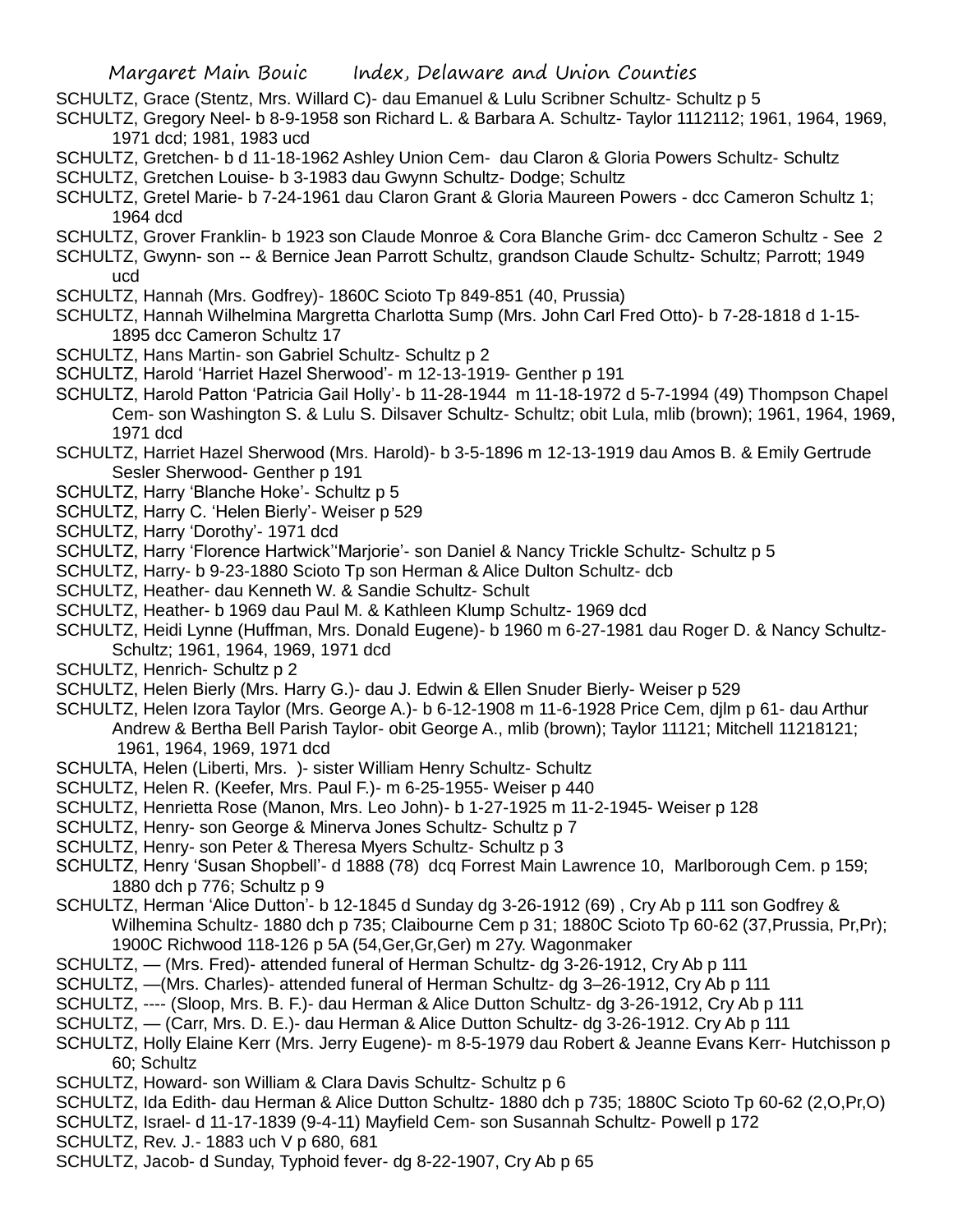SCHULTZ, Grace (Stentz, Mrs. Willard C)- dau Emanuel & Lulu Scribner Schultz- Schultz p 5

SCHULTZ, Gregory Neel- b 8-9-1958 son Richard L. & Barbara A. Schultz- Taylor 1112112; 1961, 1964, 1969, 1971 dcd; 1981, 1983 ucd

SCHULTZ, Gretchen- b d 11-18-1962 Ashley Union Cem- dau Claron & Gloria Powers Schultz- Schultz

SCHULTZ, Gretchen Louise- b 3-1983 dau Gwynn Schultz- Dodge; Schultz

SCHULTZ, Gretel Marie- b 7-24-1961 dau Claron Grant & Gloria Maureen Powers - dcc Cameron Schultz 1; 1964 dcd

SCHULTZ, Grover Franklin- b 1923 son Claude Monroe & Cora Blanche Grim- dcc Cameron Schultz - See 2

SCHULTZ, Gwynn- son -- & Bernice Jean Parrott Schultz, grandson Claude Schultz- Schultz; Parrott; 1949 ucd

SCHULTZ, Hannah (Mrs. Godfrey)- 1860C Scioto Tp 849-851 (40, Prussia)

SCHULTZ, Hannah Wilhelmina Margretta Charlotta Sump (Mrs. John Carl Fred Otto)- b 7-28-1818 d 1-15-1895 dcc Cameron Schultz 17

SCHULTZ, Hans Martin- son Gabriel Schultz- Schultz p 2

SCHULTZ, Harold 'Harriet Hazel Sherwood'- m 12-13-1919- Genther p 191

SCHULTZ, Harold Patton 'Patricia Gail Holly'- b 11-28-1944 m 11-18-1972 d 5-7-1994 (49) Thompson Chapel Cem- son Washington S. & Lulu S. Dilsaver Schultz- Schultz; obit Lula, mlib (brown); 1961, 1964, 1969, 1971 dcd

SCHULTZ, Harriet Hazel Sherwood (Mrs. Harold)- b 3-5-1896 m 12-13-1919 dau Amos B. & Emily Gertrude Sesler Sherwood- Genther p 191

SCHULTZ, Harry 'Blanche Hoke'- Schultz p 5

SCHULTZ, Harry C. 'Helen Bierly'- Weiser p 529

SCHULTZ, Harry 'Dorothy'- 1971 dcd

SCHULTZ, Harry 'Florence Hartwick''Marjorie'- son Daniel & Nancy Trickle Schultz- Schultz p 5

SCHULTZ, Harry- b 9-23-1880 Scioto Tp son Herman & Alice Dulton Schultz- dcb

SCHULTZ, Heather- dau Kenneth W. & Sandie Schultz- Schult

SCHULTZ, Heather- b 1969 dau Paul M. & Kathleen Klump Schultz- 1969 dcd

SCHULTZ, Heidi Lynne (Huffman, Mrs. Donald Eugene)- b 1960 m 6-27-1981 dau Roger D. & Nancy Schultz- Schultz; 1961, 1964, 1969, 1971 dcd

SCHULTZ, Henrich- Schultz p 2

SCHULTZ, Helen Bierly (Mrs. Harry G.)- dau J. Edwin & Ellen Snuder Bierly- Weiser p 529

SCHULTZ, Helen Izora Taylor (Mrs. George A.)- b 6-12-1908 m 11-6-1928 Price Cem, djlm p 61- dau Arthur Andrew & Bertha Bell Parish Taylor- obit George A., mlib (brown); Taylor 11121; Mitchell 11218121; 1961, 1964, 1969, 1971 dcd

SCHULTA, Helen (Liberti, Mrs. )- sister William Henry Schultz- Schultz

SCHULTZ, Helen R. (Keefer, Mrs. Paul F.)- m 6-25-1955- Weiser p 440

SCHULTZ, Henrietta Rose (Manon, Mrs. Leo John)- b 1-27-1925 m 11-2-1945- Weiser p 128

SCHULTZ, Henry- son George & Minerva Jones Schultz- Schultz p 7

SCHULTZ, Henry- son Peter & Theresa Myers Schultz- Schultz p 3

SCHULTZ, Henry 'Susan Shopbell'- d 1888 (78) dcq Forrest Main Lawrence 10, Marlborough Cem. p 159; 1880 dch p 776; Schultz p 9

SCHULTZ, Herman 'Alice Dutton'- b 12-1845 d Sunday dg 3-26-1912 (69) , Cry Ab p 111 son Godfrey & Wilhemina Schultz- 1880 dch p 735; Claibourne Cem p 31; 1880C Scioto Tp 60-62 (37,Prussia, Pr,Pr); 1900C Richwood 118-126 p 5A (54,Ger,Gr,Ger) m 27y. Wagonmaker

SCHULTZ, — (Mrs. Fred)- attended funeral of Herman Schultz- dg 3-26-1912, Cry Ab p 111

SCHULTZ, —(Mrs. Charles)- attended funeral of Herman Schultz- dg 3–26-1912, Cry Ab p 111

SCHULTZ, ---- (Sloop, Mrs. B. F.)- dau Herman & Alice Dutton Schultz- dg 3-26-1912, Cry Ab p 111

SCHULTZ, — (Carr, Mrs. D. E.)- dau Herman & Alice Dutton Schultz- dg 3-26-1912. Cry Ab p 111

SCHULTZ, Holly Elaine Kerr (Mrs. Jerry Eugene)- m 8-5-1979 dau Robert & Jeanne Evans Kerr- Hutchisson p 60; Schultz

SCHULTZ, Howard- son William & Clara Davis Schultz- Schultz p 6

SCHULTZ, Ida Edith- dau Herman & Alice Dutton Schultz- 1880 dch p 735; 1880C Scioto Tp 60-62 (2,O,Pr,O)

SCHULTZ, Israel- d 11-17-1839 (9-4-11) Mayfield Cem- son Susannah Schultz- Powell p 172

SCHULTZ, Rev. J.- 1883 uch V p 680, 681

SCHULTZ, Jacob- d Sunday, Typhoid fever- dg 8-22-1907, Cry Ab p 65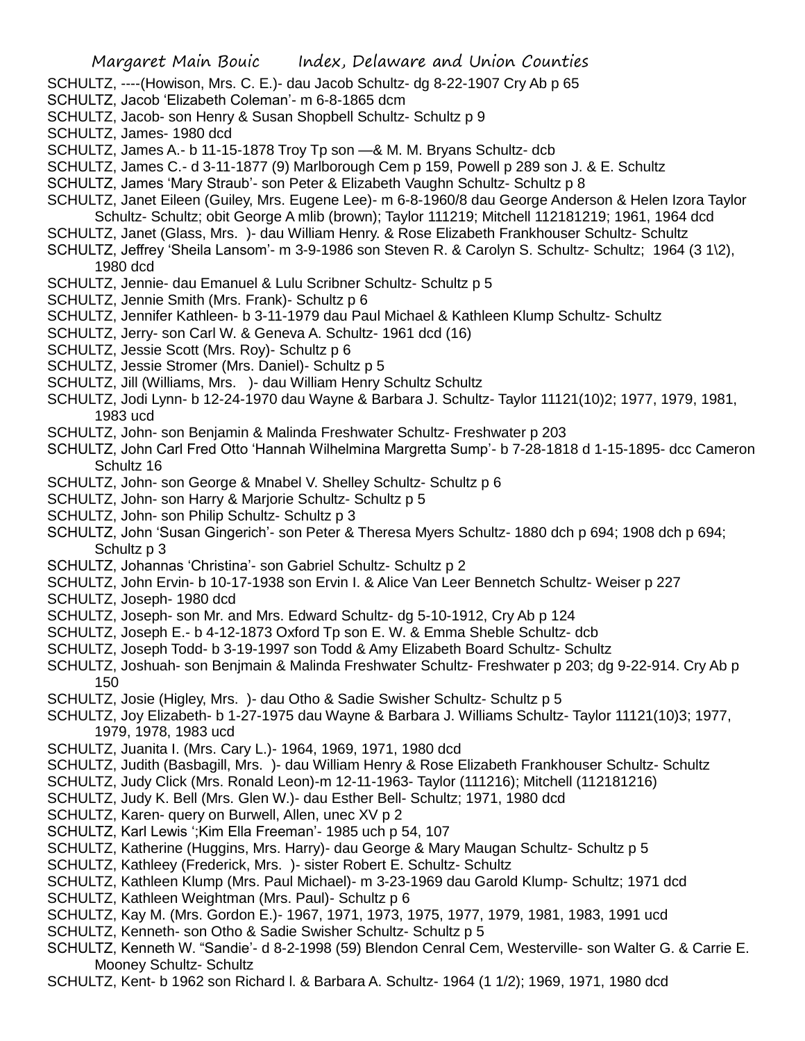SCHULTZ, ----(Howison, Mrs. C. E.)- dau Jacob Schultz- dg 8-22-1907 Cry Ab p 65

SCHULTZ, Jacob 'Elizabeth Coleman'- m 6-8-1865 dcm

SCHULTZ, Jacob- son Henry & Susan Shopbell Schultz- Schultz p 9

SCHULTZ, James- 1980 dcd

SCHULTZ, James A.- b 11-15-1878 Troy Tp son —& M. M. Bryans Schultz- dcb

SCHULTZ, James C.- d 3-11-1877 (9) Marlborough Cem p 159, Powell p 289 son J. & E. Schultz

SCHULTZ, James 'Mary Straub'- son Peter & Elizabeth Vaughn Schultz- Schultz p 8

SCHULTZ, Janet Eileen (Guiley, Mrs. Eugene Lee)- m 6-8-1960/8 dau George Anderson & Helen Izora Taylor Schultz- Schultz; obit George A mlib (brown); Taylor 111219; Mitchell 112181219; 1961, 1964 dcd

SCHULTZ, Janet (Glass, Mrs. )- dau William Henry. & Rose Elizabeth Frankhouser Schultz- Schultz

SCHULTZ, Jeffrey 'Sheila Lansom'- m 3-9-1986 son Steven R. & Carolyn S. Schultz- Schultz; 1964 (3 1\2), 1980 dcd

SCHULTZ, Jennie- dau Emanuel & Lulu Scribner Schultz- Schultz p 5

SCHULTZ, Jennie Smith (Mrs. Frank)- Schultz p 6

SCHULTZ, Jennifer Kathleen- b 3-11-1979 dau Paul Michael & Kathleen Klump Schultz- Schultz

SCHULTZ, Jerry- son Carl W. & Geneva A. Schultz- 1961 dcd (16)

SCHULTZ, Jessie Scott (Mrs. Roy)- Schultz p 6

SCHULTZ, Jessie Stromer (Mrs. Daniel)- Schultz p 5

SCHULTZ, Jill (Williams, Mrs. )- dau William Henry Schultz Schultz

SCHULTZ, Jodi Lynn- b 12-24-1970 dau Wayne & Barbara J. Schultz- Taylor 11121(10)2; 1977, 1979, 1981, 1983 ucd

SCHULTZ, John- son Benjamin & Malinda Freshwater Schultz- Freshwater p 203

SCHULTZ, John Carl Fred Otto 'Hannah Wilhelmina Margretta Sump'- b 7-28-1818 d 1-15-1895- dcc Cameron Schultz 16

SCHULTZ, John- son George & Mnabel V. Shelley Schultz- Schultz p 6

SCHULTZ, John- son Harry & Marjorie Schultz- Schultz p 5

SCHULTZ, John- son Philip Schultz- Schultz p 3

SCHULTZ, John 'Susan Gingerich'- son Peter & Theresa Myers Schultz- 1880 dch p 694; 1908 dch p 694; Schultz p 3

SCHULTZ, Johannas 'Christina'- son Gabriel Schultz- Schultz p 2

SCHULTZ, John Ervin- b 10-17-1938 son Ervin I. & Alice Van Leer Bennetch Schultz- Weiser p 227

SCHULTZ, Joseph- 1980 dcd

SCHULTZ, Joseph- son Mr. and Mrs. Edward Schultz- dg 5-10-1912, Cry Ab p 124

SCHULTZ, Joseph E.- b 4-12-1873 Oxford Tp son E. W. & Emma Sheble Schultz- dcb

SCHULTZ, Joseph Todd- b 3-19-1997 son Todd & Amy Elizabeth Board Schultz- Schultz

SCHULTZ, Joshuah- son Benjmain & Malinda Freshwater Schultz- Freshwater p 203; dg 9-22-914. Cry Ab p 150

SCHULTZ, Josie (Higley, Mrs. )- dau Otho & Sadie Swisher Schultz- Schultz p 5

SCHULTZ, Joy Elizabeth- b 1-27-1975 dau Wayne & Barbara J. Williams Schultz- Taylor 11121(10)3; 1977, 1979, 1978, 1983 ucd

SCHULTZ, Juanita I. (Mrs. Cary L.)- 1964, 1969, 1971, 1980 dcd

SCHULTZ, Judith (Basbagill, Mrs. )- dau William Henry & Rose Elizabeth Frankhouser Schultz- Schultz

SCHULTZ, Judy Click (Mrs. Ronald Leon)-m 12-11-1963- Taylor (111216); Mitchell (112181216)

SCHULTZ, Judy K. Bell (Mrs. Glen W.)- dau Esther Bell- Schultz; 1971, 1980 dcd

SCHULTZ, Karen- query on Burwell, Allen, unec XV p 2

SCHULTZ, Karl Lewis ';Kim Ella Freeman'- 1985 uch p 54, 107

SCHULTZ, Katherine (Huggins, Mrs. Harry)- dau George & Mary Maugan Schultz- Schultz p 5

SCHULTZ, Kathleey (Frederick, Mrs. )- sister Robert E. Schultz- Schultz

SCHULTZ, Kathleen Klump (Mrs. Paul Michael)- m 3-23-1969 dau Garold Klump- Schultz; 1971 dcd

SCHULTZ, Kathleen Weightman (Mrs. Paul)- Schultz p 6

SCHULTZ, Kay M. (Mrs. Gordon E.)- 1967, 1971, 1973, 1975, 1977, 1979, 1981, 1983, 1991 ucd

SCHULTZ, Kenneth- son Otho & Sadie Swisher Schultz- Schultz p 5

SCHULTZ, Kenneth W. "Sandie"- d 8-2-1998 (59) Blendon Cenral Cem, Westerville- son Walter G. & Carrie E. Mooney Schultz- Schultz

SCHULTZ, Kent- b 1962 son Richard l. & Barbara A. Schultz- 1964 (1 1/2); 1969, 1971, 1980 dcd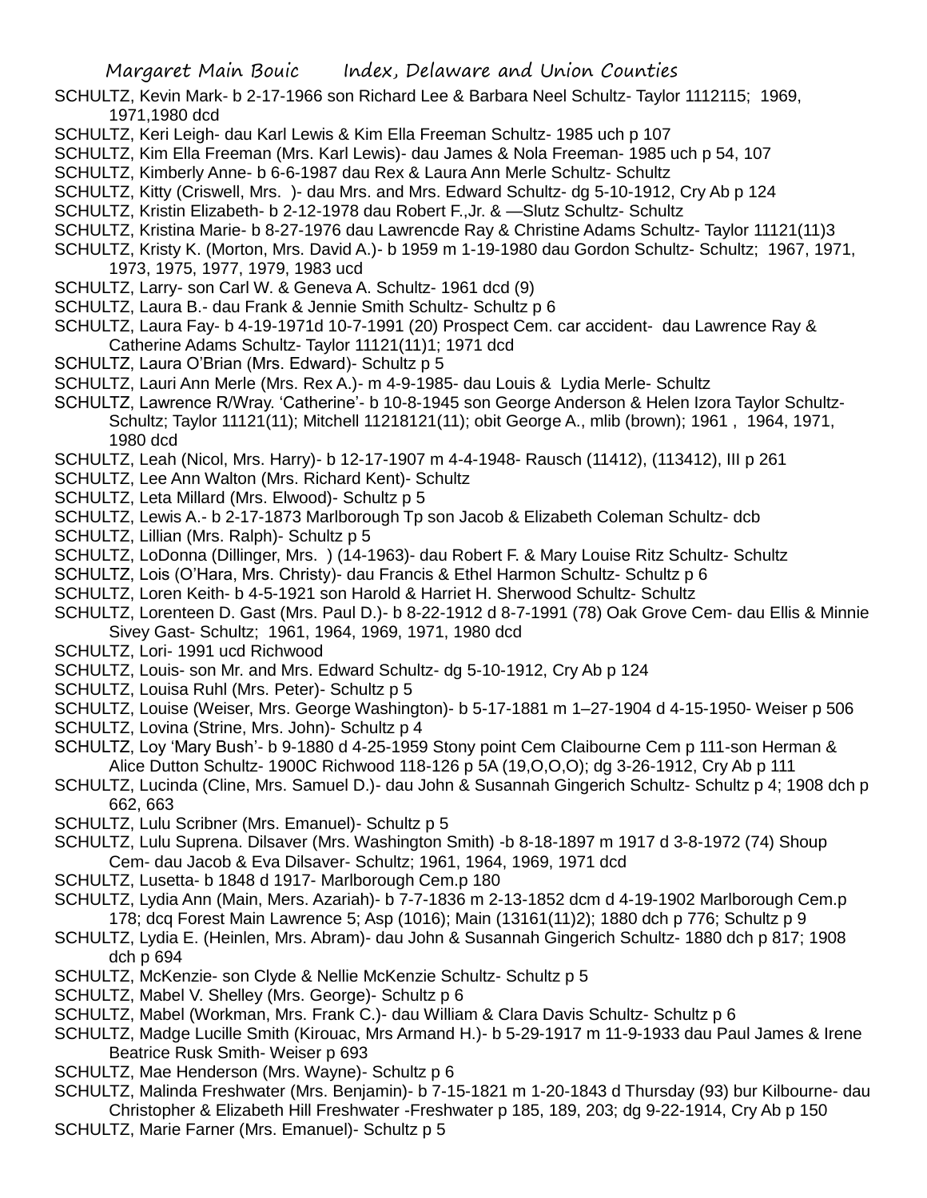SCHULTZ, Kevin Mark- b 2-17-1966 son Richard Lee & Barbara Neel Schultz- Taylor 1112115; 1969, 1971,1980 dcd

SCHULTZ, Keri Leigh- dau Karl Lewis & Kim Ella Freeman Schultz- 1985 uch p 107

SCHULTZ, Kim Ella Freeman (Mrs. Karl Lewis)- dau James & Nola Freeman- 1985 uch p 54, 107

SCHULTZ, Kimberly Anne- b 6-6-1987 dau Rex & Laura Ann Merle Schultz- Schultz

SCHULTZ, Kitty (Criswell, Mrs. )- dau Mrs. and Mrs. Edward Schultz- dg 5-10-1912, Cry Ab p 124

SCHULTZ, Kristin Elizabeth- b 2-12-1978 dau Robert F.,Jr. & —Slutz Schultz- Schultz

SCHULTZ, Kristina Marie- b 8-27-1976 dau Lawrencde Ray & Christine Adams Schultz- Taylor 11121(11)3

SCHULTZ, Kristy K. (Morton, Mrs. David A.)- b 1959 m 1-19-1980 dau Gordon Schultz- Schultz; 1967, 1971, 1973, 1975, 1977, 1979, 1983 ucd

SCHULTZ, Larry- son Carl W. & Geneva A. Schultz- 1961 dcd (9)

SCHULTZ, Laura B.- dau Frank & Jennie Smith Schultz- Schultz p 6

SCHULTZ, Laura Fay- b 4-19-1971d 10-7-1991 (20) Prospect Cem. car accident- dau Lawrence Ray & Catherine Adams Schultz- Taylor 11121(11)1; 1971 dcd

SCHULTZ, Laura O'Brian (Mrs. Edward)- Schultz p 5

SCHULTZ, Lauri Ann Merle (Mrs. Rex A.)- m 4-9-1985- dau Louis & Lydia Merle- Schultz

SCHULTZ, Lawrence R/Wray. 'Catherine'- b 10-8-1945 son George Anderson & Helen Izora Taylor Schultz- Schultz; Taylor 11121(11); Mitchell 11218121(11); obit George A., mlib (brown); 1961 , 1964, 1971, 1980 dcd

SCHULTZ, Leah (Nicol, Mrs. Harry)- b 12-17-1907 m 4-4-1948- Rausch (11412), (113412), III p 261

SCHULTZ, Lee Ann Walton (Mrs. Richard Kent)- Schultz

SCHULTZ, Leta Millard (Mrs. Elwood)- Schultz p 5

SCHULTZ, Lewis A.- b 2-17-1873 Marlborough Tp son Jacob & Elizabeth Coleman Schultz- dcb

SCHULTZ, Lillian (Mrs. Ralph)- Schultz p 5

SCHULTZ, LoDonna (Dillinger, Mrs. ) (14-1963)- dau Robert F. & Mary Louise Ritz Schultz- Schultz

SCHULTZ, Lois (O'Hara, Mrs. Christy)- dau Francis & Ethel Harmon Schultz- Schultz p 6

SCHULTZ, Loren Keith- b 4-5-1921 son Harold & Harriet H. Sherwood Schultz- Schultz

SCHULTZ, Lorenteen D. Gast (Mrs. Paul D.)- b 8-22-1912 d 8-7-1991 (78) Oak Grove Cem- dau Ellis & Minnie Sivey Gast- Schultz; 1961, 1964, 1969, 1971, 1980 dcd

SCHULTZ, Lori- 1991 ucd Richwood

SCHULTZ, Louis- son Mr. and Mrs. Edward Schultz- dg 5-10-1912, Cry Ab p 124

SCHULTZ, Louisa Ruhl (Mrs. Peter)- Schultz p 5

SCHULTZ, Louise (Weiser, Mrs. George Washington)- b 5-17-1881 m 1–27-1904 d 4-15-1950- Weiser p 506

SCHULTZ, Lovina (Strine, Mrs. John)- Schultz p 4

SCHULTZ, Loy 'Mary Bush'- b 9-1880 d 4-25-1959 Stony point Cem Claibourne Cem p 111-son Herman & Alice Dutton Schultz- 1900C Richwood 118-126 p 5A (19,O,O,O); dg 3-26-1912, Cry Ab p 111

SCHULTZ, Lucinda (Cline, Mrs. Samuel D.)- dau John & Susannah Gingerich Schultz- Schultz p 4; 1908 dch p 662, 663

SCHULTZ, Lulu Scribner (Mrs. Emanuel)- Schultz p 5

SCHULTZ, Lulu Suprena. Dilsaver (Mrs. Washington Smith) -b 8-18-1897 m 1917 d 3-8-1972 (74) Shoup Cem- dau Jacob & Eva Dilsaver- Schultz; 1961, 1964, 1969, 1971 dcd

SCHULTZ, Lusetta- b 1848 d 1917- Marlborough Cem.p 180

SCHULTZ, Lydia Ann (Main, Mers. Azariah)- b 7-7-1836 m 2-13-1852 dcm d 4-19-1902 Marlborough Cem.p 178; dcq Forest Main Lawrence 5; Asp (1016); Main (13161(11)2); 1880 dch p 776; Schultz p 9

SCHULTZ, Lydia E. (Heinlen, Mrs. Abram)- dau John & Susannah Gingerich Schultz- 1880 dch p 817; 1908 dch p 694

SCHULTZ, McKenzie- son Clyde & Nellie McKenzie Schultz- Schultz p 5

SCHULTZ, Mabel V. Shelley (Mrs. George)- Schultz p 6

SCHULTZ, Mabel (Workman, Mrs. Frank C.)- dau William & Clara Davis Schultz- Schultz p 6

SCHULTZ, Madge Lucille Smith (Kirouac, Mrs Armand H.)- b 5-29-1917 m 11-9-1933 dau Paul James & Irene Beatrice Rusk Smith- Weiser p 693

SCHULTZ, Mae Henderson (Mrs. Wayne)- Schultz p 6

SCHULTZ, Malinda Freshwater (Mrs. Benjamin)- b 7-15-1821 m 1-20-1843 d Thursday (93) bur Kilbourne- dau Christopher & Elizabeth Hill Freshwater -Freshwater p 185, 189, 203; dg 9-22-1914, Cry Ab p 150

SCHULTZ, Marie Farner (Mrs. Emanuel)- Schultz p 5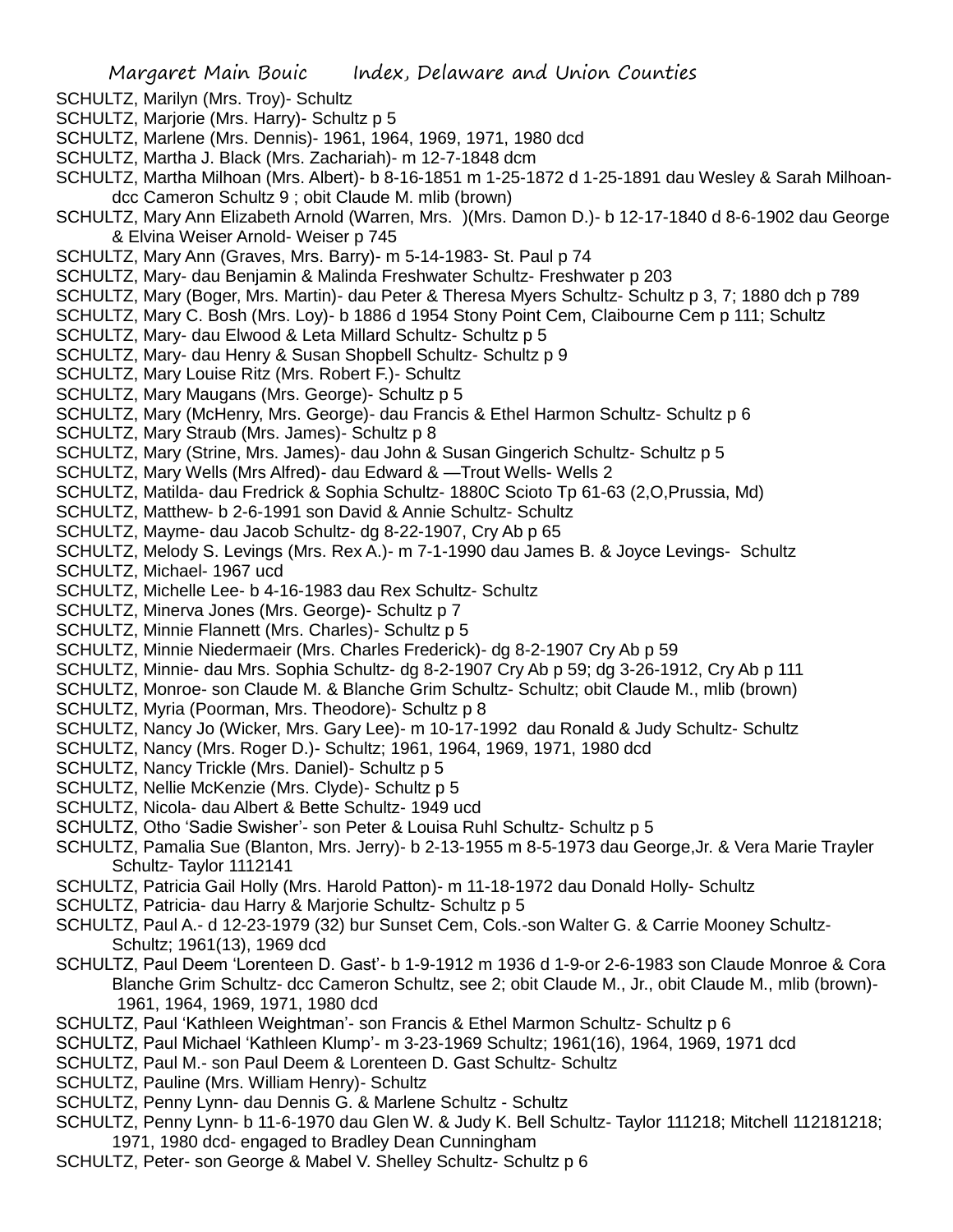SCHULTZ, Marilyn (Mrs. Troy)- Schultz
SCHULTZ, Marjorie (Mrs. Harry)- Schultz p 5
SCHULTZ, Marlene (Mrs. Dennis)- 1961, 1964, 1969, 1971, 1980 dcd
SCHULTZ, Martha J. Black (Mrs. Zachariah)- m 12-7-1848 dcm
SCHULTZ, Martha Milhoan (Mrs. Albert)- b 8-16-1851 m 1-25-1872 d 1-25-1891 dau Wesley & Sarah Milhoan- dcc Cameron Schultz 9 ; obit Claude M. mlib (brown)
SCHULTZ, Mary Ann Elizabeth Arnold (Warren, Mrs. )(Mrs. Damon D.)- b 12-17-1840 d 8-6-1902 dau George & Elvina Weiser Arnold- Weiser p 745
SCHULTZ, Mary Ann (Graves, Mrs. Barry)- m 5-14-1983- St. Paul p 74
SCHULTZ, Mary- dau Benjamin & Malinda Freshwater Schultz- Freshwater p 203
SCHULTZ, Mary (Boger, Mrs. Martin)- dau Peter & Theresa Myers Schultz- Schultz p 3, 7; 1880 dch p 789
SCHULTZ, Mary C. Bosh (Mrs. Loy)- b 1886 d 1954 Stony Point Cem, Claibourne Cem p 111; Schultz
SCHULTZ, Mary- dau Elwood & Leta Millard Schultz- Schultz p 5
SCHULTZ, Mary- dau Henry & Susan Shopbell Schultz- Schultz p 9
SCHULTZ, Mary Louise Ritz (Mrs. Robert F.)- Schultz
SCHULTZ, Mary Maugans (Mrs. George)- Schultz p 5
SCHULTZ, Mary (McHenry, Mrs. George)- dau Francis & Ethel Harmon Schultz- Schultz p 6
SCHULTZ, Mary Straub (Mrs. James)- Schultz p 8
SCHULTZ, Mary (Strine, Mrs. James)- dau John & Susan Gingerich Schultz- Schultz p 5
SCHULTZ, Mary Wells (Mrs Alfred)- dau Edward & —Trout Wells- Wells 2
SCHULTZ, Matilda- dau Fredrick & Sophia Schultz- 1880C Scioto Tp 61-63 (2,O,Prussia, Md)
SCHULTZ, Matthew- b 2-6-1991 son David & Annie Schultz- Schultz
SCHULTZ, Mayme- dau Jacob Schultz- dg 8-22-1907, Cry Ab p 65
SCHULTZ, Melody S. Levings (Mrs. Rex A.)- m 7-1-1990 dau James B. & Joyce Levings- Schultz
SCHULTZ, Michael- 1967 ucd
SCHULTZ, Michelle Lee- b 4-16-1983 dau Rex Schultz- Schultz
SCHULTZ, Minerva Jones (Mrs. George)- Schultz p 7
SCHULTZ, Minnie Flannett (Mrs. Charles)- Schultz p 5
SCHULTZ, Minnie Niedermaeir (Mrs. Charles Frederick)- dg 8-2-1907 Cry Ab p 59
SCHULTZ, Minnie- dau Mrs. Sophia Schultz- dg 8-2-1907 Cry Ab p 59; dg 3-26-1912, Cry Ab p 111
SCHULTZ, Monroe- son Claude M. & Blanche Grim Schultz- Schultz; obit Claude M., mlib (brown)
SCHULTZ, Myria (Poorman, Mrs. Theodore)- Schultz p 8
SCHULTZ, Nancy Jo (Wicker, Mrs. Gary Lee)- m 10-17-1992 dau Ronald & Judy Schultz- Schultz
SCHULTZ, Nancy (Mrs. Roger D.)- Schultz; 1961, 1964, 1969, 1971, 1980 dcd
SCHULTZ, Nancy Trickle (Mrs. Daniel)- Schultz p 5
SCHULTZ, Nellie McKenzie (Mrs. Clyde)- Schultz p 5
SCHULTZ, Nicola- dau Albert & Bette Schultz- 1949 ucd
SCHULTZ, Otho 'Sadie Swisher'- son Peter & Louisa Ruhl Schultz- Schultz p 5
SCHULTZ, Pamalia Sue (Blanton, Mrs. Jerry)- b 2-13-1955 m 8-5-1973 dau George,Jr. & Vera Marie Trayler Schultz- Taylor 1112141
SCHULTZ, Patricia Gail Holly (Mrs. Harold Patton)- m 11-18-1972 dau Donald Holly- Schultz
SCHULTZ, Patricia- dau Harry & Marjorie Schultz- Schultz p 5
SCHULTZ, Paul A.- d 12-23-1979 (32) bur Sunset Cem, Cols.-son Walter G. & Carrie Mooney Schultz- Schultz; 1961(13), 1969 dcd
SCHULTZ, Paul Deem 'Lorenteen D. Gast'- b 1-9-1912 m 1936 d 1-9-or 2-6-1983 son Claude Monroe & Cora Blanche Grim Schultz- dcc Cameron Schultz, see 2; obit Claude M., Jr., obit Claude M., mlib (brown)- 1961, 1964, 1969, 1971, 1980 dcd
SCHULTZ, Paul 'Kathleen Weightman'- son Francis & Ethel Marmon Schultz- Schultz p 6
SCHULTZ, Paul Michael 'Kathleen Klump'- m 3-23-1969 Schultz; 1961(16), 1964, 1969, 1971 dcd
SCHULTZ, Paul M.- son Paul Deem & Lorenteen D. Gast Schultz- Schultz
SCHULTZ, Pauline (Mrs. William Henry)- Schultz
SCHULTZ, Penny Lynn- dau Dennis G. & Marlene Schultz - Schultz
SCHULTZ, Penny Lynn- b 11-6-1970 dau Glen W. & Judy K. Bell Schultz- Taylor 111218; Mitchell 112181218; 1971, 1980 dcd- engaged to Bradley Dean Cunningham
SCHULTZ, Peter- son George & Mabel V. Shelley Schultz- Schultz p 6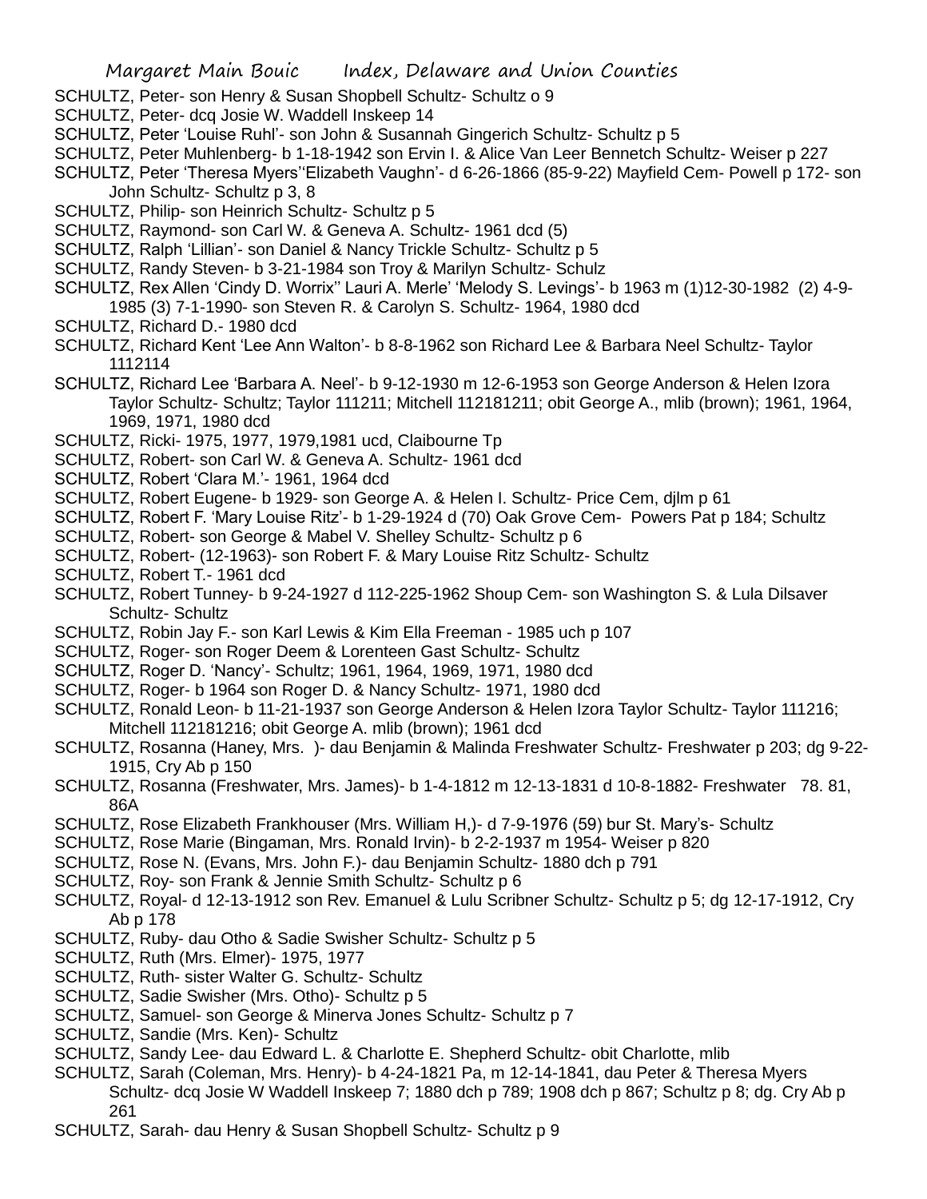SCHULTZ, Peter- son Henry & Susan Shopbell Schultz- Schultz o 9

SCHULTZ, Peter- dcq Josie W. Waddell Inskeep 14

SCHULTZ, Peter 'Louise Ruhl'- son John & Susannah Gingerich Schultz- Schultz p 5

SCHULTZ, Peter Muhlenberg- b 1-18-1942 son Ervin I. & Alice Van Leer Bennetch Schultz- Weiser p 227

SCHULTZ, Peter 'Theresa Myers''Elizabeth Vaughn'- d 6-26-1866 (85-9-22) Mayfield Cem- Powell p 172- son John Schultz- Schultz p 3, 8

SCHULTZ, Philip- son Heinrich Schultz- Schultz p 5

SCHULTZ, Raymond- son Carl W. & Geneva A. Schultz- 1961 dcd (5)

SCHULTZ, Ralph 'Lillian'- son Daniel & Nancy Trickle Schultz- Schultz p 5

SCHULTZ, Randy Steven- b 3-21-1984 son Troy & Marilyn Schultz- Schulz

SCHULTZ, Rex Allen 'Cindy D. Worrix'' Lauri A. Merle' 'Melody S. Levings'- b 1963 m (1)12-30-1982 (2) 4-9-1985 (3) 7-1-1990- son Steven R. & Carolyn S. Schultz- 1964, 1980 dcd

SCHULTZ, Richard D.- 1980 dcd

SCHULTZ, Richard Kent 'Lee Ann Walton'- b 8-8-1962 son Richard Lee & Barbara Neel Schultz- Taylor 1112114

SCHULTZ, Richard Lee 'Barbara A. Neel'- b 9-12-1930 m 12-6-1953 son George Anderson & Helen Izora Taylor Schultz- Schultz; Taylor 111211; Mitchell 112181211; obit George A., mlib (brown); 1961, 1964, 1969, 1971, 1980 dcd

SCHULTZ, Ricki- 1975, 1977, 1979,1981 ucd, Claibourne Tp

SCHULTZ, Robert- son Carl W. & Geneva A. Schultz- 1961 dcd

SCHULTZ, Robert 'Clara M.'- 1961, 1964 dcd

SCHULTZ, Robert Eugene- b 1929- son George A. & Helen I. Schultz- Price Cem, djlm p 61

SCHULTZ, Robert F. 'Mary Louise Ritz'- b 1-29-1924 d (70) Oak Grove Cem- Powers Pat p 184; Schultz

SCHULTZ, Robert- son George & Mabel V. Shelley Schultz- Schultz p 6

SCHULTZ, Robert- (12-1963)- son Robert F. & Mary Louise Ritz Schultz- Schultz

SCHULTZ, Robert T.- 1961 dcd

SCHULTZ, Robert Tunney- b 9-24-1927 d 112-225-1962 Shoup Cem- son Washington S. & Lula Dilsaver Schultz- Schultz

SCHULTZ, Robin Jay F.- son Karl Lewis & Kim Ella Freeman - 1985 uch p 107

SCHULTZ, Roger- son Roger Deem & Lorenteen Gast Schultz- Schultz

SCHULTZ, Roger D. 'Nancy'- Schultz; 1961, 1964, 1969, 1971, 1980 dcd

SCHULTZ, Roger- b 1964 son Roger D. & Nancy Schultz- 1971, 1980 dcd

SCHULTZ, Ronald Leon- b 11-21-1937 son George Anderson & Helen Izora Taylor Schultz- Taylor 111216; Mitchell 112181216; obit George A. mlib (brown); 1961 dcd

SCHULTZ, Rosanna (Haney, Mrs. )- dau Benjamin & Malinda Freshwater Schultz- Freshwater p 203; dg 9-22-1915, Cry Ab p 150

SCHULTZ, Rosanna (Freshwater, Mrs. James)- b 1-4-1812 m 12-13-1831 d 10-8-1882- Freshwater 78. 81, 86A

SCHULTZ, Rose Elizabeth Frankhouser (Mrs. William H,)- d 7-9-1976 (59) bur St. Mary's- Schultz

SCHULTZ, Rose Marie (Bingaman, Mrs. Ronald Irvin)- b 2-2-1937 m 1954- Weiser p 820

SCHULTZ, Rose N. (Evans, Mrs. John F.)- dau Benjamin Schultz- 1880 dch p 791

SCHULTZ, Roy- son Frank & Jennie Smith Schultz- Schultz p 6

SCHULTZ, Royal- d 12-13-1912 son Rev. Emanuel & Lulu Scribner Schultz- Schultz p 5; dg 12-17-1912, Cry Ab p 178

SCHULTZ, Ruby- dau Otho & Sadie Swisher Schultz- Schultz p 5

SCHULTZ, Ruth (Mrs. Elmer)- 1975, 1977

SCHULTZ, Ruth- sister Walter G. Schultz- Schultz

SCHULTZ, Sadie Swisher (Mrs. Otho)- Schultz p 5

SCHULTZ, Samuel- son George & Minerva Jones Schultz- Schultz p 7

SCHULTZ, Sandie (Mrs. Ken)- Schultz

SCHULTZ, Sandy Lee- dau Edward L. & Charlotte E. Shepherd Schultz- obit Charlotte, mlib

SCHULTZ, Sarah (Coleman, Mrs. Henry)- b 4-24-1821 Pa, m 12-14-1841, dau Peter & Theresa Myers Schultz- dcq Josie W Waddell Inskeep 7; 1880 dch p 789; 1908 dch p 867; Schultz p 8; dg. Cry Ab p 261

SCHULTZ, Sarah- dau Henry & Susan Shopbell Schultz- Schultz p 9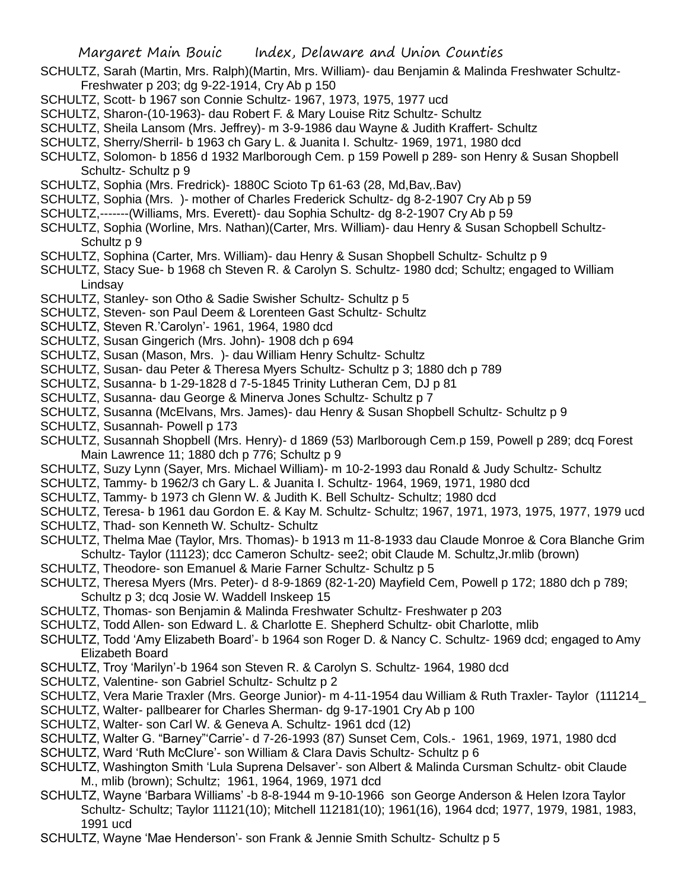SCHULTZ, Sarah (Martin, Mrs. Ralph)(Martin, Mrs. William)- dau Benjamin & Malinda Freshwater Schultz- Freshwater p 203; dg 9-22-1914, Cry Ab p 150

SCHULTZ, Scott- b 1967 son Connie Schultz- 1967, 1973, 1975, 1977 ucd

SCHULTZ, Sharon-(10-1963)- dau Robert F. & Mary Louise Ritz Schultz- Schultz

SCHULTZ, Sheila Lansom (Mrs. Jeffrey)- m 3-9-1986 dau Wayne & Judith Kraffert- Schultz

SCHULTZ, Sherry/Sherril- b 1963 ch Gary L. & Juanita I. Schultz- 1969, 1971, 1980 dcd

SCHULTZ, Solomon- b 1856 d 1932 Marlborough Cem. p 159 Powell p 289- son Henry & Susan Shopbell Schultz- Schultz p 9

SCHULTZ, Sophia (Mrs. Fredrick)- 1880C Scioto Tp 61-63 (28, Md,Bav,.Bav)

SCHULTZ, Sophia (Mrs. )- mother of Charles Frederick Schultz- dg 8-2-1907 Cry Ab p 59

SCHULTZ,-------(Williams, Mrs. Everett)- dau Sophia Schultz- dg 8-2-1907 Cry Ab p 59

SCHULTZ, Sophia (Worline, Mrs. Nathan)(Carter, Mrs. William)- dau Henry & Susan Schopbell Schultz- Schultz p 9

SCHULTZ, Sophina (Carter, Mrs. William)- dau Henry & Susan Shopbell Schultz- Schultz p 9

SCHULTZ, Stacy Sue- b 1968 ch Steven R. & Carolyn S. Schultz- 1980 dcd; Schultz; engaged to William Lindsay

SCHULTZ, Stanley- son Otho & Sadie Swisher Schultz- Schultz p 5

SCHULTZ, Steven- son Paul Deem & Lorenteen Gast Schultz- Schultz

SCHULTZ, Steven R.'Carolyn'- 1961, 1964, 1980 dcd

SCHULTZ, Susan Gingerich (Mrs. John)- 1908 dch p 694

SCHULTZ, Susan (Mason, Mrs. )- dau William Henry Schultz- Schultz

SCHULTZ, Susan- dau Peter & Theresa Myers Schultz- Schultz p 3; 1880 dch p 789

SCHULTZ, Susanna- b 1-29-1828 d 7-5-1845 Trinity Lutheran Cem, DJ p 81

SCHULTZ, Susanna- dau George & Minerva Jones Schultz- Schultz p 7

SCHULTZ, Susanna (McElvans, Mrs. James)- dau Henry & Susan Shopbell Schultz- Schultz p 9

SCHULTZ, Susannah- Powell p 173

SCHULTZ, Susannah Shopbell (Mrs. Henry)- d 1869 (53) Marlborough Cem.p 159, Powell p 289; dcq Forest Main Lawrence 11; 1880 dch p 776; Schultz p 9

SCHULTZ, Suzy Lynn (Sayer, Mrs. Michael William)- m 10-2-1993 dau Ronald & Judy Schultz- Schultz

SCHULTZ, Tammy- b 1962/3 ch Gary L. & Juanita I. Schultz- 1964, 1969, 1971, 1980 dcd

SCHULTZ, Tammy- b 1973 ch Glenn W. & Judith K. Bell Schultz- Schultz; 1980 dcd

SCHULTZ, Teresa- b 1961 dau Gordon E. & Kay M. Schultz- Schultz; 1967, 1971, 1973, 1975, 1977, 1979 ucd

SCHULTZ, Thad- son Kenneth W. Schultz- Schultz

SCHULTZ, Thelma Mae (Taylor, Mrs. Thomas)- b 1913 m 11-8-1933 dau Claude Monroe & Cora Blanche Grim Schultz- Taylor (11123); dcc Cameron Schultz- see2; obit Claude M. Schultz,Jr.mlib (brown)

SCHULTZ, Theodore- son Emanuel & Marie Farner Schultz- Schultz p 5

SCHULTZ, Theresa Myers (Mrs. Peter)- d 8-9-1869 (82-1-20) Mayfield Cem, Powell p 172; 1880 dch p 789; Schultz p 3; dcq Josie W. Waddell Inskeep 15

SCHULTZ, Thomas- son Benjamin & Malinda Freshwater Schultz- Freshwater p 203

SCHULTZ, Todd Allen- son Edward L. & Charlotte E. Shepherd Schultz- obit Charlotte, mlib

SCHULTZ, Todd 'Amy Elizabeth Board'- b 1964 son Roger D. & Nancy C. Schultz- 1969 dcd; engaged to Amy Elizabeth Board

SCHULTZ, Troy 'Marilyn'-b 1964 son Steven R. & Carolyn S. Schultz- 1964, 1980 dcd

SCHULTZ, Valentine- son Gabriel Schultz- Schultz p 2

SCHULTZ, Vera Marie Traxler (Mrs. George Junior)- m 4-11-1954 dau William & Ruth Traxler- Taylor (111214_

SCHULTZ, Walter- pallbearer for Charles Sherman- dg 9-17-1901 Cry Ab p 100

SCHULTZ, Walter- son Carl W. & Geneva A. Schultz- 1961 dcd (12)

SCHULTZ, Walter G. "Barney"'Carrie'- d 7-26-1993 (87) Sunset Cem, Cols.- 1961, 1969, 1971, 1980 dcd

SCHULTZ, Ward 'Ruth McClure'- son William & Clara Davis Schultz- Schultz p 6

SCHULTZ, Washington Smith 'Lula Suprena Delsaver'- son Albert & Malinda Cursman Schultz- obit Claude M., mlib (brown); Schultz; 1961, 1964, 1969, 1971 dcd

SCHULTZ, Wayne 'Barbara Williams' -b 8-8-1944 m 9-10-1966 son George Anderson & Helen Izora Taylor Schultz- Schultz; Taylor 11121(10); Mitchell 112181(10); 1961(16), 1964 dcd; 1977, 1979, 1981, 1983, 1991 ucd

SCHULTZ, Wayne 'Mae Henderson'- son Frank & Jennie Smith Schultz- Schultz p 5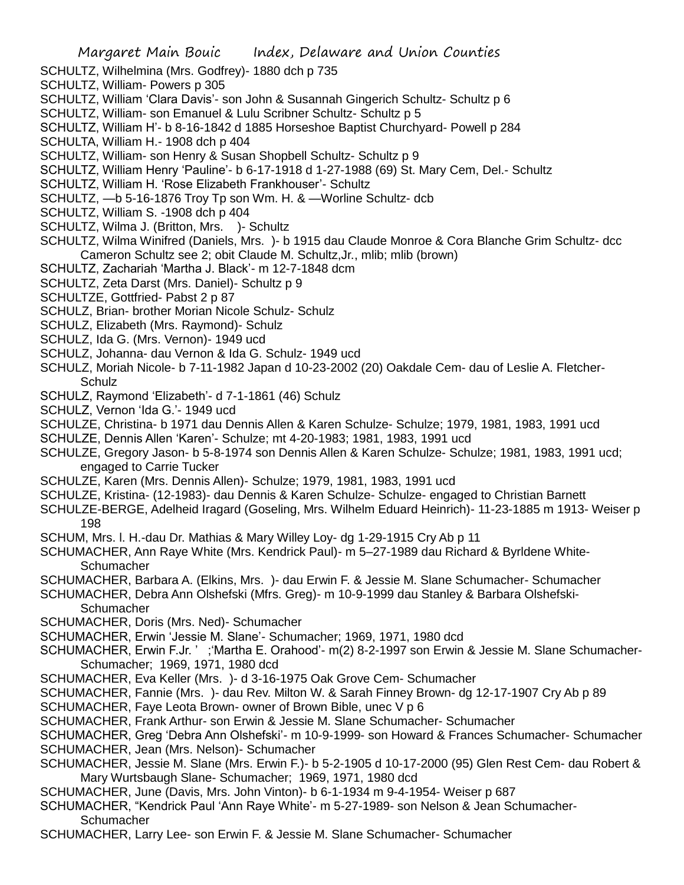SCHULTZ, Wilhelmina (Mrs. Godfrey)- 1880 dch p 735
SCHULTZ, William- Powers p 305
SCHULTZ, William 'Clara Davis'- son John & Susannah Gingerich Schultz- Schultz p 6
SCHULTZ, William- son Emanuel & Lulu Scribner Schultz- Schultz p 5
SCHULTZ, William H'- b 8-16-1842 d 1885 Horseshoe Baptist Churchyard- Powell p 284
SCHULTA, William H.- 1908 dch p 404
SCHULTZ, William- son Henry & Susan Shopbell Schultz- Schultz p 9
SCHULTZ, William Henry 'Pauline'- b 6-17-1918 d 1-27-1988 (69) St. Mary Cem, Del.- Schultz
SCHULTZ, William H. 'Rose Elizabeth Frankhouser'- Schultz
SCHULTZ, —b 5-16-1876 Troy Tp son Wm. H. & —Worline Schultz- dcb
SCHULTZ, William S. -1908 dch p 404
SCHULTZ, Wilma J. (Britton, Mrs. )- Schultz
SCHULTZ, Wilma Winifred (Daniels, Mrs. )- b 1915 dau Claude Monroe & Cora Blanche Grim Schultz- dcc Cameron Schultz see 2; obit Claude M. Schultz,Jr., mlib; mlib (brown)
SCHULTZ, Zachariah 'Martha J. Black'- m 12-7-1848 dcm
SCHULTZ, Zeta Darst (Mrs. Daniel)- Schultz p 9
SCHULTZE, Gottfried- Pabst 2 p 87
SCHULZ, Brian- brother Morian Nicole Schulz- Schulz
SCHULZ, Elizabeth (Mrs. Raymond)- Schulz
SCHULZ, Ida G. (Mrs. Vernon)- 1949 ucd
SCHULZ, Johanna- dau Vernon & Ida G. Schulz- 1949 ucd
SCHULZ, Moriah Nicole- b 7-11-1982 Japan d 10-23-2002 (20) Oakdale Cem- dau of Leslie A. Fletcher-Schulz
SCHULZ, Raymond 'Elizabeth'- d 7-1-1861 (46) Schulz
SCHULZ, Vernon 'Ida G.'- 1949 ucd
SCHULZE, Christina- b 1971 dau Dennis Allen & Karen Schulze- Schulze; 1979, 1981, 1983, 1991 ucd
SCHULZE, Dennis Allen 'Karen'- Schulze; mt 4-20-1983; 1981, 1983, 1991 ucd
SCHULZE, Gregory Jason- b 5-8-1974 son Dennis Allen & Karen Schulze- Schulze; 1981, 1983, 1991 ucd; engaged to Carrie Tucker
SCHULZE, Karen (Mrs. Dennis Allen)- Schulze; 1979, 1981, 1983, 1991 ucd
SCHULZE, Kristina- (12-1983)- dau Dennis & Karen Schulze- Schulze- engaged to Christian Barnett
SCHULZE-BERGE, Adelheid Iragard (Goseling, Mrs. Wilhelm Eduard Heinrich)- 11-23-1885 m 1913- Weiser p 198
SCHUM, Mrs. l. H.-dau Dr. Mathias & Mary Willey Loy- dg 1-29-1915 Cry Ab p 11
SCHUMACHER, Ann Raye White (Mrs. Kendrick Paul)- m 5–27-1989 dau Richard & Byrldene White-Schumacher
SCHUMACHER, Barbara A. (Elkins, Mrs. )- dau Erwin F. & Jessie M. Slane Schumacher- Schumacher
SCHUMACHER, Debra Ann Olshefski (Mfrs. Greg)- m 10-9-1999 dau Stanley & Barbara Olshefski-Schumacher
SCHUMACHER, Doris (Mrs. Ned)- Schumacher
SCHUMACHER, Erwin 'Jessie M. Slane'- Schumacher; 1969, 1971, 1980 dcd
SCHUMACHER, Erwin F.Jr. ' ;'Martha E. Orahood'- m(2) 8-2-1997 son Erwin & Jessie M. Slane Schumacher-Schumacher; 1969, 1971, 1980 dcd
SCHUMACHER, Eva Keller (Mrs. )- d 3-16-1975 Oak Grove Cem- Schumacher
SCHUMACHER, Fannie (Mrs. )- dau Rev. Milton W. & Sarah Finney Brown- dg 12-17-1907 Cry Ab p 89
SCHUMACHER, Faye Leota Brown- owner of Brown Bible, unec V p 6
SCHUMACHER, Frank Arthur- son Erwin & Jessie M. Slane Schumacher- Schumacher
SCHUMACHER, Greg 'Debra Ann Olshefski'- m 10-9-1999- son Howard & Frances Schumacher- Schumacher
SCHUMACHER, Jean (Mrs. Nelson)- Schumacher
SCHUMACHER, Jessie M. Slane (Mrs. Erwin F.)- b 5-2-1905 d 10-17-2000 (95) Glen Rest Cem- dau Robert & Mary Wurtsbaugh Slane- Schumacher; 1969, 1971, 1980 dcd
SCHUMACHER, June (Davis, Mrs. John Vinton)- b 6-1-1934 m 9-4-1954- Weiser p 687
SCHUMACHER, "Kendrick Paul 'Ann Raye White'- m 5-27-1989- son Nelson & Jean Schumacher-Schumacher
SCHUMACHER, Larry Lee- son Erwin F. & Jessie M. Slane Schumacher- Schumacher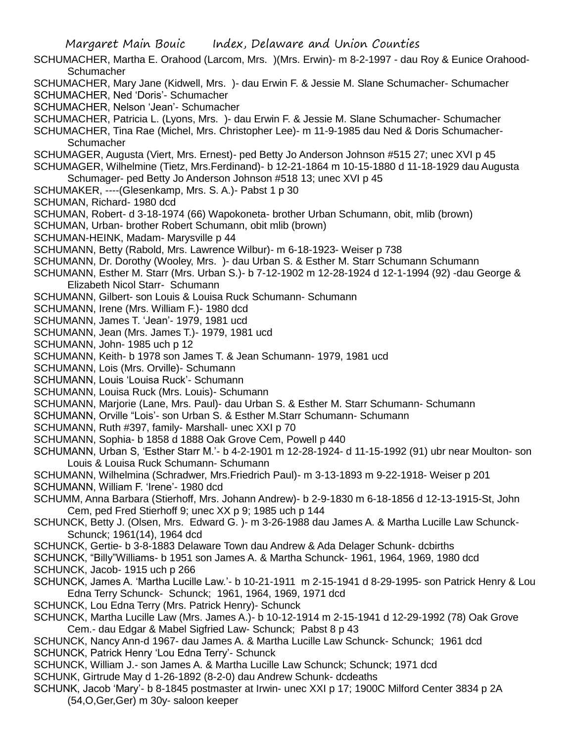SCHUMACHER, Martha E. Orahood (Larcom, Mrs. )(Mrs. Erwin)- m 8-2-1997 - dau Roy & Eunice Orahood-Schumacher

SCHUMACHER, Mary Jane (Kidwell, Mrs. )- dau Erwin F. & Jessie M. Slane Schumacher- Schumacher

SCHUMACHER, Ned 'Doris'- Schumacher

SCHUMACHER, Nelson 'Jean'- Schumacher

SCHUMACHER, Patricia L. (Lyons, Mrs. )- dau Erwin F. & Jessie M. Slane Schumacher- Schumacher

SCHUMACHER, Tina Rae (Michel, Mrs. Christopher Lee)- m 11-9-1985 dau Ned & Doris Schumacher-Schumacher

SCHUMAGER, Augusta (Viert, Mrs. Ernest)- ped Betty Jo Anderson Johnson #515 27; unec XVI p 45

SCHUMAGER, Wilhelmine (Tietz, Mrs.Ferdinand)- b 12-21-1864 m 10-15-1880 d 11-18-1929 dau Augusta Schumager- ped Betty Jo Anderson Johnson #518 13; unec XVI p 45

SCHUMAKER, ----(Glesenkamp, Mrs. S. A.)- Pabst 1 p 30

SCHUMAN, Richard- 1980 dcd

SCHUMAN, Robert- d 3-18-1974 (66) Wapokoneta- brother Urban Schumann, obit, mlib (brown)

SCHUMAN, Urban- brother Robert Schumann, obit mlib (brown)

SCHUMAN-HEINK, Madam- Marysville p 44

SCHUMANN, Betty (Rabold, Mrs. Lawrence Wilbur)- m 6-18-1923- Weiser p 738

SCHUMANN, Dr. Dorothy (Wooley, Mrs. )- dau Urban S. & Esther M. Starr Schumann Schumann

SCHUMANN, Esther M. Starr (Mrs. Urban S.)- b 7-12-1902 m 12-28-1924 d 12-1-1994 (92) -dau George & Elizabeth Nicol Starr- Schumann

SCHUMANN, Gilbert- son Louis & Louisa Ruck Schumann- Schumann

SCHUMANN, Irene (Mrs. William F.)- 1980 dcd

SCHUMANN, James T. 'Jean'- 1979, 1981 ucd

SCHUMANN, Jean (Mrs. James T.)- 1979, 1981 ucd

SCHUMANN, John- 1985 uch p 12

SCHUMANN, Keith- b 1978 son James T. & Jean Schumann- 1979, 1981 ucd

SCHUMANN, Lois (Mrs. Orville)- Schumann

SCHUMANN, Louis 'Louisa Ruck'- Schumann

SCHUMANN, Louisa Ruck (Mrs. Louis)- Schumann

SCHUMANN, Marjorie (Lane, Mrs. Paul)- dau Urban S. & Esther M. Starr Schumann- Schumann

SCHUMANN, Orville "Lois'- son Urban S. & Esther M.Starr Schumann- Schumann

SCHUMANN, Ruth #397, family- Marshall- unec XXI p 70

SCHUMANN, Sophia- b 1858 d 1888 Oak Grove Cem, Powell p 440

SCHUMANN, Urban S, 'Esther Starr M.'- b 4-2-1901 m 12-28-1924- d 11-15-1992 (91) ubr near Moulton- son Louis & Louisa Ruck Schumann- Schumann

SCHUMANN, Wilhelmina (Schradwer, Mrs.Friedrich Paul)- m 3-13-1893 m 9-22-1918- Weiser p 201

SCHUMANN, William F. 'Irene'- 1980 dcd

SCHUMM, Anna Barbara (Stierhoff, Mrs. Johann Andrew)- b 2-9-1830 m 6-18-1856 d 12-13-1915-St, John Cem, ped Fred Stierhoff 9; unec XX p 9; 1985 uch p 144

SCHUNCK, Betty J. (Olsen, Mrs. Edward G. )- m 3-26-1988 dau James A. & Martha Lucille Law Schunck- Schunck; 1961(14), 1964 dcd

SCHUNCK, Gertie- b 3-8-1883 Delaware Town dau Andrew & Ada Delager Schunk- dcbirths

SCHUNCK, "Billy"Williams- b 1951 son James A. & Martha Schunck- 1961, 1964, 1969, 1980 dcd

SCHUNCK, Jacob- 1915 uch p 266

SCHUNCK, James A. 'Martha Lucille Law.'- b 10-21-1911 m 2-15-1941 d 8-29-1995- son Patrick Henry & Lou Edna Terry Schunck- Schunck; 1961, 1964, 1969, 1971 dcd

SCHUNCK, Lou Edna Terry (Mrs. Patrick Henry)- Schunck

SCHUNCK, Martha Lucille Law (Mrs. James A.)- b 10-12-1914 m 2-15-1941 d 12-29-1992 (78) Oak Grove Cem.- dau Edgar & Mabel Sigfried Law- Schunck; Pabst 8 p 43

SCHUNCK, Nancy Ann-d 1967- dau James A. & Martha Lucille Law Schunck- Schunck; 1961 dcd

SCHUNCK, Patrick Henry 'Lou Edna Terry'- Schunck

SCHUNCK, William J.- son James A. & Martha Lucille Law Schunck; Schunck; 1971 dcd

SCHUNK, Girtrude May d 1-26-1892 (8-2-0) dau Andrew Schunk- dcdeaths

SCHUNK, Jacob 'Mary'- b 8-1845 postmaster at Irwin- unec XXI p 17; 1900C Milford Center 3834 p 2A (54,O,Ger,Ger) m 30y- saloon keeper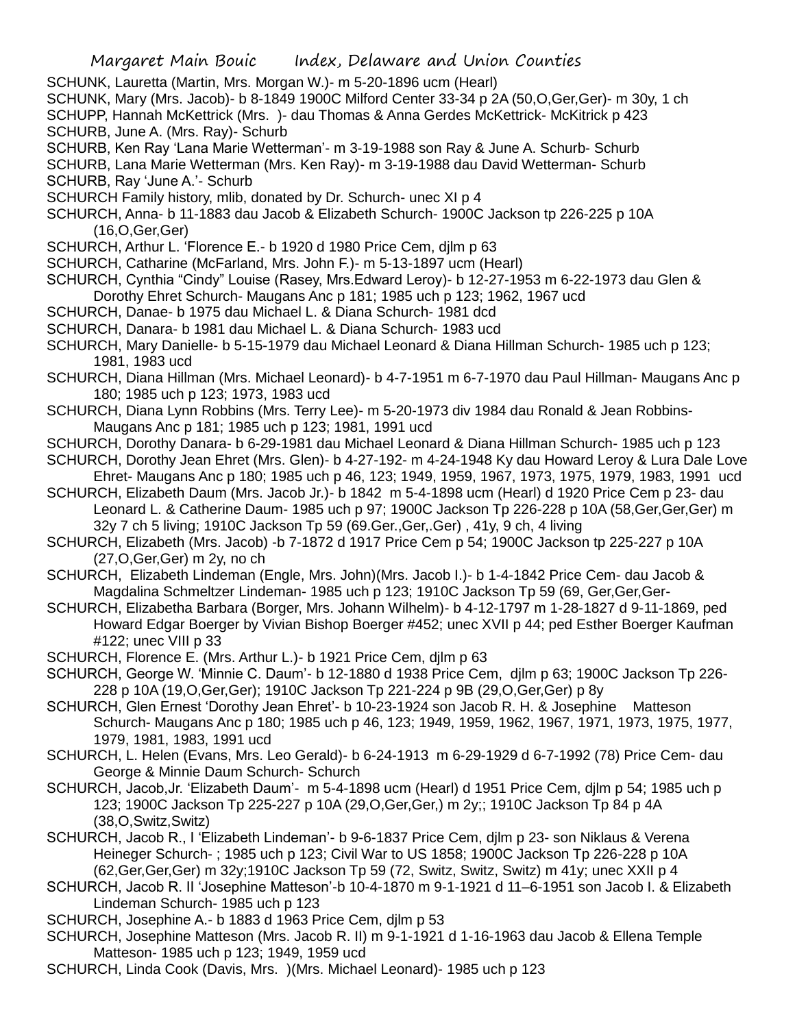SCHUNK, Lauretta (Martin, Mrs. Morgan W.)- m 5-20-1896 ucm (Hearl)

SCHUNK, Mary (Mrs. Jacob)- b 8-1849 1900C Milford Center 33-34 p 2A (50,O,Ger,Ger)- m 30y, 1 ch

SCHUPP, Hannah McKettrick (Mrs. )- dau Thomas & Anna Gerdes McKettrick- McKitrick p 423

SCHURB, June A. (Mrs. Ray)- Schurb

SCHURB, Ken Ray 'Lana Marie Wetterman'- m 3-19-1988 son Ray & June A. Schurb- Schurb

SCHURB, Lana Marie Wetterman (Mrs. Ken Ray)- m 3-19-1988 dau David Wetterman- Schurb

SCHURB, Ray 'June A.'- Schurb

SCHURCH Family history, mlib, donated by Dr. Schurch- unec XI p 4

SCHURCH, Anna- b 11-1883 dau Jacob & Elizabeth Schurch- 1900C Jackson tp 226-225 p 10A (16,O,Ger,Ger)

SCHURCH, Arthur L. 'Florence E.- b 1920 d 1980 Price Cem, djlm p 63

SCHURCH, Catharine (McFarland, Mrs. John F.)- m 5-13-1897 ucm (Hearl)

SCHURCH, Cynthia "Cindy" Louise (Rasey, Mrs.Edward Leroy)- b 12-27-1953 m 6-22-1973 dau Glen & Dorothy Ehret Schurch- Maugans Anc p 181; 1985 uch p 123; 1962, 1967 ucd

SCHURCH, Danae- b 1975 dau Michael L. & Diana Schurch- 1981 dcd

SCHURCH, Danara- b 1981 dau Michael L. & Diana Schurch- 1983 ucd

SCHURCH, Mary Danielle- b 5-15-1979 dau Michael Leonard & Diana Hillman Schurch- 1985 uch p 123; 1981, 1983 ucd

SCHURCH, Diana Hillman (Mrs. Michael Leonard)- b 4-7-1951 m 6-7-1970 dau Paul Hillman- Maugans Anc p 180; 1985 uch p 123; 1973, 1983 ucd

SCHURCH, Diana Lynn Robbins (Mrs. Terry Lee)- m 5-20-1973 div 1984 dau Ronald & Jean Robbins- Maugans Anc p 181; 1985 uch p 123; 1981, 1991 ucd

SCHURCH, Dorothy Danara- b 6-29-1981 dau Michael Leonard & Diana Hillman Schurch- 1985 uch p 123

SCHURCH, Dorothy Jean Ehret (Mrs. Glen)- b 4-27-192- m 4-24-1948 Ky dau Howard Leroy & Lura Dale Love Ehret- Maugans Anc p 180; 1985 uch p 46, 123; 1949, 1959, 1967, 1973, 1975, 1979, 1983, 1991 ucd

SCHURCH, Elizabeth Daum (Mrs. Jacob Jr.)- b 1842 m 5-4-1898 ucm (Hearl) d 1920 Price Cem p 23- dau Leonard L. & Catherine Daum- 1985 uch p 97; 1900C Jackson Tp 226-228 p 10A (58,Ger,Ger,Ger) m 32y 7 ch 5 living; 1910C Jackson Tp 59 (69.Ger.,Ger,.Ger) , 41y, 9 ch, 4 living

SCHURCH, Elizabeth (Mrs. Jacob) -b 7-1872 d 1917 Price Cem p 54; 1900C Jackson tp 225-227 p 10A (27,O,Ger,Ger) m 2y, no ch

SCHURCH, Elizabeth Lindeman (Engle, Mrs. John)(Mrs. Jacob I.)- b 1-4-1842 Price Cem- dau Jacob & Magdalina Schmeltzer Lindeman- 1985 uch p 123; 1910C Jackson Tp 59 (69, Ger,Ger,Ger-

SCHURCH, Elizabetha Barbara (Borger, Mrs. Johann Wilhelm)- b 4-12-1797 m 1-28-1827 d 9-11-1869, ped Howard Edgar Boerger by Vivian Bishop Boerger #452; unec XVII p 44; ped Esther Boerger Kaufman #122; unec VIII p 33

SCHURCH, Florence E. (Mrs. Arthur L.)- b 1921 Price Cem, djlm p 63

SCHURCH, George W. 'Minnie C. Daum'- b 12-1880 d 1938 Price Cem, djlm p 63; 1900C Jackson Tp 226-228 p 10A (19,O,Ger,Ger); 1910C Jackson Tp 221-224 p 9B (29,O,Ger,Ger) p 8y

SCHURCH, Glen Ernest 'Dorothy Jean Ehret'- b 10-23-1924 son Jacob R. H. & Josephine Matteson Schurch- Maugans Anc p 180; 1985 uch p 46, 123; 1949, 1959, 1962, 1967, 1971, 1973, 1975, 1977, 1979, 1981, 1983, 1991 ucd

SCHURCH, L. Helen (Evans, Mrs. Leo Gerald)- b 6-24-1913 m 6-29-1929 d 6-7-1992 (78) Price Cem- dau George & Minnie Daum Schurch- Schurch

SCHURCH, Jacob,Jr. 'Elizabeth Daum'- m 5-4-1898 ucm (Hearl) d 1951 Price Cem, djlm p 54; 1985 uch p 123; 1900C Jackson Tp 225-227 p 10A (29,O,Ger,Ger,) m 2y;; 1910C Jackson Tp 84 p 4A (38,O,Switz,Switz)

SCHURCH, Jacob R., I 'Elizabeth Lindeman'- b 9-6-1837 Price Cem, djlm p 23- son Niklaus & Verena Heineger Schurch- ; 1985 uch p 123; Civil War to US 1858; 1900C Jackson Tp 226-228 p 10A (62,Ger,Ger,Ger) m 32y;1910C Jackson Tp 59 (72, Switz, Switz, Switz) m 41y; unec XXII p 4

SCHURCH, Jacob R. II 'Josephine Matteson'-b 10-4-1870 m 9-1-1921 d 11–6-1951 son Jacob I. & Elizabeth Lindeman Schurch- 1985 uch p 123

SCHURCH, Josephine A.- b 1883 d 1963 Price Cem, djlm p 53

SCHURCH, Josephine Matteson (Mrs. Jacob R. II) m 9-1-1921 d 1-16-1963 dau Jacob & Ellena Temple Matteson- 1985 uch p 123; 1949, 1959 ucd

SCHURCH, Linda Cook (Davis, Mrs. )(Mrs. Michael Leonard)- 1985 uch p 123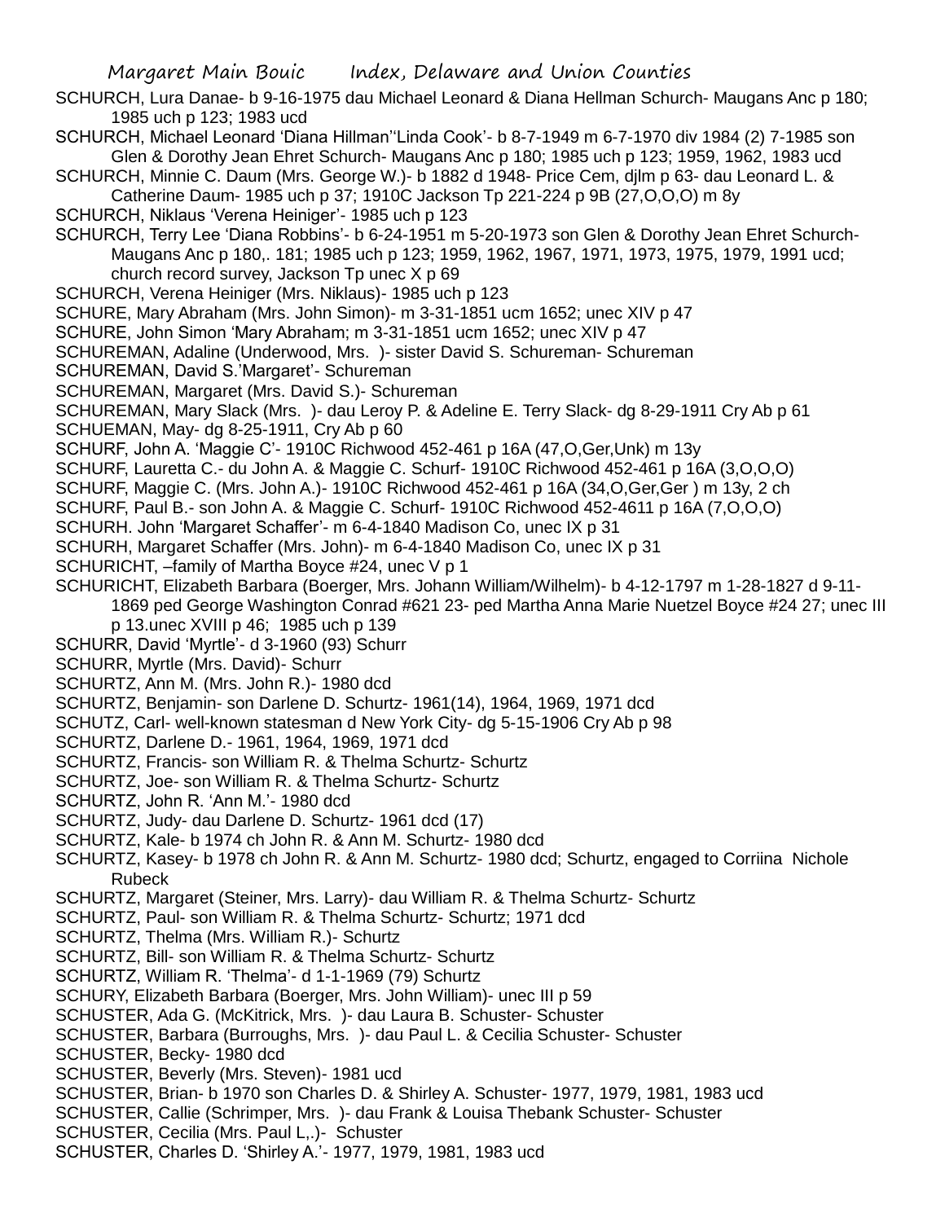SCHURCH, Lura Danae- b 9-16-1975 dau Michael Leonard & Diana Hellman Schurch- Maugans Anc p 180; 1985 uch p 123; 1983 ucd

SCHURCH, Michael Leonard 'Diana Hillman''Linda Cook'- b 8-7-1949 m 6-7-1970 div 1984 (2) 7-1985 son Glen & Dorothy Jean Ehret Schurch- Maugans Anc p 180; 1985 uch p 123; 1959, 1962, 1983 ucd

SCHURCH, Minnie C. Daum (Mrs. George W.)- b 1882 d 1948- Price Cem, djlm p 63- dau Leonard L. & Catherine Daum- 1985 uch p 37; 1910C Jackson Tp 221-224 p 9B (27,O,O,O) m 8y

SCHURCH, Niklaus 'Verena Heiniger'- 1985 uch p 123

SCHURCH, Terry Lee 'Diana Robbins'- b 6-24-1951 m 5-20-1973 son Glen & Dorothy Jean Ehret Schurch- Maugans Anc p 180,. 181; 1985 uch p 123; 1959, 1962, 1967, 1971, 1973, 1975, 1979, 1991 ucd; church record survey, Jackson Tp unec X p 69

SCHURCH, Verena Heiniger (Mrs. Niklaus)- 1985 uch p 123

SCHURE, Mary Abraham (Mrs. John Simon)- m 3-31-1851 ucm 1652; unec XIV p 47

SCHURE, John Simon 'Mary Abraham; m 3-31-1851 ucm 1652; unec XIV p 47

SCHUREMAN, Adaline (Underwood, Mrs. )- sister David S. Schureman- Schureman

SCHUREMAN, David S.'Margaret'- Schureman

SCHUREMAN, Margaret (Mrs. David S.)- Schureman

SCHUREMAN, Mary Slack (Mrs. )- dau Leroy P. & Adeline E. Terry Slack- dg 8-29-1911 Cry Ab p 61

SCHUEMAN, May- dg 8-25-1911, Cry Ab p 60

SCHURF, John A. 'Maggie C'- 1910C Richwood 452-461 p 16A (47,O,Ger,Unk) m 13y

SCHURF, Lauretta C.- du John A. & Maggie C. Schurf- 1910C Richwood 452-461 p 16A (3,O,O,O)

SCHURF, Maggie C. (Mrs. John A.)- 1910C Richwood 452-461 p 16A (34,O,Ger,Ger ) m 13y, 2 ch

SCHURF, Paul B.- son John A. & Maggie C. Schurf- 1910C Richwood 452-4611 p 16A (7,O,O,O)

SCHURH. John 'Margaret Schaffer'- m 6-4-1840 Madison Co, unec IX p 31

SCHURH, Margaret Schaffer (Mrs. John)- m 6-4-1840 Madison Co, unec IX p 31

SCHURICHT, –family of Martha Boyce #24, unec V p 1

SCHURICHT, Elizabeth Barbara (Boerger, Mrs. Johann William/Wilhelm)- b 4-12-1797 m 1-28-1827 d 9-11-1869 ped George Washington Conrad #621 23- ped Martha Anna Marie Nuetzel Boyce #24 27; unec III p 13.unec XVIII p 46; 1985 uch p 139

SCHURR, David 'Myrtle'- d 3-1960 (93) Schurr

SCHURR, Myrtle (Mrs. David)- Schurr

SCHURTZ, Ann M. (Mrs. John R.)- 1980 dcd

SCHURTZ, Benjamin- son Darlene D. Schurtz- 1961(14), 1964, 1969, 1971 dcd

SCHUTZ, Carl- well-known statesman d New York City- dg 5-15-1906 Cry Ab p 98

SCHURTZ, Darlene D.- 1961, 1964, 1969, 1971 dcd

SCHURTZ, Francis- son William R. & Thelma Schurtz- Schurtz

SCHURTZ, Joe- son William R. & Thelma Schurtz- Schurtz

SCHURTZ, John R. 'Ann M.'- 1980 dcd

SCHURTZ, Judy- dau Darlene D. Schurtz- 1961 dcd (17)

SCHURTZ, Kale- b 1974 ch John R. & Ann M. Schurtz- 1980 dcd

SCHURTZ, Kasey- b 1978 ch John R. & Ann M. Schurtz- 1980 dcd; Schurtz, engaged to Corriina Nichole Rubeck

SCHURTZ, Margaret (Steiner, Mrs. Larry)- dau William R. & Thelma Schurtz- Schurtz

SCHURTZ, Paul- son William R. & Thelma Schurtz- Schurtz; 1971 dcd

SCHURTZ, Thelma (Mrs. William R.)- Schurtz

SCHURTZ, Bill- son William R. & Thelma Schurtz- Schurtz

SCHURTZ, William R. 'Thelma'- d 1-1-1969 (79) Schurtz

SCHURY, Elizabeth Barbara (Boerger, Mrs. John William)- unec III p 59

SCHUSTER, Ada G. (McKitrick, Mrs. )- dau Laura B. Schuster- Schuster

SCHUSTER, Barbara (Burroughs, Mrs. )- dau Paul L. & Cecilia Schuster- Schuster

SCHUSTER, Becky- 1980 dcd

SCHUSTER, Beverly (Mrs. Steven)- 1981 ucd

SCHUSTER, Brian- b 1970 son Charles D. & Shirley A. Schuster- 1977, 1979, 1981, 1983 ucd

SCHUSTER, Callie (Schrimper, Mrs. )- dau Frank & Louisa Thebank Schuster- Schuster

SCHUSTER, Cecilia (Mrs. Paul L,.)- Schuster

SCHUSTER, Charles D. 'Shirley A.'- 1977, 1979, 1981, 1983 ucd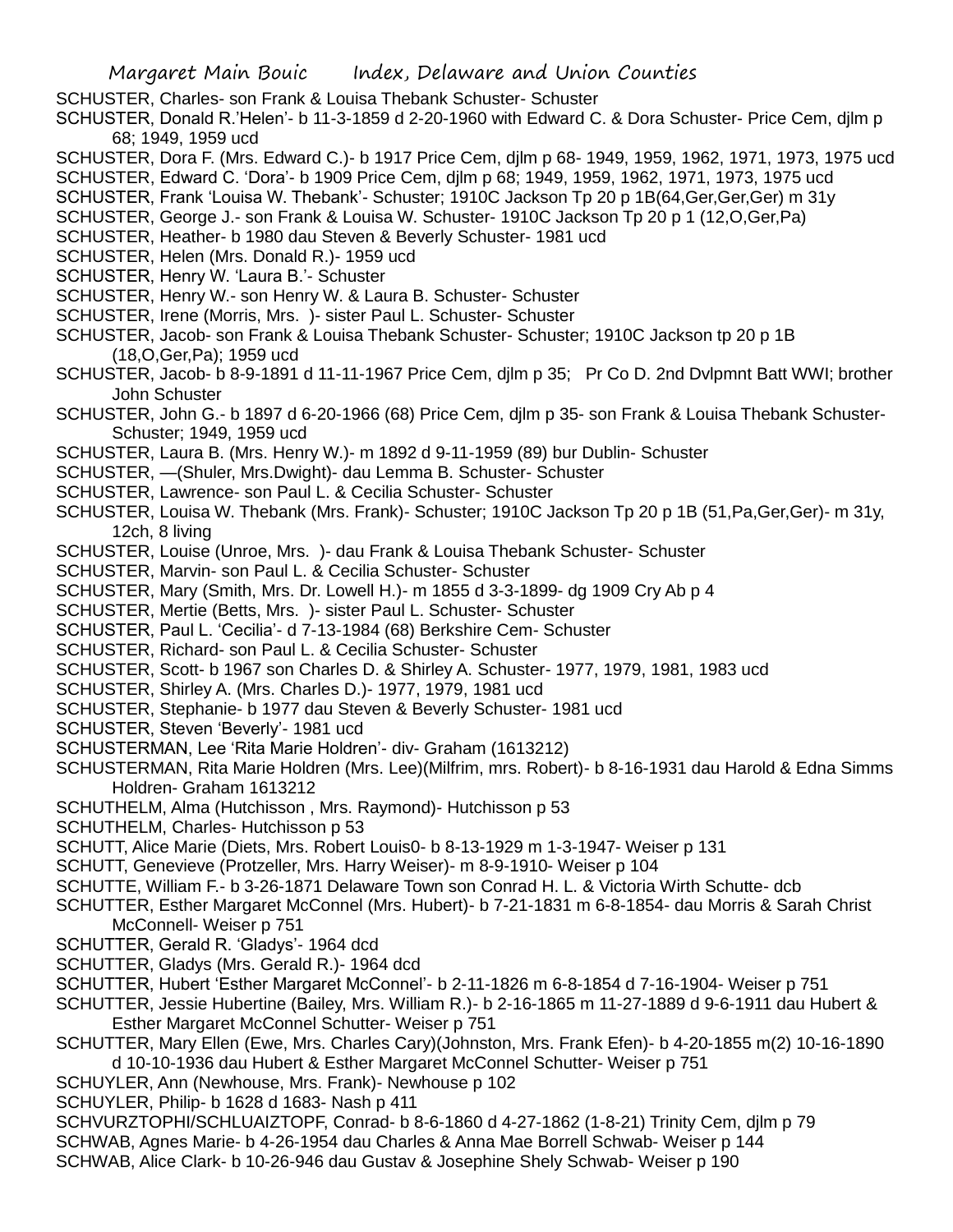SCHUSTER, Charles- son Frank & Louisa Thebank Schuster- Schuster

SCHUSTER, Donald R.'Helen'- b 11-3-1859 d 2-20-1960 with Edward C. & Dora Schuster- Price Cem, djlm p 68; 1949, 1959 ucd

SCHUSTER, Dora F. (Mrs. Edward C.)- b 1917 Price Cem, djlm p 68- 1949, 1959, 1962, 1971, 1973, 1975 ucd

SCHUSTER, Edward C. 'Dora'- b 1909 Price Cem, djlm p 68; 1949, 1959, 1962, 1971, 1973, 1975 ucd

SCHUSTER, Frank 'Louisa W. Thebank'- Schuster; 1910C Jackson Tp 20 p 1B(64,Ger,Ger,Ger) m 31y

SCHUSTER, George J.- son Frank & Louisa W. Schuster- 1910C Jackson Tp 20 p 1 (12,O,Ger,Pa)

SCHUSTER, Heather- b 1980 dau Steven & Beverly Schuster- 1981 ucd

SCHUSTER, Helen (Mrs. Donald R.)- 1959 ucd

SCHUSTER, Henry W. 'Laura B.'- Schuster

SCHUSTER, Henry W.- son Henry W. & Laura B. Schuster- Schuster

SCHUSTER, Irene (Morris, Mrs. )- sister Paul L. Schuster- Schuster

SCHUSTER, Jacob- son Frank & Louisa Thebank Schuster- Schuster; 1910C Jackson tp 20 p 1B (18,O,Ger,Pa); 1959 ucd

SCHUSTER, Jacob- b 8-9-1891 d 11-11-1967 Price Cem, djlm p 35; Pr Co D. 2nd Dvlpmnt Batt WWI; brother John Schuster

SCHUSTER, John G.- b 1897 d 6-20-1966 (68) Price Cem, djlm p 35- son Frank & Louisa Thebank Schuster- Schuster; 1949, 1959 ucd

SCHUSTER, Laura B. (Mrs. Henry W.)- m 1892 d 9-11-1959 (89) bur Dublin- Schuster

SCHUSTER, —(Shuler, Mrs.Dwight)- dau Lemma B. Schuster- Schuster

SCHUSTER, Lawrence- son Paul L. & Cecilia Schuster- Schuster

SCHUSTER, Louisa W. Thebank (Mrs. Frank)- Schuster; 1910C Jackson Tp 20 p 1B (51,Pa,Ger,Ger)- m 31y, 12ch, 8 living

SCHUSTER, Louise (Unroe, Mrs. )- dau Frank & Louisa Thebank Schuster- Schuster

SCHUSTER, Marvin- son Paul L. & Cecilia Schuster- Schuster

SCHUSTER, Mary (Smith, Mrs. Dr. Lowell H.)- m 1855 d 3-3-1899- dg 1909 Cry Ab p 4

SCHUSTER, Mertie (Betts, Mrs. )- sister Paul L. Schuster- Schuster

SCHUSTER, Paul L. 'Cecilia'- d 7-13-1984 (68) Berkshire Cem- Schuster

SCHUSTER, Richard- son Paul L. & Cecilia Schuster- Schuster

SCHUSTER, Scott- b 1967 son Charles D. & Shirley A. Schuster- 1977, 1979, 1981, 1983 ucd

SCHUSTER, Shirley A. (Mrs. Charles D.)- 1977, 1979, 1981 ucd

SCHUSTER, Stephanie- b 1977 dau Steven & Beverly Schuster- 1981 ucd

SCHUSTER, Steven 'Beverly'- 1981 ucd

SCHUSTERMAN, Lee 'Rita Marie Holdren'- div- Graham (1613212)

SCHUSTERMAN, Rita Marie Holdren (Mrs. Lee)(Milfrim, mrs. Robert)- b 8-16-1931 dau Harold & Edna Simms Holdren- Graham 1613212

SCHUTHELM, Alma (Hutchisson , Mrs. Raymond)- Hutchisson p 53

SCHUTHELM, Charles- Hutchisson p 53

SCHUTT, Alice Marie (Diets, Mrs. Robert Louis0- b 8-13-1929 m 1-3-1947- Weiser p 131

SCHUTT, Genevieve (Protzeller, Mrs. Harry Weiser)- m 8-9-1910- Weiser p 104

SCHUTTE, William F.- b 3-26-1871 Delaware Town son Conrad H. L. & Victoria Wirth Schutte- dcb

SCHUTTER, Esther Margaret McConnel (Mrs. Hubert)- b 7-21-1831 m 6-8-1854- dau Morris & Sarah Christ McConnell- Weiser p 751

SCHUTTER, Gerald R. 'Gladys'- 1964 dcd

SCHUTTER, Gladys (Mrs. Gerald R.)- 1964 dcd

SCHUTTER, Hubert 'Esther Margaret McConnel'- b 2-11-1826 m 6-8-1854 d 7-16-1904- Weiser p 751

SCHUTTER, Jessie Hubertine (Bailey, Mrs. William R.)- b 2-16-1865 m 11-27-1889 d 9-6-1911 dau Hubert & Esther Margaret McConnel Schutter- Weiser p 751

SCHUTTER, Mary Ellen (Ewe, Mrs. Charles Cary)(Johnston, Mrs. Frank Efen)- b 4-20-1855 m(2) 10-16-1890 d 10-10-1936 dau Hubert & Esther Margaret McConnel Schutter- Weiser p 751

SCHUYLER, Ann (Newhouse, Mrs. Frank)- Newhouse p 102

SCHUYLER, Philip- b 1628 d 1683- Nash p 411

SCHVURZTOPHI/SCHLUAIZTOPF, Conrad- b 8-6-1860 d 4-27-1862 (1-8-21) Trinity Cem, djlm p 79

SCHWAB, Agnes Marie- b 4-26-1954 dau Charles & Anna Mae Borrell Schwab- Weiser p 144

SCHWAB, Alice Clark- b 10-26-946 dau Gustav & Josephine Shely Schwab- Weiser p 190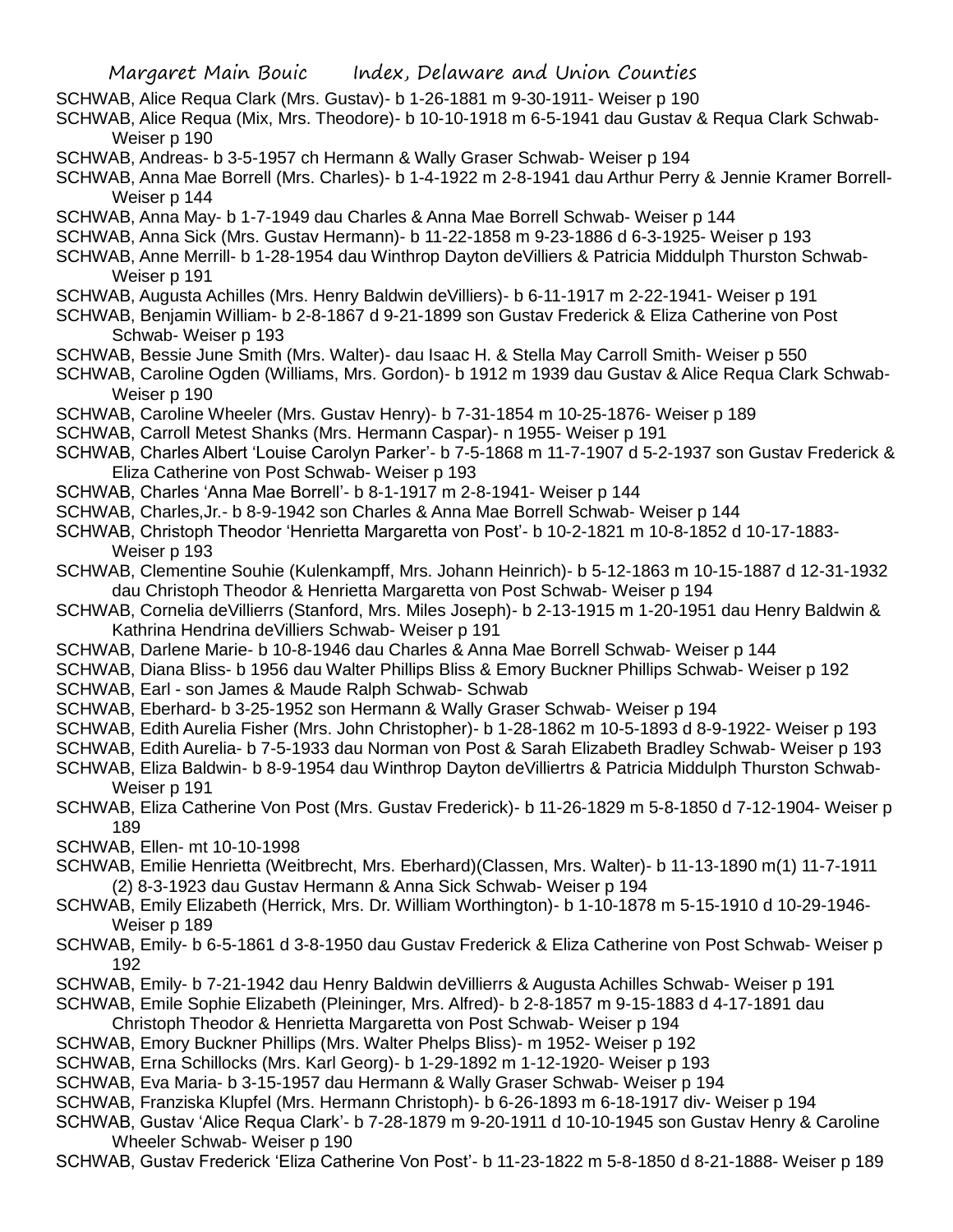SCHWAB, Alice Requa Clark (Mrs. Gustav)- b 1-26-1881 m 9-30-1911- Weiser p 190

SCHWAB, Alice Requa (Mix, Mrs. Theodore)- b 10-10-1918 m 6-5-1941 dau Gustav & Requa Clark Schwab- Weiser p 190

SCHWAB, Andreas- b 3-5-1957 ch Hermann & Wally Graser Schwab- Weiser p 194

SCHWAB, Anna Mae Borrell (Mrs. Charles)- b 1-4-1922 m 2-8-1941 dau Arthur Perry & Jennie Kramer Borrell- Weiser p 144

SCHWAB, Anna May- b 1-7-1949 dau Charles & Anna Mae Borrell Schwab- Weiser p 144

SCHWAB, Anna Sick (Mrs. Gustav Hermann)- b 11-22-1858 m 9-23-1886 d 6-3-1925- Weiser p 193

SCHWAB, Anne Merrill- b 1-28-1954 dau Winthrop Dayton deVilliers & Patricia Middulph Thurston Schwab- Weiser p 191

SCHWAB, Augusta Achilles (Mrs. Henry Baldwin deVilliers)- b 6-11-1917 m 2-22-1941- Weiser p 191

SCHWAB, Benjamin William- b 2-8-1867 d 9-21-1899 son Gustav Frederick & Eliza Catherine von Post Schwab- Weiser p 193

SCHWAB, Bessie June Smith (Mrs. Walter)- dau Isaac H. & Stella May Carroll Smith- Weiser p 550

SCHWAB, Caroline Ogden (Williams, Mrs. Gordon)- b 1912 m 1939 dau Gustav & Alice Requa Clark Schwab- Weiser p 190

SCHWAB, Caroline Wheeler (Mrs. Gustav Henry)- b 7-31-1854 m 10-25-1876- Weiser p 189

SCHWAB, Carroll Metest Shanks (Mrs. Hermann Caspar)- n 1955- Weiser p 191

SCHWAB, Charles Albert 'Louise Carolyn Parker'- b 7-5-1868 m 11-7-1907 d 5-2-1937 son Gustav Frederick & Eliza Catherine von Post Schwab- Weiser p 193

SCHWAB, Charles 'Anna Mae Borrell'- b 8-1-1917 m 2-8-1941- Weiser p 144

SCHWAB, Charles,Jr.- b 8-9-1942 son Charles & Anna Mae Borrell Schwab- Weiser p 144

SCHWAB, Christoph Theodor 'Henrietta Margaretta von Post'- b 10-2-1821 m 10-8-1852 d 10-17-1883- Weiser p 193

SCHWAB, Clementine Souhie (Kulenkampff, Mrs. Johann Heinrich)- b 5-12-1863 m 10-15-1887 d 12-31-1932 dau Christoph Theodor & Henrietta Margaretta von Post Schwab- Weiser p 194

SCHWAB, Cornelia deVillierrs (Stanford, Mrs. Miles Joseph)- b 2-13-1915 m 1-20-1951 dau Henry Baldwin & Kathrina Hendrina deVilliers Schwab- Weiser p 191

SCHWAB, Darlene Marie- b 10-8-1946 dau Charles & Anna Mae Borrell Schwab- Weiser p 144

SCHWAB, Diana Bliss- b 1956 dau Walter Phillips Bliss & Emory Buckner Phillips Schwab- Weiser p 192

SCHWAB, Earl - son James & Maude Ralph Schwab- Schwab

SCHWAB, Eberhard- b 3-25-1952 son Hermann & Wally Graser Schwab- Weiser p 194

SCHWAB, Edith Aurelia Fisher (Mrs. John Christopher)- b 1-28-1862 m 10-5-1893 d 8-9-1922- Weiser p 193

SCHWAB, Edith Aurelia- b 7-5-1933 dau Norman von Post & Sarah Elizabeth Bradley Schwab- Weiser p 193

SCHWAB, Eliza Baldwin- b 8-9-1954 dau Winthrop Dayton deVilliertrs & Patricia Middulph Thurston Schwab- Weiser p 191

SCHWAB, Eliza Catherine Von Post (Mrs. Gustav Frederick)- b 11-26-1829 m 5-8-1850 d 7-12-1904- Weiser p 189

SCHWAB, Ellen- mt 10-10-1998

SCHWAB, Emilie Henrietta (Weitbrecht, Mrs. Eberhard)(Classen, Mrs. Walter)- b 11-13-1890 m(1) 11-7-1911 (2) 8-3-1923 dau Gustav Hermann & Anna Sick Schwab- Weiser p 194

SCHWAB, Emily Elizabeth (Herrick, Mrs. Dr. William Worthington)- b 1-10-1878 m 5-15-1910 d 10-29-1946- Weiser p 189

SCHWAB, Emily- b 6-5-1861 d 3-8-1950 dau Gustav Frederick & Eliza Catherine von Post Schwab- Weiser p 192

SCHWAB, Emily- b 7-21-1942 dau Henry Baldwin deVillierrs & Augusta Achilles Schwab- Weiser p 191

SCHWAB, Emile Sophie Elizabeth (Pleininger, Mrs. Alfred)- b 2-8-1857 m 9-15-1883 d 4-17-1891 dau Christoph Theodor & Henrietta Margaretta von Post Schwab- Weiser p 194

SCHWAB, Emory Buckner Phillips (Mrs. Walter Phelps Bliss)- m 1952- Weiser p 192

SCHWAB, Erna Schillocks (Mrs. Karl Georg)- b 1-29-1892 m 1-12-1920- Weiser p 193

SCHWAB, Eva Maria- b 3-15-1957 dau Hermann & Wally Graser Schwab- Weiser p 194

SCHWAB, Franziska Klupfel (Mrs. Hermann Christoph)- b 6-26-1893 m 6-18-1917 div- Weiser p 194

SCHWAB, Gustav 'Alice Requa Clark'- b 7-28-1879 m 9-20-1911 d 10-10-1945 son Gustav Henry & Caroline Wheeler Schwab- Weiser p 190

SCHWAB, Gustav Frederick 'Eliza Catherine Von Post'- b 11-23-1822 m 5-8-1850 d 8-21-1888- Weiser p 189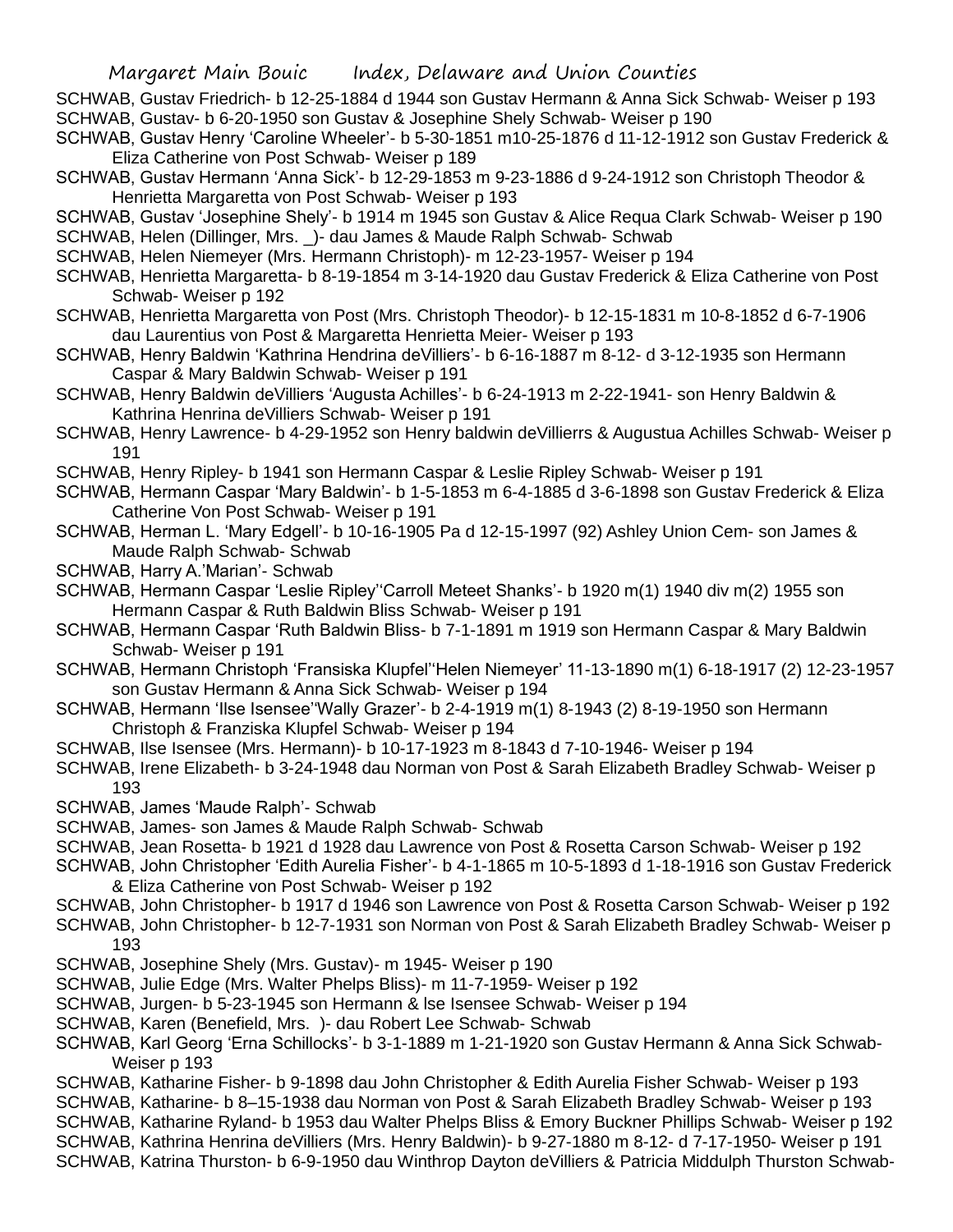SCHWAB, Gustav Friedrich- b 12-25-1884 d 1944 son Gustav Hermann & Anna Sick Schwab- Weiser p 193

SCHWAB, Gustav- b 6-20-1950 son Gustav & Josephine Shely Schwab- Weiser p 190

SCHWAB, Gustav Henry 'Caroline Wheeler'- b 5-30-1851 m10-25-1876 d 11-12-1912 son Gustav Frederick & Eliza Catherine von Post Schwab- Weiser p 189

SCHWAB, Gustav Hermann 'Anna Sick'- b 12-29-1853 m 9-23-1886 d 9-24-1912 son Christoph Theodor & Henrietta Margaretta von Post Schwab- Weiser p 193

SCHWAB, Gustav 'Josephine Shely'- b 1914 m 1945 son Gustav & Alice Requa Clark Schwab- Weiser p 190

SCHWAB, Helen (Dillinger, Mrs. _)- dau James & Maude Ralph Schwab- Schwab

SCHWAB, Helen Niemeyer (Mrs. Hermann Christoph)- m 12-23-1957- Weiser p 194

SCHWAB, Henrietta Margaretta- b 8-19-1854 m 3-14-1920 dau Gustav Frederick & Eliza Catherine von Post Schwab- Weiser p 192

SCHWAB, Henrietta Margaretta von Post (Mrs. Christoph Theodor)- b 12-15-1831 m 10-8-1852 d 6-7-1906 dau Laurentius von Post & Margaretta Henrietta Meier- Weiser p 193

SCHWAB, Henry Baldwin 'Kathrina Hendrina deVilliers'- b 6-16-1887 m 8-12- d 3-12-1935 son Hermann Caspar & Mary Baldwin Schwab- Weiser p 191

SCHWAB, Henry Baldwin deVilliers 'Augusta Achilles'- b 6-24-1913 m 2-22-1941- son Henry Baldwin & Kathrina Henrina deVilliers Schwab- Weiser p 191

SCHWAB, Henry Lawrence- b 4-29-1952 son Henry baldwin deVillierrs & Augustua Achilles Schwab- Weiser p 191

SCHWAB, Henry Ripley- b 1941 son Hermann Caspar & Leslie Ripley Schwab- Weiser p 191

SCHWAB, Hermann Caspar 'Mary Baldwin'- b 1-5-1853 m 6-4-1885 d 3-6-1898 son Gustav Frederick & Eliza Catherine Von Post Schwab- Weiser p 191

SCHWAB, Herman L. 'Mary Edgell'- b 10-16-1905 Pa d 12-15-1997 (92) Ashley Union Cem- son James & Maude Ralph Schwab- Schwab

SCHWAB, Harry A.'Marian'- Schwab

SCHWAB, Hermann Caspar 'Leslie Ripley''Carroll Meteet Shanks'- b 1920 m(1) 1940 div m(2) 1955 son Hermann Caspar & Ruth Baldwin Bliss Schwab- Weiser p 191

SCHWAB, Hermann Caspar 'Ruth Baldwin Bliss- b 7-1-1891 m 1919 son Hermann Caspar & Mary Baldwin Schwab- Weiser p 191

SCHWAB, Hermann Christoph 'Fransiska Klupfel''Helen Niemeyer' 11-13-1890 m(1) 6-18-1917 (2) 12-23-1957 son Gustav Hermann & Anna Sick Schwab- Weiser p 194

SCHWAB, Hermann 'Ilse Isensee''Wally Grazer'- b 2-4-1919 m(1) 8-1943 (2) 8-19-1950 son Hermann Christoph & Franziska Klupfel Schwab- Weiser p 194

SCHWAB, Ilse Isensee (Mrs. Hermann)- b 10-17-1923 m 8-1843 d 7-10-1946- Weiser p 194

SCHWAB, Irene Elizabeth- b 3-24-1948 dau Norman von Post & Sarah Elizabeth Bradley Schwab- Weiser p 193

SCHWAB, James 'Maude Ralph'- Schwab

SCHWAB, James- son James & Maude Ralph Schwab- Schwab

SCHWAB, Jean Rosetta- b 1921 d 1928 dau Lawrence von Post & Rosetta Carson Schwab- Weiser p 192

SCHWAB, John Christopher 'Edith Aurelia Fisher'- b 4-1-1865 m 10-5-1893 d 1-18-1916 son Gustav Frederick & Eliza Catherine von Post Schwab- Weiser p 192

SCHWAB, John Christopher- b 1917 d 1946 son Lawrence von Post & Rosetta Carson Schwab- Weiser p 192

SCHWAB, John Christopher- b 12-7-1931 son Norman von Post & Sarah Elizabeth Bradley Schwab- Weiser p 193

SCHWAB, Josephine Shely (Mrs. Gustav)- m 1945- Weiser p 190

SCHWAB, Julie Edge (Mrs. Walter Phelps Bliss)- m 11-7-1959- Weiser p 192

SCHWAB, Jurgen- b 5-23-1945 son Hermann & lse Isensee Schwab- Weiser p 194

SCHWAB, Karen (Benefield, Mrs. )- dau Robert Lee Schwab- Schwab

SCHWAB, Karl Georg 'Erna Schillocks'- b 3-1-1889 m 1-21-1920 son Gustav Hermann & Anna Sick Schwab- Weiser p 193

SCHWAB, Katharine Fisher- b 9-1898 dau John Christopher & Edith Aurelia Fisher Schwab- Weiser p 193

SCHWAB, Katharine- b 8–15-1938 dau Norman von Post & Sarah Elizabeth Bradley Schwab- Weiser p 193

SCHWAB, Katharine Ryland- b 1953 dau Walter Phelps Bliss & Emory Buckner Phillips Schwab- Weiser p 192

SCHWAB, Kathrina Henrina deVilliers (Mrs. Henry Baldwin)- b 9-27-1880 m 8-12- d 7-17-1950- Weiser p 191

SCHWAB, Katrina Thurston- b 6-9-1950 dau Winthrop Dayton deVilliers & Patricia Middulph Thurston Schwab-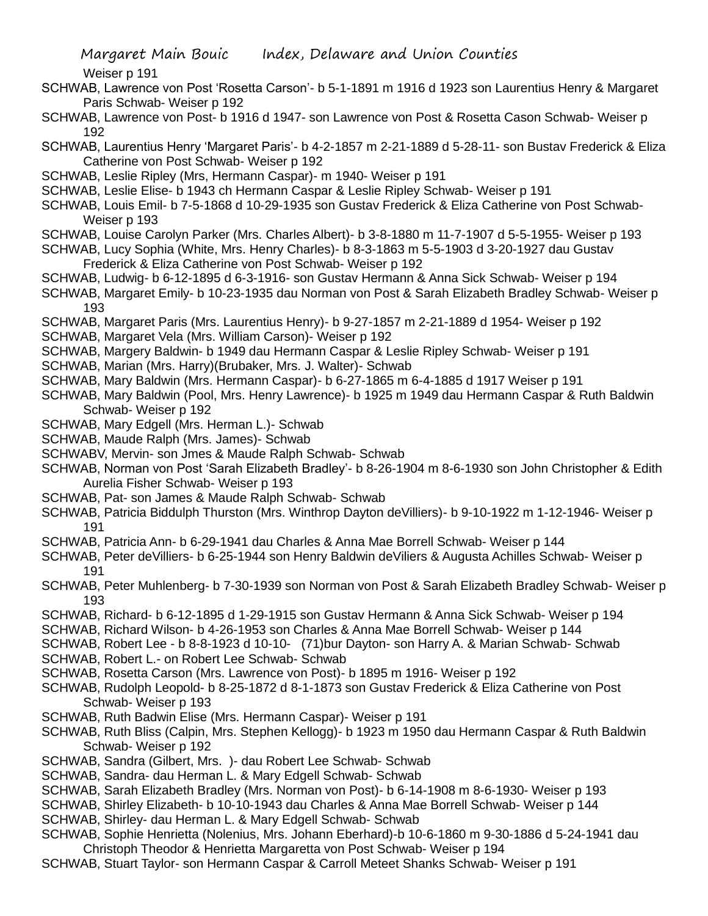Weiser p 191

SCHWAB, Lawrence von Post 'Rosetta Carson'- b 5-1-1891 m 1916 d 1923 son Laurentius Henry & Margaret Paris Schwab- Weiser p 192

SCHWAB, Lawrence von Post- b 1916 d 1947- son Lawrence von Post & Rosetta Cason Schwab- Weiser p 192

SCHWAB, Laurentius Henry 'Margaret Paris'- b 4-2-1857 m 2-21-1889 d 5-28-11- son Bustav Frederick & Eliza Catherine von Post Schwab- Weiser p 192

SCHWAB, Leslie Ripley (Mrs, Hermann Caspar)- m 1940- Weiser p 191

SCHWAB, Leslie Elise- b 1943 ch Hermann Caspar & Leslie Ripley Schwab- Weiser p 191

SCHWAB, Louis Emil- b 7-5-1868 d 10-29-1935 son Gustav Frederick & Eliza Catherine von Post Schwab- Weiser p 193

SCHWAB, Louise Carolyn Parker (Mrs. Charles Albert)- b 3-8-1880 m 11-7-1907 d 5-5-1955- Weiser p 193

SCHWAB, Lucy Sophia (White, Mrs. Henry Charles)- b 8-3-1863 m 5-5-1903 d 3-20-1927 dau Gustav Frederick & Eliza Catherine von Post Schwab- Weiser p 192

SCHWAB, Ludwig- b 6-12-1895 d 6-3-1916- son Gustav Hermann & Anna Sick Schwab- Weiser p 194

SCHWAB, Margaret Emily- b 10-23-1935 dau Norman von Post & Sarah Elizabeth Bradley Schwab- Weiser p 193

SCHWAB, Margaret Paris (Mrs. Laurentius Henry)- b 9-27-1857 m 2-21-1889 d 1954- Weiser p 192

SCHWAB, Margaret Vela (Mrs. William Carson)- Weiser p 192

SCHWAB, Margery Baldwin- b 1949 dau Hermann Caspar & Leslie Ripley Schwab- Weiser p 191

SCHWAB, Marian (Mrs. Harry)(Brubaker, Mrs. J. Walter)- Schwab

SCHWAB, Mary Baldwin (Mrs. Hermann Caspar)- b 6-27-1865 m 6-4-1885 d 1917 Weiser p 191

SCHWAB, Mary Baldwin (Pool, Mrs. Henry Lawrence)- b 1925 m 1949 dau Hermann Caspar & Ruth Baldwin Schwab- Weiser p 192

SCHWAB, Mary Edgell (Mrs. Herman L.)- Schwab

SCHWAB, Maude Ralph (Mrs. James)- Schwab

SCHWABV, Mervin- son Jmes & Maude Ralph Schwab- Schwab

SCHWAB, Norman von Post 'Sarah Elizabeth Bradley'- b 8-26-1904 m 8-6-1930 son John Christopher & Edith Aurelia Fisher Schwab- Weiser p 193

SCHWAB, Pat- son James & Maude Ralph Schwab- Schwab

SCHWAB, Patricia Biddulph Thurston (Mrs. Winthrop Dayton deVilliers)- b 9-10-1922 m 1-12-1946- Weiser p 191

SCHWAB, Patricia Ann- b 6-29-1941 dau Charles & Anna Mae Borrell Schwab- Weiser p 144

SCHWAB, Peter deVilliers- b 6-25-1944 son Henry Baldwin deViliers & Augusta Achilles Schwab- Weiser p 191

SCHWAB, Peter Muhlenberg- b 7-30-1939 son Norman von Post & Sarah Elizabeth Bradley Schwab- Weiser p 193

SCHWAB, Richard- b 6-12-1895 d 1-29-1915 son Gustav Hermann & Anna Sick Schwab- Weiser p 194

SCHWAB, Richard Wilson- b 4-26-1953 son Charles & Anna Mae Borrell Schwab- Weiser p 144

SCHWAB, Robert Lee - b 8-8-1923 d 10-10- (71)bur Dayton- son Harry A. & Marian Schwab- Schwab

SCHWAB, Robert L.- on Robert Lee Schwab- Schwab

SCHWAB, Rosetta Carson (Mrs. Lawrence von Post)- b 1895 m 1916- Weiser p 192

SCHWAB, Rudolph Leopold- b 8-25-1872 d 8-1-1873 son Gustav Frederick & Eliza Catherine von Post Schwab- Weiser p 193

SCHWAB, Ruth Badwin Elise (Mrs. Hermann Caspar)- Weiser p 191

SCHWAB, Ruth Bliss (Calpin, Mrs. Stephen Kellogg)- b 1923 m 1950 dau Hermann Caspar & Ruth Baldwin Schwab- Weiser p 192

SCHWAB, Sandra (Gilbert, Mrs. )- dau Robert Lee Schwab- Schwab

SCHWAB, Sandra- dau Herman L. & Mary Edgell Schwab- Schwab

SCHWAB, Sarah Elizabeth Bradley (Mrs. Norman von Post)- b 6-14-1908 m 8-6-1930- Weiser p 193

SCHWAB, Shirley Elizabeth- b 10-10-1943 dau Charles & Anna Mae Borrell Schwab- Weiser p 144

SCHWAB, Shirley- dau Herman L. & Mary Edgell Schwab- Schwab

SCHWAB, Sophie Henrietta (Nolenius, Mrs. Johann Eberhard)-b 10-6-1860 m 9-30-1886 d 5-24-1941 dau Christoph Theodor & Henrietta Margaretta von Post Schwab- Weiser p 194

SCHWAB, Stuart Taylor- son Hermann Caspar & Carroll Meteet Shanks Schwab- Weiser p 191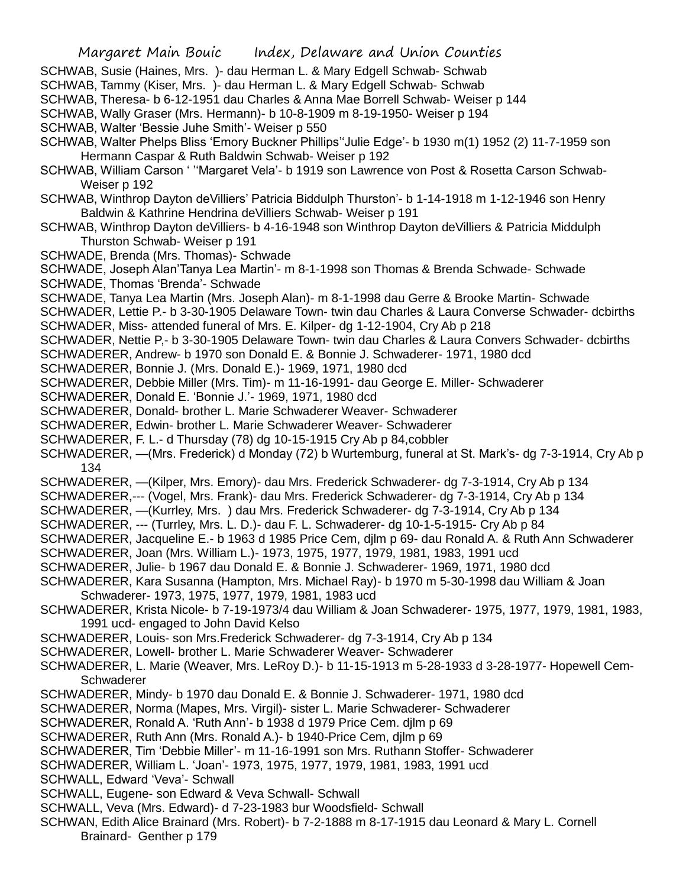SCHWAB, Susie (Haines, Mrs. )- dau Herman L. & Mary Edgell Schwab- Schwab

SCHWAB, Tammy (Kiser, Mrs. )- dau Herman L. & Mary Edgell Schwab- Schwab

SCHWAB, Theresa- b 6-12-1951 dau Charles & Anna Mae Borrell Schwab- Weiser p 144

SCHWAB, Wally Graser (Mrs. Hermann)- b 10-8-1909 m 8-19-1950- Weiser p 194

SCHWAB, Walter 'Bessie Juhe Smith'- Weiser p 550

SCHWAB, Walter Phelps Bliss 'Emory Buckner Phillips''Julie Edge'- b 1930 m(1) 1952 (2) 11-7-1959 son Hermann Caspar & Ruth Baldwin Schwab- Weiser p 192

SCHWAB, William Carson ' ''Margaret Vela'- b 1919 son Lawrence von Post & Rosetta Carson Schwab- Weiser p 192

SCHWAB, Winthrop Dayton deVilliers' Patricia Biddulph Thurston'- b 1-14-1918 m 1-12-1946 son Henry Baldwin & Kathrine Hendrina deVilliers Schwab- Weiser p 191

SCHWAB, Winthrop Dayton deVilliers- b 4-16-1948 son Winthrop Dayton deVilliers & Patricia Middulph Thurston Schwab- Weiser p 191

SCHWADE, Brenda (Mrs. Thomas)- Schwade

SCHWADE, Joseph Alan'Tanya Lea Martin'- m 8-1-1998 son Thomas & Brenda Schwade- Schwade

SCHWADE, Thomas 'Brenda'- Schwade

SCHWADE, Tanya Lea Martin (Mrs. Joseph Alan)- m 8-1-1998 dau Gerre & Brooke Martin- Schwade

SCHWADER, Lettie P.- b 3-30-1905 Delaware Town- twin dau Charles & Laura Converse Schwader- dcbirths

SCHWADER, Miss- attended funeral of Mrs. E. Kilper- dg 1-12-1904, Cry Ab p 218

SCHWADER, Nettie P,- b 3-30-1905 Delaware Town- twin dau Charles & Laura Convers Schwader- dcbirths

SCHWADERER, Andrew- b 1970 son Donald E. & Bonnie J. Schwaderer- 1971, 1980 dcd

SCHWADERER, Bonnie J. (Mrs. Donald E.)- 1969, 1971, 1980 dcd

SCHWADERER, Debbie Miller (Mrs. Tim)- m 11-16-1991- dau George E. Miller- Schwaderer

SCHWADERER, Donald E. 'Bonnie J.'- 1969, 1971, 1980 dcd

SCHWADERER, Donald- brother L. Marie Schwaderer Weaver- Schwaderer

SCHWADERER, Edwin- brother L. Marie Schwaderer Weaver- Schwaderer

SCHWADERER, F. L.- d Thursday (78) dg 10-15-1915 Cry Ab p 84,cobbler

SCHWADERER, —(Mrs. Frederick) d Monday (72) b Wurtemburg, funeral at St. Mark's- dg 7-3-1914, Cry Ab p 134

SCHWADERER, —(Kilper, Mrs. Emory)- dau Mrs. Frederick Schwaderer- dg 7-3-1914, Cry Ab p 134

SCHWADERER,--- (Vogel, Mrs. Frank)- dau Mrs. Frederick Schwaderer- dg 7-3-1914, Cry Ab p 134

SCHWADERER, —(Kurrley, Mrs. ) dau Mrs. Frederick Schwaderer- dg 7-3-1914, Cry Ab p 134

SCHWADERER, --- (Turrley, Mrs. L. D.)- dau F. L. Schwaderer- dg 10-1-5-1915- Cry Ab p 84

SCHWADERER, Jacqueline E.- b 1963 d 1985 Price Cem, djlm p 69- dau Ronald A. & Ruth Ann Schwaderer

SCHWADERER, Joan (Mrs. William L.)- 1973, 1975, 1977, 1979, 1981, 1983, 1991 ucd

SCHWADERER, Julie- b 1967 dau Donald E. & Bonnie J. Schwaderer- 1969, 1971, 1980 dcd

SCHWADERER, Kara Susanna (Hampton, Mrs. Michael Ray)- b 1970 m 5-30-1998 dau William & Joan Schwaderer- 1973, 1975, 1977, 1979, 1981, 1983 ucd

SCHWADERER, Krista Nicole- b 7-19-1973/4 dau William & Joan Schwaderer- 1975, 1977, 1979, 1981, 1983, 1991 ucd- engaged to John David Kelso

SCHWADERER, Louis- son Mrs.Frederick Schwaderer- dg 7-3-1914, Cry Ab p 134

SCHWADERER, Lowell- brother L. Marie Schwaderer Weaver- Schwaderer

SCHWADERER, L. Marie (Weaver, Mrs. LeRoy D.)- b 11-15-1913 m 5-28-1933 d 3-28-1977- Hopewell Cem- Schwaderer

SCHWADERER, Mindy- b 1970 dau Donald E. & Bonnie J. Schwaderer- 1971, 1980 dcd

SCHWADERER, Norma (Mapes, Mrs. Virgil)- sister L. Marie Schwaderer- Schwaderer

SCHWADERER, Ronald A. 'Ruth Ann'- b 1938 d 1979 Price Cem. djlm p 69

SCHWADERER, Ruth Ann (Mrs. Ronald A.)- b 1940-Price Cem, djlm p 69

SCHWADERER, Tim 'Debbie Miller'- m 11-16-1991 son Mrs. Ruthann Stoffer- Schwaderer

SCHWADERER, William L. 'Joan'- 1973, 1975, 1977, 1979, 1981, 1983, 1991 ucd

SCHWALL, Edward 'Veva'- Schwall

SCHWALL, Eugene- son Edward & Veva Schwall- Schwall

SCHWALL, Veva (Mrs. Edward)- d 7-23-1983 bur Woodsfield- Schwall

SCHWAN, Edith Alice Brainard (Mrs. Robert)- b 7-2-1888 m 8-17-1915 dau Leonard & Mary L. Cornell Brainard- Genther p 179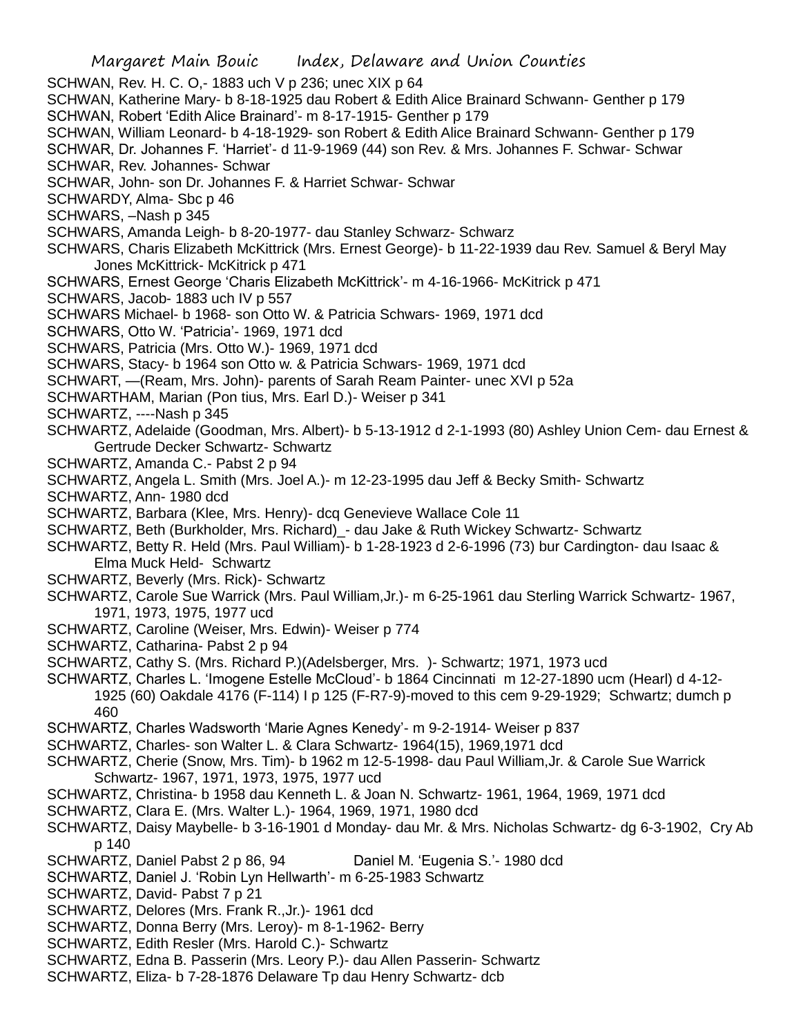SCHWAN, Rev. H. C. O,- 1883 uch V p 236; unec XIX p 64

SCHWAN, Katherine Mary- b 8-18-1925 dau Robert & Edith Alice Brainard Schwann- Genther p 179

SCHWAN, Robert 'Edith Alice Brainard'- m 8-17-1915- Genther p 179

SCHWAN, William Leonard- b 4-18-1929- son Robert & Edith Alice Brainard Schwann- Genther p 179

SCHWAR, Dr. Johannes F. 'Harriet'- d 11-9-1969 (44) son Rev. & Mrs. Johannes F. Schwar- Schwar

SCHWAR, Rev. Johannes- Schwar

SCHWAR, John- son Dr. Johannes F. & Harriet Schwar- Schwar

SCHWARDY, Alma- Sbc p 46

SCHWARS, –Nash p 345

SCHWARS, Amanda Leigh- b 8-20-1977- dau Stanley Schwarz- Schwarz

SCHWARS, Charis Elizabeth McKittrick (Mrs. Ernest George)- b 11-22-1939 dau Rev. Samuel & Beryl May Jones McKittrick- McKitrick p 471

SCHWARS, Ernest George 'Charis Elizabeth McKittrick'- m 4-16-1966- McKitrick p 471

SCHWARS, Jacob- 1883 uch IV p 557

SCHWARS Michael- b 1968- son Otto W. & Patricia Schwars- 1969, 1971 dcd

SCHWARS, Otto W. 'Patricia'- 1969, 1971 dcd

SCHWARS, Patricia (Mrs. Otto W.)- 1969, 1971 dcd

SCHWARS, Stacy- b 1964 son Otto w. & Patricia Schwars- 1969, 1971 dcd

SCHWART, —(Ream, Mrs. John)- parents of Sarah Ream Painter- unec XVI p 52a

SCHWARTHAM, Marian (Pon tius, Mrs. Earl D.)- Weiser p 341

SCHWARTZ, ----Nash p 345

SCHWARTZ, Adelaide (Goodman, Mrs. Albert)- b 5-13-1912 d 2-1-1993 (80) Ashley Union Cem- dau Ernest & Gertrude Decker Schwartz- Schwartz

SCHWARTZ, Amanda C.- Pabst 2 p 94

SCHWARTZ, Angela L. Smith (Mrs. Joel A.)- m 12-23-1995 dau Jeff & Becky Smith- Schwartz

SCHWARTZ, Ann- 1980 dcd

SCHWARTZ, Barbara (Klee, Mrs. Henry)- dcq Genevieve Wallace Cole 11

SCHWARTZ, Beth (Burkholder, Mrs. Richard)_- dau Jake & Ruth Wickey Schwartz- Schwartz

SCHWARTZ, Betty R. Held (Mrs. Paul William)- b 1-28-1923 d 2-6-1996 (73) bur Cardington- dau Isaac & Elma Muck Held- Schwartz

SCHWARTZ, Beverly (Mrs. Rick)- Schwartz

SCHWARTZ, Carole Sue Warrick (Mrs. Paul William,Jr.)- m 6-25-1961 dau Sterling Warrick Schwartz- 1967, 1971, 1973, 1975, 1977 ucd

SCHWARTZ, Caroline (Weiser, Mrs. Edwin)- Weiser p 774

SCHWARTZ, Catharina- Pabst 2 p 94

SCHWARTZ, Cathy S. (Mrs. Richard P.)(Adelsberger, Mrs. )- Schwartz; 1971, 1973 ucd

SCHWARTZ, Charles L. 'Imogene Estelle McCloud'- b 1864 Cincinnati m 12-27-1890 ucm (Hearl) d 4-12-1925 (60) Oakdale 4176 (F-114) I p 125 (F-R7-9)-moved to this cem 9-29-1929; Schwartz; dumch p 460

SCHWARTZ, Charles Wadsworth 'Marie Agnes Kenedy'- m 9-2-1914- Weiser p 837

SCHWARTZ, Charles- son Walter L. & Clara Schwartz- 1964(15), 1969,1971 dcd

SCHWARTZ, Cherie (Snow, Mrs. Tim)- b 1962 m 12-5-1998- dau Paul William,Jr. & Carole Sue Warrick Schwartz- 1967, 1971, 1973, 1975, 1977 ucd

SCHWARTZ, Christina- b 1958 dau Kenneth L. & Joan N. Schwartz- 1961, 1964, 1969, 1971 dcd

SCHWARTZ, Clara E. (Mrs. Walter L.)- 1964, 1969, 1971, 1980 dcd

SCHWARTZ, Daisy Maybelle- b 3-16-1901 d Monday- dau Mr. & Mrs. Nicholas Schwartz- dg 6-3-1902, Cry Ab p 140

SCHWARTZ, Daniel Pabst 2 p 86, 94 Daniel M. 'Eugenia S.'- 1980 dcd

SCHWARTZ, Daniel J. 'Robin Lyn Hellwarth'- m 6-25-1983 Schwartz

SCHWARTZ, David- Pabst 7 p 21

SCHWARTZ, Delores (Mrs. Frank R.,Jr.)- 1961 dcd

SCHWARTZ, Donna Berry (Mrs. Leroy)- m 8-1-1962- Berry

SCHWARTZ, Edith Resler (Mrs. Harold C.)- Schwartz

SCHWARTZ, Edna B. Passerin (Mrs. Leory P.)- dau Allen Passerin- Schwartz

SCHWARTZ, Eliza- b 7-28-1876 Delaware Tp dau Henry Schwartz- dcb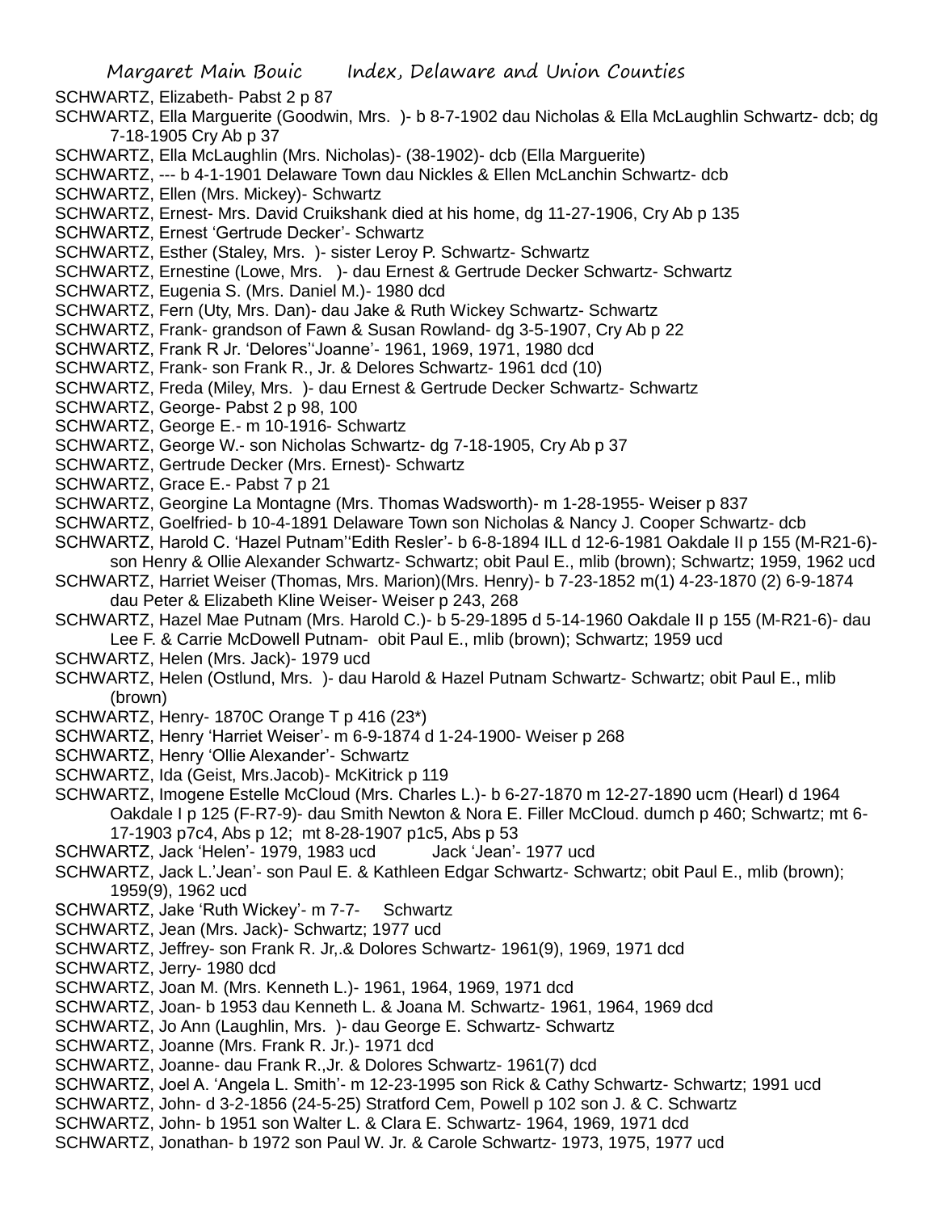SCHWARTZ, Elizabeth- Pabst 2 p 87

SCHWARTZ, Ella Marguerite (Goodwin, Mrs. )- b 8-7-1902 dau Nicholas & Ella McLaughlin Schwartz- dcb; dg 7-18-1905 Cry Ab p 37

SCHWARTZ, Ella McLaughlin (Mrs. Nicholas)- (38-1902)- dcb (Ella Marguerite)

SCHWARTZ, --- b 4-1-1901 Delaware Town dau Nickles & Ellen McLanchin Schwartz- dcb

SCHWARTZ, Ellen (Mrs. Mickey)- Schwartz

SCHWARTZ, Ernest- Mrs. David Cruikshank died at his home, dg 11-27-1906, Cry Ab p 135

SCHWARTZ, Ernest 'Gertrude Decker'- Schwartz

SCHWARTZ, Esther (Staley, Mrs. )- sister Leroy P. Schwartz- Schwartz

SCHWARTZ, Ernestine (Lowe, Mrs. )- dau Ernest & Gertrude Decker Schwartz- Schwartz

SCHWARTZ, Eugenia S. (Mrs. Daniel M.)- 1980 dcd

SCHWARTZ, Fern (Uty, Mrs. Dan)- dau Jake & Ruth Wickey Schwartz- Schwartz

SCHWARTZ, Frank- grandson of Fawn & Susan Rowland- dg 3-5-1907, Cry Ab p 22

SCHWARTZ, Frank R Jr. 'Delores''Joanne'- 1961, 1969, 1971, 1980 dcd

SCHWARTZ, Frank- son Frank R., Jr. & Delores Schwartz- 1961 dcd (10)

SCHWARTZ, Freda (Miley, Mrs. )- dau Ernest & Gertrude Decker Schwartz- Schwartz

SCHWARTZ, George- Pabst 2 p 98, 100

SCHWARTZ, George E.- m 10-1916- Schwartz

SCHWARTZ, George W.- son Nicholas Schwartz- dg 7-18-1905, Cry Ab p 37

SCHWARTZ, Gertrude Decker (Mrs. Ernest)- Schwartz

SCHWARTZ, Grace E.- Pabst 7 p 21

SCHWARTZ, Georgine La Montagne (Mrs. Thomas Wadsworth)- m 1-28-1955- Weiser p 837

SCHWARTZ, Goelfried- b 10-4-1891 Delaware Town son Nicholas & Nancy J. Cooper Schwartz- dcb

SCHWARTZ, Harold C. 'Hazel Putnam''Edith Resler'- b 6-8-1894 ILL d 12-6-1981 Oakdale II p 155 (M-R21-6)- son Henry & Ollie Alexander Schwartz- Schwartz; obit Paul E., mlib (brown); Schwartz; 1959, 1962 ucd

SCHWARTZ, Harriet Weiser (Thomas, Mrs. Marion)(Mrs. Henry)- b 7-23-1852 m(1) 4-23-1870 (2) 6-9-1874 dau Peter & Elizabeth Kline Weiser- Weiser p 243, 268

SCHWARTZ, Hazel Mae Putnam (Mrs. Harold C.)- b 5-29-1895 d 5-14-1960 Oakdale II p 155 (M-R21-6)- dau Lee F. & Carrie McDowell Putnam- obit Paul E., mlib (brown); Schwartz; 1959 ucd

SCHWARTZ, Helen (Mrs. Jack)- 1979 ucd

SCHWARTZ, Helen (Ostlund, Mrs. )- dau Harold & Hazel Putnam Schwartz- Schwartz; obit Paul E., mlib (brown)

SCHWARTZ, Henry- 1870C Orange T p 416 (23*)

SCHWARTZ, Henry 'Harriet Weiser'- m 6-9-1874 d 1-24-1900- Weiser p 268

SCHWARTZ, Henry 'Ollie Alexander'- Schwartz

SCHWARTZ, Ida (Geist, Mrs.Jacob)- McKitrick p 119

SCHWARTZ, Imogene Estelle McCloud (Mrs. Charles L.)- b 6-27-1870 m 12-27-1890 ucm (Hearl) d 1964 Oakdale I p 125 (F-R7-9)- dau Smith Newton & Nora E. Filler McCloud. dumch p 460; Schwartz; mt 6-17-1903 p7c4, Abs p 12; mt 8-28-1907 p1c5, Abs p 53

SCHWARTZ, Jack 'Helen'- 1979, 1983 ucd Jack 'Jean'- 1977 ucd

SCHWARTZ, Jack L.'Jean'- son Paul E. & Kathleen Edgar Schwartz- Schwartz; obit Paul E., mlib (brown); 1959(9), 1962 ucd

SCHWARTZ, Jake 'Ruth Wickey'- m 7-7- Schwartz

SCHWARTZ, Jean (Mrs. Jack)- Schwartz; 1977 ucd

SCHWARTZ, Jeffrey- son Frank R. Jr,.& Dolores Schwartz- 1961(9), 1969, 1971 dcd

SCHWARTZ, Jerry- 1980 dcd

SCHWARTZ, Joan M. (Mrs. Kenneth L.)- 1961, 1964, 1969, 1971 dcd

SCHWARTZ, Joan- b 1953 dau Kenneth L. & Joana M. Schwartz- 1961, 1964, 1969 dcd

SCHWARTZ, Jo Ann (Laughlin, Mrs. )- dau George E. Schwartz- Schwartz

SCHWARTZ, Joanne (Mrs. Frank R. Jr.)- 1971 dcd

SCHWARTZ, Joanne- dau Frank R.,Jr. & Dolores Schwartz- 1961(7) dcd

SCHWARTZ, Joel A. 'Angela L. Smith'- m 12-23-1995 son Rick & Cathy Schwartz- Schwartz; 1991 ucd

SCHWARTZ, John- d 3-2-1856 (24-5-25) Stratford Cem, Powell p 102 son J. & C. Schwartz

SCHWARTZ, John- b 1951 son Walter L. & Clara E. Schwartz- 1964, 1969, 1971 dcd

SCHWARTZ, Jonathan- b 1972 son Paul W. Jr. & Carole Schwartz- 1973, 1975, 1977 ucd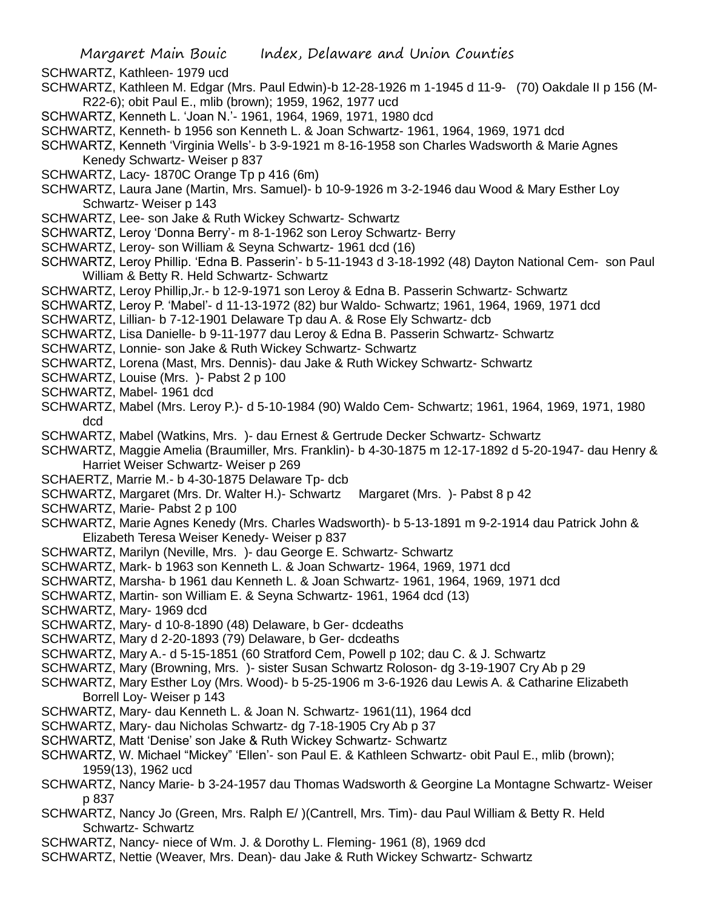SCHWARTZ, Kathleen- 1979 ucd

SCHWARTZ, Kathleen M. Edgar (Mrs. Paul Edwin)-b 12-28-1926 m 1-1945 d 11-9- (70) Oakdale II p 156 (M-R22-6); obit Paul E., mlib (brown); 1959, 1962, 1977 ucd

SCHWARTZ, Kenneth L. 'Joan N.'- 1961, 1964, 1969, 1971, 1980 dcd

SCHWARTZ, Kenneth- b 1956 son Kenneth L. & Joan Schwartz- 1961, 1964, 1969, 1971 dcd

SCHWARTZ, Kenneth 'Virginia Wells'- b 3-9-1921 m 8-16-1958 son Charles Wadsworth & Marie Agnes Kenedy Schwartz- Weiser p 837

SCHWARTZ, Lacy- 1870C Orange Tp p 416 (6m)

SCHWARTZ, Laura Jane (Martin, Mrs. Samuel)- b 10-9-1926 m 3-2-1946 dau Wood & Mary Esther Loy Schwartz- Weiser p 143

SCHWARTZ, Lee- son Jake & Ruth Wickey Schwartz- Schwartz

SCHWARTZ, Leroy 'Donna Berry'- m 8-1-1962 son Leroy Schwartz- Berry

SCHWARTZ, Leroy- son William & Seyna Schwartz- 1961 dcd (16)

SCHWARTZ, Leroy Phillip. 'Edna B. Passerin'- b 5-11-1943 d 3-18-1992 (48) Dayton National Cem- son Paul William & Betty R. Held Schwartz- Schwartz

SCHWARTZ, Leroy Phillip,Jr.- b 12-9-1971 son Leroy & Edna B. Passerin Schwartz- Schwartz

SCHWARTZ, Leroy P. 'Mabel'- d 11-13-1972 (82) bur Waldo- Schwartz; 1961, 1964, 1969, 1971 dcd

SCHWARTZ, Lillian- b 7-12-1901 Delaware Tp dau A. & Rose Ely Schwartz- dcb

SCHWARTZ, Lisa Danielle- b 9-11-1977 dau Leroy & Edna B. Passerin Schwartz- Schwartz

SCHWARTZ, Lonnie- son Jake & Ruth Wickey Schwartz- Schwartz

SCHWARTZ, Lorena (Mast, Mrs. Dennis)- dau Jake & Ruth Wickey Schwartz- Schwartz

SCHWARTZ, Louise (Mrs. )- Pabst 2 p 100

SCHWARTZ, Mabel- 1961 dcd

SCHWARTZ, Mabel (Mrs. Leroy P.)- d 5-10-1984 (90) Waldo Cem- Schwartz; 1961, 1964, 1969, 1971, 1980 dcd

SCHWARTZ, Mabel (Watkins, Mrs. )- dau Ernest & Gertrude Decker Schwartz- Schwartz

SCHWARTZ, Maggie Amelia (Braumiller, Mrs. Franklin)- b 4-30-1875 m 12-17-1892 d 5-20-1947- dau Henry & Harriet Weiser Schwartz- Weiser p 269

SCHAERTZ, Marrie M.- b 4-30-1875 Delaware Tp- dcb

SCHWARTZ, Margaret (Mrs. Dr. Walter H.)- Schwartz Margaret (Mrs. )- Pabst 8 p 42

SCHWARTZ, Marie- Pabst 2 p 100

SCHWARTZ, Marie Agnes Kenedy (Mrs. Charles Wadsworth)- b 5-13-1891 m 9-2-1914 dau Patrick John & Elizabeth Teresa Weiser Kenedy- Weiser p 837

SCHWARTZ, Marilyn (Neville, Mrs. )- dau George E. Schwartz- Schwartz

SCHWARTZ, Mark- b 1963 son Kenneth L. & Joan Schwartz- 1964, 1969, 1971 dcd

SCHWARTZ, Marsha- b 1961 dau Kenneth L. & Joan Schwartz- 1961, 1964, 1969, 1971 dcd

SCHWARTZ, Martin- son William E. & Seyna Schwartz- 1961, 1964 dcd (13)

SCHWARTZ, Mary- 1969 dcd

SCHWARTZ, Mary- d 10-8-1890 (48) Delaware, b Ger- dcdeaths

SCHWARTZ, Mary d 2-20-1893 (79) Delaware, b Ger- dcdeaths

SCHWARTZ, Mary A.- d 5-15-1851 (60 Stratford Cem, Powell p 102; dau C. & J. Schwartz

SCHWARTZ, Mary (Browning, Mrs. )- sister Susan Schwartz Roloson- dg 3-19-1907 Cry Ab p 29

SCHWARTZ, Mary Esther Loy (Mrs. Wood)- b 5-25-1906 m 3-6-1926 dau Lewis A. & Catharine Elizabeth Borrell Loy- Weiser p 143

SCHWARTZ, Mary- dau Kenneth L. & Joan N. Schwartz- 1961(11), 1964 dcd

SCHWARTZ, Mary- dau Nicholas Schwartz- dg 7-18-1905 Cry Ab p 37

SCHWARTZ, Matt 'Denise' son Jake & Ruth Wickey Schwartz- Schwartz

SCHWARTZ, W. Michael "Mickey" 'Ellen'- son Paul E. & Kathleen Schwartz- obit Paul E., mlib (brown); 1959(13), 1962 ucd

SCHWARTZ, Nancy Marie- b 3-24-1957 dau Thomas Wadsworth & Georgine La Montagne Schwartz- Weiser p 837

SCHWARTZ, Nancy Jo (Green, Mrs. Ralph E/ )(Cantrell, Mrs. Tim)- dau Paul William & Betty R. Held Schwartz- Schwartz

SCHWARTZ, Nancy- niece of Wm. J. & Dorothy L. Fleming- 1961 (8), 1969 dcd

SCHWARTZ, Nettie (Weaver, Mrs. Dean)- dau Jake & Ruth Wickey Schwartz- Schwartz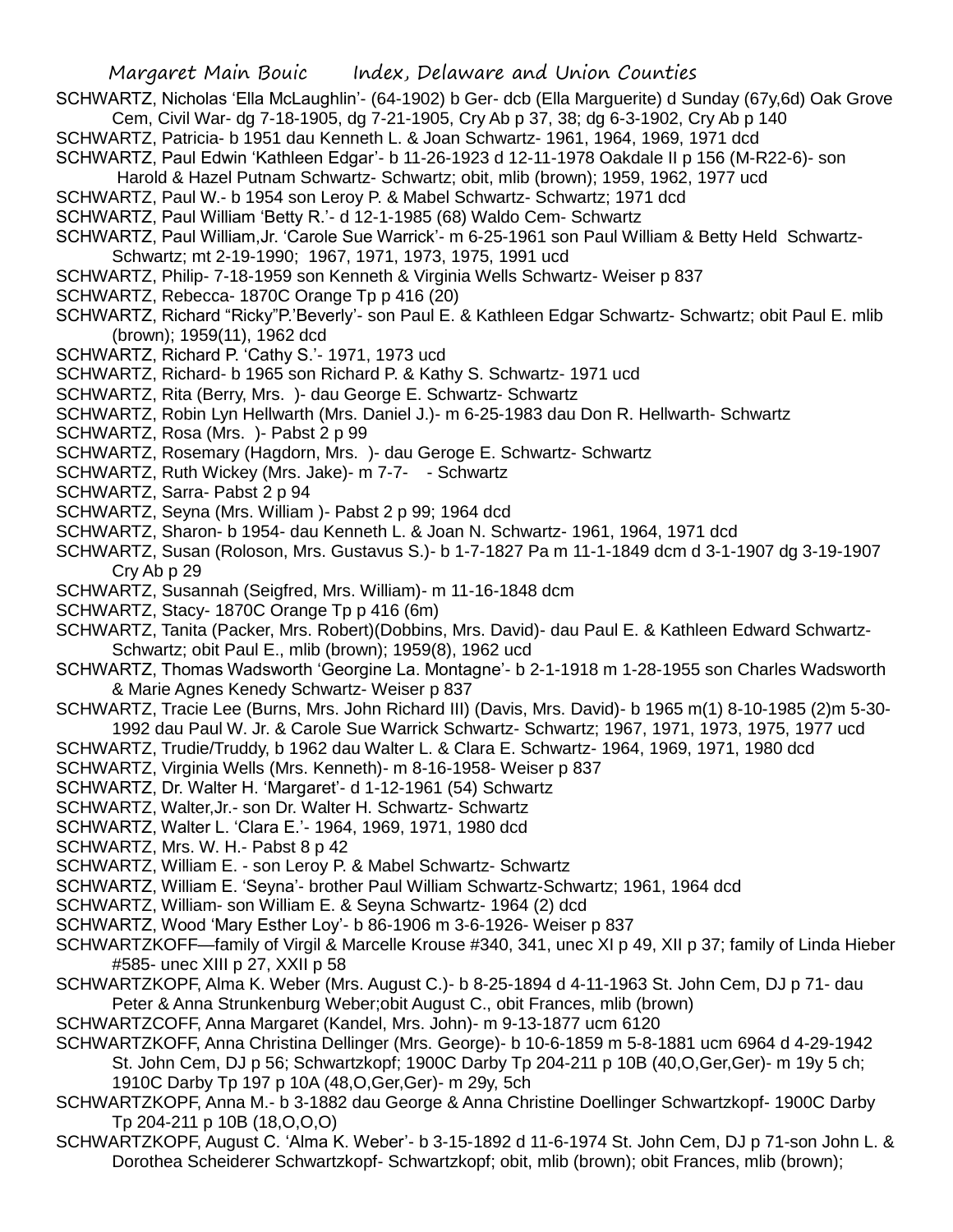SCHWARTZ, Nicholas 'Ella McLaughlin'- (64-1902) b Ger- dcb (Ella Marguerite) d Sunday (67y,6d) Oak Grove Cem, Civil War- dg 7-18-1905, dg 7-21-1905, Cry Ab p 37, 38; dg 6-3-1902, Cry Ab p 140

SCHWARTZ, Patricia- b 1951 dau Kenneth L. & Joan Schwartz- 1961, 1964, 1969, 1971 dcd

SCHWARTZ, Paul Edwin 'Kathleen Edgar'- b 11-26-1923 d 12-11-1978 Oakdale II p 156 (M-R22-6)- son Harold & Hazel Putnam Schwartz- Schwartz; obit, mlib (brown); 1959, 1962, 1977 ucd

SCHWARTZ, Paul W.- b 1954 son Leroy P. & Mabel Schwartz- Schwartz; 1971 dcd

SCHWARTZ, Paul William 'Betty R.'- d 12-1-1985 (68) Waldo Cem- Schwartz

SCHWARTZ, Paul William,Jr. 'Carole Sue Warrick'- m 6-25-1961 son Paul William & Betty Held Schwartz- Schwartz; mt 2-19-1990; 1967, 1971, 1973, 1975, 1991 ucd

SCHWARTZ, Philip- 7-18-1959 son Kenneth & Virginia Wells Schwartz- Weiser p 837

SCHWARTZ, Rebecca- 1870C Orange Tp p 416 (20)

SCHWARTZ, Richard "Ricky"P.'Beverly'- son Paul E. & Kathleen Edgar Schwartz- Schwartz; obit Paul E. mlib (brown); 1959(11), 1962 dcd

SCHWARTZ, Richard P. 'Cathy S.'- 1971, 1973 ucd

SCHWARTZ, Richard- b 1965 son Richard P. & Kathy S. Schwartz- 1971 ucd

SCHWARTZ, Rita (Berry, Mrs. )- dau George E. Schwartz- Schwartz

SCHWARTZ, Robin Lyn Hellwarth (Mrs. Daniel J.)- m 6-25-1983 dau Don R. Hellwarth- Schwartz

SCHWARTZ, Rosa (Mrs. )- Pabst 2 p 99

SCHWARTZ, Rosemary (Hagdorn, Mrs. )- dau Geroge E. Schwartz- Schwartz

SCHWARTZ, Ruth Wickey (Mrs. Jake)- m 7-7- - Schwartz

SCHWARTZ, Sarra- Pabst 2 p 94

SCHWARTZ, Seyna (Mrs. William )- Pabst 2 p 99; 1964 dcd

SCHWARTZ, Sharon- b 1954- dau Kenneth L. & Joan N. Schwartz- 1961, 1964, 1971 dcd

SCHWARTZ, Susan (Roloson, Mrs. Gustavus S.)- b 1-7-1827 Pa m 11-1-1849 dcm d 3-1-1907 dg 3-19-1907 Cry Ab p 29

SCHWARTZ, Susannah (Seigfred, Mrs. William)- m 11-16-1848 dcm

SCHWARTZ, Stacy- 1870C Orange Tp p 416 (6m)

SCHWARTZ, Tanita (Packer, Mrs. Robert)(Dobbins, Mrs. David)- dau Paul E. & Kathleen Edward Schwartz- Schwartz; obit Paul E., mlib (brown); 1959(8), 1962 ucd

SCHWARTZ, Thomas Wadsworth 'Georgine La. Montagne'- b 2-1-1918 m 1-28-1955 son Charles Wadsworth & Marie Agnes Kenedy Schwartz- Weiser p 837

SCHWARTZ, Tracie Lee (Burns, Mrs. John Richard III) (Davis, Mrs. David)- b 1965 m(1) 8-10-1985 (2)m 5-30-1992 dau Paul W. Jr. & Carole Sue Warrick Schwartz- Schwartz; 1967, 1971, 1973, 1975, 1977 ucd

SCHWARTZ, Trudie/Truddy, b 1962 dau Walter L. & Clara E. Schwartz- 1964, 1969, 1971, 1980 dcd

SCHWARTZ, Virginia Wells (Mrs. Kenneth)- m 8-16-1958- Weiser p 837

SCHWARTZ, Dr. Walter H. 'Margaret'- d 1-12-1961 (54) Schwartz

SCHWARTZ, Walter,Jr.- son Dr. Walter H. Schwartz- Schwartz

SCHWARTZ, Walter L. 'Clara E.'- 1964, 1969, 1971, 1980 dcd

SCHWARTZ, Mrs. W. H.- Pabst 8 p 42

SCHWARTZ, William E. - son Leroy P. & Mabel Schwartz- Schwartz

SCHWARTZ, William E. 'Seyna'- brother Paul William Schwartz-Schwartz; 1961, 1964 dcd

SCHWARTZ, William- son William E. & Seyna Schwartz- 1964 (2) dcd

SCHWARTZ, Wood 'Mary Esther Loy'- b 86-1906 m 3-6-1926- Weiser p 837

SCHWARTZKOFF—family of Virgil & Marcelle Krouse #340, 341, unec XI p 49, XII p 37; family of Linda Hieber #585- unec XIII p 27, XXII p 58

SCHWARTZKOPF, Alma K. Weber (Mrs. August C.)- b 8-25-1894 d 4-11-1963 St. John Cem, DJ p 71- dau Peter & Anna Strunkenburg Weber;obit August C., obit Frances, mlib (brown)

SCHWARTZCOFF, Anna Margaret (Kandel, Mrs. John)- m 9-13-1877 ucm 6120

SCHWARTZKOFF, Anna Christina Dellinger (Mrs. George)- b 10-6-1859 m 5-8-1881 ucm 6964 d 4-29-1942 St. John Cem, DJ p 56; Schwartzkopf; 1900C Darby Tp 204-211 p 10B (40,O,Ger,Ger)- m 19y 5 ch; 1910C Darby Tp 197 p 10A (48,O,Ger,Ger)- m 29y, 5ch

SCHWARTZKOPF, Anna M.- b 3-1882 dau George & Anna Christine Doellinger Schwartzkopf- 1900C Darby Tp 204-211 p 10B (18,O,O,O)

SCHWARTZKOPF, August C. 'Alma K. Weber'- b 3-15-1892 d 11-6-1974 St. John Cem, DJ p 71-son John L. & Dorothea Scheiderer Schwartzkopf- Schwartzkopf; obit, mlib (brown); obit Frances, mlib (brown);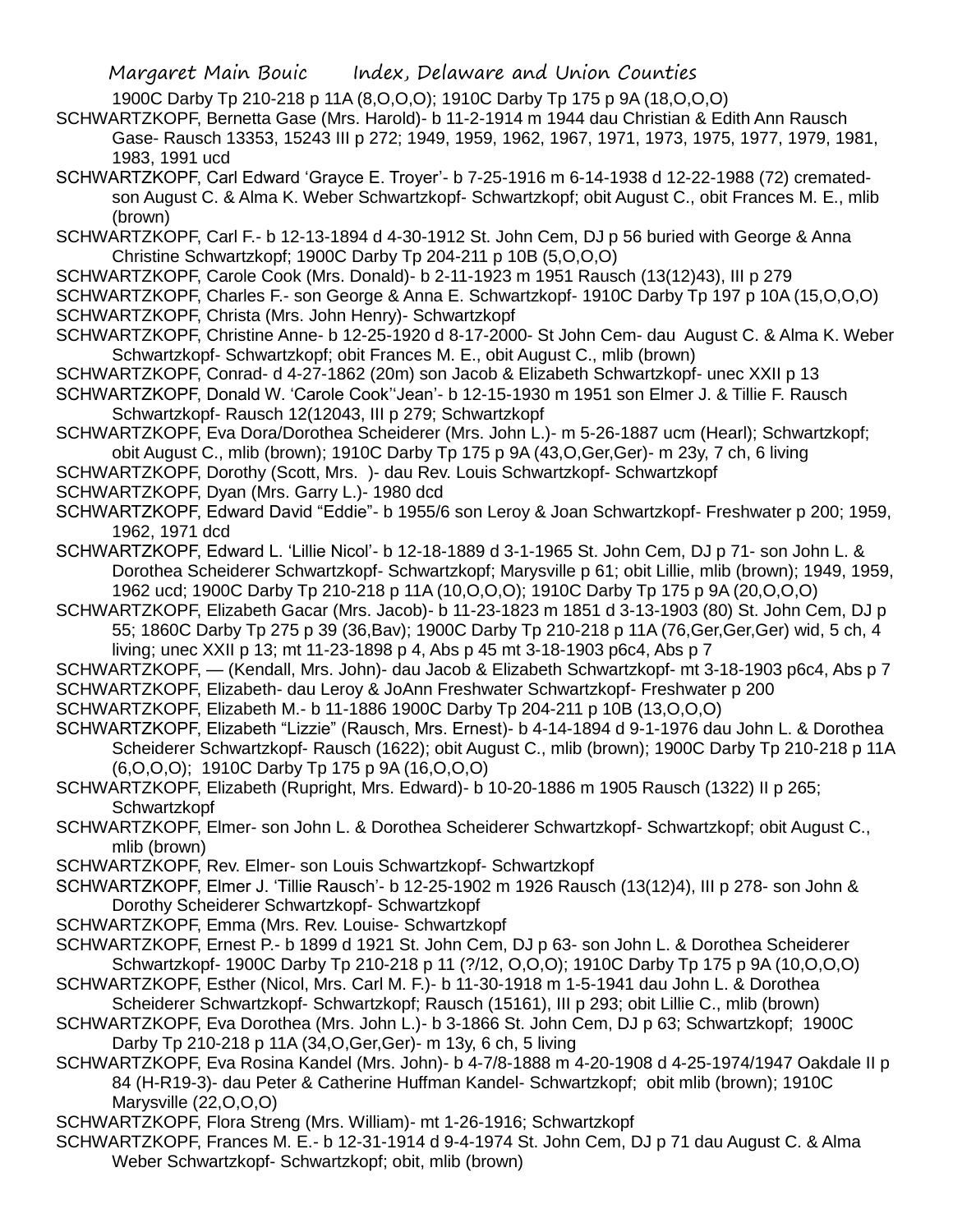1900C Darby Tp 210-218 p 11A (8,O,O,O); 1910C Darby Tp 175 p 9A (18,O,O,O)

SCHWARTZKOPF, Bernetta Gase (Mrs. Harold)- b 11-2-1914 m 1944 dau Christian & Edith Ann Rausch Gase- Rausch 13353, 15243 III p 272; 1949, 1959, 1962, 1967, 1971, 1973, 1975, 1977, 1979, 1981, 1983, 1991 ucd

SCHWARTZKOPF, Carl Edward 'Grayce E. Troyer'- b 7-25-1916 m 6-14-1938 d 12-22-1988 (72) cremated- son August C. & Alma K. Weber Schwartzkopf- Schwartzkopf; obit August C., obit Frances M. E., mlib (brown)

SCHWARTZKOPF, Carl F.- b 12-13-1894 d 4-30-1912 St. John Cem, DJ p 56 buried with George & Anna Christine Schwartzkopf; 1900C Darby Tp 204-211 p 10B (5,O,O,O)

SCHWARTZKOPF, Carole Cook (Mrs. Donald)- b 2-11-1923 m 1951 Rausch (13(12)43), III p 279

SCHWARTZKOPF, Charles F.- son George & Anna E. Schwartzkopf- 1910C Darby Tp 197 p 10A (15,O,O,O)

SCHWARTZKOPF, Christa (Mrs. John Henry)- Schwartzkopf

SCHWARTZKOPF, Christine Anne- b 12-25-1920 d 8-17-2000- St John Cem- dau August C. & Alma K. Weber Schwartzkopf- Schwartzkopf; obit Frances M. E., obit August C., mlib (brown)

SCHWARTZKOPF, Conrad- d 4-27-1862 (20m) son Jacob & Elizabeth Schwartzkopf- unec XXII p 13

SCHWARTZKOPF, Donald W. 'Carole Cook''Jean'- b 12-15-1930 m 1951 son Elmer J. & Tillie F. Rausch Schwartzkopf- Rausch 12(12043, III p 279; Schwartzkopf

SCHWARTZKOPF, Eva Dora/Dorothea Scheiderer (Mrs. John L.)- m 5-26-1887 ucm (Hearl); Schwartzkopf; obit August C., mlib (brown); 1910C Darby Tp 175 p 9A (43,O,Ger,Ger)- m 23y, 7 ch, 6 living

SCHWARTZKOPF, Dorothy (Scott, Mrs. )- dau Rev. Louis Schwartzkopf- Schwartzkopf

SCHWARTZKOPF, Dyan (Mrs. Garry L.)- 1980 dcd

SCHWARTZKOPF, Edward David "Eddie"- b 1955/6 son Leroy & Joan Schwartzkopf- Freshwater p 200; 1959, 1962, 1971 dcd

SCHWARTZKOPF, Edward L. 'Lillie Nicol'- b 12-18-1889 d 3-1-1965 St. John Cem, DJ p 71- son John L. & Dorothea Scheiderer Schwartzkopf- Schwartzkopf; Marysville p 61; obit Lillie, mlib (brown); 1949, 1959, 1962 ucd; 1900C Darby Tp 210-218 p 11A (10,O,O,O); 1910C Darby Tp 175 p 9A (20,O,O,O)

SCHWARTZKOPF, Elizabeth Gacar (Mrs. Jacob)- b 11-23-1823 m 1851 d 3-13-1903 (80) St. John Cem, DJ p 55; 1860C Darby Tp 275 p 39 (36,Bav); 1900C Darby Tp 210-218 p 11A (76,Ger,Ger,Ger) wid, 5 ch, 4 living; unec XXII p 13; mt 11-23-1898 p 4, Abs p 45 mt 3-18-1903 p6c4, Abs p 7

SCHWARTZKOPF, — (Kendall, Mrs. John)- dau Jacob & Elizabeth Schwartzkopf- mt 3-18-1903 p6c4, Abs p 7

SCHWARTZKOPF, Elizabeth- dau Leroy & JoAnn Freshwater Schwartzkopf- Freshwater p 200

SCHWARTZKOPF, Elizabeth M.- b 11-1886 1900C Darby Tp 204-211 p 10B (13,O,O,O)

SCHWARTZKOPF, Elizabeth "Lizzie" (Rausch, Mrs. Ernest)- b 4-14-1894 d 9-1-1976 dau John L. & Dorothea Scheiderer Schwartzkopf- Rausch (1622); obit August C., mlib (brown); 1900C Darby Tp 210-218 p 11A (6,O,O,O); 1910C Darby Tp 175 p 9A (16,O,O,O)

SCHWARTZKOPF, Elizabeth (Rupright, Mrs. Edward)- b 10-20-1886 m 1905 Rausch (1322) II p 265; Schwartzkopf

SCHWARTZKOPF, Elmer- son John L. & Dorothea Scheiderer Schwartzkopf- Schwartzkopf; obit August C., mlib (brown)

SCHWARTZKOPF, Rev. Elmer- son Louis Schwartzkopf- Schwartzkopf

SCHWARTZKOPF, Elmer J. 'Tillie Rausch'- b 12-25-1902 m 1926 Rausch (13(12)4), III p 278- son John & Dorothy Scheiderer Schwartzkopf- Schwartzkopf

SCHWARTZKOPF, Emma (Mrs. Rev. Louise- Schwartzkopf

SCHWARTZKOPF, Ernest P.- b 1899 d 1921 St. John Cem, DJ p 63- son John L. & Dorothea Scheiderer Schwartzkopf- 1900C Darby Tp 210-218 p 11 (?/12, O,O,O); 1910C Darby Tp 175 p 9A (10,O,O,O)

SCHWARTZKOPF, Esther (Nicol, Mrs. Carl M. F.)- b 11-30-1918 m 1-5-1941 dau John L. & Dorothea Scheiderer Schwartzkopf- Schwartzkopf; Rausch (15161), III p 293; obit Lillie C., mlib (brown)

SCHWARTZKOPF, Eva Dorothea (Mrs. John L.)- b 3-1866 St. John Cem, DJ p 63; Schwartzkopf; 1900C Darby Tp 210-218 p 11A (34,O,Ger,Ger)- m 13y, 6 ch, 5 living

SCHWARTZKOPF, Eva Rosina Kandel (Mrs. John)- b 4-7/8-1888 m 4-20-1908 d 4-25-1974/1947 Oakdale II p 84 (H-R19-3)- dau Peter & Catherine Huffman Kandel- Schwartzkopf; obit mlib (brown); 1910C Marysville (22,O,O,O)

SCHWARTZKOPF, Flora Streng (Mrs. William)- mt 1-26-1916; Schwartzkopf

SCHWARTZKOPF, Frances M. E.- b 12-31-1914 d 9-4-1974 St. John Cem, DJ p 71 dau August C. & Alma Weber Schwartzkopf- Schwartzkopf; obit, mlib (brown)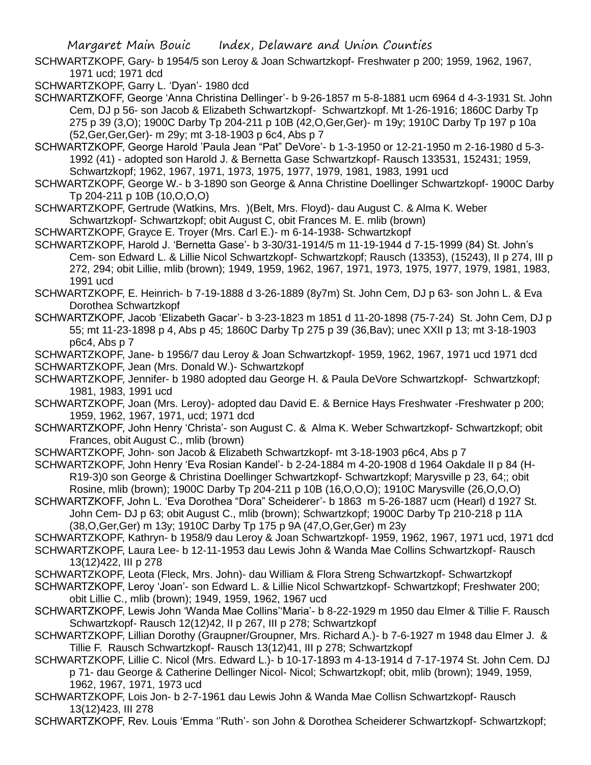SCHWARTZKOPF, Gary- b 1954/5 son Leroy & Joan Schwartzkopf- Freshwater p 200; 1959, 1962, 1967, 1971 ucd; 1971 dcd

SCHWARTZKOPF, Garry L. 'Dyan'- 1980 dcd

SCHWARTZKOFF, George 'Anna Christina Dellinger'- b 9-26-1857 m 5-8-1881 ucm 6964 d 4-3-1931 St. John Cem, DJ p 56- son Jacob & Elizabeth Schwartzkopf- Schwartzkopf. Mt 1-26-1916; 1860C Darby Tp 275 p 39 (3,O); 1900C Darby Tp 204-211 p 10B (42,O,Ger,Ger)- m 19y; 1910C Darby Tp 197 p 10a (52,Ger,Ger,Ger)- m 29y; mt 3-18-1903 p 6c4, Abs p 7

SCHWARTZKOPF, George Harold 'Paula Jean "Pat" DeVore'- b 1-3-1950 or 12-21-1950 m 2-16-1980 d 5-3-1992 (41) - adopted son Harold J. & Bernetta Gase Schwartzkopf- Rausch 133531, 152431; 1959, Schwartzkopf; 1962, 1967, 1971, 1973, 1975, 1977, 1979, 1981, 1983, 1991 ucd

SCHWARTZKOPF, George W.- b 3-1890 son George & Anna Christine Doellinger Schwartzkopf- 1900C Darby Tp 204-211 p 10B (10,O,O,O)

SCHWARTZKOPF, Gertrude (Watkins, Mrs. )(Belt, Mrs. Floyd)- dau August C. & Alma K. Weber Schwartzkopf- Schwartzkopf; obit August C, obit Frances M. E. mlib (brown)

SCHWARTZKOPF, Grayce E. Troyer (Mrs. Carl E.)- m 6-14-1938- Schwartzkopf

SCHWARTZKOPF, Harold J. 'Bernetta Gase'- b 3-30/31-1914/5 m 11-19-1944 d 7-15-1999 (84) St. John's Cem- son Edward L. & Lillie Nicol Schwartzkopf- Schwartzkopf; Rausch (13353), (15243), II p 274, III p 272, 294; obit Lillie, mlib (brown); 1949, 1959, 1962, 1967, 1971, 1973, 1975, 1977, 1979, 1981, 1983, 1991 ucd

SCHWARTZKOPF, E. Heinrich- b 7-19-1888 d 3-26-1889 (8y7m) St. John Cem, DJ p 63- son John L. & Eva Dorothea Schwartzkopf

SCHWARTZKOPF, Jacob 'Elizabeth Gacar'- b 3-23-1823 m 1851 d 11-20-1898 (75-7-24) St. John Cem, DJ p 55; mt 11-23-1898 p 4, Abs p 45; 1860C Darby Tp 275 p 39 (36,Bav); unec XXII p 13; mt 3-18-1903 p6c4, Abs p 7

SCHWARTZKOPF, Jane- b 1956/7 dau Leroy & Joan Schwartzkopf- 1959, 1962, 1967, 1971 ucd 1971 dcd

SCHWARTZKOPF, Jean (Mrs. Donald W.)- Schwartzkopf

SCHWARTZKOPF, Jennifer- b 1980 adopted dau George H. & Paula DeVore Schwartzkopf- Schwartzkopf; 1981, 1983, 1991 ucd

SCHWARTZKOPF, Joan (Mrs. Leroy)- adopted dau David E. & Bernice Hays Freshwater -Freshwater p 200; 1959, 1962, 1967, 1971, ucd; 1971 dcd

SCHWARTZKOPF, John Henry 'Christa'- son August C. & Alma K. Weber Schwartzkopf- Schwartzkopf; obit Frances, obit August C., mlib (brown)

SCHWARTZKOPF, John- son Jacob & Elizabeth Schwartzkopf- mt 3-18-1903 p6c4, Abs p 7

SCHWARTZKOPF, John Henry 'Eva Rosian Kandel'- b 2-24-1884 m 4-20-1908 d 1964 Oakdale II p 84 (H-R19-3)0 son George & Christina Doellinger Schwartzkopf- Schwartzkopf; Marysville p 23, 64;; obit Rosine, mlib (brown); 1900C Darby Tp 204-211 p 10B (16,O,O,O); 1910C Marysville (26,O,O,O)

SCHWARTZKOFF, John L. 'Eva Dorothea "Dora" Scheiderer'- b 1863 m 5-26-1887 ucm (Hearl) d 1927 St. John Cem- DJ p 63; obit August C., mlib (brown); Schwartzkopf; 1900C Darby Tp 210-218 p 11A (38,O,Ger,Ger) m 13y; 1910C Darby Tp 175 p 9A (47,O,Ger,Ger) m 23y

SCHWARTZKOPF, Kathryn- b 1958/9 dau Leroy & Joan Schwartzkopf- 1959, 1962, 1967, 1971 ucd, 1971 dcd

SCHWARTZKOPF, Laura Lee- b 12-11-1953 dau Lewis John & Wanda Mae Collins Schwartzkopf- Rausch 13(12)422, III p 278

SCHWARTZKOPF, Leota (Fleck, Mrs. John)- dau William & Flora Streng Schwartzkopf- Schwartzkopf

SCHWARTZKOPF, Leroy 'Joan'- son Edward L. & Lillie Nicol Schwartzkopf- Schwartzkopf; Freshwater 200; obit Lillie C., mlib (brown); 1949, 1959, 1962, 1967 ucd

SCHWARTZKOPF, Lewis John 'Wanda Mae Collins''Maria'- b 8-22-1929 m 1950 dau Elmer & Tillie F. Rausch Schwartzkopf- Rausch 12(12)42, II p 267, III p 278; Schwartzkopf

SCHWARTZKOPF, Lillian Dorothy (Graupner/Groupner, Mrs. Richard A.)- b 7-6-1927 m 1948 dau Elmer J. & Tillie F. Rausch Schwartzkopf- Rausch 13(12)41, III p 278; Schwartzkopf

SCHWARTZKOPF, Lillie C. Nicol (Mrs. Edward L.)- b 10-17-1893 m 4-13-1914 d 7-17-1974 St. John Cem. DJ p 71- dau George & Catherine Dellinger Nicol- Nicol; Schwartzkopf; obit, mlib (brown); 1949, 1959, 1962, 1967, 1971, 1973 ucd

SCHWARTZKOPF, Lois Jon- b 2-7-1961 dau Lewis John & Wanda Mae Collisn Schwartzkopf- Rausch 13(12)423, III 278

SCHWARTZKOPF, Rev. Louis 'Emma ''Ruth'- son John & Dorothea Scheiderer Schwartzkopf- Schwartzkopf;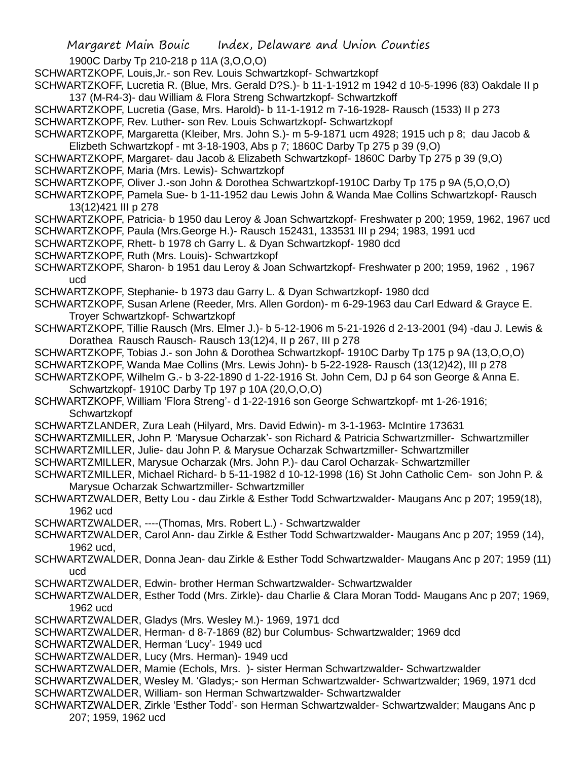1900C Darby Tp 210-218 p 11A (3,O,O,O)

SCHWARTZKOPF, Louis,Jr.- son Rev. Louis Schwartzkopf- Schwartzkopf

SCHWARTZKOFF, Lucretia R. (Blue, Mrs. Gerald D?S.)- b 11-1-1912 m 1942 d 10-5-1996 (83) Oakdale II p 137 (M-R4-3)- dau William & Flora Streng Schwartzkopf- Schwartzkoff

SCHWARTZKOPF, Lucretia (Gase, Mrs. Harold)- b 11-1-1912 m 7-16-1928- Rausch (1533) II p 273

SCHWARTZKOPF, Rev. Luther- son Rev. Louis Schwartzkopf- Schwartzkopf

SCHWARTZKOPF, Margaretta (Kleiber, Mrs. John S.)- m 5-9-1871 ucm 4928; 1915 uch p 8; dau Jacob & Elizbeth Schwartzkopf - mt 3-18-1903, Abs p 7; 1860C Darby Tp 275 p 39 (9,O)

SCHWARTZKOPF, Margaret- dau Jacob & Elizabeth Schwartzkopf- 1860C Darby Tp 275 p 39 (9,O)

SCHWARTZKOPF, Maria (Mrs. Lewis)- Schwartzkopf

SCHWARTZKOPF, Oliver J.-son John & Dorothea Schwartzkopf-1910C Darby Tp 175 p 9A (5,O,O,O)

SCHWARTZKOPF, Pamela Sue- b 1-11-1952 dau Lewis John & Wanda Mae Collins Schwartzkopf- Rausch 13(12)421 III p 278

SCHWARTZKOPF, Patricia- b 1950 dau Leroy & Joan Schwartzkopf- Freshwater p 200; 1959, 1962, 1967 ucd

SCHWARTZKOPF, Paula (Mrs.George H.)- Rausch 152431, 133531 III p 294; 1983, 1991 ucd

SCHWARTZKOPF, Rhett- b 1978 ch Garry L. & Dyan Schwartzkopf- 1980 dcd

SCHWARTZKOPF, Ruth (Mrs. Louis)- Schwartzkopf

SCHWARTZKOPF, Sharon- b 1951 dau Leroy & Joan Schwartzkopf- Freshwater p 200; 1959, 1962 , 1967 ucd

SCHWARTZKOPF, Stephanie- b 1973 dau Garry L. & Dyan Schwartzkopf- 1980 dcd

SCHWARTZKOPF, Susan Arlene (Reeder, Mrs. Allen Gordon)- m 6-29-1963 dau Carl Edward & Grayce E. Troyer Schwartzkopf- Schwartzkopf

SCHWARTZKOPF, Tillie Rausch (Mrs. Elmer J.)- b 5-12-1906 m 5-21-1926 d 2-13-2001 (94) -dau J. Lewis & Dorathea Rausch Rausch- Rausch 13(12)4, II p 267, III p 278

SCHWARTZKOPF, Tobias J.- son John & Dorothea Schwartzkopf- 1910C Darby Tp 175 p 9A (13,O,O,O)

SCHWARTZKOPF, Wanda Mae Collins (Mrs. Lewis John)- b 5-22-1928- Rausch (13(12)42), III p 278

SCHWARTZKOPF, Wilhelm G.- b 3-22-1890 d 1-22-1916 St. John Cem, DJ p 64 son George & Anna E. Schwartzkopf- 1910C Darby Tp 197 p 10A (20,O,O,O)

SCHWARTZKOPF, William 'Flora Streng'- d 1-22-1916 son George Schwartzkopf- mt 1-26-1916; Schwartzkopf

SCHWARTZLANDER, Zura Leah (Hilyard, Mrs. David Edwin)- m 3-1-1963- McIntire 173631

SCHWARTZMILLER, John P. 'Marysue Ocharzak'- son Richard & Patricia Schwartzmiller- Schwartzmiller

SCHWARTZMILLER, Julie- dau John P. & Marysue Ocharzak Schwartzmiller- Schwartzmiller

SCHWARTZMILLER, Marysue Ocharzak (Mrs. John P.)- dau Carol Ocharzak- Schwartzmiller

SCHWARTZMILLER, Michael Richard- b 5-11-1982 d 10-12-1998 (16) St John Catholic Cem- son John P. & Marysue Ocharzak Schwartzmiller- Schwartzmiller

SCHWARTZWALDER, Betty Lou - dau Zirkle & Esther Todd Schwartzwalder- Maugans Anc p 207; 1959(18), 1962 ucd

SCHWARTZWALDER, ----(Thomas, Mrs. Robert L.) - Schwartzwalder

SCHWARTZWALDER, Carol Ann- dau Zirkle & Esther Todd Schwartzwalder- Maugans Anc p 207; 1959 (14), 1962 ucd,

SCHWARTZWALDER, Donna Jean- dau Zirkle & Esther Todd Schwartzwalder- Maugans Anc p 207; 1959 (11) ucd

SCHWARTZWALDER, Edwin- brother Herman Schwartzwalder- Schwartzwalder

SCHWARTZWALDER, Esther Todd (Mrs. Zirkle)- dau Charlie & Clara Moran Todd- Maugans Anc p 207; 1969, 1962 ucd

SCHWARTZWALDER, Gladys (Mrs. Wesley M.)- 1969, 1971 dcd

SCHWARTZWALDER, Herman- d 8-7-1869 (82) bur Columbus- Schwartzwalder; 1969 dcd

SCHWARTZWALDER, Herman 'Lucy'- 1949 ucd

SCHWARTZWALDER, Lucy (Mrs. Herman)- 1949 ucd

SCHWARTZWALDER, Mamie (Echols, Mrs. )- sister Herman Schwartzwalder- Schwartzwalder

SCHWARTZWALDER, Wesley M. 'Gladys;- son Herman Schwartzwalder- Schwartzwalder; 1969, 1971 dcd

SCHWARTZWALDER, William- son Herman Schwartzwalder- Schwartzwalder

SCHWARTZWALDER, Zirkle 'Esther Todd'- son Herman Schwartzwalder- Schwartzwalder; Maugans Anc p 207; 1959, 1962 ucd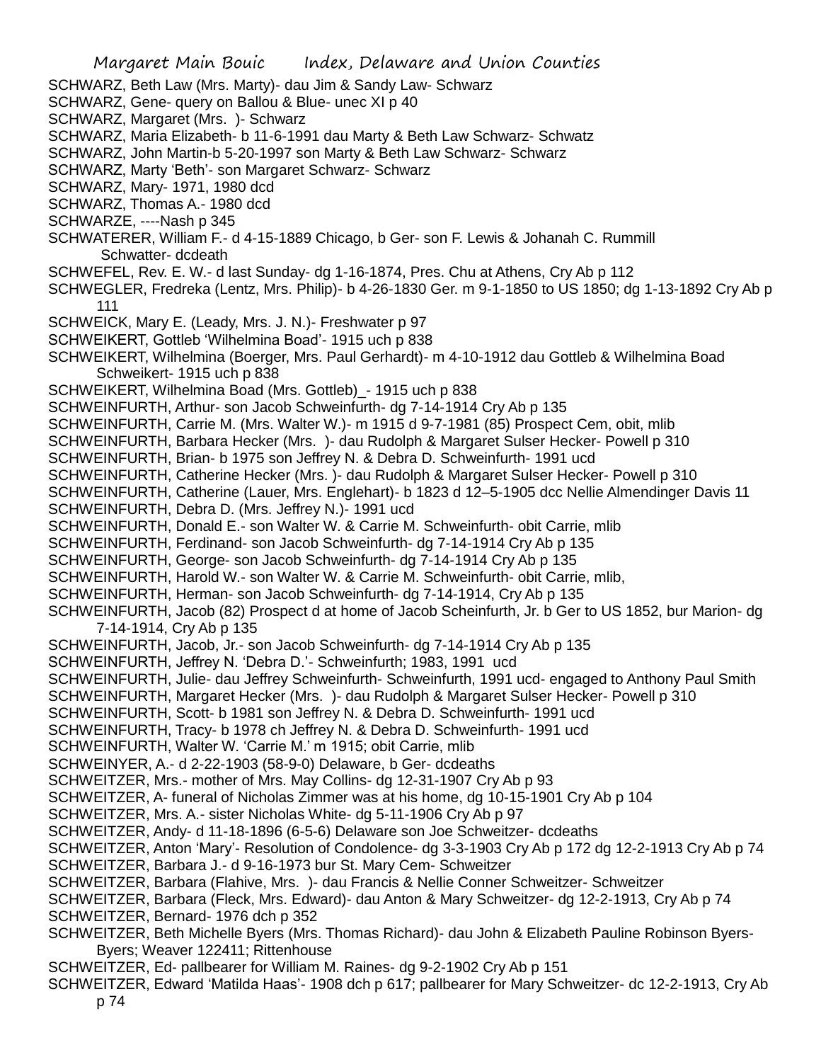SCHWARZ, Beth Law (Mrs. Marty)- dau Jim & Sandy Law- Schwarz
SCHWARZ, Gene- query on Ballou & Blue- unec XI p 40
SCHWARZ, Margaret (Mrs. )- Schwarz
SCHWARZ, Maria Elizabeth- b 11-6-1991 dau Marty & Beth Law Schwarz- Schwatz
SCHWARZ, John Martin-b 5-20-1997 son Marty & Beth Law Schwarz- Schwarz
SCHWARZ, Marty 'Beth'- son Margaret Schwarz- Schwarz
SCHWARZ, Mary- 1971, 1980 dcd
SCHWARZ, Thomas A.- 1980 dcd
SCHWARZE, ----Nash p 345
SCHWATERER, William F.- d 4-15-1889 Chicago, b Ger- son F. Lewis & Johanah C. Rummill Schwatter- dcdeath
SCHWEFEL, Rev. E. W.- d last Sunday- dg 1-16-1874, Pres. Chu at Athens, Cry Ab p 112
SCHWEGLER, Fredreka (Lentz, Mrs. Philip)- b 4-26-1830 Ger. m 9-1-1850 to US 1850; dg 1-13-1892 Cry Ab p 111
SCHWEICK, Mary E. (Leady, Mrs. J. N.)- Freshwater p 97
SCHWEIKERT, Gottleb 'Wilhelmina Boad'- 1915 uch p 838
SCHWEIKERT, Wilhelmina (Boerger, Mrs. Paul Gerhardt)- m 4-10-1912 dau Gottleb & Wilhelmina Boad Schweikert- 1915 uch p 838
SCHWEIKERT, Wilhelmina Boad (Mrs. Gottleb)_- 1915 uch p 838
SCHWEINFURTH, Arthur- son Jacob Schweinfurth- dg 7-14-1914 Cry Ab p 135
SCHWEINFURTH, Carrie M. (Mrs. Walter W.)- m 1915 d 9-7-1981 (85) Prospect Cem, obit, mlib
SCHWEINFURTH, Barbara Hecker (Mrs. )- dau Rudolph & Margaret Sulser Hecker- Powell p 310
SCHWEINFURTH, Brian- b 1975 son Jeffrey N. & Debra D. Schweinfurth- 1991 ucd
SCHWEINFURTH, Catherine Hecker (Mrs. )- dau Rudolph & Margaret Sulser Hecker- Powell p 310
SCHWEINFURTH, Catherine (Lauer, Mrs. Englehart)- b 1823 d 12–5-1905 dcc Nellie Almendinger Davis 11
SCHWEINFURTH, Debra D. (Mrs. Jeffrey N.)- 1991 ucd
SCHWEINFURTH, Donald E.- son Walter W. & Carrie M. Schweinfurth- obit Carrie, mlib
SCHWEINFURTH, Ferdinand- son Jacob Schweinfurth- dg 7-14-1914 Cry Ab p 135
SCHWEINFURTH, George- son Jacob Schweinfurth- dg 7-14-1914 Cry Ab p 135
SCHWEINFURTH, Harold W.- son Walter W. & Carrie M. Schweinfurth- obit Carrie, mlib,
SCHWEINFURTH, Herman- son Jacob Schweinfurth- dg 7-14-1914, Cry Ab p 135
SCHWEINFURTH, Jacob (82) Prospect d at home of Jacob Scheinfurth, Jr. b Ger to US 1852, bur Marion- dg 7-14-1914, Cry Ab p 135
SCHWEINFURTH, Jacob, Jr.- son Jacob Schweinfurth- dg 7-14-1914 Cry Ab p 135
SCHWEINFURTH, Jeffrey N. 'Debra D.'- Schweinfurth; 1983, 1991 ucd
SCHWEINFURTH, Julie- dau Jeffrey Schweinfurth- Schweinfurth, 1991 ucd- engaged to Anthony Paul Smith
SCHWEINFURTH, Margaret Hecker (Mrs. )- dau Rudolph & Margaret Sulser Hecker- Powell p 310
SCHWEINFURTH, Scott- b 1981 son Jeffrey N. & Debra D. Schweinfurth- 1991 ucd
SCHWEINFURTH, Tracy- b 1978 ch Jeffrey N. & Debra D. Schweinfurth- 1991 ucd
SCHWEINFURTH, Walter W. 'Carrie M.' m 1915; obit Carrie, mlib
SCHWEINYER, A.- d 2-22-1903 (58-9-0) Delaware, b Ger- dcdeaths
SCHWEITZER, Mrs.- mother of Mrs. May Collins- dg 12-31-1907 Cry Ab p 93
SCHWEITZER, A- funeral of Nicholas Zimmer was at his home, dg 10-15-1901 Cry Ab p 104
SCHWEITZER, Mrs. A.- sister Nicholas White- dg 5-11-1906 Cry Ab p 97
SCHWEITZER, Andy- d 11-18-1896 (6-5-6) Delaware son Joe Schweitzer- dcdeaths
SCHWEITZER, Anton 'Mary'- Resolution of Condolence- dg 3-3-1903 Cry Ab p 172 dg 12-2-1913 Cry Ab p 74
SCHWEITZER, Barbara J.- d 9-16-1973 bur St. Mary Cem- Schweitzer
SCHWEITZER, Barbara (Flahive, Mrs. )- dau Francis & Nellie Conner Schweitzer- Schweitzer
SCHWEITZER, Barbara (Fleck, Mrs. Edward)- dau Anton & Mary Schweitzer- dg 12-2-1913, Cry Ab p 74
SCHWEITZER, Bernard- 1976 dch p 352
SCHWEITZER, Beth Michelle Byers (Mrs. Thomas Richard)- dau John & Elizabeth Pauline Robinson Byers- Byers; Weaver 122411; Rittenhouse
SCHWEITZER, Ed- pallbearer for William M. Raines- dg 9-2-1902 Cry Ab p 151
SCHWEITZER, Edward 'Matilda Haas'- 1908 dch p 617; pallbearer for Mary Schweitzer- dc 12-2-1913, Cry Ab p 74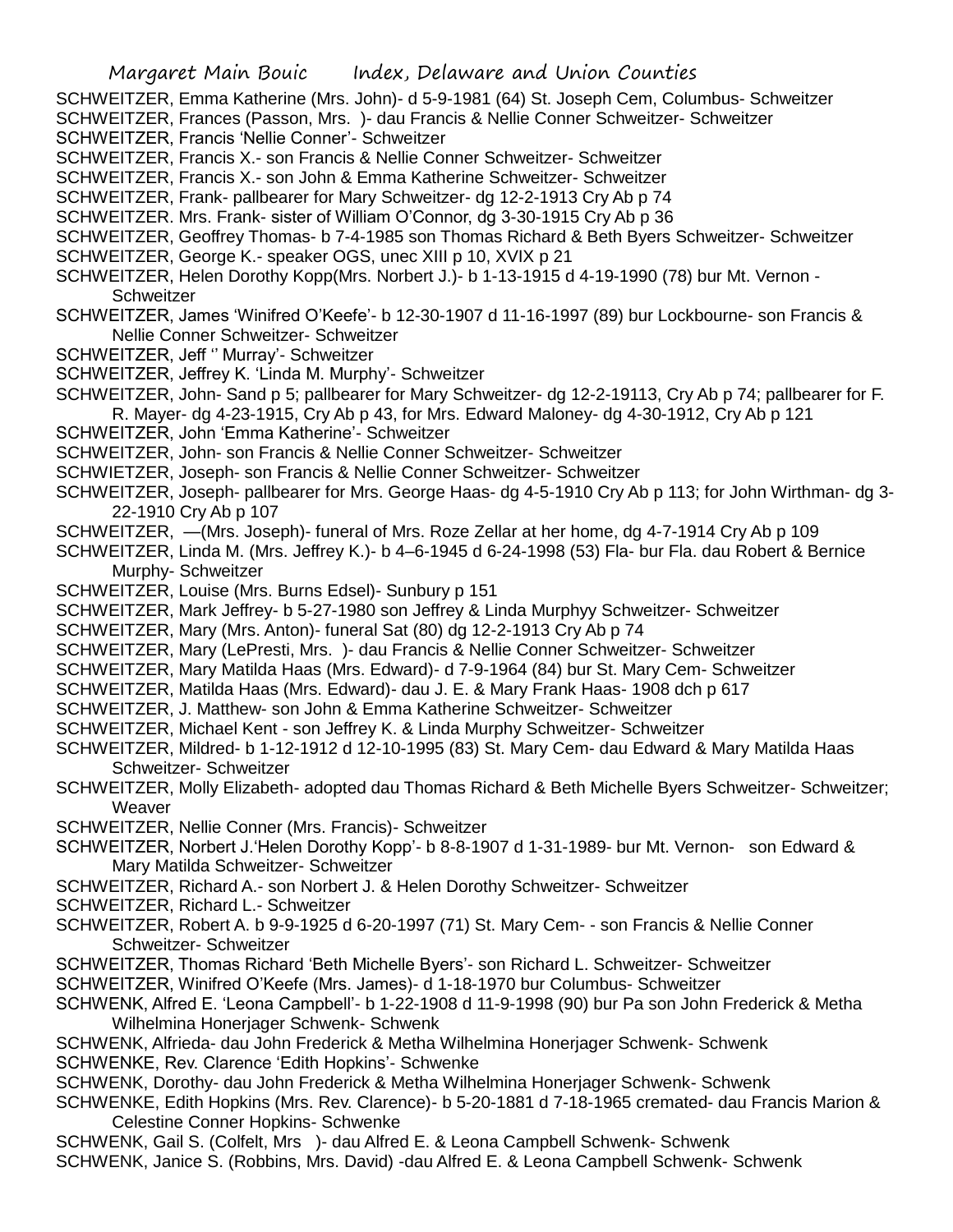SCHWEITZER, Emma Katherine (Mrs. John)- d 5-9-1981 (64) St. Joseph Cem, Columbus- Schweitzer

SCHWEITZER, Frances (Passon, Mrs. )- dau Francis & Nellie Conner Schweitzer- Schweitzer

SCHWEITZER, Francis 'Nellie Conner'- Schweitzer

SCHWEITZER, Francis X.- son Francis & Nellie Conner Schweitzer- Schweitzer

SCHWEITZER, Francis X.- son John & Emma Katherine Schweitzer- Schweitzer

SCHWEITZER, Frank- pallbearer for Mary Schweitzer- dg 12-2-1913 Cry Ab p 74

SCHWEITZER. Mrs. Frank- sister of William O'Connor, dg 3-30-1915 Cry Ab p 36

SCHWEITZER, Geoffrey Thomas- b 7-4-1985 son Thomas Richard & Beth Byers Schweitzer- Schweitzer

SCHWEITZER, George K.- speaker OGS, unec XIII p 10, XVIX p 21

SCHWEITZER, Helen Dorothy Kopp(Mrs. Norbert J.)- b 1-13-1915 d 4-19-1990 (78) bur Mt. Vernon - Schweitzer

SCHWEITZER, James 'Winifred O'Keefe'- b 12-30-1907 d 11-16-1997 (89) bur Lockbourne- son Francis & Nellie Conner Schweitzer- Schweitzer

SCHWEITZER, Jeff '' Murray'- Schweitzer

SCHWEITZER, Jeffrey K. 'Linda M. Murphy'- Schweitzer

SCHWEITZER, John- Sand p 5; pallbearer for Mary Schweitzer- dg 12-2-19113, Cry Ab p 74; pallbearer for F. R. Mayer- dg 4-23-1915, Cry Ab p 43, for Mrs. Edward Maloney- dg 4-30-1912, Cry Ab p 121

SCHWEITZER, John 'Emma Katherine'- Schweitzer

SCHWEITZER, John- son Francis & Nellie Conner Schweitzer- Schweitzer

SCHWIETZER, Joseph- son Francis & Nellie Conner Schweitzer- Schweitzer

SCHWEITZER, Joseph- pallbearer for Mrs. George Haas- dg 4-5-1910 Cry Ab p 113; for John Wirthman- dg 3-22-1910 Cry Ab p 107

SCHWEITZER, —(Mrs. Joseph)- funeral of Mrs. Roze Zellar at her home, dg 4-7-1914 Cry Ab p 109

SCHWEITZER, Linda M. (Mrs. Jeffrey K.)- b 4–6-1945 d 6-24-1998 (53) Fla- bur Fla. dau Robert & Bernice Murphy- Schweitzer

SCHWEITZER, Louise (Mrs. Burns Edsel)- Sunbury p 151

SCHWEITZER, Mark Jeffrey- b 5-27-1980 son Jeffrey & Linda Murphyy Schweitzer- Schweitzer

SCHWEITZER, Mary (Mrs. Anton)- funeral Sat (80) dg 12-2-1913 Cry Ab p 74

SCHWEITZER, Mary (LePresti, Mrs. )- dau Francis & Nellie Conner Schweitzer- Schweitzer

SCHWEITZER, Mary Matilda Haas (Mrs. Edward)- d 7-9-1964 (84) bur St. Mary Cem- Schweitzer

SCHWEITZER, Matilda Haas (Mrs. Edward)- dau J. E. & Mary Frank Haas- 1908 dch p 617

SCHWEITZER, J. Matthew- son John & Emma Katherine Schweitzer- Schweitzer

SCHWEITZER, Michael Kent - son Jeffrey K. & Linda Murphy Schweitzer- Schweitzer

SCHWEITZER, Mildred- b 1-12-1912 d 12-10-1995 (83) St. Mary Cem- dau Edward & Mary Matilda Haas Schweitzer- Schweitzer

SCHWEITZER, Molly Elizabeth- adopted dau Thomas Richard & Beth Michelle Byers Schweitzer- Schweitzer; Weaver

SCHWEITZER, Nellie Conner (Mrs. Francis)- Schweitzer

SCHWEITZER, Norbert J.'Helen Dorothy Kopp'- b 8-8-1907 d 1-31-1989- bur Mt. Vernon- son Edward & Mary Matilda Schweitzer- Schweitzer

SCHWEITZER, Richard A.- son Norbert J. & Helen Dorothy Schweitzer- Schweitzer

SCHWEITZER, Richard L.- Schweitzer

SCHWEITZER, Robert A. b 9-9-1925 d 6-20-1997 (71) St. Mary Cem- - son Francis & Nellie Conner Schweitzer- Schweitzer

SCHWEITZER, Thomas Richard 'Beth Michelle Byers'- son Richard L. Schweitzer- Schweitzer

SCHWEITZER, Winifred O'Keefe (Mrs. James)- d 1-18-1970 bur Columbus- Schweitzer

SCHWENK, Alfred E. 'Leona Campbell'- b 1-22-1908 d 11-9-1998 (90) bur Pa son John Frederick & Metha Wilhelmina Honerjager Schwenk- Schwenk

SCHWENK, Alfrieda- dau John Frederick & Metha Wilhelmina Honerjager Schwenk- Schwenk

SCHWENKE, Rev. Clarence 'Edith Hopkins'- Schwenke

SCHWENK, Dorothy- dau John Frederick & Metha Wilhelmina Honerjager Schwenk- Schwenk

SCHWENKE, Edith Hopkins (Mrs. Rev. Clarence)- b 5-20-1881 d 7-18-1965 cremated- dau Francis Marion & Celestine Conner Hopkins- Schwenke

SCHWENK, Gail S. (Colfelt, Mrs )- dau Alfred E. & Leona Campbell Schwenk- Schwenk

SCHWENK, Janice S. (Robbins, Mrs. David) -dau Alfred E. & Leona Campbell Schwenk- Schwenk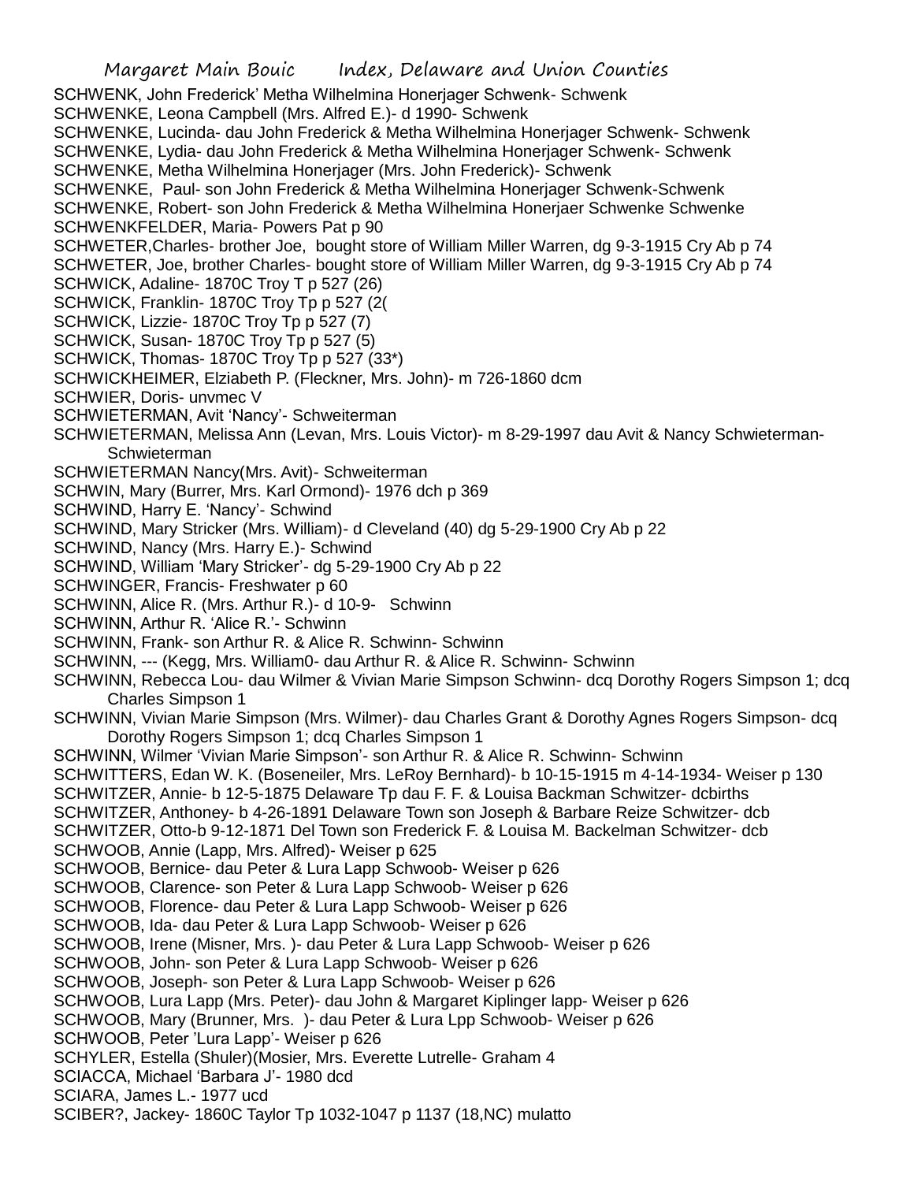SCHWENK, John Frederick' Metha Wilhelmina Honerjager Schwenk- Schwenk

SCHWENKE, Leona Campbell (Mrs. Alfred E.)- d 1990- Schwenk

SCHWENKE, Lucinda- dau John Frederick & Metha Wilhelmina Honerjager Schwenk- Schwenk

SCHWENKE, Lydia- dau John Frederick & Metha Wilhelmina Honerjager Schwenk- Schwenk

SCHWENKE, Metha Wilhelmina Honerjager (Mrs. John Frederick)- Schwenk

SCHWENKE, Paul- son John Frederick & Metha Wilhelmina Honerjager Schwenk-Schwenk

SCHWENKE, Robert- son John Frederick & Metha Wilhelmina Honerjaer Schwenke Schwenke

SCHWENKFELDER, Maria- Powers Pat p 90

SCHWETER,Charles- brother Joe, bought store of William Miller Warren, dg 9-3-1915 Cry Ab p 74

SCHWETER, Joe, brother Charles- bought store of William Miller Warren, dg 9-3-1915 Cry Ab p 74

SCHWICK, Adaline- 1870C Troy T p 527 (26)

SCHWICK, Franklin- 1870C Troy Tp p 527 (2(

SCHWICK, Lizzie- 1870C Troy Tp p 527 (7)

SCHWICK, Susan- 1870C Troy Tp p 527 (5)

SCHWICK, Thomas- 1870C Troy Tp p 527 (33*)

SCHWICKHEIMER, Elziabeth P. (Fleckner, Mrs. John)- m 726-1860 dcm

SCHWIER, Doris- unvmec V

SCHWIETERMAN, Avit 'Nancy'- Schweiterman

SCHWIETERMAN, Melissa Ann (Levan, Mrs. Louis Victor)- m 8-29-1997 dau Avit & Nancy Schwieterman- Schwieterman

SCHWIETERMAN Nancy(Mrs. Avit)- Schweiterman

SCHWIN, Mary (Burrer, Mrs. Karl Ormond)- 1976 dch p 369

SCHWIND, Harry E. 'Nancy'- Schwind

SCHWIND, Mary Stricker (Mrs. William)- d Cleveland (40) dg 5-29-1900 Cry Ab p 22

SCHWIND, Nancy (Mrs. Harry E.)- Schwind

SCHWIND, William 'Mary Stricker'- dg 5-29-1900 Cry Ab p 22

SCHWINGER, Francis- Freshwater p 60

SCHWINN, Alice R. (Mrs. Arthur R.)- d 10-9- Schwinn

SCHWINN, Arthur R. 'Alice R.'- Schwinn

SCHWINN, Frank- son Arthur R. & Alice R. Schwinn- Schwinn

SCHWINN, --- (Kegg, Mrs. William0- dau Arthur R. & Alice R. Schwinn- Schwinn

SCHWINN, Rebecca Lou- dau Wilmer & Vivian Marie Simpson Schwinn- dcq Dorothy Rogers Simpson 1; dcq Charles Simpson 1

SCHWINN, Vivian Marie Simpson (Mrs. Wilmer)- dau Charles Grant & Dorothy Agnes Rogers Simpson- dcq Dorothy Rogers Simpson 1; dcq Charles Simpson 1

SCHWINN, Wilmer 'Vivian Marie Simpson'- son Arthur R. & Alice R. Schwinn- Schwinn

SCHWITTERS, Edan W. K. (Boseneiler, Mrs. LeRoy Bernhard)- b 10-15-1915 m 4-14-1934- Weiser p 130

SCHWITZER, Annie- b 12-5-1875 Delaware Tp dau F. F. & Louisa Backman Schwitzer- dcbirths

SCHWITZER, Anthoney- b 4-26-1891 Delaware Town son Joseph & Barbare Reize Schwitzer- dcb

SCHWITZER, Otto-b 9-12-1871 Del Town son Frederick F. & Louisa M. Backelman Schwitzer- dcb

SCHWOOB, Annie (Lapp, Mrs. Alfred)- Weiser p 625

SCHWOOB, Bernice- dau Peter & Lura Lapp Schwoob- Weiser p 626

SCHWOOB, Clarence- son Peter & Lura Lapp Schwoob- Weiser p 626

SCHWOOB, Florence- dau Peter & Lura Lapp Schwoob- Weiser p 626

SCHWOOB, Ida- dau Peter & Lura Lapp Schwoob- Weiser p 626

SCHWOOB, Irene (Misner, Mrs. )- dau Peter & Lura Lapp Schwoob- Weiser p 626

SCHWOOB, John- son Peter & Lura Lapp Schwoob- Weiser p 626

SCHWOOB, Joseph- son Peter & Lura Lapp Schwoob- Weiser p 626

SCHWOOB, Lura Lapp (Mrs. Peter)- dau John & Margaret Kiplinger lapp- Weiser p 626

SCHWOOB, Mary (Brunner, Mrs. )- dau Peter & Lura Lpp Schwoob- Weiser p 626

SCHWOOB, Peter 'Lura Lapp'- Weiser p 626

SCHYLER, Estella (Shuler)(Mosier, Mrs. Everette Lutrelle- Graham 4

SCIACCA, Michael 'Barbara J'- 1980 dcd

SCIARA, James L.- 1977 ucd

SCIBER?, Jackey- 1860C Taylor Tp 1032-1047 p 1137 (18,NC) mulatto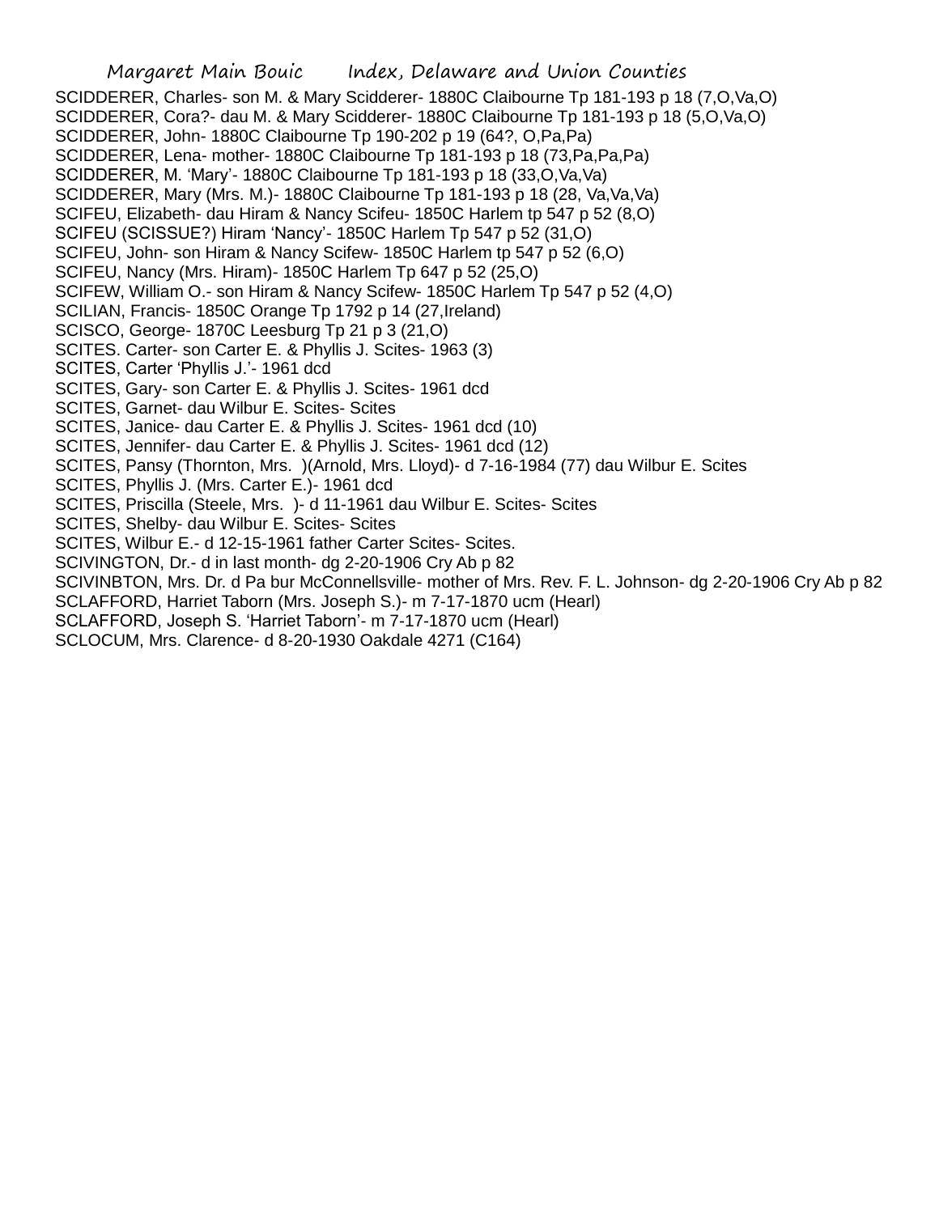SCIDDERER, Charles- son M. & Mary Scidderer- 1880C Claibourne Tp 181-193 p 18 (7,O,Va,O)
SCIDDERER, Cora?- dau M. & Mary Scidderer- 1880C Claibourne Tp 181-193 p 18 (5,O,Va,O)
SCIDDERER, John- 1880C Claibourne Tp 190-202 p 19 (64?, O,Pa,Pa)
SCIDDERER, Lena- mother- 1880C Claibourne Tp 181-193 p 18 (73,Pa,Pa,Pa)
SCIDDERER, M. 'Mary'- 1880C Claibourne Tp 181-193 p 18 (33,O,Va,Va)
SCIDDERER, Mary (Mrs. M.)- 1880C Claibourne Tp 181-193 p 18 (28, Va,Va,Va)
SCIFEU, Elizabeth- dau Hiram & Nancy Scifeu- 1850C Harlem tp 547 p 52 (8,O)
SCIFEU (SCISSUE?) Hiram 'Nancy'- 1850C Harlem Tp 547 p 52 (31,O)
SCIFEU, John- son Hiram & Nancy Scifew- 1850C Harlem tp 547 p 52 (6,O)
SCIFEU, Nancy (Mrs. Hiram)- 1850C Harlem Tp 647 p 52 (25,O)
SCIFEW, William O.- son Hiram & Nancy Scifew- 1850C Harlem Tp 547 p 52 (4,O)
SCILIAN, Francis- 1850C Orange Tp 1792 p 14 (27,Ireland)
SCISCO, George- 1870C Leesburg Tp 21 p 3 (21,O)
SCITES. Carter- son Carter E. & Phyllis J. Scites- 1963 (3)
SCITES, Carter 'Phyllis J.'- 1961 dcd
SCITES, Gary- son Carter E. & Phyllis J. Scites- 1961 dcd
SCITES, Garnet- dau Wilbur E. Scites- Scites
SCITES, Janice- dau Carter E. & Phyllis J. Scites- 1961 dcd (10)
SCITES, Jennifer- dau Carter E. & Phyllis J. Scites- 1961 dcd (12)
SCITES, Pansy (Thornton, Mrs. )(Arnold, Mrs. Lloyd)- d 7-16-1984 (77) dau Wilbur E. Scites
SCITES, Phyllis J. (Mrs. Carter E.)- 1961 dcd
SCITES, Priscilla (Steele, Mrs. )- d 11-1961 dau Wilbur E. Scites- Scites
SCITES, Shelby- dau Wilbur E. Scites- Scites
SCITES, Wilbur E.- d 12-15-1961 father Carter Scites- Scites.
SCIVINGTON, Dr.- d in last month- dg 2-20-1906 Cry Ab p 82
SCIVINBTON, Mrs. Dr. d Pa bur McConnellsville- mother of Mrs. Rev. F. L. Johnson- dg 2-20-1906 Cry Ab p 82
SCLAFFORD, Harriet Taborn (Mrs. Joseph S.)- m 7-17-1870 ucm (Hearl)
SCLAFFORD, Joseph S. 'Harriet Taborn'- m 7-17-1870 ucm (Hearl)
SCLOCUM, Mrs. Clarence- d 8-20-1930 Oakdale 4271 (C164)